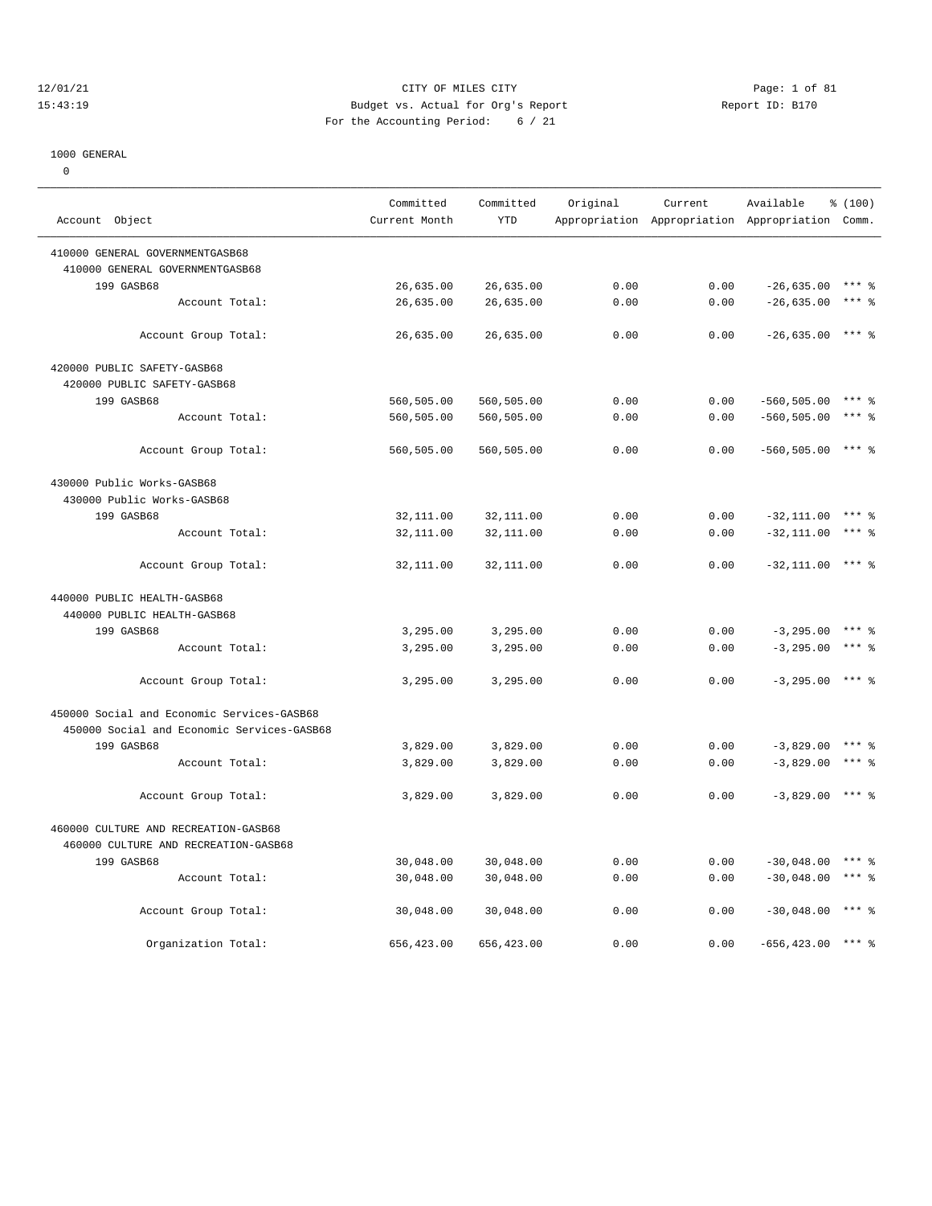CITY OF MILES CITY
Budget vs. Actual for Org's Report
For the Accounting Period: 6 / 21

12/01/21
15:43:19

Report ID: B170

1000 GENERAL
0

| Account Object | Committed Current Month | Committed YTD | Original Appropriation | Current Appropriation | Available Appropriation | % (100) Comm. |
|---|---|---|---|---|---|---|
| 410000 GENERAL GOVERNMENTGASB68 | | | | | | |
| 410000 GENERAL GOVERNMENTGASB68 | | | | | | |
| 199 GASB68 | 26,635.00 | 26,635.00 | 0.00 | 0.00 | -26,635.00 | *** % |
| Account Total: | 26,635.00 | 26,635.00 | 0.00 | 0.00 | -26,635.00 | *** % |
| Account Group Total: | 26,635.00 | 26,635.00 | 0.00 | 0.00 | -26,635.00 | *** % |
| 420000 PUBLIC SAFETY-GASB68 | | | | | | |
| 420000 PUBLIC SAFETY-GASB68 | | | | | | |
| 199 GASB68 | 560,505.00 | 560,505.00 | 0.00 | 0.00 | -560,505.00 | *** % |
| Account Total: | 560,505.00 | 560,505.00 | 0.00 | 0.00 | -560,505.00 | *** % |
| Account Group Total: | 560,505.00 | 560,505.00 | 0.00 | 0.00 | -560,505.00 | *** % |
| 430000 Public Works-GASB68 | | | | | | |
| 430000 Public Works-GASB68 | | | | | | |
| 199 GASB68 | 32,111.00 | 32,111.00 | 0.00 | 0.00 | -32,111.00 | *** % |
| Account Total: | 32,111.00 | 32,111.00 | 0.00 | 0.00 | -32,111.00 | *** % |
| Account Group Total: | 32,111.00 | 32,111.00 | 0.00 | 0.00 | -32,111.00 | *** % |
| 440000 PUBLIC HEALTH-GASB68 | | | | | | |
| 440000 PUBLIC HEALTH-GASB68 | | | | | | |
| 199 GASB68 | 3,295.00 | 3,295.00 | 0.00 | 0.00 | -3,295.00 | *** % |
| Account Total: | 3,295.00 | 3,295.00 | 0.00 | 0.00 | -3,295.00 | *** % |
| Account Group Total: | 3,295.00 | 3,295.00 | 0.00 | 0.00 | -3,295.00 | *** % |
| 450000 Social and Economic Services-GASB68 | | | | | | |
| 450000 Social and Economic Services-GASB68 | | | | | | |
| 199 GASB68 | 3,829.00 | 3,829.00 | 0.00 | 0.00 | -3,829.00 | *** % |
| Account Total: | 3,829.00 | 3,829.00 | 0.00 | 0.00 | -3,829.00 | *** % |
| Account Group Total: | 3,829.00 | 3,829.00 | 0.00 | 0.00 | -3,829.00 | *** % |
| 460000 CULTURE AND RECREATION-GASB68 | | | | | | |
| 460000 CULTURE AND RECREATION-GASB68 | | | | | | |
| 199 GASB68 | 30,048.00 | 30,048.00 | 0.00 | 0.00 | -30,048.00 | *** % |
| Account Total: | 30,048.00 | 30,048.00 | 0.00 | 0.00 | -30,048.00 | *** % |
| Account Group Total: | 30,048.00 | 30,048.00 | 0.00 | 0.00 | -30,048.00 | *** % |
| Organization Total: | 656,423.00 | 656,423.00 | 0.00 | 0.00 | -656,423.00 | *** % |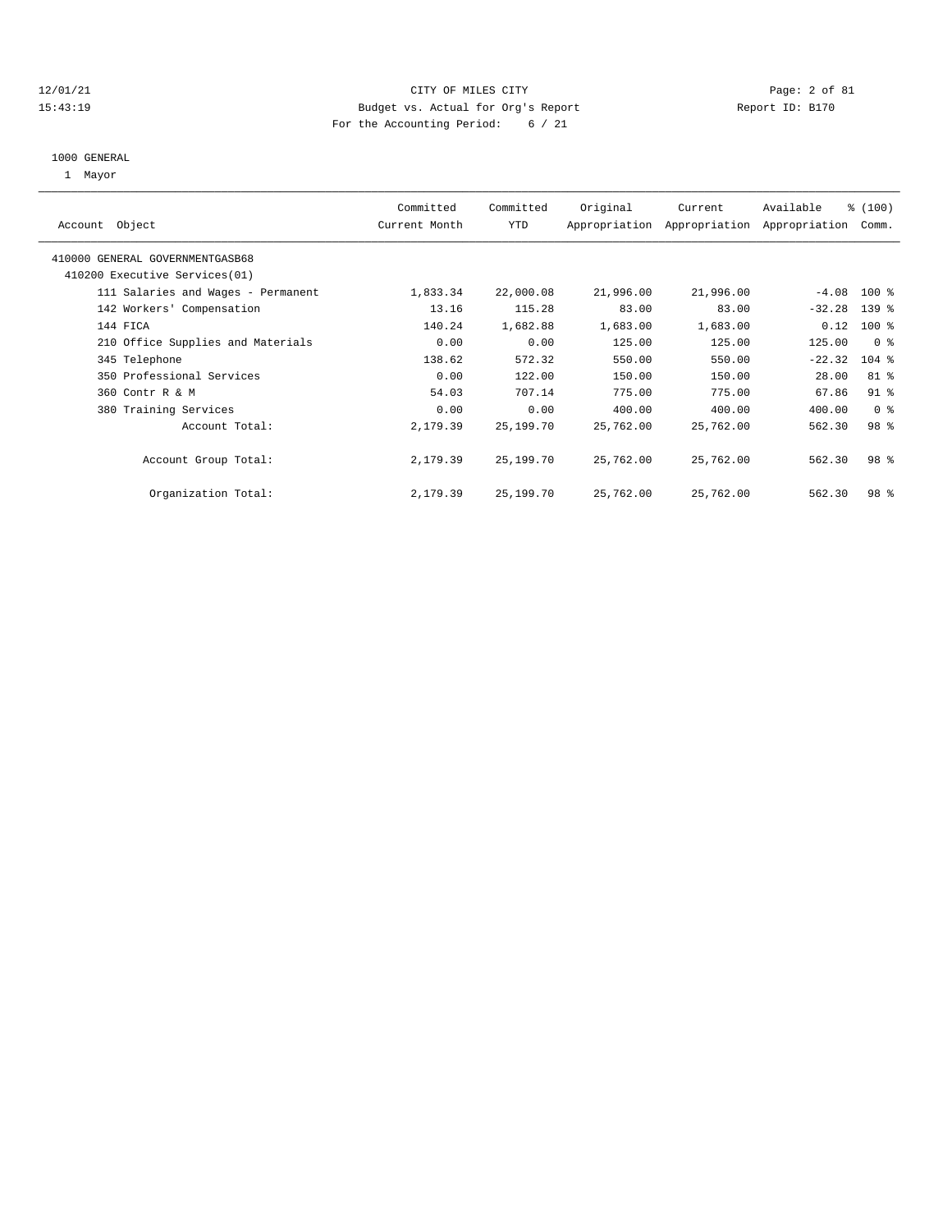# CITY OF MILES CITY

Budget vs. Actual for Org's Report

12/01/21 15:43:19 — Report ID: B170

For the Accounting Period: 6 / 21

## 1000 GENERAL

1 Mayor

| Account Object | Committed Current Month | Committed YTD | Original Appropriation | Current Appropriation | Available Appropriation | % (100) Comm. |
|---|---|---|---|---|---|---|
| 410000 GENERAL GOVERNMENTGASB68 | | | | | | |
| 410200 Executive Services(01) | | | | | | |
| 111 Salaries and Wages - Permanent | 1,833.34 | 22,000.08 | 21,996.00 | 21,996.00 | -4.08 | 100 % |
| 142 Workers' Compensation | 13.16 | 115.28 | 83.00 | 83.00 | -32.28 | 139 % |
| 144 FICA | 140.24 | 1,682.88 | 1,683.00 | 1,683.00 | 0.12 | 100 % |
| 210 Office Supplies and Materials | 0.00 | 0.00 | 125.00 | 125.00 | 125.00 | 0 % |
| 345 Telephone | 138.62 | 572.32 | 550.00 | 550.00 | -22.32 | 104 % |
| 350 Professional Services | 0.00 | 122.00 | 150.00 | 150.00 | 28.00 | 81 % |
| 360 Contr R & M | 54.03 | 707.14 | 775.00 | 775.00 | 67.86 | 91 % |
| 380 Training Services | 0.00 | 0.00 | 400.00 | 400.00 | 400.00 | 0 % |
| Account Total: | 2,179.39 | 25,199.70 | 25,762.00 | 25,762.00 | 562.30 | 98 % |
| Account Group Total: | 2,179.39 | 25,199.70 | 25,762.00 | 25,762.00 | 562.30 | 98 % |
| Organization Total: | 2,179.39 | 25,199.70 | 25,762.00 | 25,762.00 | 562.30 | 98 % |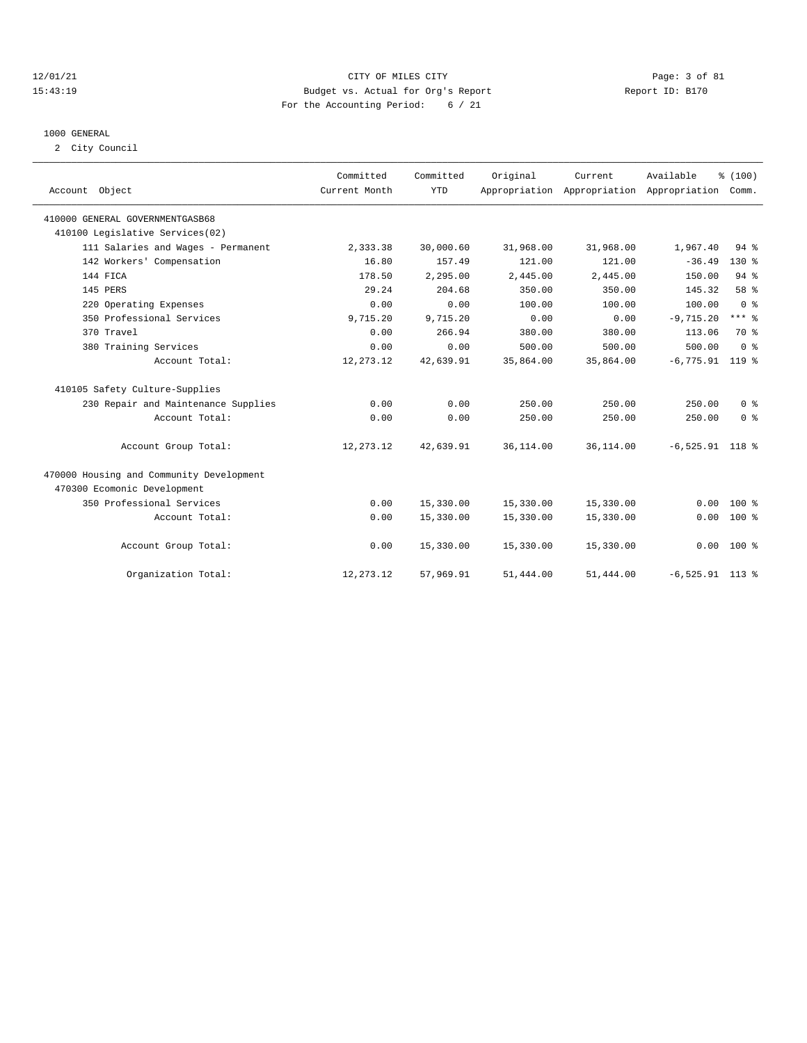# CITY OF MILES CITY

Budget vs. Actual for Org's Report

For the Accounting Period: 6 / 21

12/01/21 15:43:19 — Report ID: B170

## 1000 GENERAL

2 City Council

| Account Object | Committed Current Month | Committed YTD | Original Appropriation | Current Appropriation | Available Appropriation | % (100) Comm. |
|---|---|---|---|---|---|---|
| 410000 GENERAL GOVERNMENTGASB68 | | | | | | |
| 410100 Legislative Services(02) | | | | | | |
| 111 Salaries and Wages - Permanent | 2,333.38 | 30,000.60 | 31,968.00 | 31,968.00 | 1,967.40 | 94 % |
| 142 Workers' Compensation | 16.80 | 157.49 | 121.00 | 121.00 | -36.49 | 130 % |
| 144 FICA | 178.50 | 2,295.00 | 2,445.00 | 2,445.00 | 150.00 | 94 % |
| 145 PERS | 29.24 | 204.68 | 350.00 | 350.00 | 145.32 | 58 % |
| 220 Operating Expenses | 0.00 | 0.00 | 100.00 | 100.00 | 100.00 | 0 % |
| 350 Professional Services | 9,715.20 | 9,715.20 | 0.00 | 0.00 | -9,715.20 | *** % |
| 370 Travel | 0.00 | 266.94 | 380.00 | 380.00 | 113.06 | 70 % |
| 380 Training Services | 0.00 | 0.00 | 500.00 | 500.00 | 500.00 | 0 % |
| Account Total: | 12,273.12 | 42,639.91 | 35,864.00 | 35,864.00 | -6,775.91 | 119 % |
| 410105 Safety Culture-Supplies | | | | | | |
| 230 Repair and Maintenance Supplies | 0.00 | 0.00 | 250.00 | 250.00 | 250.00 | 0 % |
| Account Total: | 0.00 | 0.00 | 250.00 | 250.00 | 250.00 | 0 % |
| Account Group Total: | 12,273.12 | 42,639.91 | 36,114.00 | 36,114.00 | -6,525.91 | 118 % |
| 470000 Housing and Community Development | | | | | | |
| 470300 Ecomonic Development | | | | | | |
| 350 Professional Services | 0.00 | 15,330.00 | 15,330.00 | 15,330.00 | 0.00 | 100 % |
| Account Total: | 0.00 | 15,330.00 | 15,330.00 | 15,330.00 | 0.00 | 100 % |
| Account Group Total: | 0.00 | 15,330.00 | 15,330.00 | 15,330.00 | 0.00 | 100 % |
| Organization Total: | 12,273.12 | 57,969.91 | 51,444.00 | 51,444.00 | -6,525.91 | 113 % |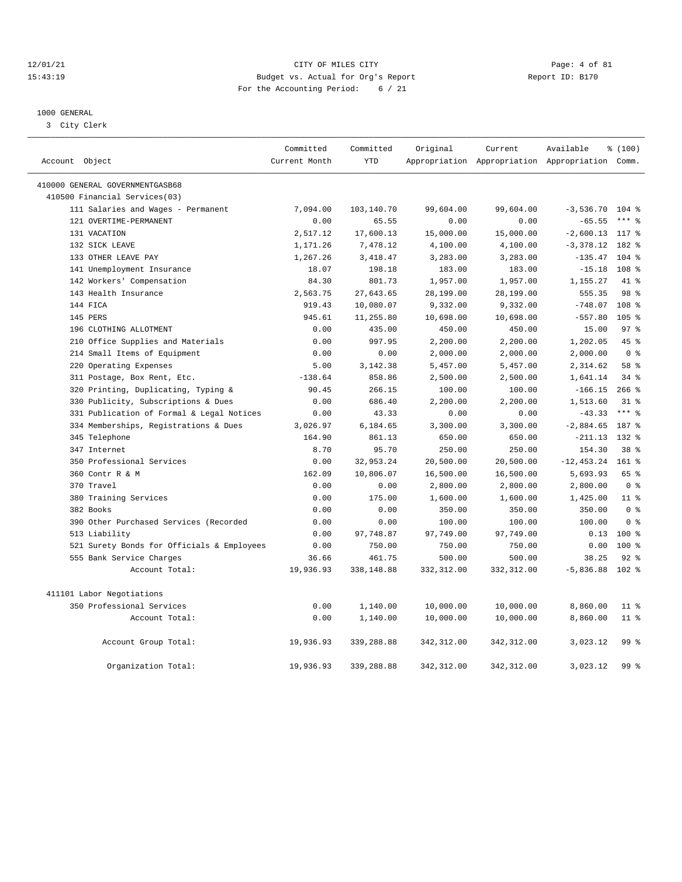12/01/21 CITY OF MILES CITY
15:43:19 Budget vs. Actual for Org's Report Report ID: B170
For the Accounting Period: 6 / 21

1000 GENERAL
3 City Clerk

| Account Object | Committed Current Month | Committed YTD | Original Appropriation | Current Appropriation | Available Appropriation | % (100) Comm. |
|---|---|---|---|---|---|---|
| 410000 GENERAL GOVERNMENTGASB68 | | | | | | |
| 410500 Financial Services(03) | | | | | | |
| 111 Salaries and Wages - Permanent | 7,094.00 | 103,140.70 | 99,604.00 | 99,604.00 | -3,536.70 | 104 % |
| 121 OVERTIME-PERMANENT | 0.00 | 65.55 | 0.00 | 0.00 | -65.55 | *** % |
| 131 VACATION | 2,517.12 | 17,600.13 | 15,000.00 | 15,000.00 | -2,600.13 | 117 % |
| 132 SICK LEAVE | 1,171.26 | 7,478.12 | 4,100.00 | 4,100.00 | -3,378.12 | 182 % |
| 133 OTHER LEAVE PAY | 1,267.26 | 3,418.47 | 3,283.00 | 3,283.00 | -135.47 | 104 % |
| 141 Unemployment Insurance | 18.07 | 198.18 | 183.00 | 183.00 | -15.18 | 108 % |
| 142 Workers' Compensation | 84.30 | 801.73 | 1,957.00 | 1,957.00 | 1,155.27 | 41 % |
| 143 Health Insurance | 2,563.75 | 27,643.65 | 28,199.00 | 28,199.00 | 555.35 | 98 % |
| 144 FICA | 919.43 | 10,080.07 | 9,332.00 | 9,332.00 | -748.07 | 108 % |
| 145 PERS | 945.61 | 11,255.80 | 10,698.00 | 10,698.00 | -557.80 | 105 % |
| 196 CLOTHING ALLOTMENT | 0.00 | 435.00 | 450.00 | 450.00 | 15.00 | 97 % |
| 210 Office Supplies and Materials | 0.00 | 997.95 | 2,200.00 | 2,200.00 | 1,202.05 | 45 % |
| 214 Small Items of Equipment | 0.00 | 0.00 | 2,000.00 | 2,000.00 | 2,000.00 | 0 % |
| 220 Operating Expenses | 5.00 | 3,142.38 | 5,457.00 | 5,457.00 | 2,314.62 | 58 % |
| 311 Postage, Box Rent, Etc. | -138.64 | 858.86 | 2,500.00 | 2,500.00 | 1,641.14 | 34 % |
| 320 Printing, Duplicating, Typing & | 90.45 | 266.15 | 100.00 | 100.00 | -166.15 | 266 % |
| 330 Publicity, Subscriptions & Dues | 0.00 | 686.40 | 2,200.00 | 2,200.00 | 1,513.60 | 31 % |
| 331 Publication of Formal & Legal Notices | 0.00 | 43.33 | 0.00 | 0.00 | -43.33 | *** % |
| 334 Memberships, Registrations & Dues | 3,026.97 | 6,184.65 | 3,300.00 | 3,300.00 | -2,884.65 | 187 % |
| 345 Telephone | 164.90 | 861.13 | 650.00 | 650.00 | -211.13 | 132 % |
| 347 Internet | 8.70 | 95.70 | 250.00 | 250.00 | 154.30 | 38 % |
| 350 Professional Services | 0.00 | 32,953.24 | 20,500.00 | 20,500.00 | -12,453.24 | 161 % |
| 360 Contr R & M | 162.09 | 10,806.07 | 16,500.00 | 16,500.00 | 5,693.93 | 65 % |
| 370 Travel | 0.00 | 0.00 | 2,800.00 | 2,800.00 | 2,800.00 | 0 % |
| 380 Training Services | 0.00 | 175.00 | 1,600.00 | 1,600.00 | 1,425.00 | 11 % |
| 382 Books | 0.00 | 0.00 | 350.00 | 350.00 | 350.00 | 0 % |
| 390 Other Purchased Services (Recorded | 0.00 | 0.00 | 100.00 | 100.00 | 100.00 | 0 % |
| 513 Liability | 0.00 | 97,748.87 | 97,749.00 | 97,749.00 | 0.13 | 100 % |
| 521 Surety Bonds for Officials & Employees | 0.00 | 750.00 | 750.00 | 750.00 | 0.00 | 100 % |
| 555 Bank Service Charges | 36.66 | 461.75 | 500.00 | 500.00 | 38.25 | 92 % |
| Account Total: | 19,936.93 | 338,148.88 | 332,312.00 | 332,312.00 | -5,836.88 | 102 % |
| 411101 Labor Negotiations | | | | | | |
| 350 Professional Services | 0.00 | 1,140.00 | 10,000.00 | 10,000.00 | 8,860.00 | 11 % |
| Account Total: | 0.00 | 1,140.00 | 10,000.00 | 10,000.00 | 8,860.00 | 11 % |
| Account Group Total: | 19,936.93 | 339,288.88 | 342,312.00 | 342,312.00 | 3,023.12 | 99 % |
| Organization Total: | 19,936.93 | 339,288.88 | 342,312.00 | 342,312.00 | 3,023.12 | 99 % |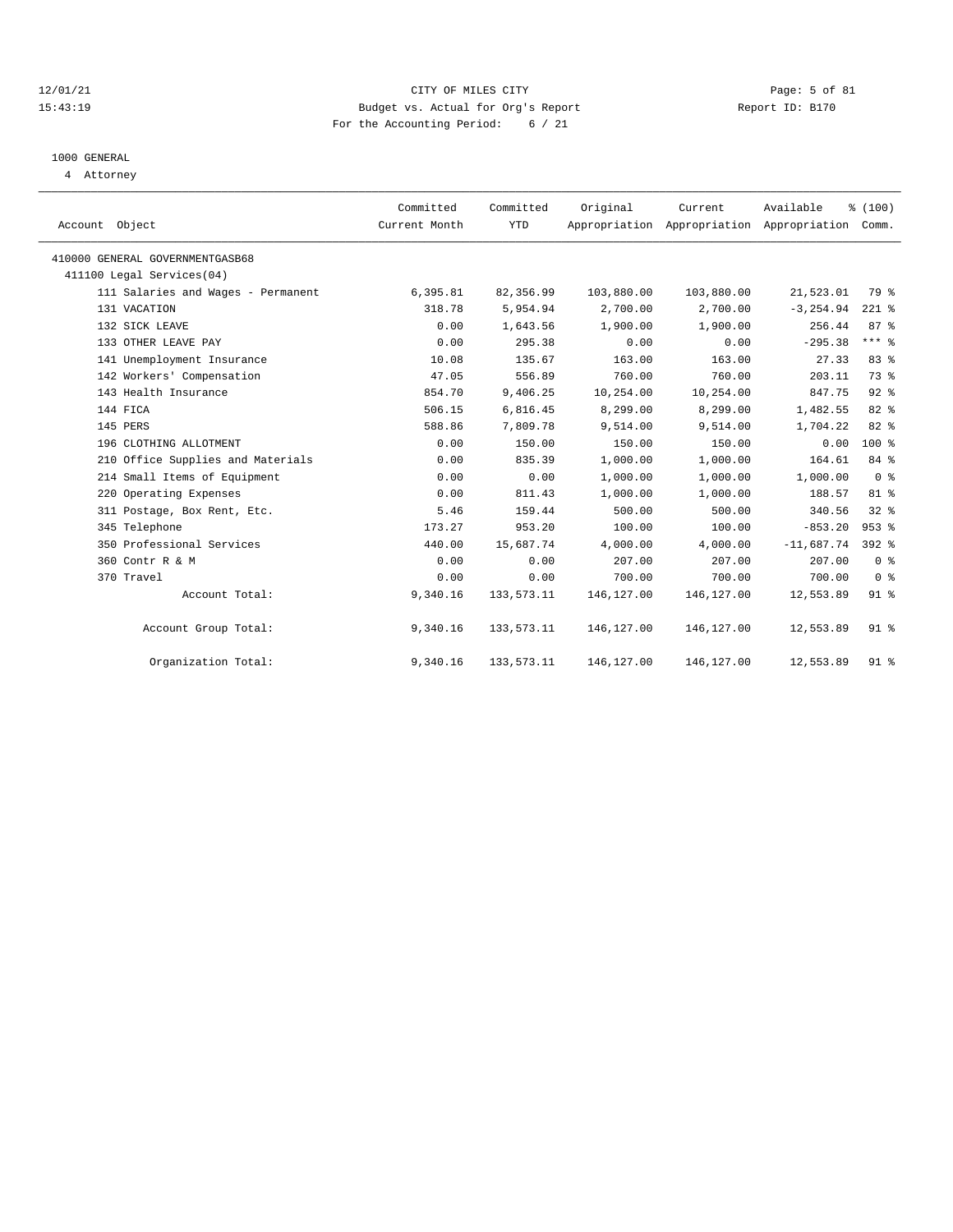CITY OF MILES CITY
Budget vs. Actual for Org's Report
For the Accounting Period: 6 / 21

12/01/21
15:43:19

Report ID: B170

## 1000 GENERAL

4 Attorney

| Account Object | Committed Current Month | Committed YTD | Original Appropriation | Current Appropriation | Available Appropriation | % (100) Comm. |
|---|---|---|---|---|---|---|
| 410000 GENERAL GOVERNMENTGASB68 | | | | | | |
| 411100 Legal Services(04) | | | | | | |
| 111 Salaries and Wages - Permanent | 6,395.81 | 82,356.99 | 103,880.00 | 103,880.00 | 21,523.01 | 79 % |
| 131 VACATION | 318.78 | 5,954.94 | 2,700.00 | 2,700.00 | -3,254.94 | 221 % |
| 132 SICK LEAVE | 0.00 | 1,643.56 | 1,900.00 | 1,900.00 | 256.44 | 87 % |
| 133 OTHER LEAVE PAY | 0.00 | 295.38 | 0.00 | 0.00 | -295.38 | *** % |
| 141 Unemployment Insurance | 10.08 | 135.67 | 163.00 | 163.00 | 27.33 | 83 % |
| 142 Workers' Compensation | 47.05 | 556.89 | 760.00 | 760.00 | 203.11 | 73 % |
| 143 Health Insurance | 854.70 | 9,406.25 | 10,254.00 | 10,254.00 | 847.75 | 92 % |
| 144 FICA | 506.15 | 6,816.45 | 8,299.00 | 8,299.00 | 1,482.55 | 82 % |
| 145 PERS | 588.86 | 7,809.78 | 9,514.00 | 9,514.00 | 1,704.22 | 82 % |
| 196 CLOTHING ALLOTMENT | 0.00 | 150.00 | 150.00 | 150.00 | 0.00 | 100 % |
| 210 Office Supplies and Materials | 0.00 | 835.39 | 1,000.00 | 1,000.00 | 164.61 | 84 % |
| 214 Small Items of Equipment | 0.00 | 0.00 | 1,000.00 | 1,000.00 | 1,000.00 | 0 % |
| 220 Operating Expenses | 0.00 | 811.43 | 1,000.00 | 1,000.00 | 188.57 | 81 % |
| 311 Postage, Box Rent, Etc. | 5.46 | 159.44 | 500.00 | 500.00 | 340.56 | 32 % |
| 345 Telephone | 173.27 | 953.20 | 100.00 | 100.00 | -853.20 | 953 % |
| 350 Professional Services | 440.00 | 15,687.74 | 4,000.00 | 4,000.00 | -11,687.74 | 392 % |
| 360 Contr R & M | 0.00 | 0.00 | 207.00 | 207.00 | 207.00 | 0 % |
| 370 Travel | 0.00 | 0.00 | 700.00 | 700.00 | 700.00 | 0 % |
| Account Total: | 9,340.16 | 133,573.11 | 146,127.00 | 146,127.00 | 12,553.89 | 91 % |
| Account Group Total: | 9,340.16 | 133,573.11 | 146,127.00 | 146,127.00 | 12,553.89 | 91 % |
| Organization Total: | 9,340.16 | 133,573.11 | 146,127.00 | 146,127.00 | 12,553.89 | 91 % |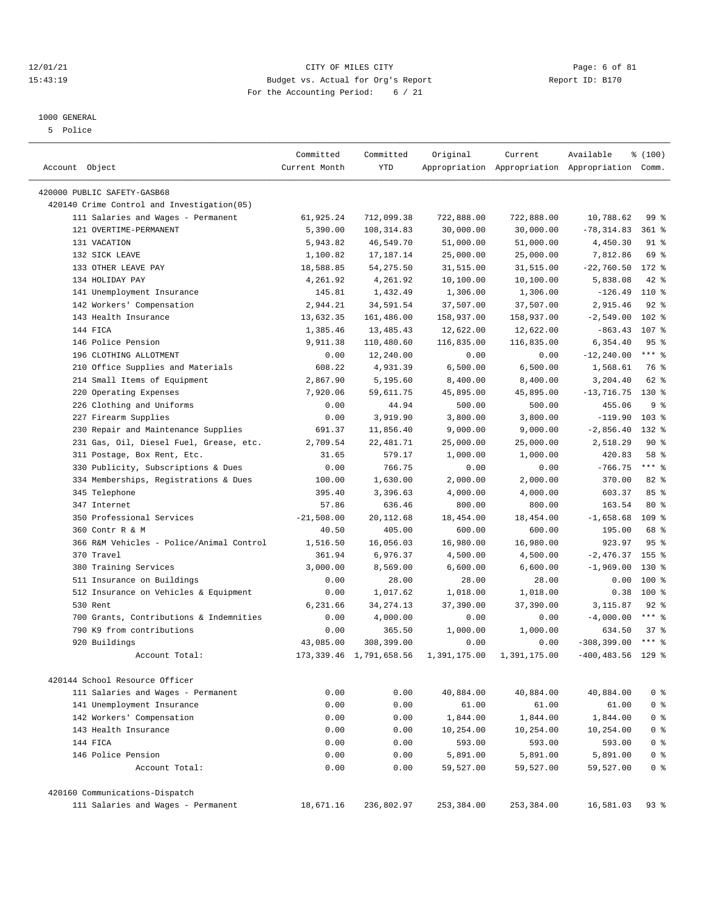CITY OF MILES CITY
Budget vs. Actual for Org's Report
For the Accounting Period: 6 / 21

12/01/21
15:43:19

Report ID: B170

1000 GENERAL
5 Police

| Account Object | Committed Current Month | Committed YTD | Original Appropriation | Current Appropriation | Available Appropriation | % (100) Comm. |
|---|---|---|---|---|---|---|
| 420000 PUBLIC SAFETY-GASB68 | | | | | | |
| 420140 Crime Control and Investigation(05) | | | | | | |
| 111 Salaries and Wages - Permanent | 61,925.24 | 712,099.38 | 722,888.00 | 722,888.00 | 10,788.62 | 99 % |
| 121 OVERTIME-PERMANENT | 5,390.00 | 108,314.83 | 30,000.00 | 30,000.00 | -78,314.83 | 361 % |
| 131 VACATION | 5,943.82 | 46,549.70 | 51,000.00 | 51,000.00 | 4,450.30 | 91 % |
| 132 SICK LEAVE | 1,100.82 | 17,187.14 | 25,000.00 | 25,000.00 | 7,812.86 | 69 % |
| 133 OTHER LEAVE PAY | 18,588.85 | 54,275.50 | 31,515.00 | 31,515.00 | -22,760.50 | 172 % |
| 134 HOLIDAY PAY | 4,261.92 | 4,261.92 | 10,100.00 | 10,100.00 | 5,838.08 | 42 % |
| 141 Unemployment Insurance | 145.81 | 1,432.49 | 1,306.00 | 1,306.00 | -126.49 | 110 % |
| 142 Workers' Compensation | 2,944.21 | 34,591.54 | 37,507.00 | 37,507.00 | 2,915.46 | 92 % |
| 143 Health Insurance | 13,632.35 | 161,486.00 | 158,937.00 | 158,937.00 | -2,549.00 | 102 % |
| 144 FICA | 1,385.46 | 13,485.43 | 12,622.00 | 12,622.00 | -863.43 | 107 % |
| 146 Police Pension | 9,911.38 | 110,480.60 | 116,835.00 | 116,835.00 | 6,354.40 | 95 % |
| 196 CLOTHING ALLOTMENT | 0.00 | 12,240.00 | 0.00 | 0.00 | -12,240.00 | *** % |
| 210 Office Supplies and Materials | 608.22 | 4,931.39 | 6,500.00 | 6,500.00 | 1,568.61 | 76 % |
| 214 Small Items of Equipment | 2,867.90 | 5,195.60 | 8,400.00 | 8,400.00 | 3,204.40 | 62 % |
| 220 Operating Expenses | 7,920.06 | 59,611.75 | 45,895.00 | 45,895.00 | -13,716.75 | 130 % |
| 226 Clothing and Uniforms | 0.00 | 44.94 | 500.00 | 500.00 | 455.06 | 9 % |
| 227 Firearm Supplies | 0.00 | 3,919.90 | 3,800.00 | 3,800.00 | -119.90 | 103 % |
| 230 Repair and Maintenance Supplies | 691.37 | 11,856.40 | 9,000.00 | 9,000.00 | -2,856.40 | 132 % |
| 231 Gas, Oil, Diesel Fuel, Grease, etc. | 2,709.54 | 22,481.71 | 25,000.00 | 25,000.00 | 2,518.29 | 90 % |
| 311 Postage, Box Rent, Etc. | 31.65 | 579.17 | 1,000.00 | 1,000.00 | 420.83 | 58 % |
| 330 Publicity, Subscriptions & Dues | 0.00 | 766.75 | 0.00 | 0.00 | -766.75 | *** % |
| 334 Memberships, Registrations & Dues | 100.00 | 1,630.00 | 2,000.00 | 2,000.00 | 370.00 | 82 % |
| 345 Telephone | 395.40 | 3,396.63 | 4,000.00 | 4,000.00 | 603.37 | 85 % |
| 347 Internet | 57.86 | 636.46 | 800.00 | 800.00 | 163.54 | 80 % |
| 350 Professional Services | -21,508.00 | 20,112.68 | 18,454.00 | 18,454.00 | -1,658.68 | 109 % |
| 360 Contr R & M | 40.50 | 405.00 | 600.00 | 600.00 | 195.00 | 68 % |
| 366 R&M Vehicles - Police/Animal Control | 1,516.50 | 16,056.03 | 16,980.00 | 16,980.00 | 923.97 | 95 % |
| 370 Travel | 361.94 | 6,976.37 | 4,500.00 | 4,500.00 | -2,476.37 | 155 % |
| 380 Training Services | 3,000.00 | 8,569.00 | 6,600.00 | 6,600.00 | -1,969.00 | 130 % |
| 511 Insurance on Buildings | 0.00 | 28.00 | 28.00 | 28.00 | 0.00 | 100 % |
| 512 Insurance on Vehicles & Equipment | 0.00 | 1,017.62 | 1,018.00 | 1,018.00 | 0.38 | 100 % |
| 530 Rent | 6,231.66 | 34,274.13 | 37,390.00 | 37,390.00 | 3,115.87 | 92 % |
| 700 Grants, Contributions & Indemnities | 0.00 | 4,000.00 | 0.00 | 0.00 | -4,000.00 | *** % |
| 790 K9 from contributions | 0.00 | 365.50 | 1,000.00 | 1,000.00 | 634.50 | 37 % |
| 920 Buildings | 43,085.00 | 308,399.00 | 0.00 | 0.00 | -308,399.00 | *** % |
| Account Total: | 173,339.46 | 1,791,658.56 | 1,391,175.00 | 1,391,175.00 | -400,483.56 | 129 % |
| 420144 School Resource Officer | | | | | | |
| 111 Salaries and Wages - Permanent | 0.00 | 0.00 | 40,884.00 | 40,884.00 | 40,884.00 | 0 % |
| 141 Unemployment Insurance | 0.00 | 0.00 | 61.00 | 61.00 | 61.00 | 0 % |
| 142 Workers' Compensation | 0.00 | 0.00 | 1,844.00 | 1,844.00 | 1,844.00 | 0 % |
| 143 Health Insurance | 0.00 | 0.00 | 10,254.00 | 10,254.00 | 10,254.00 | 0 % |
| 144 FICA | 0.00 | 0.00 | 593.00 | 593.00 | 593.00 | 0 % |
| 146 Police Pension | 0.00 | 0.00 | 5,891.00 | 5,891.00 | 5,891.00 | 0 % |
| Account Total: | 0.00 | 0.00 | 59,527.00 | 59,527.00 | 59,527.00 | 0 % |
| 420160 Communications-Dispatch | | | | | | |
| 111 Salaries and Wages - Permanent | 18,671.16 | 236,802.97 | 253,384.00 | 253,384.00 | 16,581.03 | 93 % |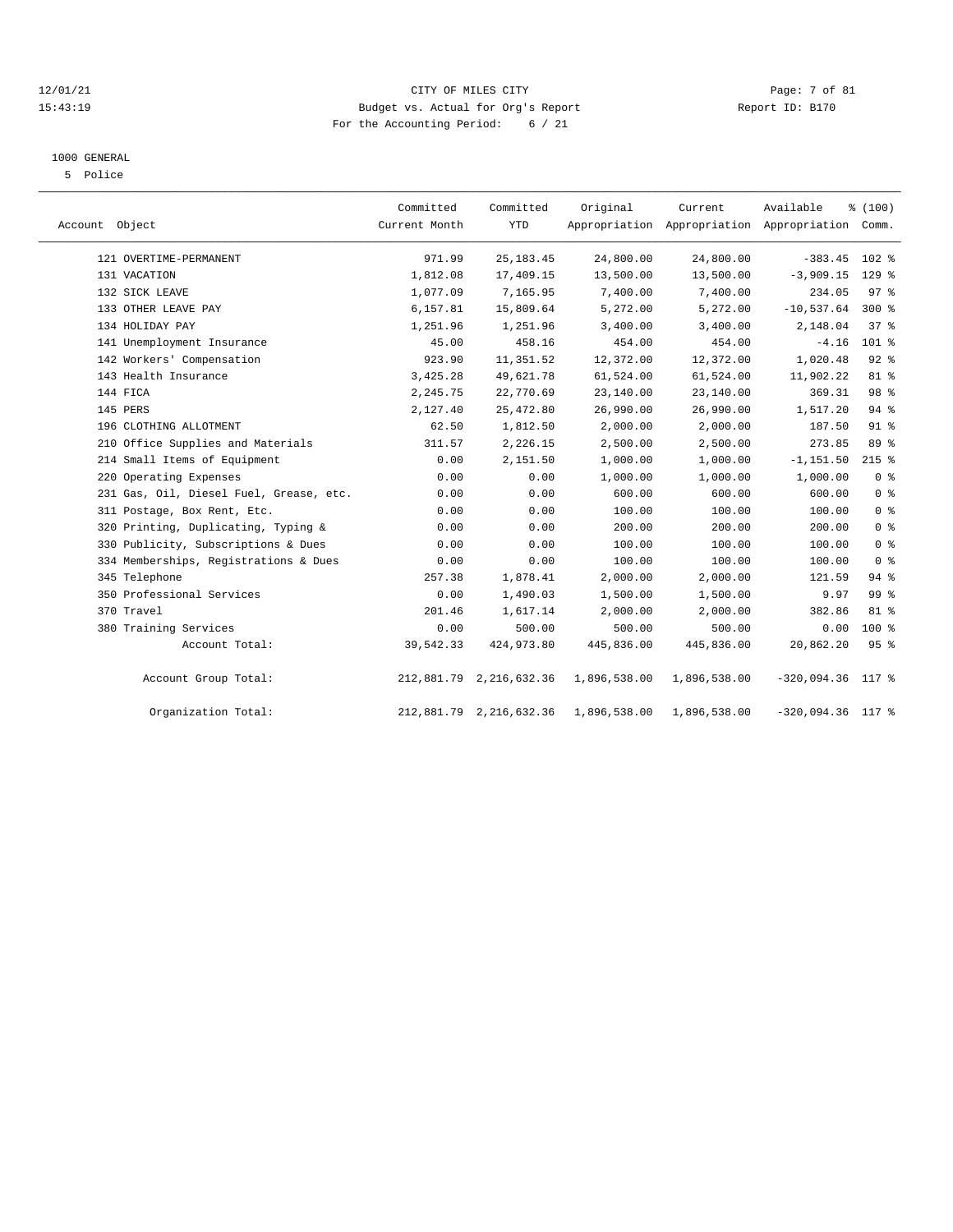CITY OF MILES CITY

Budget vs. Actual for Org's Report

Report ID: B170

For the Accounting Period: 6 / 21

1000 GENERAL

5 Police

| Account Object | Committed Current Month | Committed YTD | Original Appropriation | Current Appropriation | Available Appropriation | % (100) Comm. |
|---|---|---|---|---|---|---|
| 121 OVERTIME-PERMANENT | 971.99 | 25,183.45 | 24,800.00 | 24,800.00 | -383.45 | 102 % |
| 131 VACATION | 1,812.08 | 17,409.15 | 13,500.00 | 13,500.00 | -3,909.15 | 129 % |
| 132 SICK LEAVE | 1,077.09 | 7,165.95 | 7,400.00 | 7,400.00 | 234.05 | 97 % |
| 133 OTHER LEAVE PAY | 6,157.81 | 15,809.64 | 5,272.00 | 5,272.00 | -10,537.64 | 300 % |
| 134 HOLIDAY PAY | 1,251.96 | 1,251.96 | 3,400.00 | 3,400.00 | 2,148.04 | 37 % |
| 141 Unemployment Insurance | 45.00 | 458.16 | 454.00 | 454.00 | -4.16 | 101 % |
| 142 Workers' Compensation | 923.90 | 11,351.52 | 12,372.00 | 12,372.00 | 1,020.48 | 92 % |
| 143 Health Insurance | 3,425.28 | 49,621.78 | 61,524.00 | 61,524.00 | 11,902.22 | 81 % |
| 144 FICA | 2,245.75 | 22,770.69 | 23,140.00 | 23,140.00 | 369.31 | 98 % |
| 145 PERS | 2,127.40 | 25,472.80 | 26,990.00 | 26,990.00 | 1,517.20 | 94 % |
| 196 CLOTHING ALLOTMENT | 62.50 | 1,812.50 | 2,000.00 | 2,000.00 | 187.50 | 91 % |
| 210 Office Supplies and Materials | 311.57 | 2,226.15 | 2,500.00 | 2,500.00 | 273.85 | 89 % |
| 214 Small Items of Equipment | 0.00 | 2,151.50 | 1,000.00 | 1,000.00 | -1,151.50 | 215 % |
| 220 Operating Expenses | 0.00 | 0.00 | 1,000.00 | 1,000.00 | 1,000.00 | 0 % |
| 231 Gas, Oil, Diesel Fuel, Grease, etc. | 0.00 | 0.00 | 600.00 | 600.00 | 600.00 | 0 % |
| 311 Postage, Box Rent, Etc. | 0.00 | 0.00 | 100.00 | 100.00 | 100.00 | 0 % |
| 320 Printing, Duplicating, Typing & | 0.00 | 0.00 | 200.00 | 200.00 | 200.00 | 0 % |
| 330 Publicity, Subscriptions & Dues | 0.00 | 0.00 | 100.00 | 100.00 | 100.00 | 0 % |
| 334 Memberships, Registrations & Dues | 0.00 | 0.00 | 100.00 | 100.00 | 100.00 | 0 % |
| 345 Telephone | 257.38 | 1,878.41 | 2,000.00 | 2,000.00 | 121.59 | 94 % |
| 350 Professional Services | 0.00 | 1,490.03 | 1,500.00 | 1,500.00 | 9.97 | 99 % |
| 370 Travel | 201.46 | 1,617.14 | 2,000.00 | 2,000.00 | 382.86 | 81 % |
| 380 Training Services | 0.00 | 500.00 | 500.00 | 500.00 | 0.00 | 100 % |
| Account Total: | 39,542.33 | 424,973.80 | 445,836.00 | 445,836.00 | 20,862.20 | 95 % |
| Account Group Total: | 212,881.79 | 2,216,632.36 | 1,896,538.00 | 1,896,538.00 | -320,094.36 | 117 % |
| Organization Total: | 212,881.79 | 2,216,632.36 | 1,896,538.00 | 1,896,538.00 | -320,094.36 | 117 % |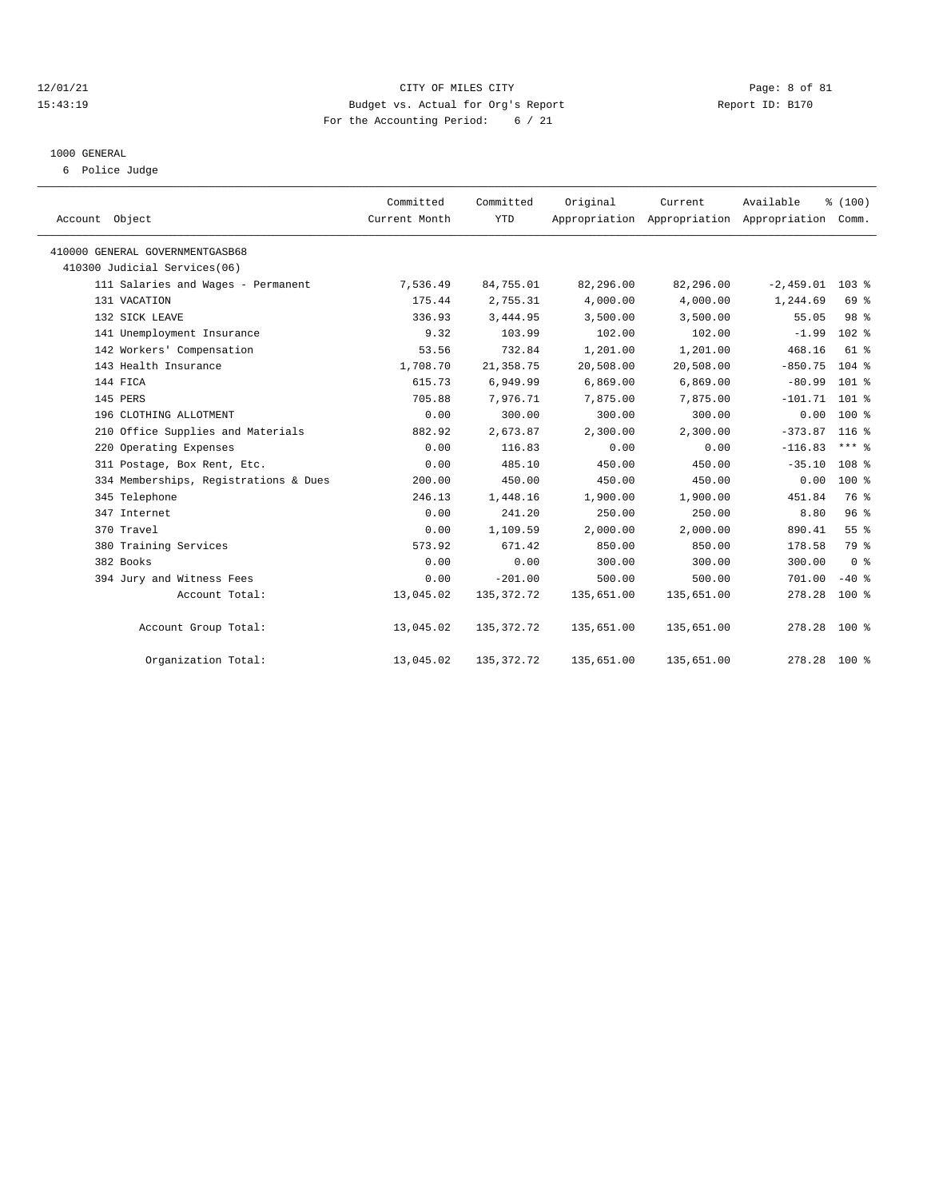12/01/21 CITY OF MILES CITY

15:43:19 Budget vs. Actual for Org's Report Report ID: B170

For the Accounting Period: 6 / 21

1000 GENERAL

6 Police Judge

| Account Object | Committed Current Month | Committed YTD | Original Appropriation | Current Appropriation | Available Appropriation | % (100) Comm. |
|---|---|---|---|---|---|---|
| 410000 GENERAL GOVERNMENTGASB68 | | | | | | |
| 410300 Judicial Services(06) | | | | | | |
| 111 Salaries and Wages - Permanent | 7,536.49 | 84,755.01 | 82,296.00 | 82,296.00 | -2,459.01 | 103 % |
| 131 VACATION | 175.44 | 2,755.31 | 4,000.00 | 4,000.00 | 1,244.69 | 69 % |
| 132 SICK LEAVE | 336.93 | 3,444.95 | 3,500.00 | 3,500.00 | 55.05 | 98 % |
| 141 Unemployment Insurance | 9.32 | 103.99 | 102.00 | 102.00 | -1.99 | 102 % |
| 142 Workers' Compensation | 53.56 | 732.84 | 1,201.00 | 1,201.00 | 468.16 | 61 % |
| 143 Health Insurance | 1,708.70 | 21,358.75 | 20,508.00 | 20,508.00 | -850.75 | 104 % |
| 144 FICA | 615.73 | 6,949.99 | 6,869.00 | 6,869.00 | -80.99 | 101 % |
| 145 PERS | 705.88 | 7,976.71 | 7,875.00 | 7,875.00 | -101.71 | 101 % |
| 196 CLOTHING ALLOTMENT | 0.00 | 300.00 | 300.00 | 300.00 | 0.00 | 100 % |
| 210 Office Supplies and Materials | 882.92 | 2,673.87 | 2,300.00 | 2,300.00 | -373.87 | 116 % |
| 220 Operating Expenses | 0.00 | 116.83 | 0.00 | 0.00 | -116.83 | *** % |
| 311 Postage, Box Rent, Etc. | 0.00 | 485.10 | 450.00 | 450.00 | -35.10 | 108 % |
| 334 Memberships, Registrations & Dues | 200.00 | 450.00 | 450.00 | 450.00 | 0.00 | 100 % |
| 345 Telephone | 246.13 | 1,448.16 | 1,900.00 | 1,900.00 | 451.84 | 76 % |
| 347 Internet | 0.00 | 241.20 | 250.00 | 250.00 | 8.80 | 96 % |
| 370 Travel | 0.00 | 1,109.59 | 2,000.00 | 2,000.00 | 890.41 | 55 % |
| 380 Training Services | 573.92 | 671.42 | 850.00 | 850.00 | 178.58 | 79 % |
| 382 Books | 0.00 | 0.00 | 300.00 | 300.00 | 300.00 | 0 % |
| 394 Jury and Witness Fees | 0.00 | -201.00 | 500.00 | 500.00 | 701.00 | -40 % |
| Account Total: | 13,045.02 | 135,372.72 | 135,651.00 | 135,651.00 | 278.28 | 100 % |
| Account Group Total: | 13,045.02 | 135,372.72 | 135,651.00 | 135,651.00 | 278.28 | 100 % |
| Organization Total: | 13,045.02 | 135,372.72 | 135,651.00 | 135,651.00 | 278.28 | 100 % |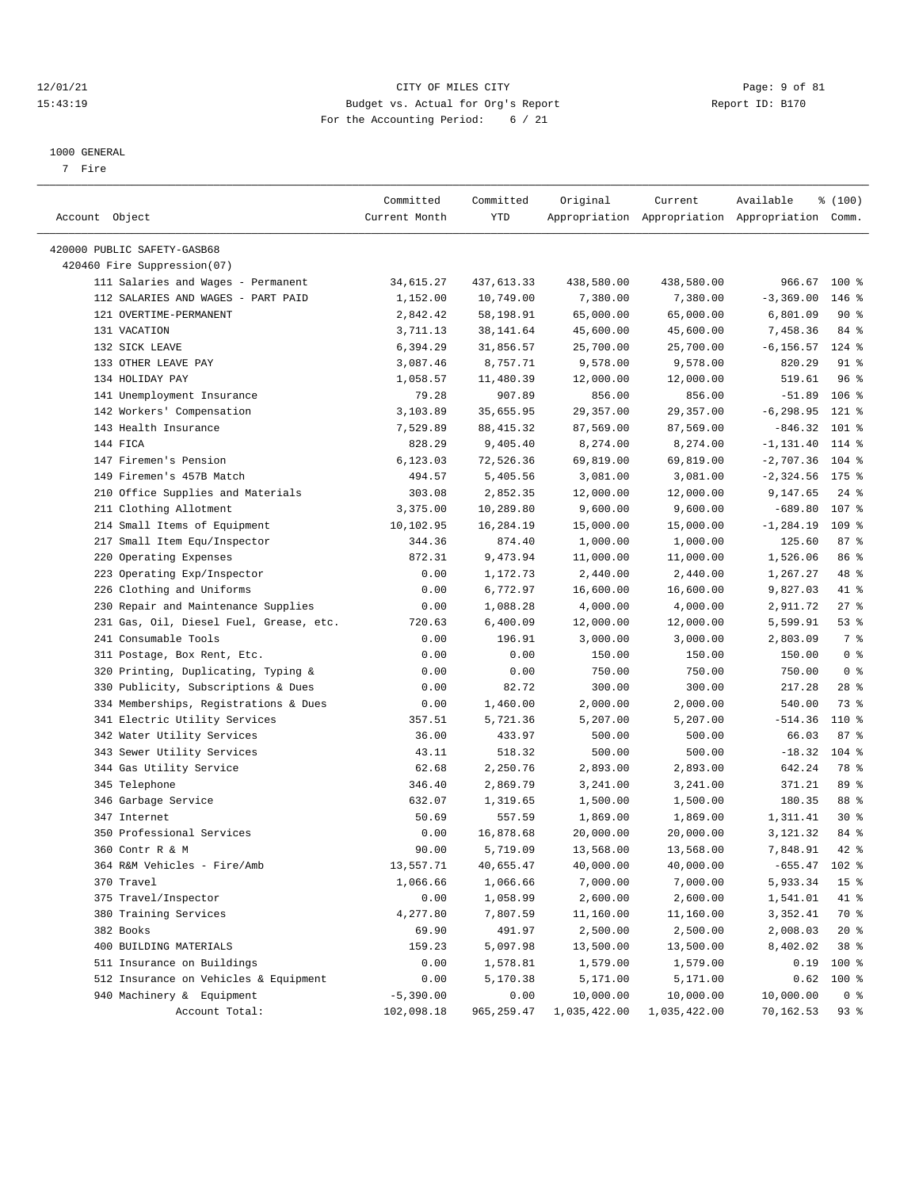12/01/21 CITY OF MILES CITY
15:43:19 Budget vs. Actual for Org's Report Report ID: B170
For the Accounting Period: 6 / 21

1000 GENERAL

7 Fire

| Account Object | Committed Current Month | Committed YTD | Original Appropriation | Current Appropriation | Available Appropriation | % (100) Comm. |
|---|---|---|---|---|---|---|
| 420000 PUBLIC SAFETY-GASB68 | | | | | | |
| 420460 Fire Suppression(07) | | | | | | |
| 111 Salaries and Wages - Permanent | 34,615.27 | 437,613.33 | 438,580.00 | 438,580.00 | 966.67 | 100 % |
| 112 SALARIES AND WAGES - PART PAID | 1,152.00 | 10,749.00 | 7,380.00 | 7,380.00 | -3,369.00 | 146 % |
| 121 OVERTIME-PERMANENT | 2,842.42 | 58,198.91 | 65,000.00 | 65,000.00 | 6,801.09 | 90 % |
| 131 VACATION | 3,711.13 | 38,141.64 | 45,600.00 | 45,600.00 | 7,458.36 | 84 % |
| 132 SICK LEAVE | 6,394.29 | 31,856.57 | 25,700.00 | 25,700.00 | -6,156.57 | 124 % |
| 133 OTHER LEAVE PAY | 3,087.46 | 8,757.71 | 9,578.00 | 9,578.00 | 820.29 | 91 % |
| 134 HOLIDAY PAY | 1,058.57 | 11,480.39 | 12,000.00 | 12,000.00 | 519.61 | 96 % |
| 141 Unemployment Insurance | 79.28 | 907.89 | 856.00 | 856.00 | -51.89 | 106 % |
| 142 Workers' Compensation | 3,103.89 | 35,655.95 | 29,357.00 | 29,357.00 | -6,298.95 | 121 % |
| 143 Health Insurance | 7,529.89 | 88,415.32 | 87,569.00 | 87,569.00 | -846.32 | 101 % |
| 144 FICA | 828.29 | 9,405.40 | 8,274.00 | 8,274.00 | -1,131.40 | 114 % |
| 147 Firemen's Pension | 6,123.03 | 72,526.36 | 69,819.00 | 69,819.00 | -2,707.36 | 104 % |
| 149 Firemen's 457B Match | 494.57 | 5,405.56 | 3,081.00 | 3,081.00 | -2,324.56 | 175 % |
| 210 Office Supplies and Materials | 303.08 | 2,852.35 | 12,000.00 | 12,000.00 | 9,147.65 | 24 % |
| 211 Clothing Allotment | 3,375.00 | 10,289.80 | 9,600.00 | 9,600.00 | -689.80 | 107 % |
| 214 Small Items of Equipment | 10,102.95 | 16,284.19 | 15,000.00 | 15,000.00 | -1,284.19 | 109 % |
| 217 Small Item Equ/Inspector | 344.36 | 874.40 | 1,000.00 | 1,000.00 | 125.60 | 87 % |
| 220 Operating Expenses | 872.31 | 9,473.94 | 11,000.00 | 11,000.00 | 1,526.06 | 86 % |
| 223 Operating Exp/Inspector | 0.00 | 1,172.73 | 2,440.00 | 2,440.00 | 1,267.27 | 48 % |
| 226 Clothing and Uniforms | 0.00 | 6,772.97 | 16,600.00 | 16,600.00 | 9,827.03 | 41 % |
| 230 Repair and Maintenance Supplies | 0.00 | 1,088.28 | 4,000.00 | 4,000.00 | 2,911.72 | 27 % |
| 231 Gas, Oil, Diesel Fuel, Grease, etc. | 720.63 | 6,400.09 | 12,000.00 | 12,000.00 | 5,599.91 | 53 % |
| 241 Consumable Tools | 0.00 | 196.91 | 3,000.00 | 3,000.00 | 2,803.09 | 7 % |
| 311 Postage, Box Rent, Etc. | 0.00 | 0.00 | 150.00 | 150.00 | 150.00 | 0 % |
| 320 Printing, Duplicating, Typing & | 0.00 | 0.00 | 750.00 | 750.00 | 750.00 | 0 % |
| 330 Publicity, Subscriptions & Dues | 0.00 | 82.72 | 300.00 | 300.00 | 217.28 | 28 % |
| 334 Memberships, Registrations & Dues | 0.00 | 1,460.00 | 2,000.00 | 2,000.00 | 540.00 | 73 % |
| 341 Electric Utility Services | 357.51 | 5,721.36 | 5,207.00 | 5,207.00 | -514.36 | 110 % |
| 342 Water Utility Services | 36.00 | 433.97 | 500.00 | 500.00 | 66.03 | 87 % |
| 343 Sewer Utility Services | 43.11 | 518.32 | 500.00 | 500.00 | -18.32 | 104 % |
| 344 Gas Utility Service | 62.68 | 2,250.76 | 2,893.00 | 2,893.00 | 642.24 | 78 % |
| 345 Telephone | 346.40 | 2,869.79 | 3,241.00 | 3,241.00 | 371.21 | 89 % |
| 346 Garbage Service | 632.07 | 1,319.65 | 1,500.00 | 1,500.00 | 180.35 | 88 % |
| 347 Internet | 50.69 | 557.59 | 1,869.00 | 1,869.00 | 1,311.41 | 30 % |
| 350 Professional Services | 0.00 | 16,878.68 | 20,000.00 | 20,000.00 | 3,121.32 | 84 % |
| 360 Contr R & M | 90.00 | 5,719.09 | 13,568.00 | 13,568.00 | 7,848.91 | 42 % |
| 364 R&M Vehicles - Fire/Amb | 13,557.71 | 40,655.47 | 40,000.00 | 40,000.00 | -655.47 | 102 % |
| 370 Travel | 1,066.66 | 1,066.66 | 7,000.00 | 7,000.00 | 5,933.34 | 15 % |
| 375 Travel/Inspector | 0.00 | 1,058.99 | 2,600.00 | 2,600.00 | 1,541.01 | 41 % |
| 380 Training Services | 4,277.80 | 7,807.59 | 11,160.00 | 11,160.00 | 3,352.41 | 70 % |
| 382 Books | 69.90 | 491.97 | 2,500.00 | 2,500.00 | 2,008.03 | 20 % |
| 400 BUILDING MATERIALS | 159.23 | 5,097.98 | 13,500.00 | 13,500.00 | 8,402.02 | 38 % |
| 511 Insurance on Buildings | 0.00 | 1,578.81 | 1,579.00 | 1,579.00 | 0.19 | 100 % |
| 512 Insurance on Vehicles & Equipment | 0.00 | 5,170.38 | 5,171.00 | 5,171.00 | 0.62 | 100 % |
| 940 Machinery & Equipment | -5,390.00 | 0.00 | 10,000.00 | 10,000.00 | 10,000.00 | 0 % |
| Account Total: | 102,098.18 | 965,259.47 | 1,035,422.00 | 1,035,422.00 | 70,162.53 | 93 % |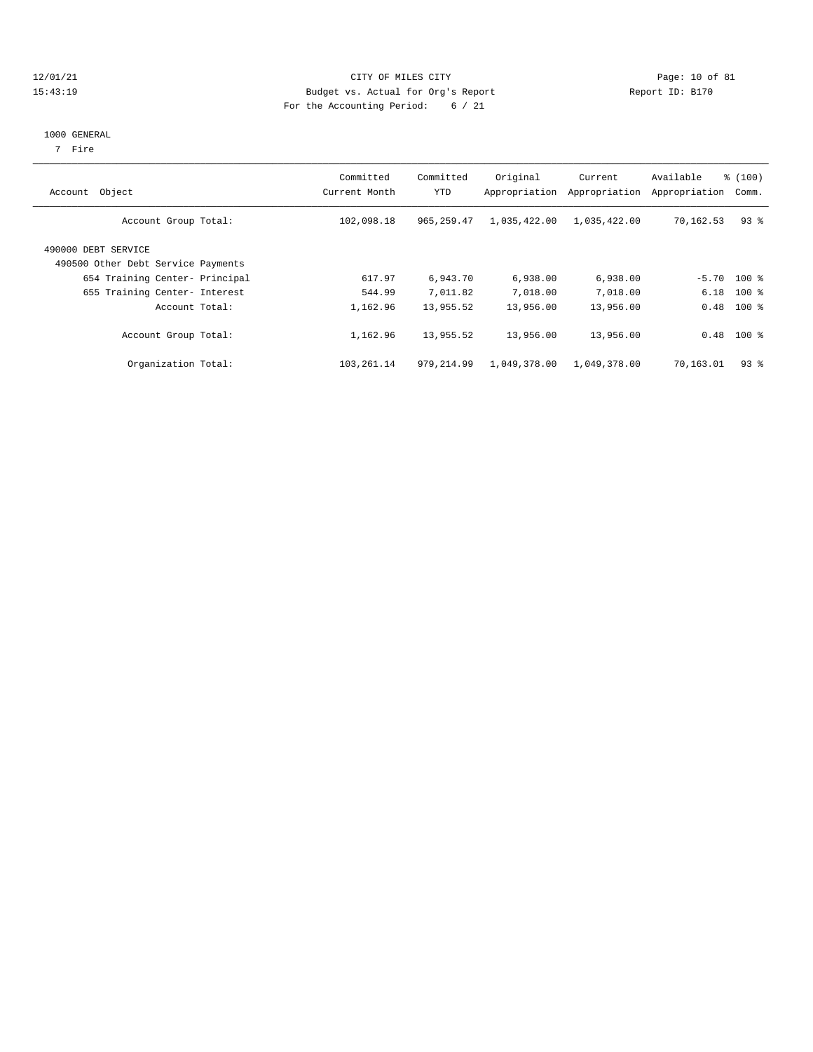CITY OF MILES CITY

Budget vs. Actual for Org's Report

Report ID: B170

For the Accounting Period: 6 / 21

1000 GENERAL

7 Fire

| Account Object | Committed Current Month | Committed YTD | Original Appropriation | Current Appropriation | Available Appropriation | % (100) Comm. |
|---|---|---|---|---|---|---|
| Account Group Total: | 102,098.18 | 965,259.47 | 1,035,422.00 | 1,035,422.00 | 70,162.53 | 93 % |
| 490000 DEBT SERVICE | | | | | | |
| 490500 Other Debt Service Payments | | | | | | |
| 654 Training Center- Principal | 617.97 | 6,943.70 | 6,938.00 | 6,938.00 | -5.70 | 100 % |
| 655 Training Center- Interest | 544.99 | 7,011.82 | 7,018.00 | 7,018.00 | 6.18 | 100 % |
| Account Total: | 1,162.96 | 13,955.52 | 13,956.00 | 13,956.00 | 0.48 | 100 % |
| Account Group Total: | 1,162.96 | 13,955.52 | 13,956.00 | 13,956.00 | 0.48 | 100 % |
| Organization Total: | 103,261.14 | 979,214.99 | 1,049,378.00 | 1,049,378.00 | 70,163.01 | 93 % |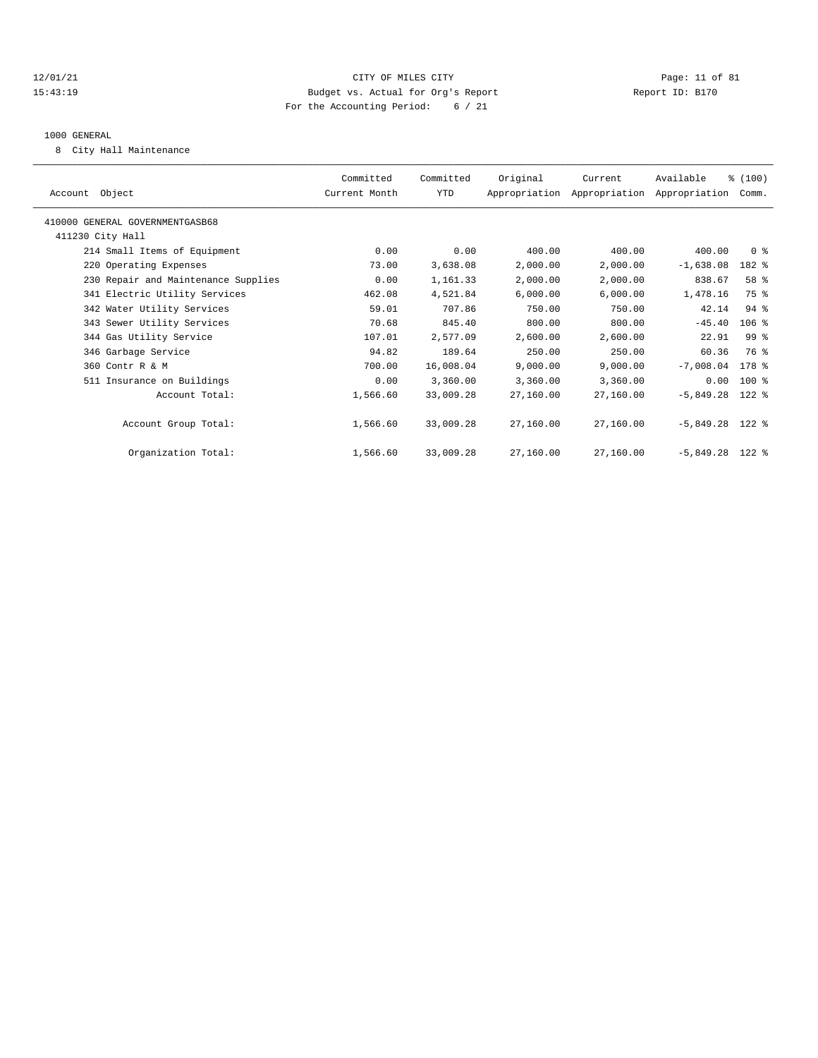CITY OF MILES CITY
Budget vs. Actual for Org's Report
For the Accounting Period: 6 / 21

1000 GENERAL

8 City Hall Maintenance

| Account Object | Committed Current Month | Committed YTD | Original Appropriation | Current Appropriation | Available Appropriation | % (100) Comm. |
|---|---|---|---|---|---|---|
| 410000 GENERAL GOVERNMENTGASB68 | | | | | | |
| 411230 City Hall | | | | | | |
| 214 Small Items of Equipment | 0.00 | 0.00 | 400.00 | 400.00 | 400.00 | 0 % |
| 220 Operating Expenses | 73.00 | 3,638.08 | 2,000.00 | 2,000.00 | -1,638.08 | 182 % |
| 230 Repair and Maintenance Supplies | 0.00 | 1,161.33 | 2,000.00 | 2,000.00 | 838.67 | 58 % |
| 341 Electric Utility Services | 462.08 | 4,521.84 | 6,000.00 | 6,000.00 | 1,478.16 | 75 % |
| 342 Water Utility Services | 59.01 | 707.86 | 750.00 | 750.00 | 42.14 | 94 % |
| 343 Sewer Utility Services | 70.68 | 845.40 | 800.00 | 800.00 | -45.40 | 106 % |
| 344 Gas Utility Service | 107.01 | 2,577.09 | 2,600.00 | 2,600.00 | 22.91 | 99 % |
| 346 Garbage Service | 94.82 | 189.64 | 250.00 | 250.00 | 60.36 | 76 % |
| 360 Contr R & M | 700.00 | 16,008.04 | 9,000.00 | 9,000.00 | -7,008.04 | 178 % |
| 511 Insurance on Buildings | 0.00 | 3,360.00 | 3,360.00 | 3,360.00 | 0.00 | 100 % |
| Account Total: | 1,566.60 | 33,009.28 | 27,160.00 | 27,160.00 | -5,849.28 | 122 % |
| Account Group Total: | 1,566.60 | 33,009.28 | 27,160.00 | 27,160.00 | -5,849.28 | 122 % |
| Organization Total: | 1,566.60 | 33,009.28 | 27,160.00 | 27,160.00 | -5,849.28 | 122 % |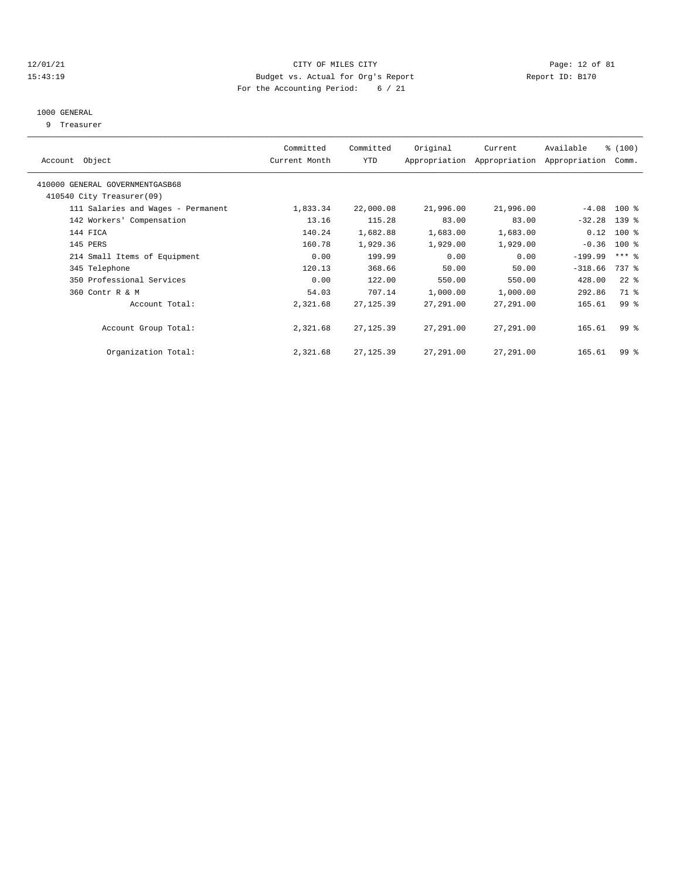CITY OF MILES CITY
Budget vs. Actual for Org's Report
For the Accounting Period: 6 / 21

1000 GENERAL
9 Treasurer

| Account Object | Committed Current Month | Committed YTD | Original Appropriation | Current Appropriation | Available Appropriation | % (100) Comm. |
|---|---|---|---|---|---|---|
| 410000 GENERAL GOVERNMENTGASB68 | | | | | | |
| 410540 City Treasurer(09) | | | | | | |
| 111 Salaries and Wages - Permanent | 1,833.34 | 22,000.08 | 21,996.00 | 21,996.00 | -4.08 | 100 % |
| 142 Workers' Compensation | 13.16 | 115.28 | 83.00 | 83.00 | -32.28 | 139 % |
| 144 FICA | 140.24 | 1,682.88 | 1,683.00 | 1,683.00 | 0.12 | 100 % |
| 145 PERS | 160.78 | 1,929.36 | 1,929.00 | 1,929.00 | -0.36 | 100 % |
| 214 Small Items of Equipment | 0.00 | 199.99 | 0.00 | 0.00 | -199.99 | *** % |
| 345 Telephone | 120.13 | 368.66 | 50.00 | 50.00 | -318.66 | 737 % |
| 350 Professional Services | 0.00 | 122.00 | 550.00 | 550.00 | 428.00 | 22 % |
| 360 Contr R & M | 54.03 | 707.14 | 1,000.00 | 1,000.00 | 292.86 | 71 % |
| Account Total: | 2,321.68 | 27,125.39 | 27,291.00 | 27,291.00 | 165.61 | 99 % |
| Account Group Total: | 2,321.68 | 27,125.39 | 27,291.00 | 27,291.00 | 165.61 | 99 % |
| Organization Total: | 2,321.68 | 27,125.39 | 27,291.00 | 27,291.00 | 165.61 | 99 % |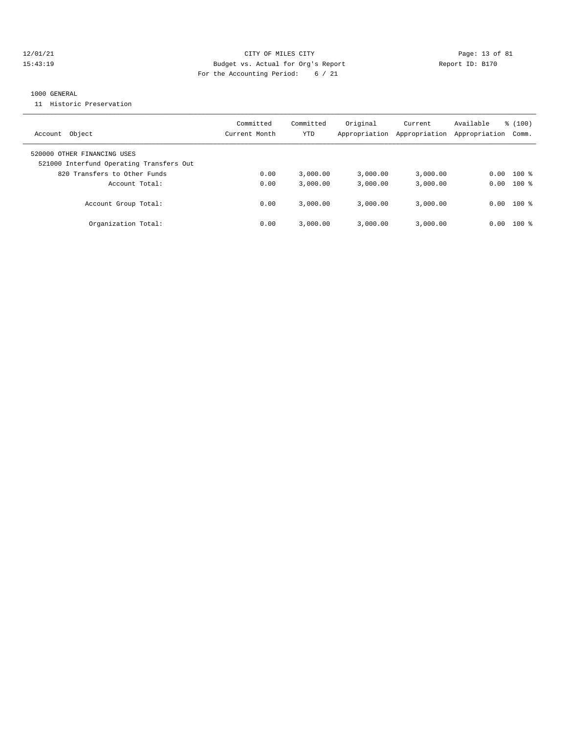12/01/21 CITY OF MILES CITY
15:43:19 Budget vs. Actual for Org's Report Report ID: B170
For the Accounting Period: 6 / 21

1000 GENERAL
11 Historic Preservation

| Account Object | Committed Current Month | Committed YTD | Original Appropriation | Current Appropriation | Available Appropriation | % (100) Comm. |
|---|---|---|---|---|---|---|
| 520000 OTHER FINANCING USES | | | | | | |
| 521000 Interfund Operating Transfers Out | | | | | | |
| 820 Transfers to Other Funds | 0.00 | 3,000.00 | 3,000.00 | 3,000.00 | 0.00 | 100 % |
| Account Total: | 0.00 | 3,000.00 | 3,000.00 | 3,000.00 | 0.00 | 100 % |
| Account Group Total: | 0.00 | 3,000.00 | 3,000.00 | 3,000.00 | 0.00 | 100 % |
| Organization Total: | 0.00 | 3,000.00 | 3,000.00 | 3,000.00 | 0.00 | 100 % |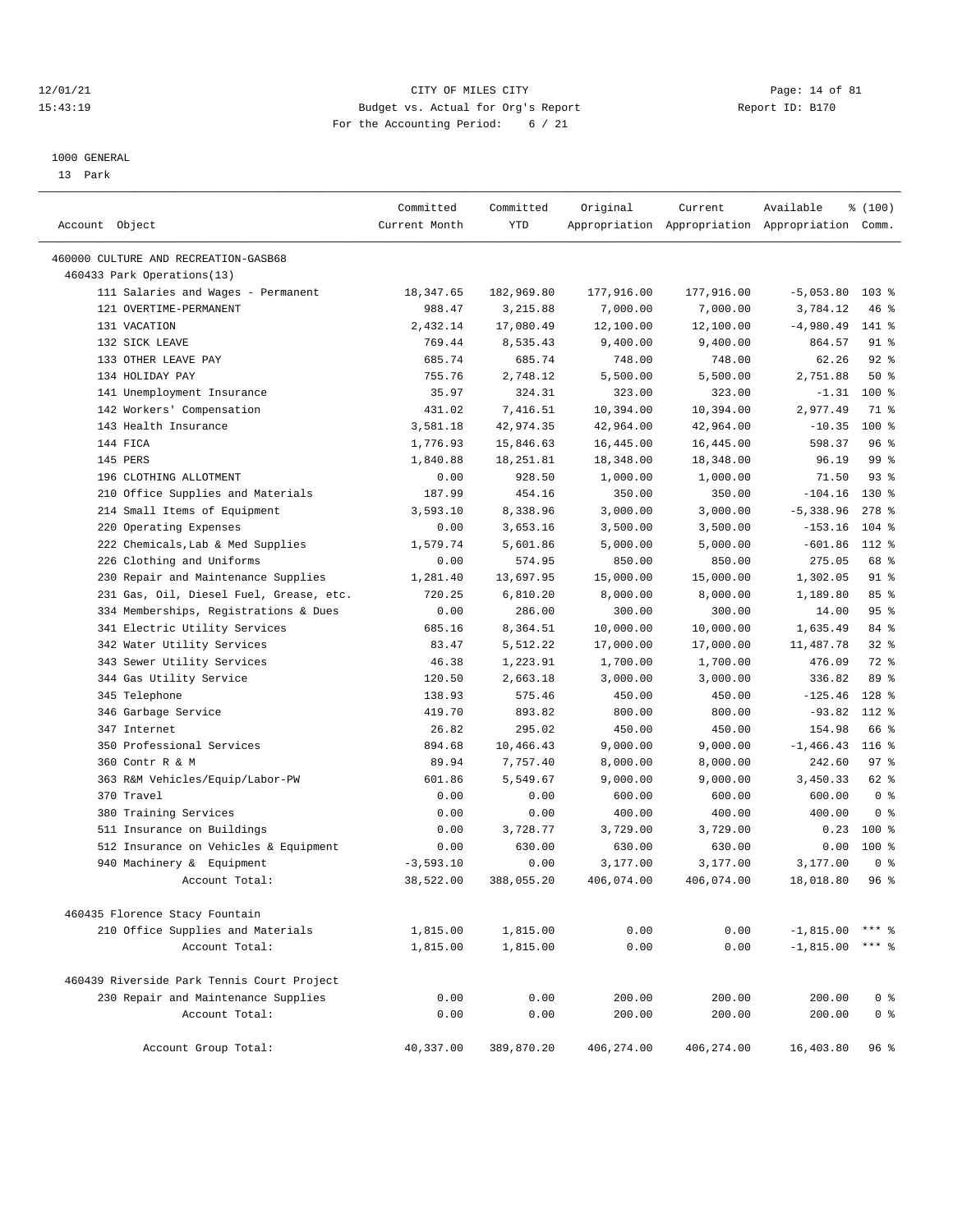12/01/21 CITY OF MILES CITY
15:43:19 Budget vs. Actual for Org's Report Report ID: B170
For the Accounting Period: 6 / 21

1000 GENERAL
13 Park

| Account Object | Committed Current Month | Committed YTD | Original Appropriation | Current Appropriation | Available Appropriation | % (100) Comm. |
|---|---|---|---|---|---|---|
| 460000 CULTURE AND RECREATION-GASB68 | | | | | | |
| 460433 Park Operations(13) | | | | | | |
| 111 Salaries and Wages - Permanent | 18,347.65 | 182,969.80 | 177,916.00 | 177,916.00 | -5,053.80 | 103 % |
| 121 OVERTIME-PERMANENT | 988.47 | 3,215.88 | 7,000.00 | 7,000.00 | 3,784.12 | 46 % |
| 131 VACATION | 2,432.14 | 17,080.49 | 12,100.00 | 12,100.00 | -4,980.49 | 141 % |
| 132 SICK LEAVE | 769.44 | 8,535.43 | 9,400.00 | 9,400.00 | 864.57 | 91 % |
| 133 OTHER LEAVE PAY | 685.74 | 685.74 | 748.00 | 748.00 | 62.26 | 92 % |
| 134 HOLIDAY PAY | 755.76 | 2,748.12 | 5,500.00 | 5,500.00 | 2,751.88 | 50 % |
| 141 Unemployment Insurance | 35.97 | 324.31 | 323.00 | 323.00 | -1.31 | 100 % |
| 142 Workers' Compensation | 431.02 | 7,416.51 | 10,394.00 | 10,394.00 | 2,977.49 | 71 % |
| 143 Health Insurance | 3,581.18 | 42,974.35 | 42,964.00 | 42,964.00 | -10.35 | 100 % |
| 144 FICA | 1,776.93 | 15,846.63 | 16,445.00 | 16,445.00 | 598.37 | 96 % |
| 145 PERS | 1,840.88 | 18,251.81 | 18,348.00 | 18,348.00 | 96.19 | 99 % |
| 196 CLOTHING ALLOTMENT | 0.00 | 928.50 | 1,000.00 | 1,000.00 | 71.50 | 93 % |
| 210 Office Supplies and Materials | 187.99 | 454.16 | 350.00 | 350.00 | -104.16 | 130 % |
| 214 Small Items of Equipment | 3,593.10 | 8,338.96 | 3,000.00 | 3,000.00 | -5,338.96 | 278 % |
| 220 Operating Expenses | 0.00 | 3,653.16 | 3,500.00 | 3,500.00 | -153.16 | 104 % |
| 222 Chemicals,Lab & Med Supplies | 1,579.74 | 5,601.86 | 5,000.00 | 5,000.00 | -601.86 | 112 % |
| 226 Clothing and Uniforms | 0.00 | 574.95 | 850.00 | 850.00 | 275.05 | 68 % |
| 230 Repair and Maintenance Supplies | 1,281.40 | 13,697.95 | 15,000.00 | 15,000.00 | 1,302.05 | 91 % |
| 231 Gas, Oil, Diesel Fuel, Grease, etc. | 720.25 | 6,810.20 | 8,000.00 | 8,000.00 | 1,189.80 | 85 % |
| 334 Memberships, Registrations & Dues | 0.00 | 286.00 | 300.00 | 300.00 | 14.00 | 95 % |
| 341 Electric Utility Services | 685.16 | 8,364.51 | 10,000.00 | 10,000.00 | 1,635.49 | 84 % |
| 342 Water Utility Services | 83.47 | 5,512.22 | 17,000.00 | 17,000.00 | 11,487.78 | 32 % |
| 343 Sewer Utility Services | 46.38 | 1,223.91 | 1,700.00 | 1,700.00 | 476.09 | 72 % |
| 344 Gas Utility Service | 120.50 | 2,663.18 | 3,000.00 | 3,000.00 | 336.82 | 89 % |
| 345 Telephone | 138.93 | 575.46 | 450.00 | 450.00 | -125.46 | 128 % |
| 346 Garbage Service | 419.70 | 893.82 | 800.00 | 800.00 | -93.82 | 112 % |
| 347 Internet | 26.82 | 295.02 | 450.00 | 450.00 | 154.98 | 66 % |
| 350 Professional Services | 894.68 | 10,466.43 | 9,000.00 | 9,000.00 | -1,466.43 | 116 % |
| 360 Contr R & M | 89.94 | 7,757.40 | 8,000.00 | 8,000.00 | 242.60 | 97 % |
| 363 R&M Vehicles/Equip/Labor-PW | 601.86 | 5,549.67 | 9,000.00 | 9,000.00 | 3,450.33 | 62 % |
| 370 Travel | 0.00 | 0.00 | 600.00 | 600.00 | 600.00 | 0 % |
| 380 Training Services | 0.00 | 0.00 | 400.00 | 400.00 | 400.00 | 0 % |
| 511 Insurance on Buildings | 0.00 | 3,728.77 | 3,729.00 | 3,729.00 | 0.23 | 100 % |
| 512 Insurance on Vehicles & Equipment | 0.00 | 630.00 | 630.00 | 630.00 | 0.00 | 100 % |
| 940 Machinery & Equipment | -3,593.10 | 0.00 | 3,177.00 | 3,177.00 | 3,177.00 | 0 % |
| Account Total: | 38,522.00 | 388,055.20 | 406,074.00 | 406,074.00 | 18,018.80 | 96 % |
| 460435 Florence Stacy Fountain | | | | | | |
| 210 Office Supplies and Materials | 1,815.00 | 1,815.00 | 0.00 | 0.00 | -1,815.00 | *** % |
| Account Total: | 1,815.00 | 1,815.00 | 0.00 | 0.00 | -1,815.00 | *** % |
| 460439 Riverside Park Tennis Court Project | | | | | | |
| 230 Repair and Maintenance Supplies | 0.00 | 0.00 | 200.00 | 200.00 | 200.00 | 0 % |
| Account Total: | 0.00 | 0.00 | 200.00 | 200.00 | 200.00 | 0 % |
| Account Group Total: | 40,337.00 | 389,870.20 | 406,274.00 | 406,274.00 | 16,403.80 | 96 % |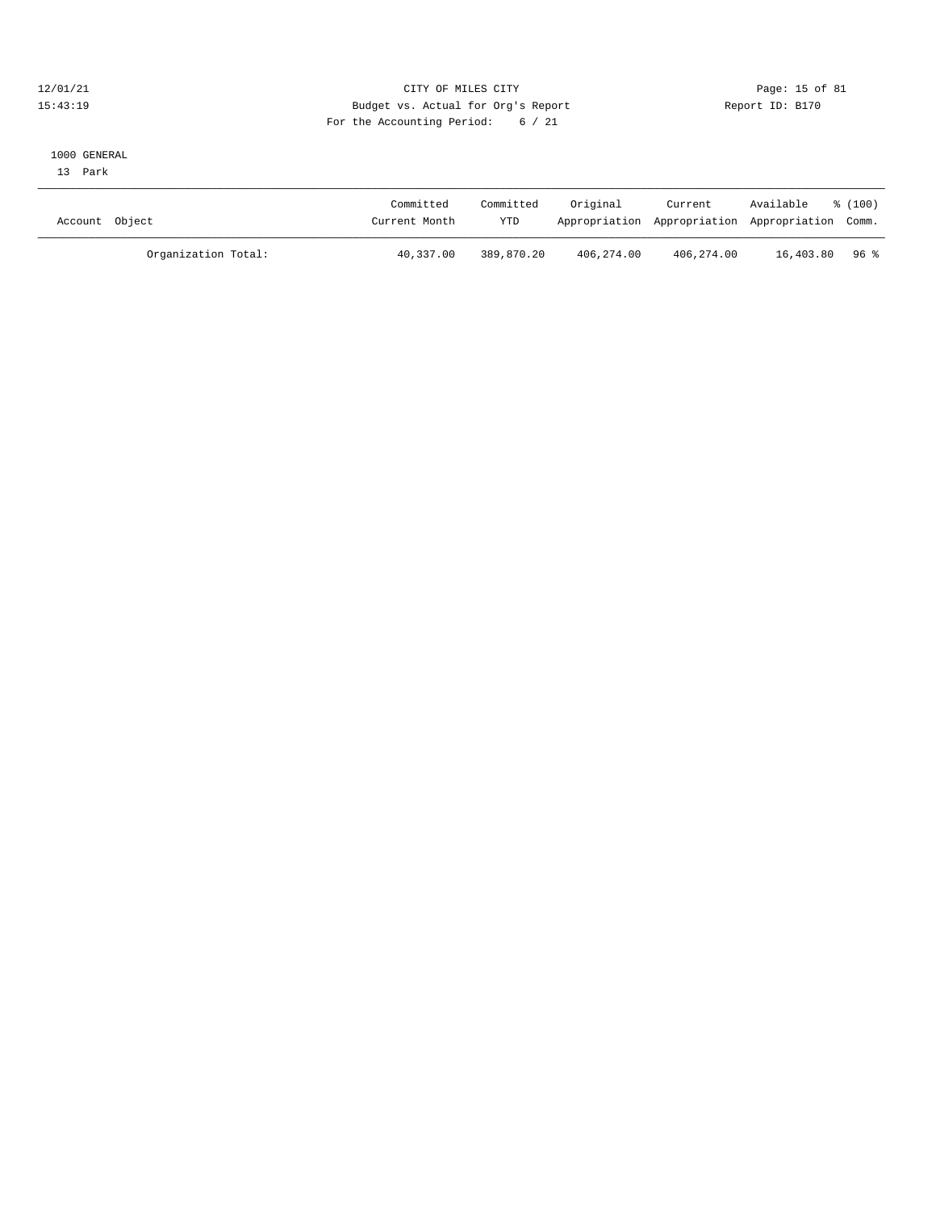CITY OF MILES CITY
Budget vs. Actual for Org's Report
For the Accounting Period: 6 / 21

12/01/21
15:43:19

Report ID: B170

1000 GENERAL
13 Park

| Account Object | Committed Current Month | Committed YTD | Original Appropriation | Current Appropriation | Available Appropriation | % (100) Comm. |
|---|---|---|---|---|---|---|
| Organization Total: | 40,337.00 | 389,870.20 | 406,274.00 | 406,274.00 | 16,403.80 | 96 % |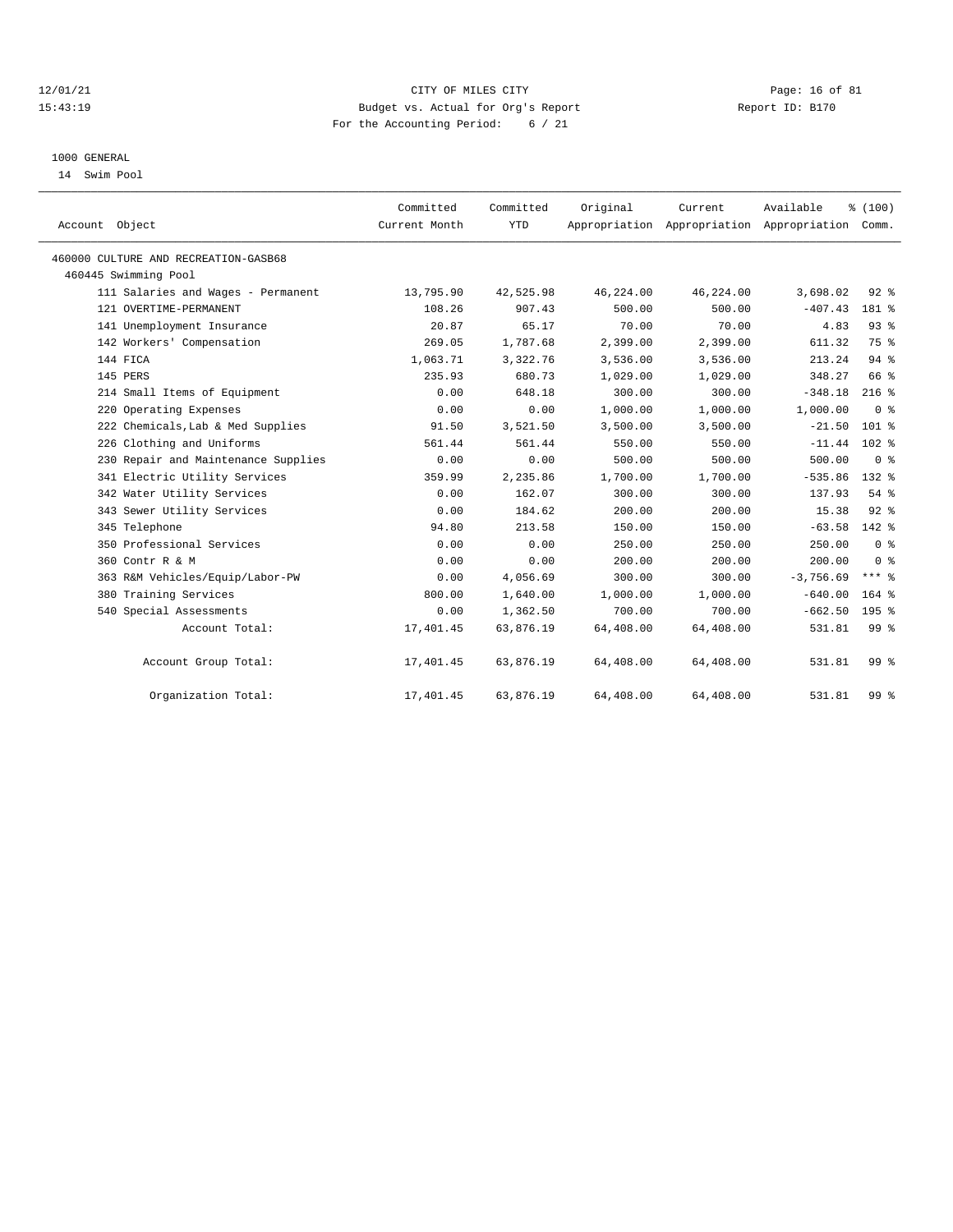CITY OF MILES CITY
Budget vs. Actual for Org's Report
For the Accounting Period: 6 / 21

12/01/21
15:43:19

Report ID: B170

1000 GENERAL
14 Swim Pool

| Account Object | Committed Current Month | Committed YTD | Original Appropriation | Current Appropriation | Available Appropriation | % (100) Comm. |
|---|---|---|---|---|---|---|
| 460000 CULTURE AND RECREATION-GASB68 | | | | | | |
| 460445 Swimming Pool | | | | | | |
| 111 Salaries and Wages - Permanent | 13,795.90 | 42,525.98 | 46,224.00 | 46,224.00 | 3,698.02 | 92 % |
| 121 OVERTIME-PERMANENT | 108.26 | 907.43 | 500.00 | 500.00 | -407.43 | 181 % |
| 141 Unemployment Insurance | 20.87 | 65.17 | 70.00 | 70.00 | 4.83 | 93 % |
| 142 Workers' Compensation | 269.05 | 1,787.68 | 2,399.00 | 2,399.00 | 611.32 | 75 % |
| 144 FICA | 1,063.71 | 3,322.76 | 3,536.00 | 3,536.00 | 213.24 | 94 % |
| 145 PERS | 235.93 | 680.73 | 1,029.00 | 1,029.00 | 348.27 | 66 % |
| 214 Small Items of Equipment | 0.00 | 648.18 | 300.00 | 300.00 | -348.18 | 216 % |
| 220 Operating Expenses | 0.00 | 0.00 | 1,000.00 | 1,000.00 | 1,000.00 | 0 % |
| 222 Chemicals,Lab & Med Supplies | 91.50 | 3,521.50 | 3,500.00 | 3,500.00 | -21.50 | 101 % |
| 226 Clothing and Uniforms | 561.44 | 561.44 | 550.00 | 550.00 | -11.44 | 102 % |
| 230 Repair and Maintenance Supplies | 0.00 | 0.00 | 500.00 | 500.00 | 500.00 | 0 % |
| 341 Electric Utility Services | 359.99 | 2,235.86 | 1,700.00 | 1,700.00 | -535.86 | 132 % |
| 342 Water Utility Services | 0.00 | 162.07 | 300.00 | 300.00 | 137.93 | 54 % |
| 343 Sewer Utility Services | 0.00 | 184.62 | 200.00 | 200.00 | 15.38 | 92 % |
| 345 Telephone | 94.80 | 213.58 | 150.00 | 150.00 | -63.58 | 142 % |
| 350 Professional Services | 0.00 | 0.00 | 250.00 | 250.00 | 250.00 | 0 % |
| 360 Contr R & M | 0.00 | 0.00 | 200.00 | 200.00 | 200.00 | 0 % |
| 363 R&M Vehicles/Equip/Labor-PW | 0.00 | 4,056.69 | 300.00 | 300.00 | -3,756.69 | *** % |
| 380 Training Services | 800.00 | 1,640.00 | 1,000.00 | 1,000.00 | -640.00 | 164 % |
| 540 Special Assessments | 0.00 | 1,362.50 | 700.00 | 700.00 | -662.50 | 195 % |
| Account Total: | 17,401.45 | 63,876.19 | 64,408.00 | 64,408.00 | 531.81 | 99 % |
| Account Group Total: | 17,401.45 | 63,876.19 | 64,408.00 | 64,408.00 | 531.81 | 99 % |
| Organization Total: | 17,401.45 | 63,876.19 | 64,408.00 | 64,408.00 | 531.81 | 99 % |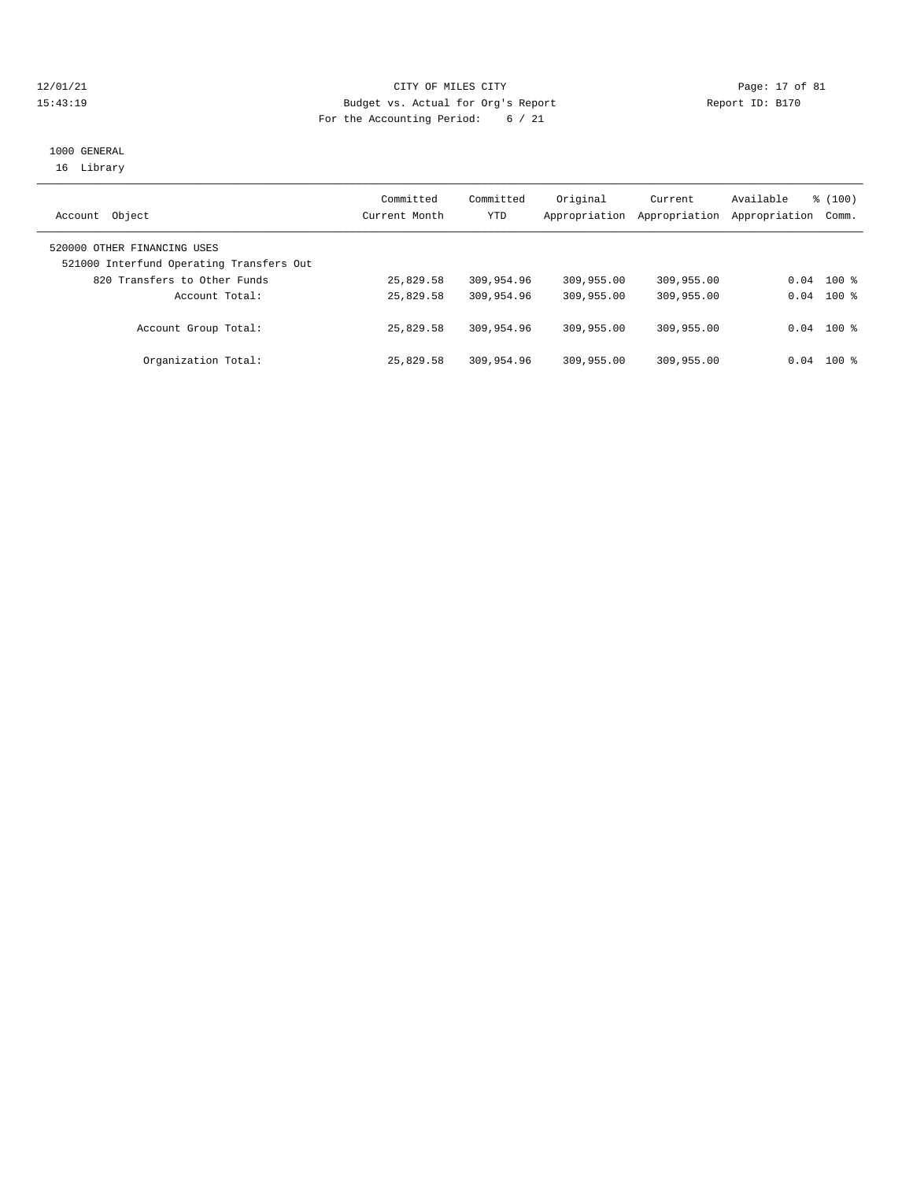CITY OF MILES CITY
Budget vs. Actual for Org's Report
For the Accounting Period: 6 / 21

12/01/21
15:43:19

Report ID: B170

1000 GENERAL
16 Library

| Account Object | Committed Current Month | Committed YTD | Original Appropriation | Current Appropriation | Available Appropriation | % (100) Comm. |
|---|---|---|---|---|---|---|
| 520000 OTHER FINANCING USES | | | | | | |
| 521000 Interfund Operating Transfers Out | | | | | | |
| 820 Transfers to Other Funds | 25,829.58 | 309,954.96 | 309,955.00 | 309,955.00 | 0.04 | 100 % |
| Account Total: | 25,829.58 | 309,954.96 | 309,955.00 | 309,955.00 | 0.04 | 100 % |
| Account Group Total: | 25,829.58 | 309,954.96 | 309,955.00 | 309,955.00 | 0.04 | 100 % |
| Organization Total: | 25,829.58 | 309,954.96 | 309,955.00 | 309,955.00 | 0.04 | 100 % |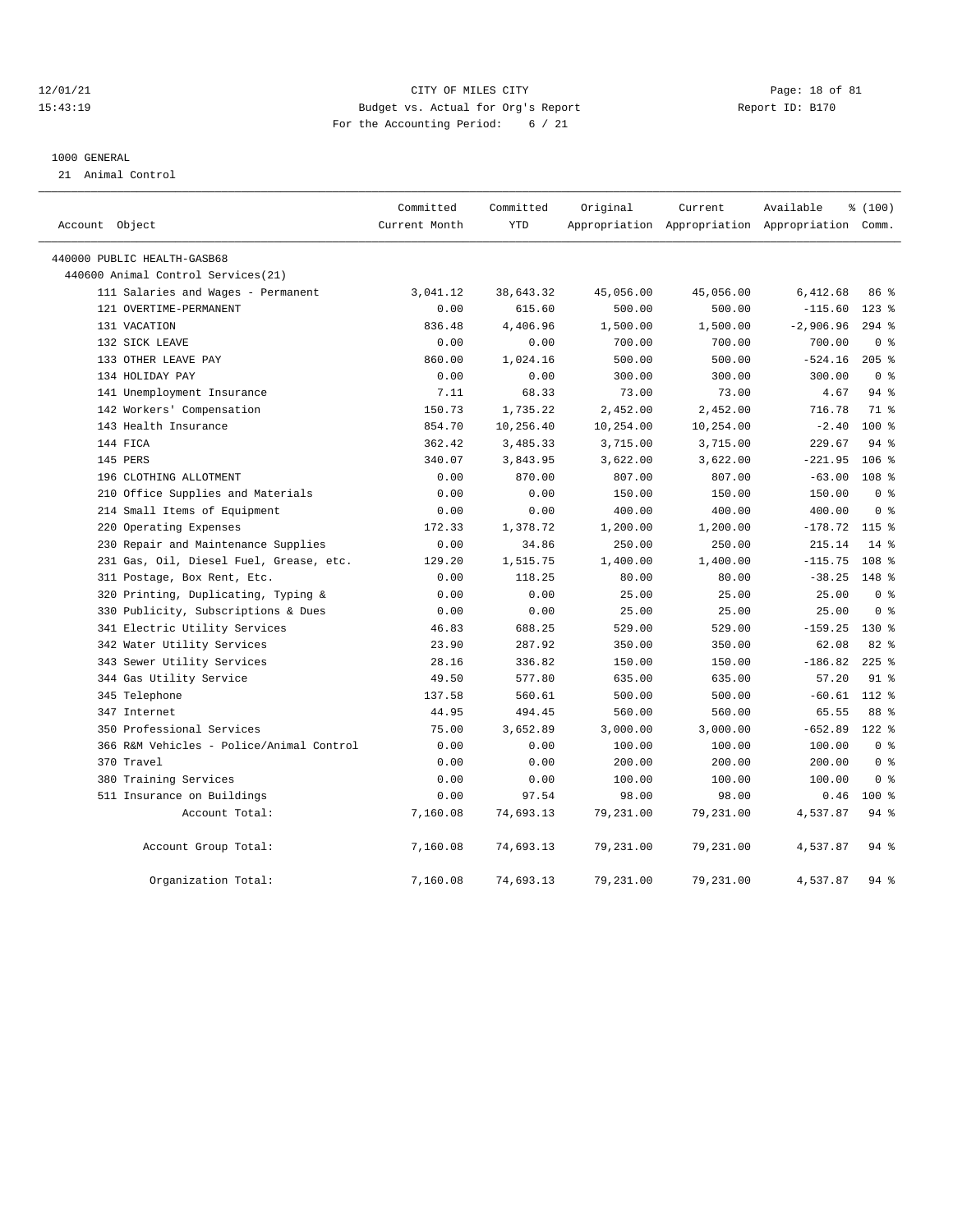CITY OF MILES CITY
Budget vs. Actual for Org's Report
For the Accounting Period: 6 / 21

1000 GENERAL

21 Animal Control

| Account Object | Committed Current Month | Committed YTD | Original Appropriation | Current Appropriation | Available Appropriation | % (100) Comm. |
|---|---|---|---|---|---|---|
| 440000 PUBLIC HEALTH-GASB68 | | | | | | |
| 440600 Animal Control Services(21) | | | | | | |
| 111 Salaries and Wages - Permanent | 3,041.12 | 38,643.32 | 45,056.00 | 45,056.00 | 6,412.68 | 86 % |
| 121 OVERTIME-PERMANENT | 0.00 | 615.60 | 500.00 | 500.00 | -115.60 | 123 % |
| 131 VACATION | 836.48 | 4,406.96 | 1,500.00 | 1,500.00 | -2,906.96 | 294 % |
| 132 SICK LEAVE | 0.00 | 0.00 | 700.00 | 700.00 | 700.00 | 0 % |
| 133 OTHER LEAVE PAY | 860.00 | 1,024.16 | 500.00 | 500.00 | -524.16 | 205 % |
| 134 HOLIDAY PAY | 0.00 | 0.00 | 300.00 | 300.00 | 300.00 | 0 % |
| 141 Unemployment Insurance | 7.11 | 68.33 | 73.00 | 73.00 | 4.67 | 94 % |
| 142 Workers' Compensation | 150.73 | 1,735.22 | 2,452.00 | 2,452.00 | 716.78 | 71 % |
| 143 Health Insurance | 854.70 | 10,256.40 | 10,254.00 | 10,254.00 | -2.40 | 100 % |
| 144 FICA | 362.42 | 3,485.33 | 3,715.00 | 3,715.00 | 229.67 | 94 % |
| 145 PERS | 340.07 | 3,843.95 | 3,622.00 | 3,622.00 | -221.95 | 106 % |
| 196 CLOTHING ALLOTMENT | 0.00 | 870.00 | 807.00 | 807.00 | -63.00 | 108 % |
| 210 Office Supplies and Materials | 0.00 | 0.00 | 150.00 | 150.00 | 150.00 | 0 % |
| 214 Small Items of Equipment | 0.00 | 0.00 | 400.00 | 400.00 | 400.00 | 0 % |
| 220 Operating Expenses | 172.33 | 1,378.72 | 1,200.00 | 1,200.00 | -178.72 | 115 % |
| 230 Repair and Maintenance Supplies | 0.00 | 34.86 | 250.00 | 250.00 | 215.14 | 14 % |
| 231 Gas, Oil, Diesel Fuel, Grease, etc. | 129.20 | 1,515.75 | 1,400.00 | 1,400.00 | -115.75 | 108 % |
| 311 Postage, Box Rent, Etc. | 0.00 | 118.25 | 80.00 | 80.00 | -38.25 | 148 % |
| 320 Printing, Duplicating, Typing & | 0.00 | 0.00 | 25.00 | 25.00 | 25.00 | 0 % |
| 330 Publicity, Subscriptions & Dues | 0.00 | 0.00 | 25.00 | 25.00 | 25.00 | 0 % |
| 341 Electric Utility Services | 46.83 | 688.25 | 529.00 | 529.00 | -159.25 | 130 % |
| 342 Water Utility Services | 23.90 | 287.92 | 350.00 | 350.00 | 62.08 | 82 % |
| 343 Sewer Utility Services | 28.16 | 336.82 | 150.00 | 150.00 | -186.82 | 225 % |
| 344 Gas Utility Service | 49.50 | 577.80 | 635.00 | 635.00 | 57.20 | 91 % |
| 345 Telephone | 137.58 | 560.61 | 500.00 | 500.00 | -60.61 | 112 % |
| 347 Internet | 44.95 | 494.45 | 560.00 | 560.00 | 65.55 | 88 % |
| 350 Professional Services | 75.00 | 3,652.89 | 3,000.00 | 3,000.00 | -652.89 | 122 % |
| 366 R&M Vehicles - Police/Animal Control | 0.00 | 0.00 | 100.00 | 100.00 | 100.00 | 0 % |
| 370 Travel | 0.00 | 0.00 | 200.00 | 200.00 | 200.00 | 0 % |
| 380 Training Services | 0.00 | 0.00 | 100.00 | 100.00 | 100.00 | 0 % |
| 511 Insurance on Buildings | 0.00 | 97.54 | 98.00 | 98.00 | 0.46 | 100 % |
| Account Total: | 7,160.08 | 74,693.13 | 79,231.00 | 79,231.00 | 4,537.87 | 94 % |
| Account Group Total: | 7,160.08 | 74,693.13 | 79,231.00 | 79,231.00 | 4,537.87 | 94 % |
| Organization Total: | 7,160.08 | 74,693.13 | 79,231.00 | 79,231.00 | 4,537.87 | 94 % |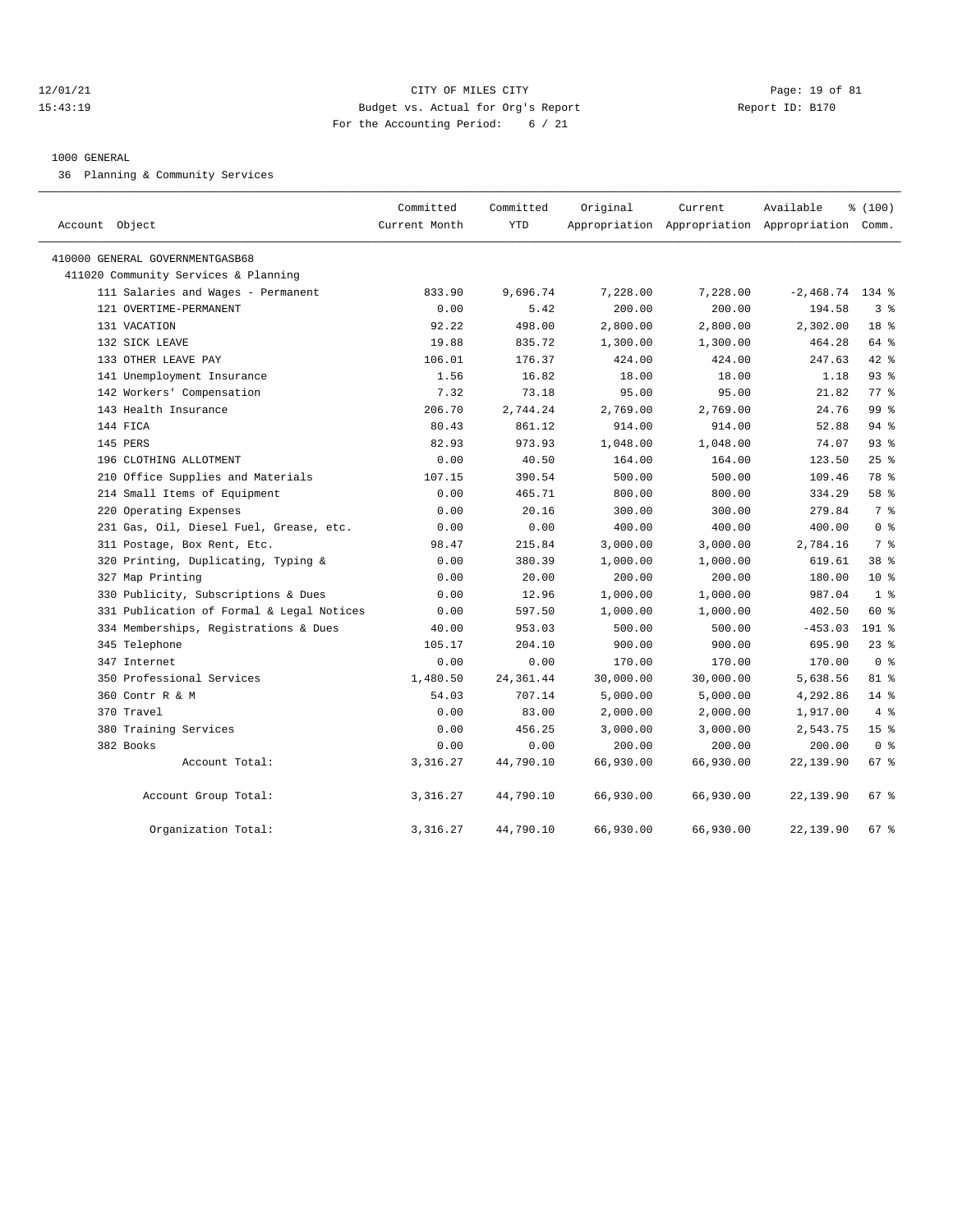CITY OF MILES CITY

Budget vs. Actual for Org's Report

For the Accounting Period: 6 / 21

Report ID: B170

1000 GENERAL

36 Planning & Community Services

| Account Object | Committed Current Month | Committed YTD | Original Appropriation | Current Appropriation | Available Appropriation | % (100) Comm. |
|---|---|---|---|---|---|---|
| 410000 GENERAL GOVERNMENTGASB68 | | | | | | |
| 411020 Community Services & Planning | | | | | | |
| 111 Salaries and Wages - Permanent | 833.90 | 9,696.74 | 7,228.00 | 7,228.00 | -2,468.74 | 134 % |
| 121 OVERTIME-PERMANENT | 0.00 | 5.42 | 200.00 | 200.00 | 194.58 | 3 % |
| 131 VACATION | 92.22 | 498.00 | 2,800.00 | 2,800.00 | 2,302.00 | 18 % |
| 132 SICK LEAVE | 19.88 | 835.72 | 1,300.00 | 1,300.00 | 464.28 | 64 % |
| 133 OTHER LEAVE PAY | 106.01 | 176.37 | 424.00 | 424.00 | 247.63 | 42 % |
| 141 Unemployment Insurance | 1.56 | 16.82 | 18.00 | 18.00 | 1.18 | 93 % |
| 142 Workers' Compensation | 7.32 | 73.18 | 95.00 | 95.00 | 21.82 | 77 % |
| 143 Health Insurance | 206.70 | 2,744.24 | 2,769.00 | 2,769.00 | 24.76 | 99 % |
| 144 FICA | 80.43 | 861.12 | 914.00 | 914.00 | 52.88 | 94 % |
| 145 PERS | 82.93 | 973.93 | 1,048.00 | 1,048.00 | 74.07 | 93 % |
| 196 CLOTHING ALLOTMENT | 0.00 | 40.50 | 164.00 | 164.00 | 123.50 | 25 % |
| 210 Office Supplies and Materials | 107.15 | 390.54 | 500.00 | 500.00 | 109.46 | 78 % |
| 214 Small Items of Equipment | 0.00 | 465.71 | 800.00 | 800.00 | 334.29 | 58 % |
| 220 Operating Expenses | 0.00 | 20.16 | 300.00 | 300.00 | 279.84 | 7 % |
| 231 Gas, Oil, Diesel Fuel, Grease, etc. | 0.00 | 0.00 | 400.00 | 400.00 | 400.00 | 0 % |
| 311 Postage, Box Rent, Etc. | 98.47 | 215.84 | 3,000.00 | 3,000.00 | 2,784.16 | 7 % |
| 320 Printing, Duplicating, Typing & | 0.00 | 380.39 | 1,000.00 | 1,000.00 | 619.61 | 38 % |
| 327 Map Printing | 0.00 | 20.00 | 200.00 | 200.00 | 180.00 | 10 % |
| 330 Publicity, Subscriptions & Dues | 0.00 | 12.96 | 1,000.00 | 1,000.00 | 987.04 | 1 % |
| 331 Publication of Formal & Legal Notices | 0.00 | 597.50 | 1,000.00 | 1,000.00 | 402.50 | 60 % |
| 334 Memberships, Registrations & Dues | 40.00 | 953.03 | 500.00 | 500.00 | -453.03 | 191 % |
| 345 Telephone | 105.17 | 204.10 | 900.00 | 900.00 | 695.90 | 23 % |
| 347 Internet | 0.00 | 0.00 | 170.00 | 170.00 | 170.00 | 0 % |
| 350 Professional Services | 1,480.50 | 24,361.44 | 30,000.00 | 30,000.00 | 5,638.56 | 81 % |
| 360 Contr R & M | 54.03 | 707.14 | 5,000.00 | 5,000.00 | 4,292.86 | 14 % |
| 370 Travel | 0.00 | 83.00 | 2,000.00 | 2,000.00 | 1,917.00 | 4 % |
| 380 Training Services | 0.00 | 456.25 | 3,000.00 | 3,000.00 | 2,543.75 | 15 % |
| 382 Books | 0.00 | 0.00 | 200.00 | 200.00 | 200.00 | 0 % |
| Account Total: | 3,316.27 | 44,790.10 | 66,930.00 | 66,930.00 | 22,139.90 | 67 % |
| Account Group Total: | 3,316.27 | 44,790.10 | 66,930.00 | 66,930.00 | 22,139.90 | 67 % |
| Organization Total: | 3,316.27 | 44,790.10 | 66,930.00 | 66,930.00 | 22,139.90 | 67 % |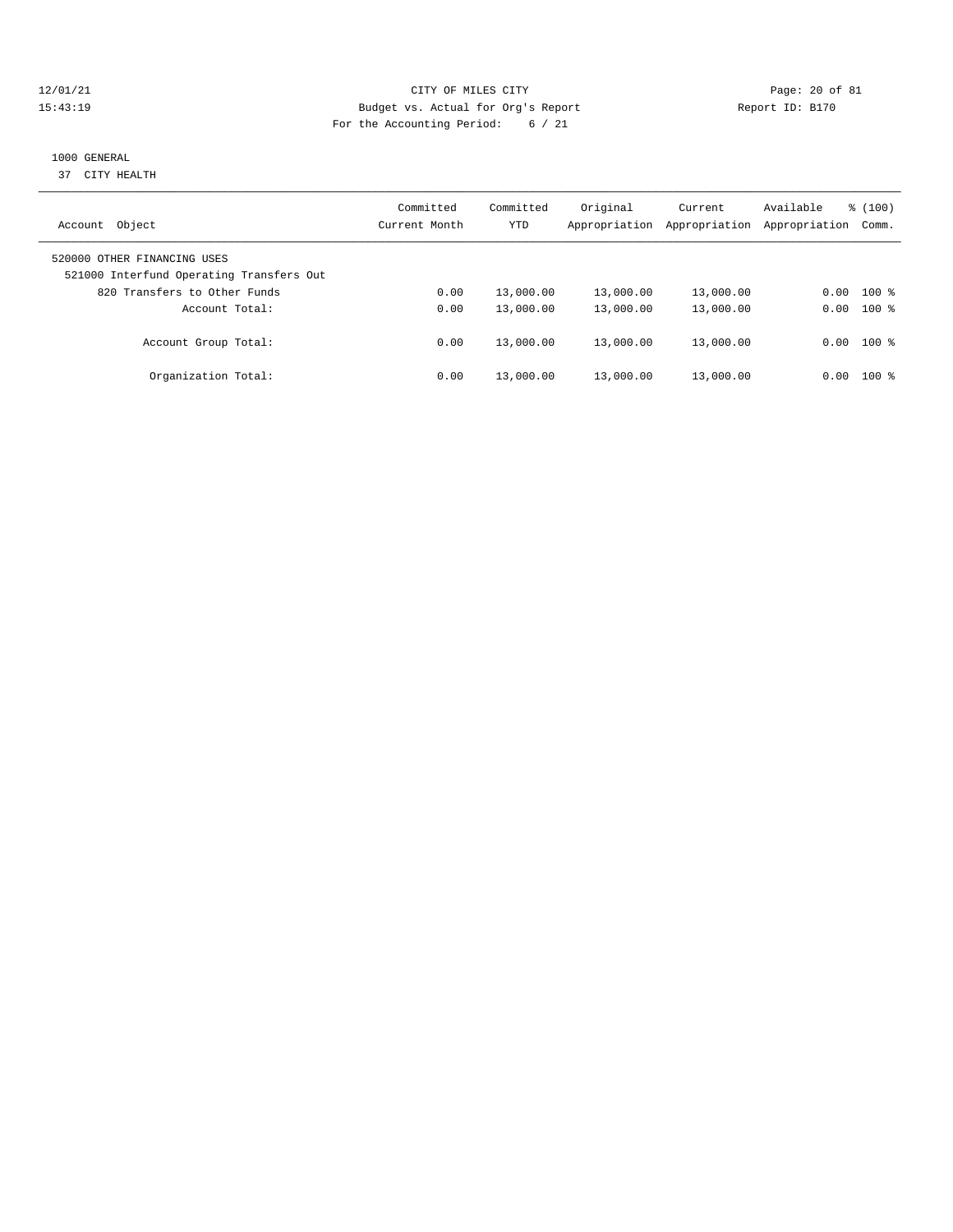CITY OF MILES CITY

Budget vs. Actual for Org's Report

For the Accounting Period: 6 / 21

Report ID: B170

12/01/21
15:43:19

1000 GENERAL
37 CITY HEALTH

| Account Object | Committed Current Month | Committed YTD | Original Appropriation | Current Appropriation | Available Appropriation | % (100) Comm. |
|---|---|---|---|---|---|---|
| 520000 OTHER FINANCING USES | | | | | | |
| 521000 Interfund Operating Transfers Out | | | | | | |
| 820 Transfers to Other Funds | 0.00 | 13,000.00 | 13,000.00 | 13,000.00 | 0.00 | 100 % |
| Account Total: | 0.00 | 13,000.00 | 13,000.00 | 13,000.00 | 0.00 | 100 % |
| Account Group Total: | 0.00 | 13,000.00 | 13,000.00 | 13,000.00 | 0.00 | 100 % |
| Organization Total: | 0.00 | 13,000.00 | 13,000.00 | 13,000.00 | 0.00 | 100 % |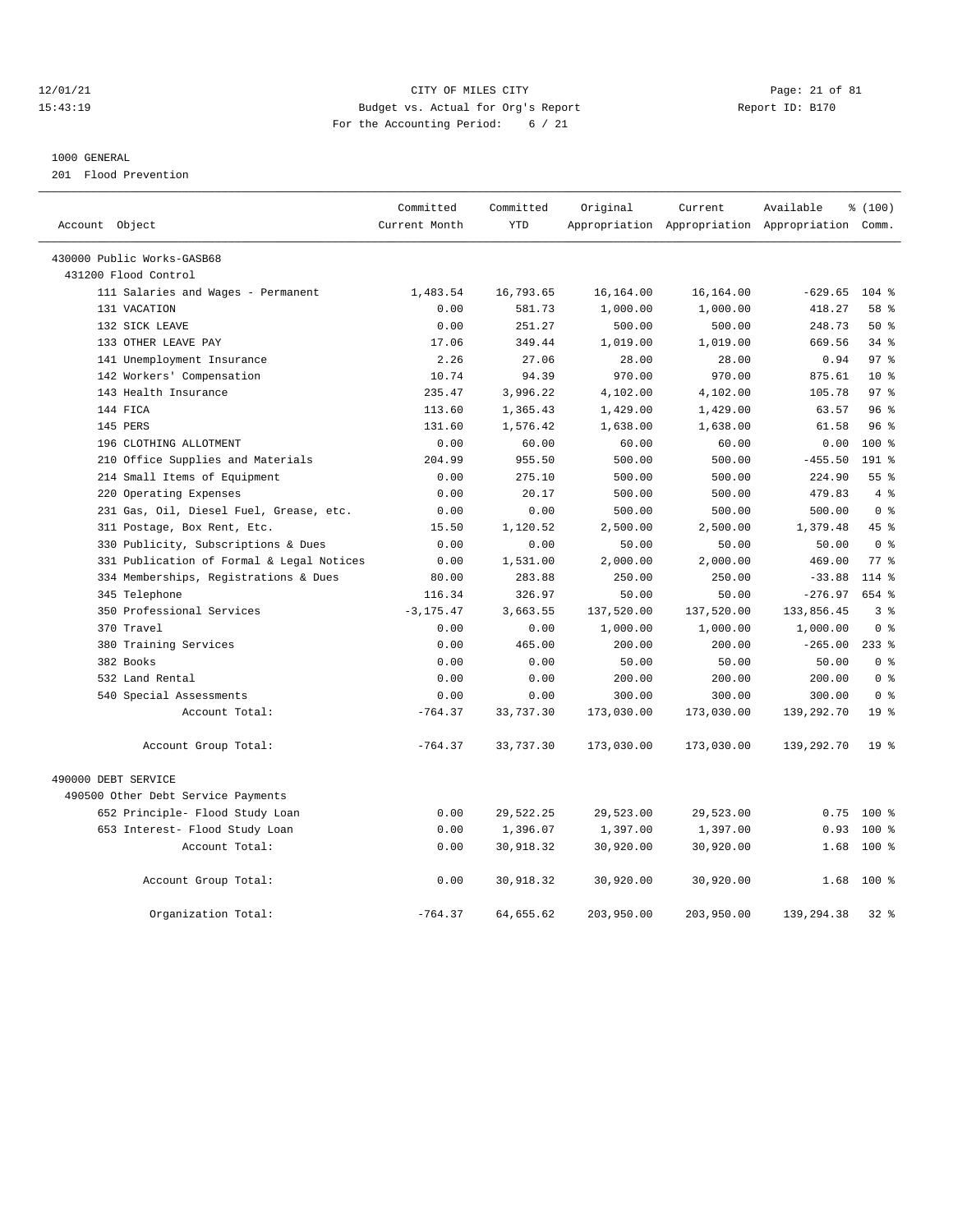12/01/21 CITY OF MILES CITY
15:43:19 Budget vs. Actual for Org's Report Report ID: B170
For the Accounting Period: 6 / 21

1000 GENERAL
201 Flood Prevention

| Account Object | Committed Current Month | Committed YTD | Original Appropriation | Current Appropriation | Available Appropriation | % (100) Comm. |
|---|---|---|---|---|---|---|
| 430000 Public Works-GASB68 | | | | | | |
| 431200 Flood Control | | | | | | |
| 111 Salaries and Wages - Permanent | 1,483.54 | 16,793.65 | 16,164.00 | 16,164.00 | -629.65 | 104 % |
| 131 VACATION | 0.00 | 581.73 | 1,000.00 | 1,000.00 | 418.27 | 58 % |
| 132 SICK LEAVE | 0.00 | 251.27 | 500.00 | 500.00 | 248.73 | 50 % |
| 133 OTHER LEAVE PAY | 17.06 | 349.44 | 1,019.00 | 1,019.00 | 669.56 | 34 % |
| 141 Unemployment Insurance | 2.26 | 27.06 | 28.00 | 28.00 | 0.94 | 97 % |
| 142 Workers' Compensation | 10.74 | 94.39 | 970.00 | 970.00 | 875.61 | 10 % |
| 143 Health Insurance | 235.47 | 3,996.22 | 4,102.00 | 4,102.00 | 105.78 | 97 % |
| 144 FICA | 113.60 | 1,365.43 | 1,429.00 | 1,429.00 | 63.57 | 96 % |
| 145 PERS | 131.60 | 1,576.42 | 1,638.00 | 1,638.00 | 61.58 | 96 % |
| 196 CLOTHING ALLOTMENT | 0.00 | 60.00 | 60.00 | 60.00 | 0.00 | 100 % |
| 210 Office Supplies and Materials | 204.99 | 955.50 | 500.00 | 500.00 | -455.50 | 191 % |
| 214 Small Items of Equipment | 0.00 | 275.10 | 500.00 | 500.00 | 224.90 | 55 % |
| 220 Operating Expenses | 0.00 | 20.17 | 500.00 | 500.00 | 479.83 | 4 % |
| 231 Gas, Oil, Diesel Fuel, Grease, etc. | 0.00 | 0.00 | 500.00 | 500.00 | 500.00 | 0 % |
| 311 Postage, Box Rent, Etc. | 15.50 | 1,120.52 | 2,500.00 | 2,500.00 | 1,379.48 | 45 % |
| 330 Publicity, Subscriptions & Dues | 0.00 | 0.00 | 50.00 | 50.00 | 50.00 | 0 % |
| 331 Publication of Formal & Legal Notices | 0.00 | 1,531.00 | 2,000.00 | 2,000.00 | 469.00 | 77 % |
| 334 Memberships, Registrations & Dues | 80.00 | 283.88 | 250.00 | 250.00 | -33.88 | 114 % |
| 345 Telephone | 116.34 | 326.97 | 50.00 | 50.00 | -276.97 | 654 % |
| 350 Professional Services | -3,175.47 | 3,663.55 | 137,520.00 | 137,520.00 | 133,856.45 | 3 % |
| 370 Travel | 0.00 | 0.00 | 1,000.00 | 1,000.00 | 1,000.00 | 0 % |
| 380 Training Services | 0.00 | 465.00 | 200.00 | 200.00 | -265.00 | 233 % |
| 382 Books | 0.00 | 0.00 | 50.00 | 50.00 | 50.00 | 0 % |
| 532 Land Rental | 0.00 | 0.00 | 200.00 | 200.00 | 200.00 | 0 % |
| 540 Special Assessments | 0.00 | 0.00 | 300.00 | 300.00 | 300.00 | 0 % |
| Account Total: | -764.37 | 33,737.30 | 173,030.00 | 173,030.00 | 139,292.70 | 19 % |
| Account Group Total: | -764.37 | 33,737.30 | 173,030.00 | 173,030.00 | 139,292.70 | 19 % |
| 490000 DEBT SERVICE | | | | | | |
| 490500 Other Debt Service Payments | | | | | | |
| 652 Principle- Flood Study Loan | 0.00 | 29,522.25 | 29,523.00 | 29,523.00 | 0.75 | 100 % |
| 653 Interest- Flood Study Loan | 0.00 | 1,396.07 | 1,397.00 | 1,397.00 | 0.93 | 100 % |
| Account Total: | 0.00 | 30,918.32 | 30,920.00 | 30,920.00 | 1.68 | 100 % |
| Account Group Total: | 0.00 | 30,918.32 | 30,920.00 | 30,920.00 | 1.68 | 100 % |
| Organization Total: | -764.37 | 64,655.62 | 203,950.00 | 203,950.00 | 139,294.38 | 32 % |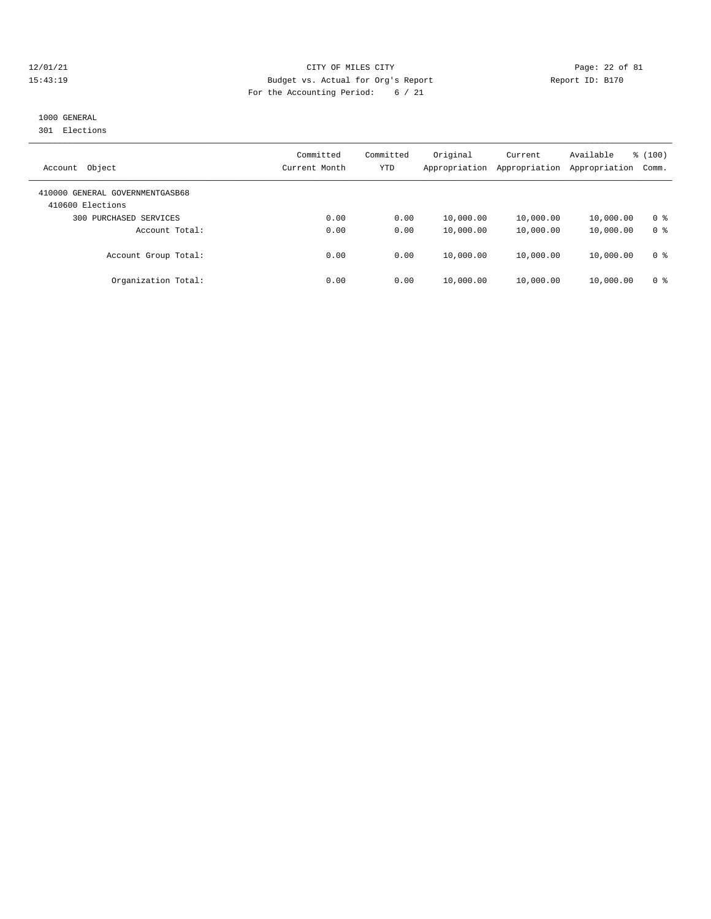12/01/21 CITY OF MILES CITY
15:43:19 Budget vs. Actual for Org's Report Report ID: B170
For the Accounting Period: 6 / 21

1000 GENERAL
301 Elections

| Account Object | Committed Current Month | Committed YTD | Original Appropriation | Current Appropriation | Available Appropriation | % (100) Comm. |
|---|---|---|---|---|---|---|
| 410000 GENERAL GOVERNMENTGASB68 | | | | | | |
| 410600 Elections | | | | | | |
| 300 PURCHASED SERVICES | 0.00 | 0.00 | 10,000.00 | 10,000.00 | 10,000.00 | 0 % |
| Account Total: | 0.00 | 0.00 | 10,000.00 | 10,000.00 | 10,000.00 | 0 % |
| Account Group Total: | 0.00 | 0.00 | 10,000.00 | 10,000.00 | 10,000.00 | 0 % |
| Organization Total: | 0.00 | 0.00 | 10,000.00 | 10,000.00 | 10,000.00 | 0 % |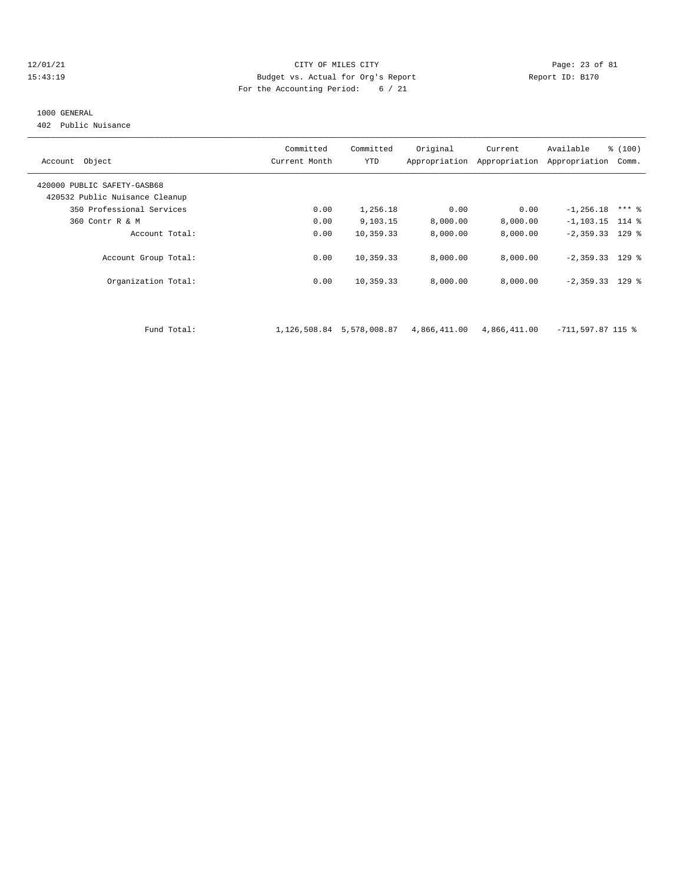CITY OF MILES CITY
Budget vs. Actual for Org's Report
For the Accounting Period: 6 / 21

12/01/21
15:43:19

Report ID: B170

1000 GENERAL
402 Public Nuisance

| Account Object | Committed Current Month | Committed YTD | Original Appropriation | Current Appropriation | Available Appropriation | % (100) Comm. |
|---|---|---|---|---|---|---|
| 420000 PUBLIC SAFETY-GASB68 | | | | | | |
| 420532 Public Nuisance Cleanup | | | | | | |
| 350 Professional Services | 0.00 | 1,256.18 | 0.00 | 0.00 | -1,256.18 | *** % |
| 360 Contr R & M | 0.00 | 9,103.15 | 8,000.00 | 8,000.00 | -1,103.15 | 114 % |
| Account Total: | 0.00 | 10,359.33 | 8,000.00 | 8,000.00 | -2,359.33 | 129 % |
| Account Group Total: | 0.00 | 10,359.33 | 8,000.00 | 8,000.00 | -2,359.33 | 129 % |
| Organization Total: | 0.00 | 10,359.33 | 8,000.00 | 8,000.00 | -2,359.33 | 129 % |
| Fund Total: | 1,126,508.84 | 5,578,008.87 | 4,866,411.00 | 4,866,411.00 | -711,597.87 | 115 % |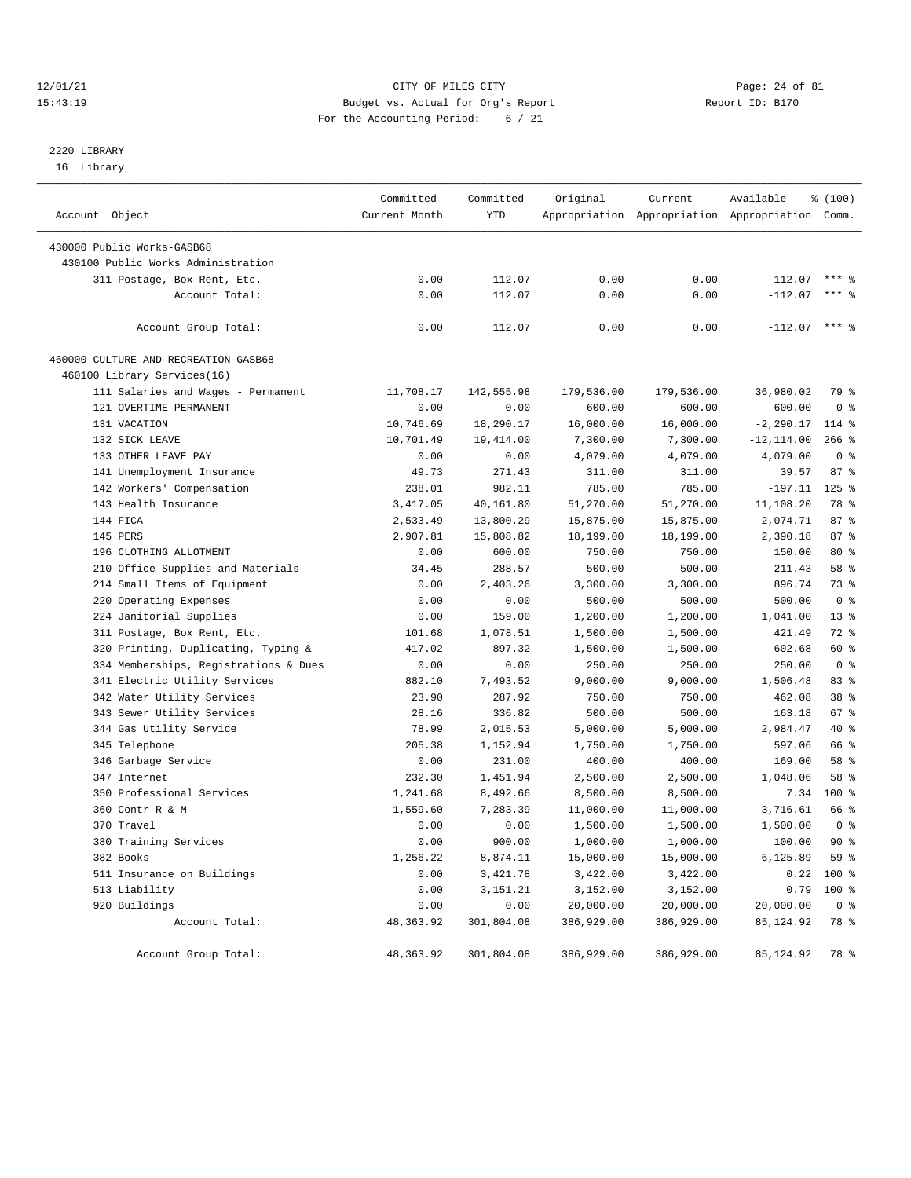# CITY OF MILES CITY

Budget vs. Actual for Org's Report

For the Accounting Period: 6 / 21

12/01/21 15:43:19 — Report ID: B170

## 2220 LIBRARY

16 Library

| Account Object | Committed Current Month | Committed YTD | Original Appropriation | Current Appropriation | Available Appropriation | % (100) Comm. |
|---|---|---|---|---|---|---|
| 430000 Public Works-GASB68 | | | | | | |
| 430100 Public Works Administration | | | | | | |
| 311 Postage, Box Rent, Etc. | 0.00 | 112.07 | 0.00 | 0.00 | -112.07 | *** % |
| Account Total: | 0.00 | 112.07 | 0.00 | 0.00 | -112.07 | *** % |
| Account Group Total: | 0.00 | 112.07 | 0.00 | 0.00 | -112.07 | *** % |
| 460000 CULTURE AND RECREATION-GASB68 | | | | | | |
| 460100 Library Services(16) | | | | | | |
| 111 Salaries and Wages - Permanent | 11,708.17 | 142,555.98 | 179,536.00 | 179,536.00 | 36,980.02 | 79 % |
| 121 OVERTIME-PERMANENT | 0.00 | 0.00 | 600.00 | 600.00 | 600.00 | 0 % |
| 131 VACATION | 10,746.69 | 18,290.17 | 16,000.00 | 16,000.00 | -2,290.17 | 114 % |
| 132 SICK LEAVE | 10,701.49 | 19,414.00 | 7,300.00 | 7,300.00 | -12,114.00 | 266 % |
| 133 OTHER LEAVE PAY | 0.00 | 0.00 | 4,079.00 | 4,079.00 | 4,079.00 | 0 % |
| 141 Unemployment Insurance | 49.73 | 271.43 | 311.00 | 311.00 | 39.57 | 87 % |
| 142 Workers' Compensation | 238.01 | 982.11 | 785.00 | 785.00 | -197.11 | 125 % |
| 143 Health Insurance | 3,417.05 | 40,161.80 | 51,270.00 | 51,270.00 | 11,108.20 | 78 % |
| 144 FICA | 2,533.49 | 13,800.29 | 15,875.00 | 15,875.00 | 2,074.71 | 87 % |
| 145 PERS | 2,907.81 | 15,808.82 | 18,199.00 | 18,199.00 | 2,390.18 | 87 % |
| 196 CLOTHING ALLOTMENT | 0.00 | 600.00 | 750.00 | 750.00 | 150.00 | 80 % |
| 210 Office Supplies and Materials | 34.45 | 288.57 | 500.00 | 500.00 | 211.43 | 58 % |
| 214 Small Items of Equipment | 0.00 | 2,403.26 | 3,300.00 | 3,300.00 | 896.74 | 73 % |
| 220 Operating Expenses | 0.00 | 0.00 | 500.00 | 500.00 | 500.00 | 0 % |
| 224 Janitorial Supplies | 0.00 | 159.00 | 1,200.00 | 1,200.00 | 1,041.00 | 13 % |
| 311 Postage, Box Rent, Etc. | 101.68 | 1,078.51 | 1,500.00 | 1,500.00 | 421.49 | 72 % |
| 320 Printing, Duplicating, Typing & | 417.02 | 897.32 | 1,500.00 | 1,500.00 | 602.68 | 60 % |
| 334 Memberships, Registrations & Dues | 0.00 | 0.00 | 250.00 | 250.00 | 250.00 | 0 % |
| 341 Electric Utility Services | 882.10 | 7,493.52 | 9,000.00 | 9,000.00 | 1,506.48 | 83 % |
| 342 Water Utility Services | 23.90 | 287.92 | 750.00 | 750.00 | 462.08 | 38 % |
| 343 Sewer Utility Services | 28.16 | 336.82 | 500.00 | 500.00 | 163.18 | 67 % |
| 344 Gas Utility Service | 78.99 | 2,015.53 | 5,000.00 | 5,000.00 | 2,984.47 | 40 % |
| 345 Telephone | 205.38 | 1,152.94 | 1,750.00 | 1,750.00 | 597.06 | 66 % |
| 346 Garbage Service | 0.00 | 231.00 | 400.00 | 400.00 | 169.00 | 58 % |
| 347 Internet | 232.30 | 1,451.94 | 2,500.00 | 2,500.00 | 1,048.06 | 58 % |
| 350 Professional Services | 1,241.68 | 8,492.66 | 8,500.00 | 8,500.00 | 7.34 | 100 % |
| 360 Contr R & M | 1,559.60 | 7,283.39 | 11,000.00 | 11,000.00 | 3,716.61 | 66 % |
| 370 Travel | 0.00 | 0.00 | 1,500.00 | 1,500.00 | 1,500.00 | 0 % |
| 380 Training Services | 0.00 | 900.00 | 1,000.00 | 1,000.00 | 100.00 | 90 % |
| 382 Books | 1,256.22 | 8,874.11 | 15,000.00 | 15,000.00 | 6,125.89 | 59 % |
| 511 Insurance on Buildings | 0.00 | 3,421.78 | 3,422.00 | 3,422.00 | 0.22 | 100 % |
| 513 Liability | 0.00 | 3,151.21 | 3,152.00 | 3,152.00 | 0.79 | 100 % |
| 920 Buildings | 0.00 | 0.00 | 20,000.00 | 20,000.00 | 20,000.00 | 0 % |
| Account Total: | 48,363.92 | 301,804.08 | 386,929.00 | 386,929.00 | 85,124.92 | 78 % |
| Account Group Total: | 48,363.92 | 301,804.08 | 386,929.00 | 386,929.00 | 85,124.92 | 78 % |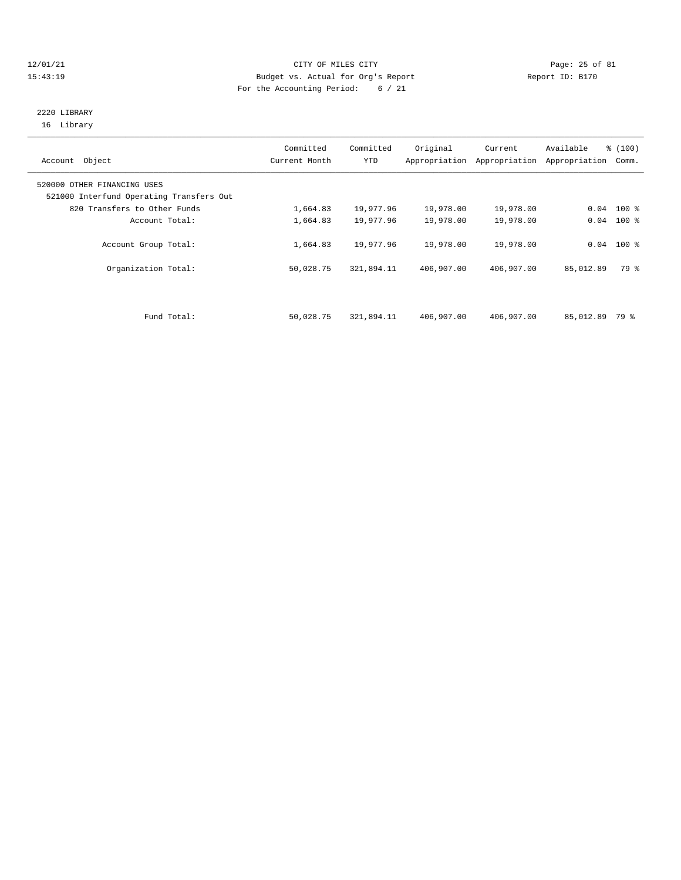CITY OF MILES CITY
Budget vs. Actual for Org's Report
For the Accounting Period: 6 / 21

12/01/21
15:43:19

Report ID: B170

2220 LIBRARY
16 Library

| Account Object | Committed Current Month | Committed YTD | Original Appropriation | Current Appropriation | Available Appropriation | % (100) Comm. |
|---|---|---|---|---|---|---|
| 520000 OTHER FINANCING USES | | | | | | |
| 521000 Interfund Operating Transfers Out | | | | | | |
| 820 Transfers to Other Funds | 1,664.83 | 19,977.96 | 19,978.00 | 19,978.00 | 0.04 | 100 % |
| Account Total: | 1,664.83 | 19,977.96 | 19,978.00 | 19,978.00 | 0.04 | 100 % |
| Account Group Total: | 1,664.83 | 19,977.96 | 19,978.00 | 19,978.00 | 0.04 | 100 % |
| Organization Total: | 50,028.75 | 321,894.11 | 406,907.00 | 406,907.00 | 85,012.89 | 79 % |
| Fund Total: | 50,028.75 | 321,894.11 | 406,907.00 | 406,907.00 | 85,012.89 | 79 % |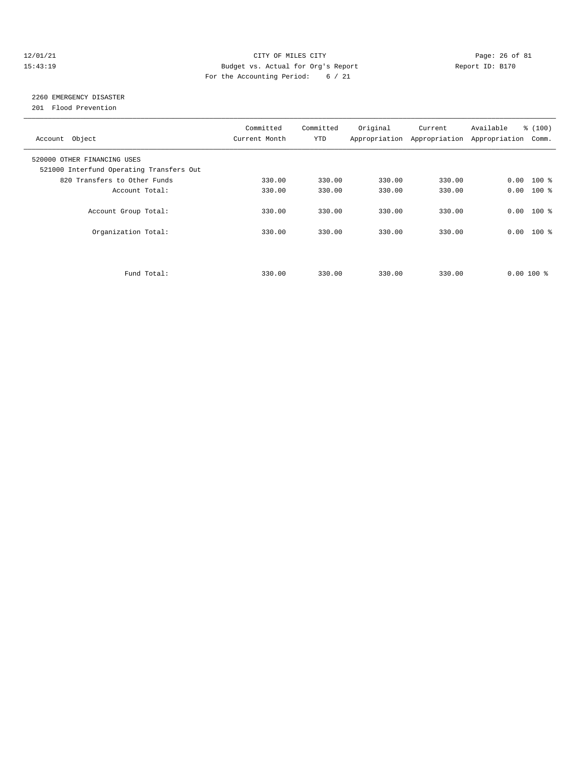CITY OF MILES CITY

Budget vs. Actual for Org's Report

For the Accounting Period: 6 / 21

12/01/21 15:43:19 Report ID: B170

## 2260 EMERGENCY DISASTER

201 Flood Prevention

| Account Object | Committed Current Month | Committed YTD | Original Appropriation | Current Appropriation | Available Appropriation | % (100) Comm. |
|---|---|---|---|---|---|---|
| 520000 OTHER FINANCING USES | | | | | | |
| 521000 Interfund Operating Transfers Out | | | | | | |
| 820 Transfers to Other Funds | 330.00 | 330.00 | 330.00 | 330.00 | 0.00 | 100 % |
| Account Total: | 330.00 | 330.00 | 330.00 | 330.00 | 0.00 | 100 % |
| Account Group Total: | 330.00 | 330.00 | 330.00 | 330.00 | 0.00 | 100 % |
| Organization Total: | 330.00 | 330.00 | 330.00 | 330.00 | 0.00 | 100 % |
| Fund Total: | 330.00 | 330.00 | 330.00 | 330.00 | 0.00 | 100 % |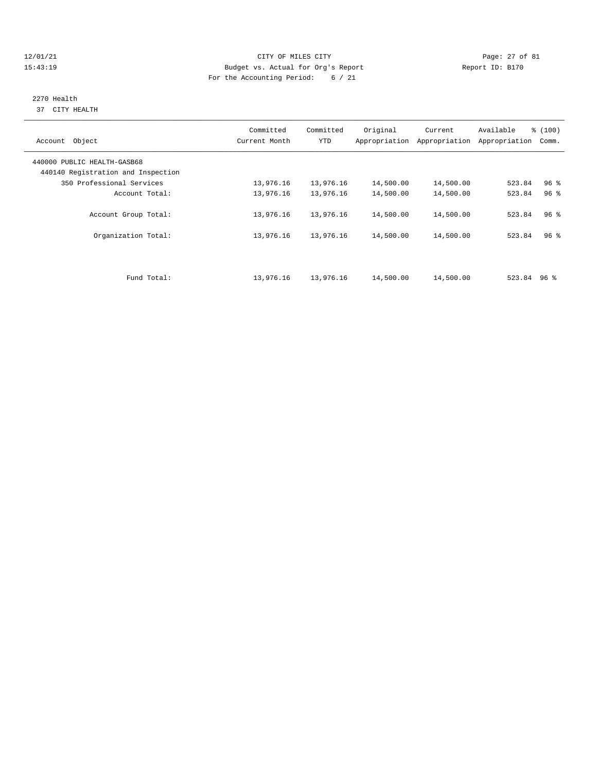12/01/21 CITY OF MILES CITY
15:43:19 Budget vs. Actual for Org's Report Report ID: B170
For the Accounting Period: 6 / 21

2270 Health
37 CITY HEALTH

| Account Object | Committed Current Month | Committed YTD | Original Appropriation | Current Appropriation | Available Appropriation | % (100) Comm. |
|---|---|---|---|---|---|---|
| 440000 PUBLIC HEALTH-GASB68 | | | | | | |
| 440140 Registration and Inspection | | | | | | |
| 350 Professional Services | 13,976.16 | 13,976.16 | 14,500.00 | 14,500.00 | 523.84 | 96 % |
| Account Total: | 13,976.16 | 13,976.16 | 14,500.00 | 14,500.00 | 523.84 | 96 % |
| Account Group Total: | 13,976.16 | 13,976.16 | 14,500.00 | 14,500.00 | 523.84 | 96 % |
| Organization Total: | 13,976.16 | 13,976.16 | 14,500.00 | 14,500.00 | 523.84 | 96 % |
| Fund Total: | 13,976.16 | 13,976.16 | 14,500.00 | 14,500.00 | 523.84 | 96 % |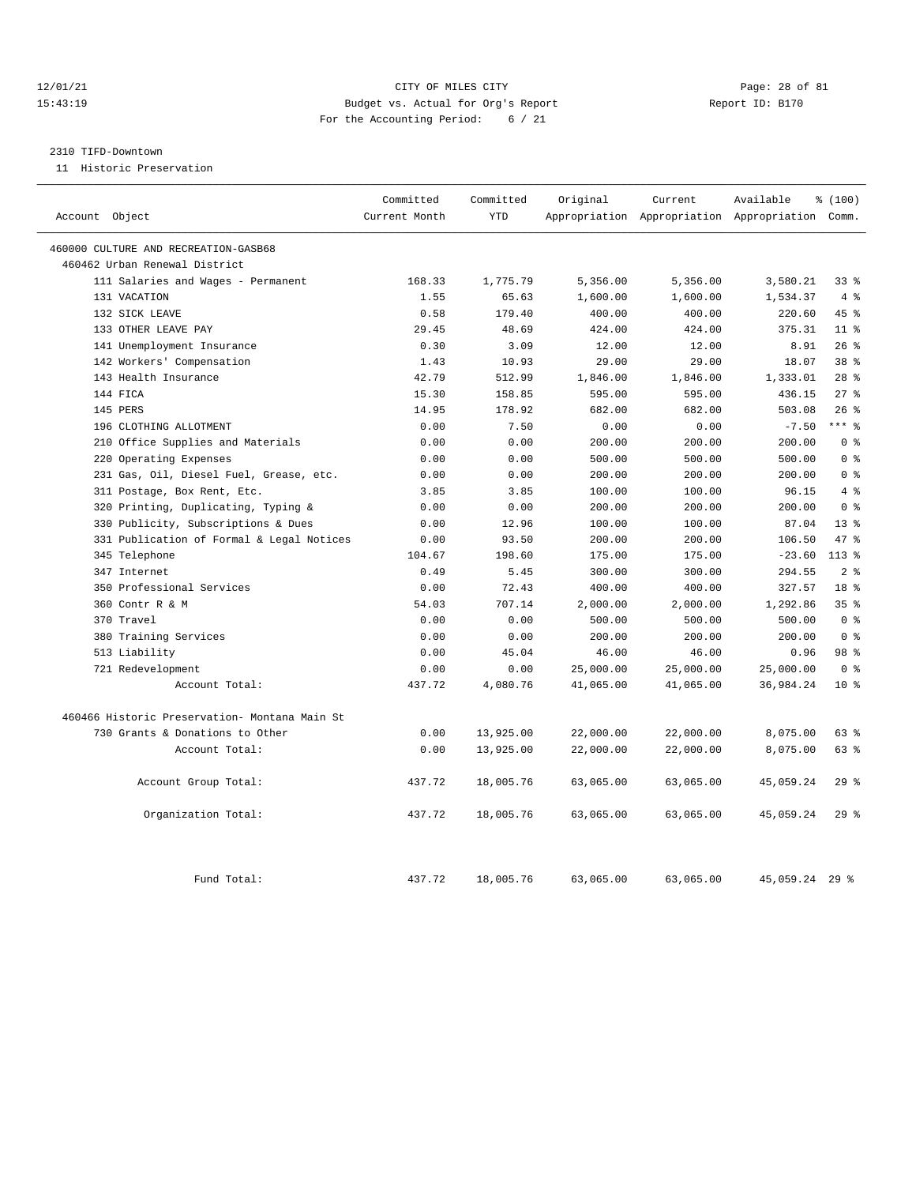12/01/21 CITY OF MILES CITY
15:43:19 Budget vs. Actual for Org's Report Report ID: B170
For the Accounting Period: 6 / 21

2310 TIFD-Downtown

11 Historic Preservation

| Account Object | Committed Current Month | Committed YTD | Original Appropriation | Current Appropriation | Available Appropriation | % (100) Comm. |
|---|---|---|---|---|---|---|
| 460000 CULTURE AND RECREATION-GASB68 | | | | | | |
| 460462 Urban Renewal District | | | | | | |
| 111 Salaries and Wages - Permanent | 168.33 | 1,775.79 | 5,356.00 | 5,356.00 | 3,580.21 | 33 % |
| 131 VACATION | 1.55 | 65.63 | 1,600.00 | 1,600.00 | 1,534.37 | 4 % |
| 132 SICK LEAVE | 0.58 | 179.40 | 400.00 | 400.00 | 220.60 | 45 % |
| 133 OTHER LEAVE PAY | 29.45 | 48.69 | 424.00 | 424.00 | 375.31 | 11 % |
| 141 Unemployment Insurance | 0.30 | 3.09 | 12.00 | 12.00 | 8.91 | 26 % |
| 142 Workers' Compensation | 1.43 | 10.93 | 29.00 | 29.00 | 18.07 | 38 % |
| 143 Health Insurance | 42.79 | 512.99 | 1,846.00 | 1,846.00 | 1,333.01 | 28 % |
| 144 FICA | 15.30 | 158.85 | 595.00 | 595.00 | 436.15 | 27 % |
| 145 PERS | 14.95 | 178.92 | 682.00 | 682.00 | 503.08 | 26 % |
| 196 CLOTHING ALLOTMENT | 0.00 | 7.50 | 0.00 | 0.00 | -7.50 | *** % |
| 210 Office Supplies and Materials | 0.00 | 0.00 | 200.00 | 200.00 | 200.00 | 0 % |
| 220 Operating Expenses | 0.00 | 0.00 | 500.00 | 500.00 | 500.00 | 0 % |
| 231 Gas, Oil, Diesel Fuel, Grease, etc. | 0.00 | 0.00 | 200.00 | 200.00 | 200.00 | 0 % |
| 311 Postage, Box Rent, Etc. | 3.85 | 3.85 | 100.00 | 100.00 | 96.15 | 4 % |
| 320 Printing, Duplicating, Typing & | 0.00 | 0.00 | 200.00 | 200.00 | 200.00 | 0 % |
| 330 Publicity, Subscriptions & Dues | 0.00 | 12.96 | 100.00 | 100.00 | 87.04 | 13 % |
| 331 Publication of Formal & Legal Notices | 0.00 | 93.50 | 200.00 | 200.00 | 106.50 | 47 % |
| 345 Telephone | 104.67 | 198.60 | 175.00 | 175.00 | -23.60 | 113 % |
| 347 Internet | 0.49 | 5.45 | 300.00 | 300.00 | 294.55 | 2 % |
| 350 Professional Services | 0.00 | 72.43 | 400.00 | 400.00 | 327.57 | 18 % |
| 360 Contr R & M | 54.03 | 707.14 | 2,000.00 | 2,000.00 | 1,292.86 | 35 % |
| 370 Travel | 0.00 | 0.00 | 500.00 | 500.00 | 500.00 | 0 % |
| 380 Training Services | 0.00 | 0.00 | 200.00 | 200.00 | 200.00 | 0 % |
| 513 Liability | 0.00 | 45.04 | 46.00 | 46.00 | 0.96 | 98 % |
| 721 Redevelopment | 0.00 | 0.00 | 25,000.00 | 25,000.00 | 25,000.00 | 0 % |
| Account Total: | 437.72 | 4,080.76 | 41,065.00 | 41,065.00 | 36,984.24 | 10 % |
| 460466 Historic Preservation- Montana Main St | | | | | | |
| 730 Grants & Donations to Other | 0.00 | 13,925.00 | 22,000.00 | 22,000.00 | 8,075.00 | 63 % |
| Account Total: | 0.00 | 13,925.00 | 22,000.00 | 22,000.00 | 8,075.00 | 63 % |
| Account Group Total: | 437.72 | 18,005.76 | 63,065.00 | 63,065.00 | 45,059.24 | 29 % |
| Organization Total: | 437.72 | 18,005.76 | 63,065.00 | 63,065.00 | 45,059.24 | 29 % |
| Fund Total: | 437.72 | 18,005.76 | 63,065.00 | 63,065.00 | 45,059.24 | 29 % |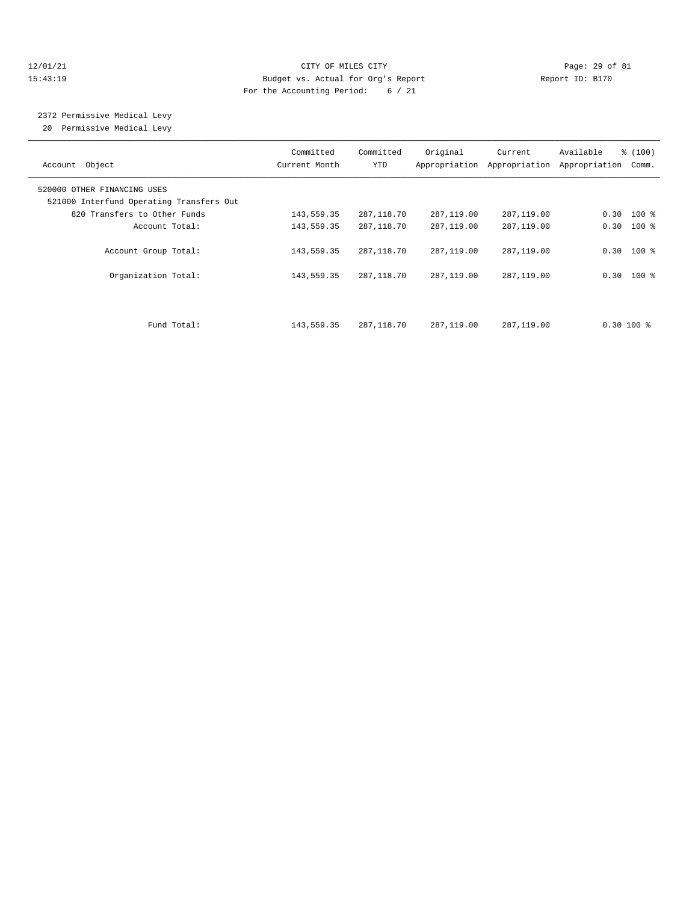12/01/21 CITY OF MILES CITY

15:43:19 Budget vs. Actual for Org's Report Report ID: B170

For the Accounting Period: 6 / 21

2372 Permissive Medical Levy

20 Permissive Medical Levy

| Account Object | Committed Current Month | Committed YTD | Original Appropriation | Current Appropriation | Available Appropriation | % (100) Comm. |
|---|---|---|---|---|---|---|
| 520000 OTHER FINANCING USES | | | | | | |
| 521000 Interfund Operating Transfers Out | | | | | | |
| 820 Transfers to Other Funds | 143,559.35 | 287,118.70 | 287,119.00 | 287,119.00 | 0.30 | 100 % |
| Account Total: | 143,559.35 | 287,118.70 | 287,119.00 | 287,119.00 | 0.30 | 100 % |
| Account Group Total: | 143,559.35 | 287,118.70 | 287,119.00 | 287,119.00 | 0.30 | 100 % |
| Organization Total: | 143,559.35 | 287,118.70 | 287,119.00 | 287,119.00 | 0.30 | 100 % |
| Fund Total: | 143,559.35 | 287,118.70 | 287,119.00 | 287,119.00 | 0.30 | 100 % |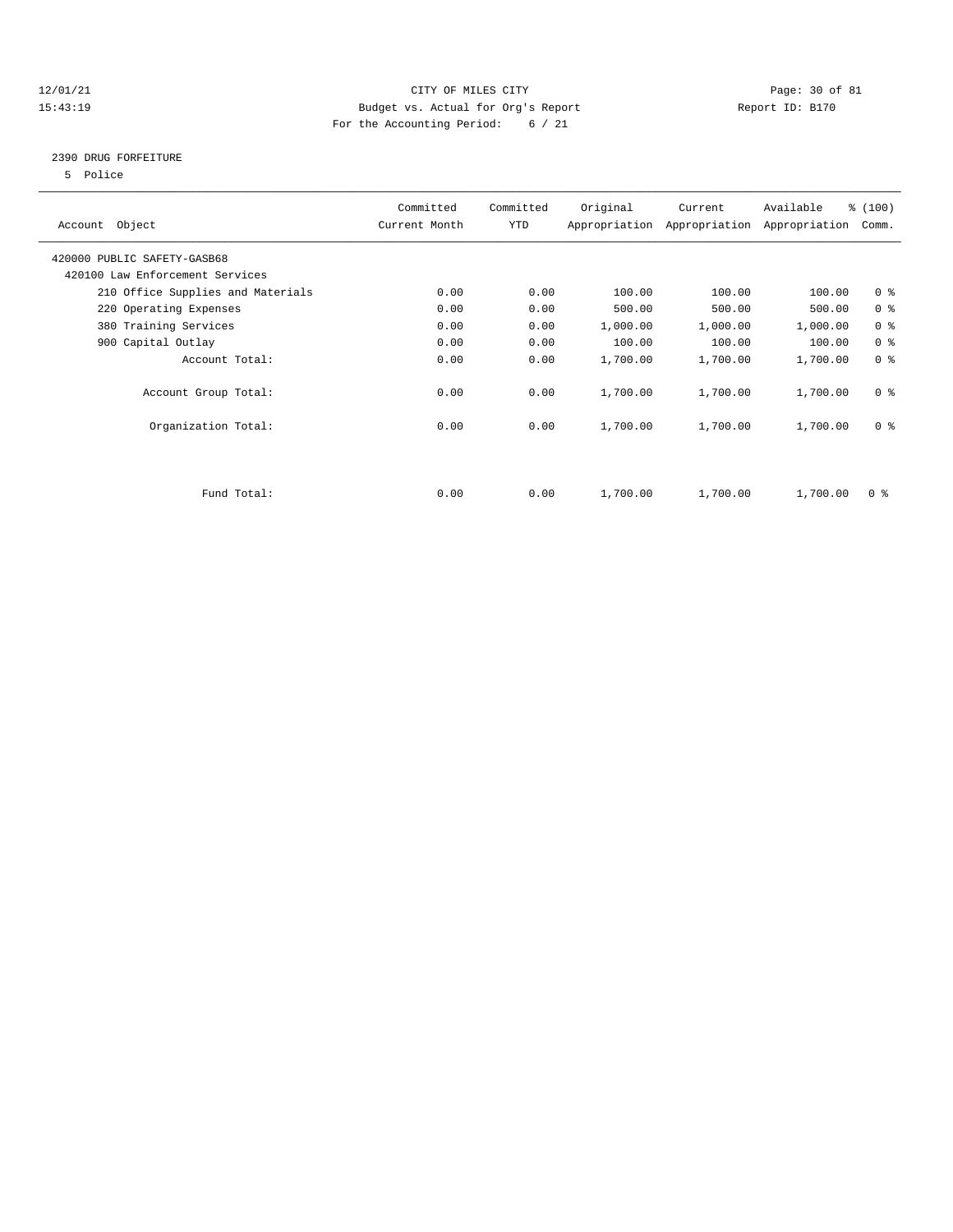12/01/21 CITY OF MILES CITY
15:43:19 Budget vs. Actual for Org's Report Report ID: B170
For the Accounting Period: 6 / 21

2390 DRUG FORFEITURE
5 Police

| Account Object | Committed Current Month | Committed YTD | Original Appropriation | Current Appropriation | Available Appropriation | % (100) Comm. |
|---|---|---|---|---|---|---|
| 420000 PUBLIC SAFETY-GASB68 | | | | | | |
| 420100 Law Enforcement Services | | | | | | |
| 210 Office Supplies and Materials | 0.00 | 0.00 | 100.00 | 100.00 | 100.00 | 0 % |
| 220 Operating Expenses | 0.00 | 0.00 | 500.00 | 500.00 | 500.00 | 0 % |
| 380 Training Services | 0.00 | 0.00 | 1,000.00 | 1,000.00 | 1,000.00 | 0 % |
| 900 Capital Outlay | 0.00 | 0.00 | 100.00 | 100.00 | 100.00 | 0 % |
| Account Total: | 0.00 | 0.00 | 1,700.00 | 1,700.00 | 1,700.00 | 0 % |
| Account Group Total: | 0.00 | 0.00 | 1,700.00 | 1,700.00 | 1,700.00 | 0 % |
| Organization Total: | 0.00 | 0.00 | 1,700.00 | 1,700.00 | 1,700.00 | 0 % |
| Fund Total: | 0.00 | 0.00 | 1,700.00 | 1,700.00 | 1,700.00 | 0 % |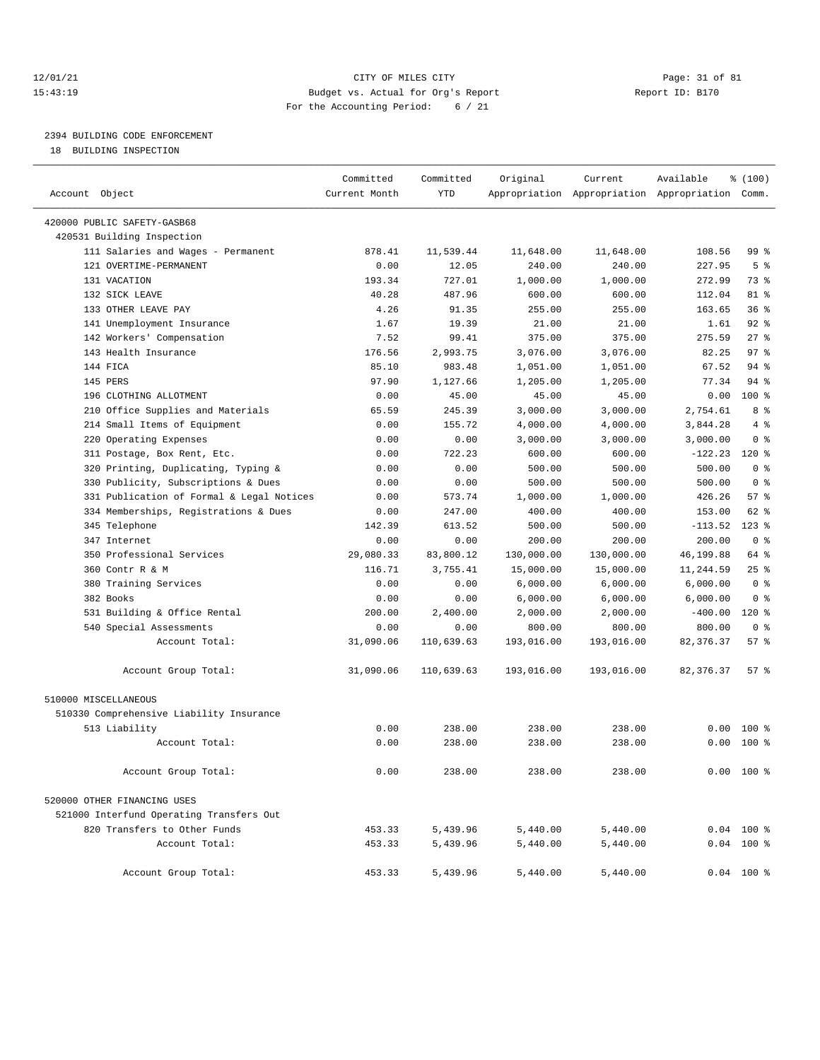12/01/21 CITY OF MILES CITY
15:43:19 Budget vs. Actual for Org's Report Report ID: B170
For the Accounting Period: 6 / 21

## 2394 BUILDING CODE ENFORCEMENT

18 BUILDING INSPECTION

| Account Object | Committed Current Month | Committed YTD | Original Appropriation | Current Appropriation | Available Appropriation | % (100) Comm. |
|---|---|---|---|---|---|---|
| 420000 PUBLIC SAFETY-GASB68 | | | | | | |
| 420531 Building Inspection | | | | | | |
| 111 Salaries and Wages - Permanent | 878.41 | 11,539.44 | 11,648.00 | 11,648.00 | 108.56 | 99 % |
| 121 OVERTIME-PERMANENT | 0.00 | 12.05 | 240.00 | 240.00 | 227.95 | 5 % |
| 131 VACATION | 193.34 | 727.01 | 1,000.00 | 1,000.00 | 272.99 | 73 % |
| 132 SICK LEAVE | 40.28 | 487.96 | 600.00 | 600.00 | 112.04 | 81 % |
| 133 OTHER LEAVE PAY | 4.26 | 91.35 | 255.00 | 255.00 | 163.65 | 36 % |
| 141 Unemployment Insurance | 1.67 | 19.39 | 21.00 | 21.00 | 1.61 | 92 % |
| 142 Workers' Compensation | 7.52 | 99.41 | 375.00 | 375.00 | 275.59 | 27 % |
| 143 Health Insurance | 176.56 | 2,993.75 | 3,076.00 | 3,076.00 | 82.25 | 97 % |
| 144 FICA | 85.10 | 983.48 | 1,051.00 | 1,051.00 | 67.52 | 94 % |
| 145 PERS | 97.90 | 1,127.66 | 1,205.00 | 1,205.00 | 77.34 | 94 % |
| 196 CLOTHING ALLOTMENT | 0.00 | 45.00 | 45.00 | 45.00 | 0.00 | 100 % |
| 210 Office Supplies and Materials | 65.59 | 245.39 | 3,000.00 | 3,000.00 | 2,754.61 | 8 % |
| 214 Small Items of Equipment | 0.00 | 155.72 | 4,000.00 | 4,000.00 | 3,844.28 | 4 % |
| 220 Operating Expenses | 0.00 | 0.00 | 3,000.00 | 3,000.00 | 3,000.00 | 0 % |
| 311 Postage, Box Rent, Etc. | 0.00 | 722.23 | 600.00 | 600.00 | -122.23 | 120 % |
| 320 Printing, Duplicating, Typing & | 0.00 | 0.00 | 500.00 | 500.00 | 500.00 | 0 % |
| 330 Publicity, Subscriptions & Dues | 0.00 | 0.00 | 500.00 | 500.00 | 500.00 | 0 % |
| 331 Publication of Formal & Legal Notices | 0.00 | 573.74 | 1,000.00 | 1,000.00 | 426.26 | 57 % |
| 334 Memberships, Registrations & Dues | 0.00 | 247.00 | 400.00 | 400.00 | 153.00 | 62 % |
| 345 Telephone | 142.39 | 613.52 | 500.00 | 500.00 | -113.52 | 123 % |
| 347 Internet | 0.00 | 0.00 | 200.00 | 200.00 | 200.00 | 0 % |
| 350 Professional Services | 29,080.33 | 83,800.12 | 130,000.00 | 130,000.00 | 46,199.88 | 64 % |
| 360 Contr R & M | 116.71 | 3,755.41 | 15,000.00 | 15,000.00 | 11,244.59 | 25 % |
| 380 Training Services | 0.00 | 0.00 | 6,000.00 | 6,000.00 | 6,000.00 | 0 % |
| 382 Books | 0.00 | 0.00 | 6,000.00 | 6,000.00 | 6,000.00 | 0 % |
| 531 Building & Office Rental | 200.00 | 2,400.00 | 2,000.00 | 2,000.00 | -400.00 | 120 % |
| 540 Special Assessments | 0.00 | 0.00 | 800.00 | 800.00 | 800.00 | 0 % |
| Account Total: | 31,090.06 | 110,639.63 | 193,016.00 | 193,016.00 | 82,376.37 | 57 % |
| Account Group Total: | 31,090.06 | 110,639.63 | 193,016.00 | 193,016.00 | 82,376.37 | 57 % |
| 510000 MISCELLANEOUS | | | | | | |
| 510330 Comprehensive Liability Insurance | | | | | | |
| 513 Liability | 0.00 | 238.00 | 238.00 | 238.00 | 0.00 | 100 % |
| Account Total: | 0.00 | 238.00 | 238.00 | 238.00 | 0.00 | 100 % |
| Account Group Total: | 0.00 | 238.00 | 238.00 | 238.00 | 0.00 | 100 % |
| 520000 OTHER FINANCING USES | | | | | | |
| 521000 Interfund Operating Transfers Out | | | | | | |
| 820 Transfers to Other Funds | 453.33 | 5,439.96 | 5,440.00 | 5,440.00 | 0.04 | 100 % |
| Account Total: | 453.33 | 5,439.96 | 5,440.00 | 5,440.00 | 0.04 | 100 % |
| Account Group Total: | 453.33 | 5,439.96 | 5,440.00 | 5,440.00 | 0.04 | 100 % |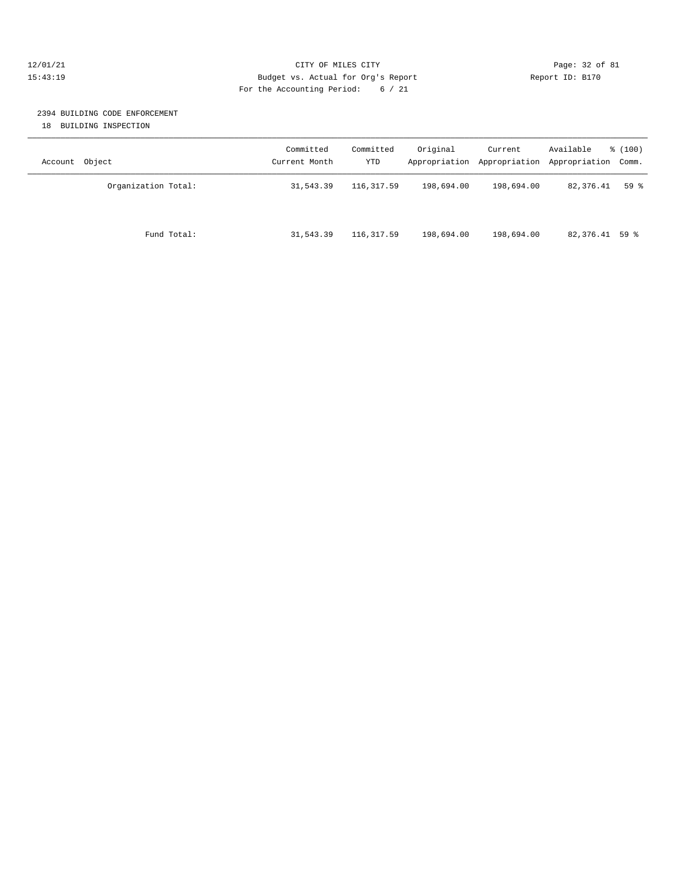CITY OF MILES CITY
Budget vs. Actual for Org's Report
For the Accounting Period: 6 / 21

12/01/21
15:43:19

Report ID: B170

## 2394 BUILDING CODE ENFORCEMENT

18 BUILDING INSPECTION

| Account Object | Committed Current Month | Committed YTD | Original Appropriation | Current Appropriation | Available Appropriation | % (100) Comm. |
|---|---|---|---|---|---|---|
| Organization Total: | 31,543.39 | 116,317.59 | 198,694.00 | 198,694.00 | 82,376.41 | 59 % |
| Fund Total: | 31,543.39 | 116,317.59 | 198,694.00 | 198,694.00 | 82,376.41 | 59 % |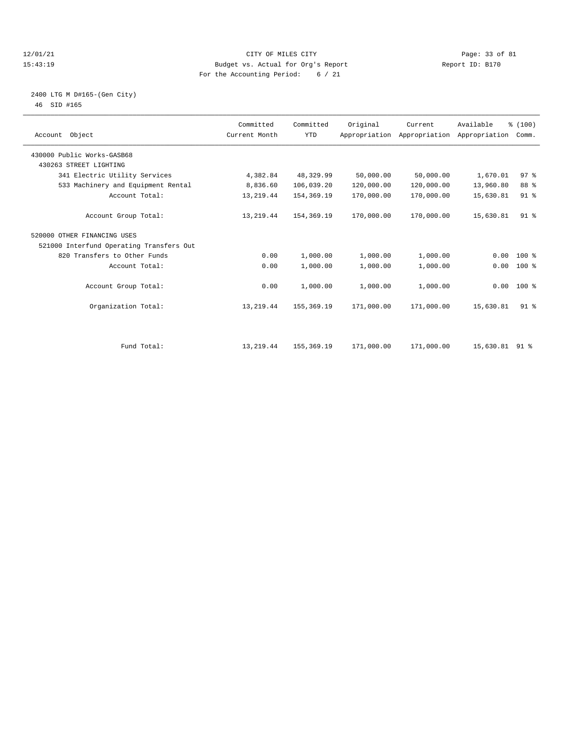CITY OF MILES CITY
Budget vs. Actual for Org's Report
For the Accounting Period: 6 / 21

12/01/21
15:43:19

Report ID: B170

2400 LTG M D#165-(Gen City)
46 SID #165

| Account Object | Committed Current Month | Committed YTD | Original Appropriation | Current Appropriation | Available Appropriation | % (100) Comm. |
|---|---|---|---|---|---|---|
| 430000 Public Works-GASB68 | | | | | | |
| 430263 STREET LIGHTING | | | | | | |
| 341 Electric Utility Services | 4,382.84 | 48,329.99 | 50,000.00 | 50,000.00 | 1,670.01 | 97 % |
| 533 Machinery and Equipment Rental | 8,836.60 | 106,039.20 | 120,000.00 | 120,000.00 | 13,960.80 | 88 % |
| Account Total: | 13,219.44 | 154,369.19 | 170,000.00 | 170,000.00 | 15,630.81 | 91 % |
| Account Group Total: | 13,219.44 | 154,369.19 | 170,000.00 | 170,000.00 | 15,630.81 | 91 % |
| 520000 OTHER FINANCING USES | | | | | | |
| 521000 Interfund Operating Transfers Out | | | | | | |
| 820 Transfers to Other Funds | 0.00 | 1,000.00 | 1,000.00 | 1,000.00 | 0.00 | 100 % |
| Account Total: | 0.00 | 1,000.00 | 1,000.00 | 1,000.00 | 0.00 | 100 % |
| Account Group Total: | 0.00 | 1,000.00 | 1,000.00 | 1,000.00 | 0.00 | 100 % |
| Organization Total: | 13,219.44 | 155,369.19 | 171,000.00 | 171,000.00 | 15,630.81 | 91 % |
| Fund Total: | 13,219.44 | 155,369.19 | 171,000.00 | 171,000.00 | 15,630.81 | 91 % |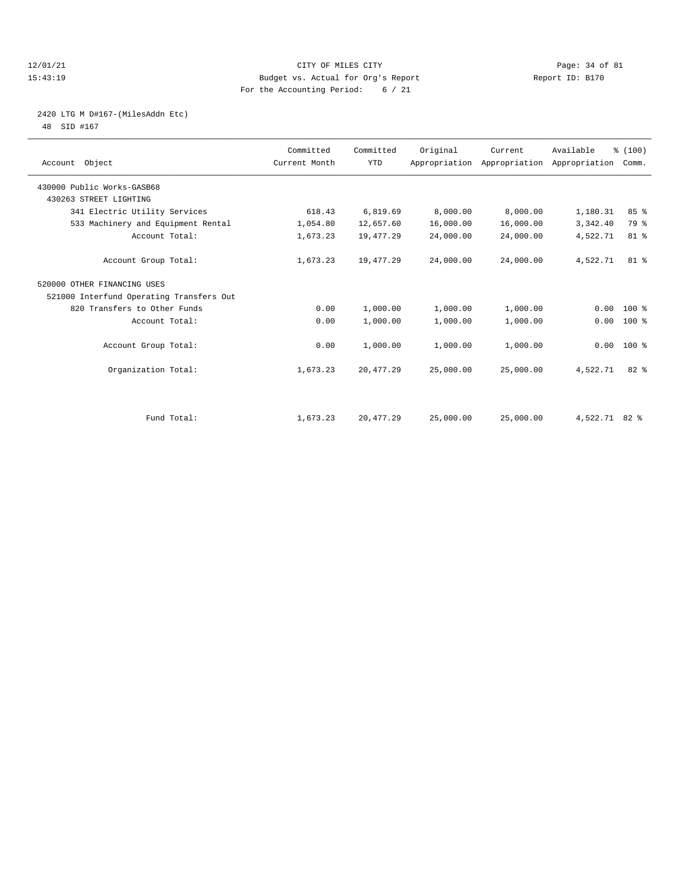12/01/21 CITY OF MILES CITY
15:43:19 Budget vs. Actual for Org's Report Report ID: B170
For the Accounting Period: 6 / 21

2420 LTG M D#167-(MilesAddn Etc)
48 SID #167

| Account Object | Committed Current Month | Committed YTD | Original Appropriation | Current Appropriation | Available Appropriation | % (100) Comm. |
|---|---|---|---|---|---|---|
| 430000 Public Works-GASB68 | | | | | | |
| 430263 STREET LIGHTING | | | | | | |
| 341 Electric Utility Services | 618.43 | 6,819.69 | 8,000.00 | 8,000.00 | 1,180.31 | 85 % |
| 533 Machinery and Equipment Rental | 1,054.80 | 12,657.60 | 16,000.00 | 16,000.00 | 3,342.40 | 79 % |
| Account Total: | 1,673.23 | 19,477.29 | 24,000.00 | 24,000.00 | 4,522.71 | 81 % |
| Account Group Total: | 1,673.23 | 19,477.29 | 24,000.00 | 24,000.00 | 4,522.71 | 81 % |
| 520000 OTHER FINANCING USES | | | | | | |
| 521000 Interfund Operating Transfers Out | | | | | | |
| 820 Transfers to Other Funds | 0.00 | 1,000.00 | 1,000.00 | 1,000.00 | 0.00 | 100 % |
| Account Total: | 0.00 | 1,000.00 | 1,000.00 | 1,000.00 | 0.00 | 100 % |
| Account Group Total: | 0.00 | 1,000.00 | 1,000.00 | 1,000.00 | 0.00 | 100 % |
| Organization Total: | 1,673.23 | 20,477.29 | 25,000.00 | 25,000.00 | 4,522.71 | 82 % |
| Fund Total: | 1,673.23 | 20,477.29 | 25,000.00 | 25,000.00 | 4,522.71 | 82 % |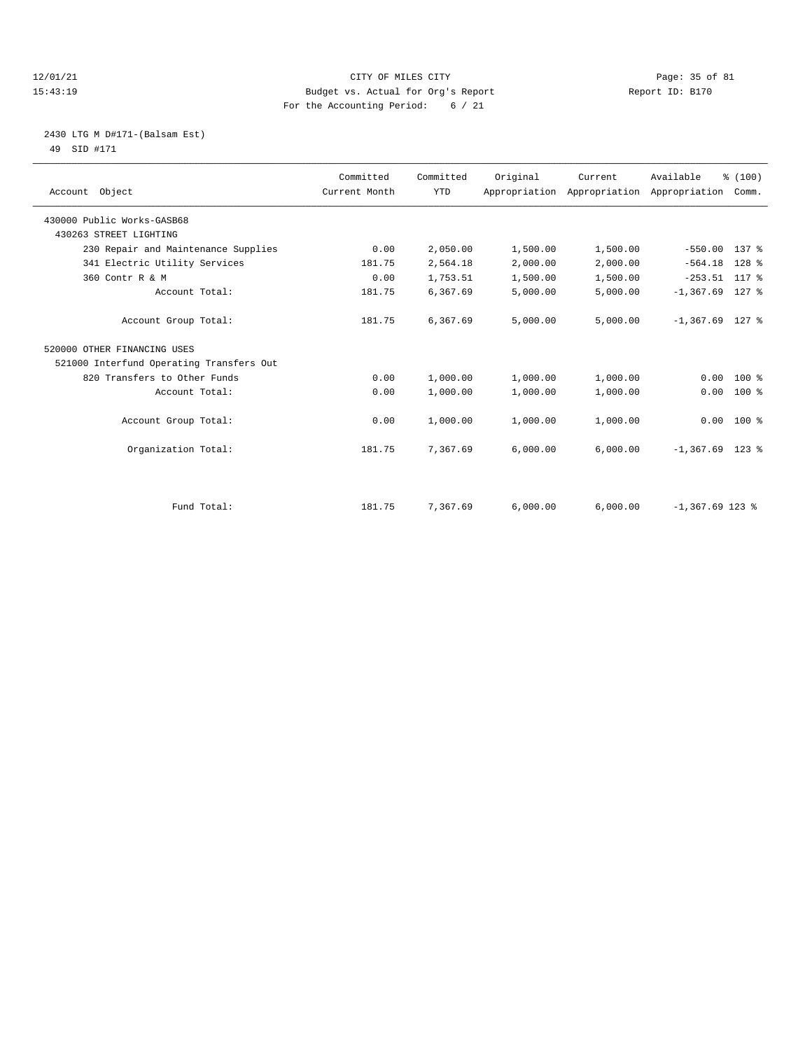CITY OF MILES CITY
Budget vs. Actual for Org's Report
For the Accounting Period: 6 / 21

12/01/21
15:43:19

Report ID: B170

2430 LTG M D#171-(Balsam Est)
49 SID #171

| Account Object | Committed Current Month | Committed YTD | Original Appropriation | Current Appropriation | Available Appropriation | % (100) Comm. |
|---|---|---|---|---|---|---|
| 430000 Public Works-GASB68 | | | | | | |
| 430263 STREET LIGHTING | | | | | | |
| 230 Repair and Maintenance Supplies | 0.00 | 2,050.00 | 1,500.00 | 1,500.00 | -550.00 | 137 % |
| 341 Electric Utility Services | 181.75 | 2,564.18 | 2,000.00 | 2,000.00 | -564.18 | 128 % |
| 360 Contr R & M | 0.00 | 1,753.51 | 1,500.00 | 1,500.00 | -253.51 | 117 % |
| Account Total: | 181.75 | 6,367.69 | 5,000.00 | 5,000.00 | -1,367.69 | 127 % |
| Account Group Total: | 181.75 | 6,367.69 | 5,000.00 | 5,000.00 | -1,367.69 | 127 % |
| 520000 OTHER FINANCING USES | | | | | | |
| 521000 Interfund Operating Transfers Out | | | | | | |
| 820 Transfers to Other Funds | 0.00 | 1,000.00 | 1,000.00 | 1,000.00 | 0.00 | 100 % |
| Account Total: | 0.00 | 1,000.00 | 1,000.00 | 1,000.00 | 0.00 | 100 % |
| Account Group Total: | 0.00 | 1,000.00 | 1,000.00 | 1,000.00 | 0.00 | 100 % |
| Organization Total: | 181.75 | 7,367.69 | 6,000.00 | 6,000.00 | -1,367.69 | 123 % |
| Fund Total: | 181.75 | 7,367.69 | 6,000.00 | 6,000.00 | -1,367.69 | 123 % |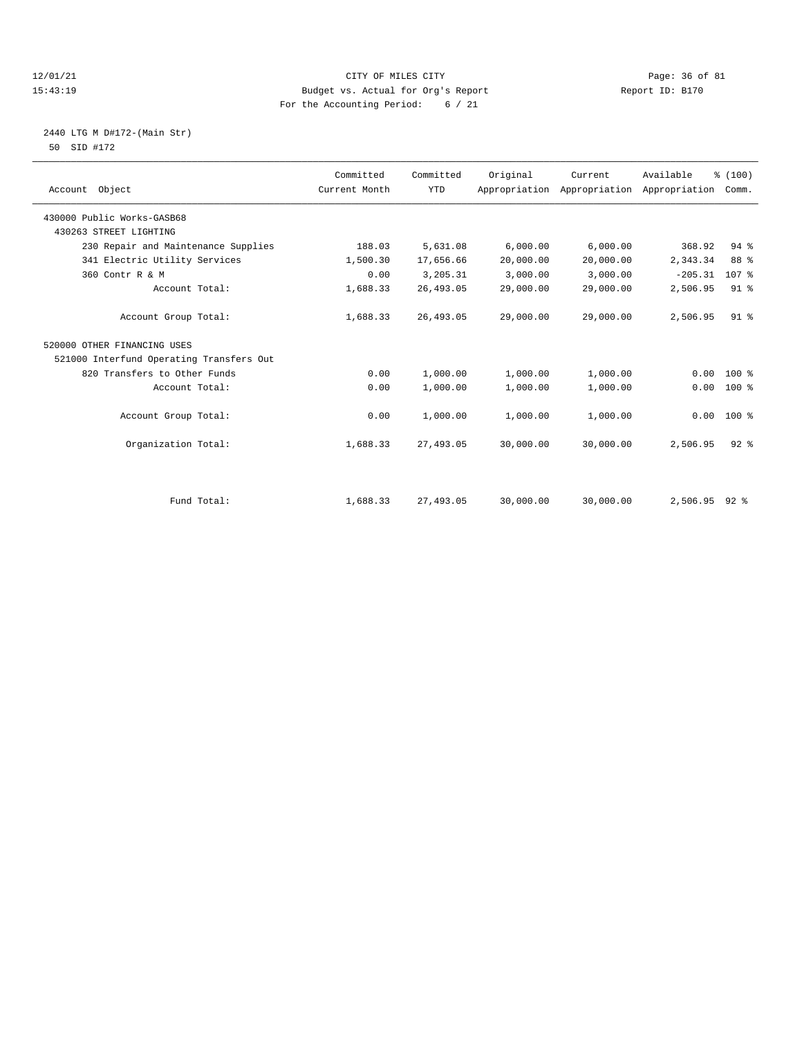CITY OF MILES CITY
Budget vs. Actual for Org's Report
For the Accounting Period: 6 / 21

12/01/21
15:43:19

Report ID: B170

2440 LTG M D#172-(Main Str)
50 SID #172

| Account Object | Committed Current Month | Committed YTD | Original Appropriation | Current Appropriation | Available Appropriation | % (100) Comm. |
|---|---|---|---|---|---|---|
| 430000 Public Works-GASB68 | | | | | | |
| 430263 STREET LIGHTING | | | | | | |
| 230 Repair and Maintenance Supplies | 188.03 | 5,631.08 | 6,000.00 | 6,000.00 | 368.92 | 94 % |
| 341 Electric Utility Services | 1,500.30 | 17,656.66 | 20,000.00 | 20,000.00 | 2,343.34 | 88 % |
| 360 Contr R & M | 0.00 | 3,205.31 | 3,000.00 | 3,000.00 | -205.31 | 107 % |
| Account Total: | 1,688.33 | 26,493.05 | 29,000.00 | 29,000.00 | 2,506.95 | 91 % |
| Account Group Total: | 1,688.33 | 26,493.05 | 29,000.00 | 29,000.00 | 2,506.95 | 91 % |
| 520000 OTHER FINANCING USES | | | | | | |
| 521000 Interfund Operating Transfers Out | | | | | | |
| 820 Transfers to Other Funds | 0.00 | 1,000.00 | 1,000.00 | 1,000.00 | 0.00 | 100 % |
| Account Total: | 0.00 | 1,000.00 | 1,000.00 | 1,000.00 | 0.00 | 100 % |
| Account Group Total: | 0.00 | 1,000.00 | 1,000.00 | 1,000.00 | 0.00 | 100 % |
| Organization Total: | 1,688.33 | 27,493.05 | 30,000.00 | 30,000.00 | 2,506.95 | 92 % |
| Fund Total: | 1,688.33 | 27,493.05 | 30,000.00 | 30,000.00 | 2,506.95 | 92 % |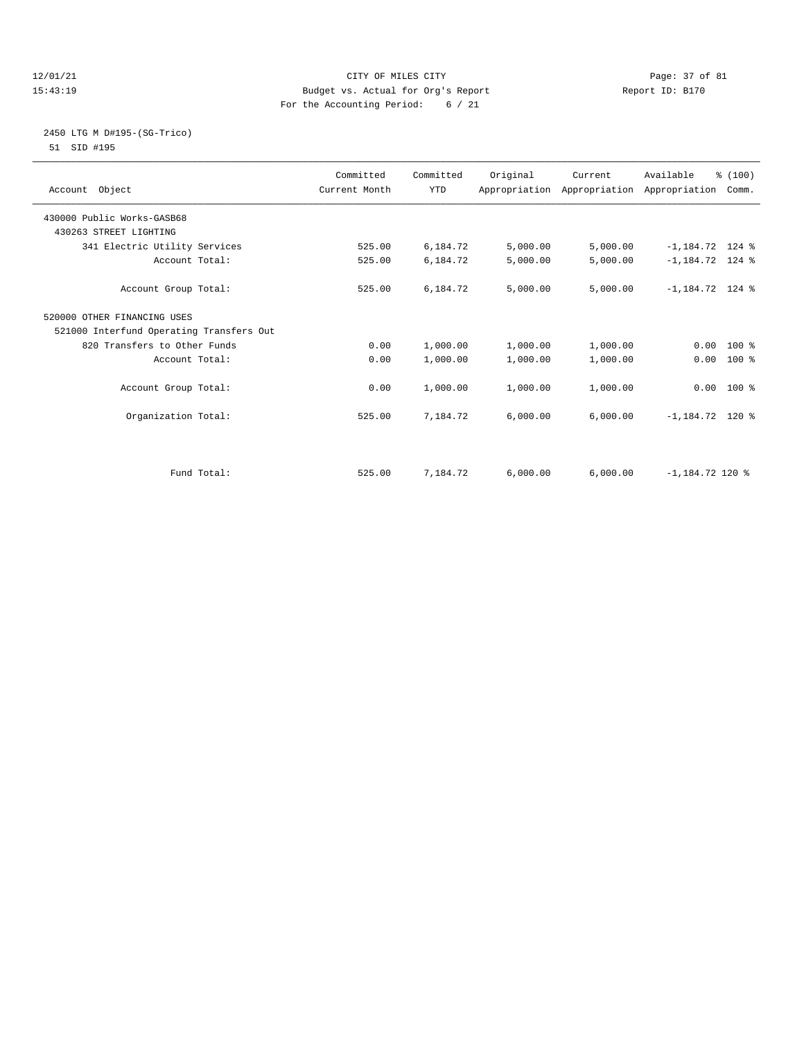CITY OF MILES CITY
Budget vs. Actual for Org's Report
For the Accounting Period: 6 / 21

12/01/21
15:43:19

Report ID: B170

2450 LTG M D#195-(SG-Trico)
51 SID #195

| Account Object | Committed Current Month | Committed YTD | Original Appropriation | Current Appropriation | Available Appropriation | % (100) Comm. |
|---|---|---|---|---|---|---|
| 430000 Public Works-GASB68 | | | | | | |
| 430263 STREET LIGHTING | | | | | | |
| 341 Electric Utility Services | 525.00 | 6,184.72 | 5,000.00 | 5,000.00 | -1,184.72 | 124 % |
| Account Total: | 525.00 | 6,184.72 | 5,000.00 | 5,000.00 | -1,184.72 | 124 % |
| Account Group Total: | 525.00 | 6,184.72 | 5,000.00 | 5,000.00 | -1,184.72 | 124 % |
| 520000 OTHER FINANCING USES | | | | | | |
| 521000 Interfund Operating Transfers Out | | | | | | |
| 820 Transfers to Other Funds | 0.00 | 1,000.00 | 1,000.00 | 1,000.00 | 0.00 | 100 % |
| Account Total: | 0.00 | 1,000.00 | 1,000.00 | 1,000.00 | 0.00 | 100 % |
| Account Group Total: | 0.00 | 1,000.00 | 1,000.00 | 1,000.00 | 0.00 | 100 % |
| Organization Total: | 525.00 | 7,184.72 | 6,000.00 | 6,000.00 | -1,184.72 | 120 % |
| Fund Total: | 525.00 | 7,184.72 | 6,000.00 | 6,000.00 | -1,184.72 | 120 % |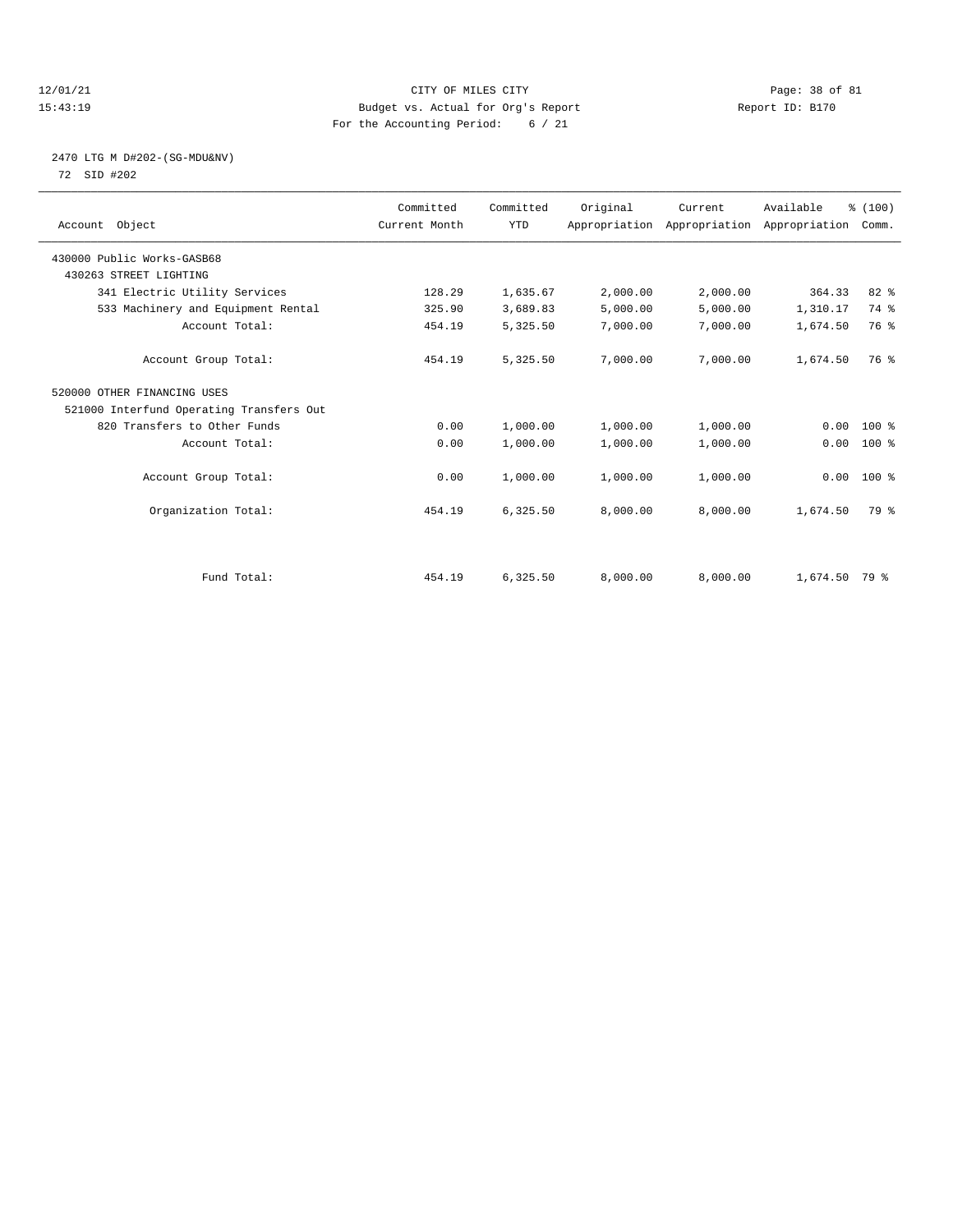CITY OF MILES CITY
Budget vs. Actual for Org's Report
For the Accounting Period: 6 / 21

12/01/21
15:43:19

Report ID: B170

2470 LTG M D#202-(SG-MDU&NV)
72 SID #202

| Account Object | Committed Current Month | Committed YTD | Original Appropriation | Current Appropriation | Available Appropriation | % (100) Comm. |
|---|---|---|---|---|---|---|
| 430000 Public Works-GASB68 | | | | | | |
| 430263 STREET LIGHTING | | | | | | |
| 341 Electric Utility Services | 128.29 | 1,635.67 | 2,000.00 | 2,000.00 | 364.33 | 82 % |
| 533 Machinery and Equipment Rental | 325.90 | 3,689.83 | 5,000.00 | 5,000.00 | 1,310.17 | 74 % |
| Account Total: | 454.19 | 5,325.50 | 7,000.00 | 7,000.00 | 1,674.50 | 76 % |
| Account Group Total: | 454.19 | 5,325.50 | 7,000.00 | 7,000.00 | 1,674.50 | 76 % |
| 520000 OTHER FINANCING USES | | | | | | |
| 521000 Interfund Operating Transfers Out | | | | | | |
| 820 Transfers to Other Funds | 0.00 | 1,000.00 | 1,000.00 | 1,000.00 | 0.00 | 100 % |
| Account Total: | 0.00 | 1,000.00 | 1,000.00 | 1,000.00 | 0.00 | 100 % |
| Account Group Total: | 0.00 | 1,000.00 | 1,000.00 | 1,000.00 | 0.00 | 100 % |
| Organization Total: | 454.19 | 6,325.50 | 8,000.00 | 8,000.00 | 1,674.50 | 79 % |
| Fund Total: | 454.19 | 6,325.50 | 8,000.00 | 8,000.00 | 1,674.50 | 79 % |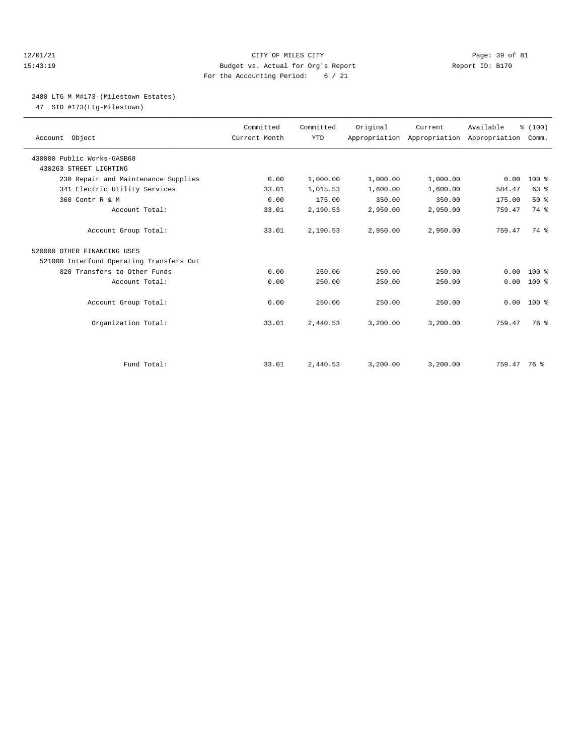CITY OF MILES CITY
Budget vs. Actual for Org's Report
For the Accounting Period: 6 / 21

12/01/21
15:43:19

Report ID: B170

2480 LTG M M#173-(Milestown Estates)
47 SID #173(Ltg-Milestown)

| Account Object | Committed Current Month | Committed YTD | Original Appropriation | Current Appropriation | Available Appropriation | % (100) Comm. |
|---|---|---|---|---|---|---|
| 430000 Public Works-GASB68 | | | | | | |
| 430263 STREET LIGHTING | | | | | | |
| 230 Repair and Maintenance Supplies | 0.00 | 1,000.00 | 1,000.00 | 1,000.00 | 0.00 | 100 % |
| 341 Electric Utility Services | 33.01 | 1,015.53 | 1,600.00 | 1,600.00 | 584.47 | 63 % |
| 360 Contr R & M | 0.00 | 175.00 | 350.00 | 350.00 | 175.00 | 50 % |
| Account Total: | 33.01 | 2,190.53 | 2,950.00 | 2,950.00 | 759.47 | 74 % |
| Account Group Total: | 33.01 | 2,190.53 | 2,950.00 | 2,950.00 | 759.47 | 74 % |
| 520000 OTHER FINANCING USES | | | | | | |
| 521000 Interfund Operating Transfers Out | | | | | | |
| 820 Transfers to Other Funds | 0.00 | 250.00 | 250.00 | 250.00 | 0.00 | 100 % |
| Account Total: | 0.00 | 250.00 | 250.00 | 250.00 | 0.00 | 100 % |
| Account Group Total: | 0.00 | 250.00 | 250.00 | 250.00 | 0.00 | 100 % |
| Organization Total: | 33.01 | 2,440.53 | 3,200.00 | 3,200.00 | 759.47 | 76 % |
| Fund Total: | 33.01 | 2,440.53 | 3,200.00 | 3,200.00 | 759.47 | 76 % |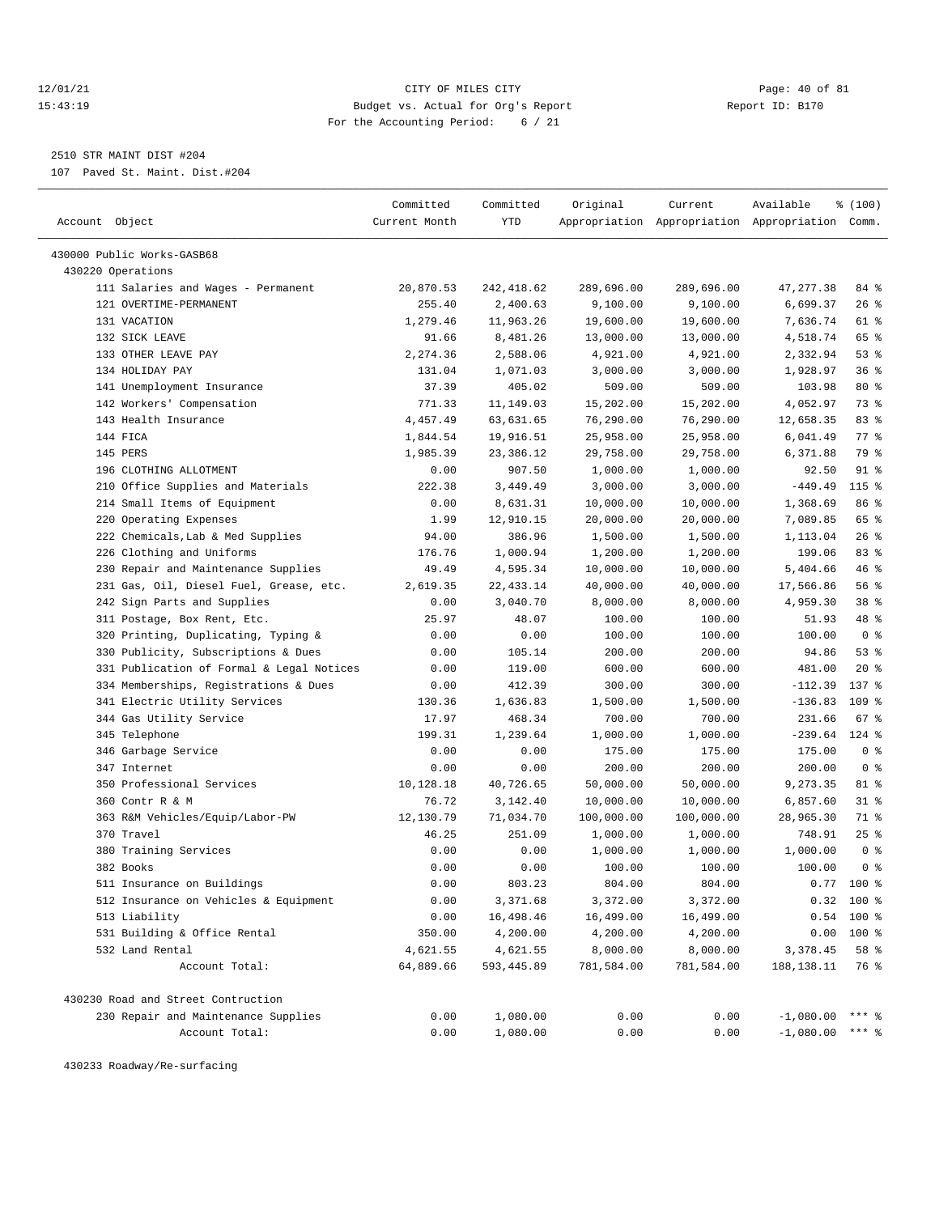CITY OF MILES CITY
Budget vs. Actual for Org's Report
For the Accounting Period: 6 / 21

12/01/21
15:43:19

Report ID: B170

2510 STR MAINT DIST #204
107 Paved St. Maint. Dist.#204

| Account Object | Committed Current Month | Committed YTD | Original Appropriation | Current Appropriation | Available Appropriation | % (100) Comm. |
|---|---|---|---|---|---|---|
| 430000 Public Works-GASB68 | | | | | | |
| 430220 Operations | | | | | | |
| 111 Salaries and Wages - Permanent | 20,870.53 | 242,418.62 | 289,696.00 | 289,696.00 | 47,277.38 | 84 % |
| 121 OVERTIME-PERMANENT | 255.40 | 2,400.63 | 9,100.00 | 9,100.00 | 6,699.37 | 26 % |
| 131 VACATION | 1,279.46 | 11,963.26 | 19,600.00 | 19,600.00 | 7,636.74 | 61 % |
| 132 SICK LEAVE | 91.66 | 8,481.26 | 13,000.00 | 13,000.00 | 4,518.74 | 65 % |
| 133 OTHER LEAVE PAY | 2,274.36 | 2,588.06 | 4,921.00 | 4,921.00 | 2,332.94 | 53 % |
| 134 HOLIDAY PAY | 131.04 | 1,071.03 | 3,000.00 | 3,000.00 | 1,928.97 | 36 % |
| 141 Unemployment Insurance | 37.39 | 405.02 | 509.00 | 509.00 | 103.98 | 80 % |
| 142 Workers' Compensation | 771.33 | 11,149.03 | 15,202.00 | 15,202.00 | 4,052.97 | 73 % |
| 143 Health Insurance | 4,457.49 | 63,631.65 | 76,290.00 | 76,290.00 | 12,658.35 | 83 % |
| 144 FICA | 1,844.54 | 19,916.51 | 25,958.00 | 25,958.00 | 6,041.49 | 77 % |
| 145 PERS | 1,985.39 | 23,386.12 | 29,758.00 | 29,758.00 | 6,371.88 | 79 % |
| 196 CLOTHING ALLOTMENT | 0.00 | 907.50 | 1,000.00 | 1,000.00 | 92.50 | 91 % |
| 210 Office Supplies and Materials | 222.38 | 3,449.49 | 3,000.00 | 3,000.00 | -449.49 | 115 % |
| 214 Small Items of Equipment | 0.00 | 8,631.31 | 10,000.00 | 10,000.00 | 1,368.69 | 86 % |
| 220 Operating Expenses | 1.99 | 12,910.15 | 20,000.00 | 20,000.00 | 7,089.85 | 65 % |
| 222 Chemicals,Lab & Med Supplies | 94.00 | 386.96 | 1,500.00 | 1,500.00 | 1,113.04 | 26 % |
| 226 Clothing and Uniforms | 176.76 | 1,000.94 | 1,200.00 | 1,200.00 | 199.06 | 83 % |
| 230 Repair and Maintenance Supplies | 49.49 | 4,595.34 | 10,000.00 | 10,000.00 | 5,404.66 | 46 % |
| 231 Gas, Oil, Diesel Fuel, Grease, etc. | 2,619.35 | 22,433.14 | 40,000.00 | 40,000.00 | 17,566.86 | 56 % |
| 242 Sign Parts and Supplies | 0.00 | 3,040.70 | 8,000.00 | 8,000.00 | 4,959.30 | 38 % |
| 311 Postage, Box Rent, Etc. | 25.97 | 48.07 | 100.00 | 100.00 | 51.93 | 48 % |
| 320 Printing, Duplicating, Typing & | 0.00 | 0.00 | 100.00 | 100.00 | 100.00 | 0 % |
| 330 Publicity, Subscriptions & Dues | 0.00 | 105.14 | 200.00 | 200.00 | 94.86 | 53 % |
| 331 Publication of Formal & Legal Notices | 0.00 | 119.00 | 600.00 | 600.00 | 481.00 | 20 % |
| 334 Memberships, Registrations & Dues | 0.00 | 412.39 | 300.00 | 300.00 | -112.39 | 137 % |
| 341 Electric Utility Services | 130.36 | 1,636.83 | 1,500.00 | 1,500.00 | -136.83 | 109 % |
| 344 Gas Utility Service | 17.97 | 468.34 | 700.00 | 700.00 | 231.66 | 67 % |
| 345 Telephone | 199.31 | 1,239.64 | 1,000.00 | 1,000.00 | -239.64 | 124 % |
| 346 Garbage Service | 0.00 | 0.00 | 175.00 | 175.00 | 175.00 | 0 % |
| 347 Internet | 0.00 | 0.00 | 200.00 | 200.00 | 200.00 | 0 % |
| 350 Professional Services | 10,128.18 | 40,726.65 | 50,000.00 | 50,000.00 | 9,273.35 | 81 % |
| 360 Contr R & M | 76.72 | 3,142.40 | 10,000.00 | 10,000.00 | 6,857.60 | 31 % |
| 363 R&M Vehicles/Equip/Labor-PW | 12,130.79 | 71,034.70 | 100,000.00 | 100,000.00 | 28,965.30 | 71 % |
| 370 Travel | 46.25 | 251.09 | 1,000.00 | 1,000.00 | 748.91 | 25 % |
| 380 Training Services | 0.00 | 0.00 | 1,000.00 | 1,000.00 | 1,000.00 | 0 % |
| 382 Books | 0.00 | 0.00 | 100.00 | 100.00 | 100.00 | 0 % |
| 511 Insurance on Buildings | 0.00 | 803.23 | 804.00 | 804.00 | 0.77 | 100 % |
| 512 Insurance on Vehicles & Equipment | 0.00 | 3,371.68 | 3,372.00 | 3,372.00 | 0.32 | 100 % |
| 513 Liability | 0.00 | 16,498.46 | 16,499.00 | 16,499.00 | 0.54 | 100 % |
| 531 Building & Office Rental | 350.00 | 4,200.00 | 4,200.00 | 4,200.00 | 0.00 | 100 % |
| 532 Land Rental | 4,621.55 | 4,621.55 | 8,000.00 | 8,000.00 | 3,378.45 | 58 % |
| Account Total: | 64,889.66 | 593,445.89 | 781,584.00 | 781,584.00 | 188,138.11 | 76 % |
| 430230 Road and Street Contruction | | | | | | |
| 230 Repair and Maintenance Supplies | 0.00 | 1,080.00 | 0.00 | 0.00 | -1,080.00 | *** % |
| Account Total: | 0.00 | 1,080.00 | 0.00 | 0.00 | -1,080.00 | *** % |
| 430233 Roadway/Re-surfacing | | | | | | |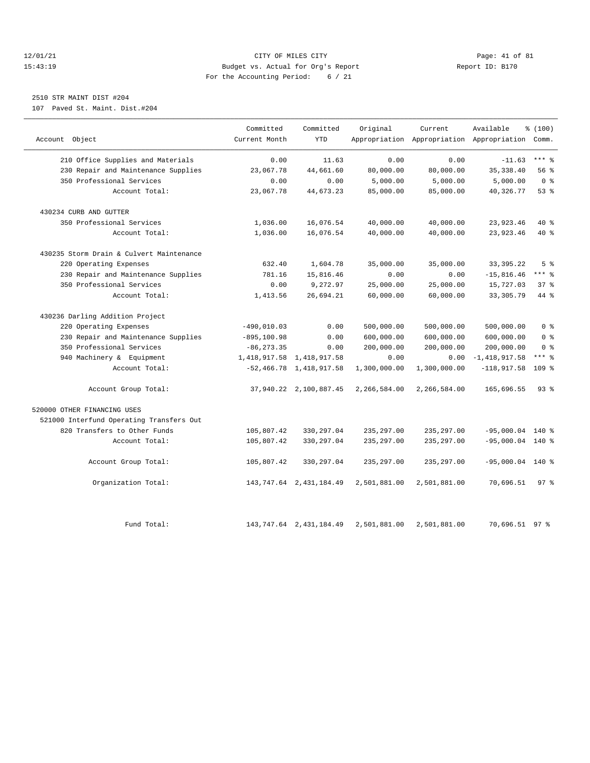12/01/21 CITY OF MILES CITY
15:43:19 Budget vs. Actual for Org's Report Report ID: B170
For the Accounting Period: 6 / 21

2510 STR MAINT DIST #204
107 Paved St. Maint. Dist.#204

| Account Object | Committed Current Month | Committed YTD | Original Appropriation | Current Appropriation | Available Appropriation | % (100) Comm. |
|---|---|---|---|---|---|---|
| 210 Office Supplies and Materials | 0.00 | 11.63 | 0.00 | 0.00 | -11.63 | *** % |
| 230 Repair and Maintenance Supplies | 23,067.78 | 44,661.60 | 80,000.00 | 80,000.00 | 35,338.40 | 56 % |
| 350 Professional Services | 0.00 | 0.00 | 5,000.00 | 5,000.00 | 5,000.00 | 0 % |
| Account Total: | 23,067.78 | 44,673.23 | 85,000.00 | 85,000.00 | 40,326.77 | 53 % |
| 430234 CURB AND GUTTER | | | | | | |
| 350 Professional Services | 1,036.00 | 16,076.54 | 40,000.00 | 40,000.00 | 23,923.46 | 40 % |
| Account Total: | 1,036.00 | 16,076.54 | 40,000.00 | 40,000.00 | 23,923.46 | 40 % |
| 430235 Storm Drain & Culvert Maintenance | | | | | | |
| 220 Operating Expenses | 632.40 | 1,604.78 | 35,000.00 | 35,000.00 | 33,395.22 | 5 % |
| 230 Repair and Maintenance Supplies | 781.16 | 15,816.46 | 0.00 | 0.00 | -15,816.46 | *** % |
| 350 Professional Services | 0.00 | 9,272.97 | 25,000.00 | 25,000.00 | 15,727.03 | 37 % |
| Account Total: | 1,413.56 | 26,694.21 | 60,000.00 | 60,000.00 | 33,305.79 | 44 % |
| 430236 Darling Addition Project | | | | | | |
| 220 Operating Expenses | -490,010.03 | 0.00 | 500,000.00 | 500,000.00 | 500,000.00 | 0 % |
| 230 Repair and Maintenance Supplies | -895,100.98 | 0.00 | 600,000.00 | 600,000.00 | 600,000.00 | 0 % |
| 350 Professional Services | -86,273.35 | 0.00 | 200,000.00 | 200,000.00 | 200,000.00 | 0 % |
| 940 Machinery & Equipment | 1,418,917.58 | 1,418,917.58 | 0.00 | 0.00 | -1,418,917.58 | *** % |
| Account Total: | -52,466.78 | 1,418,917.58 | 1,300,000.00 | 1,300,000.00 | -118,917.58 | 109 % |
| Account Group Total: | 37,940.22 | 2,100,887.45 | 2,266,584.00 | 2,266,584.00 | 165,696.55 | 93 % |
| 520000 OTHER FINANCING USES | | | | | | |
| 521000 Interfund Operating Transfers Out | | | | | | |
| 820 Transfers to Other Funds | 105,807.42 | 330,297.04 | 235,297.00 | 235,297.00 | -95,000.04 | 140 % |
| Account Total: | 105,807.42 | 330,297.04 | 235,297.00 | 235,297.00 | -95,000.04 | 140 % |
| Account Group Total: | 105,807.42 | 330,297.04 | 235,297.00 | 235,297.00 | -95,000.04 | 140 % |
| Organization Total: | 143,747.64 | 2,431,184.49 | 2,501,881.00 | 2,501,881.00 | 70,696.51 | 97 % |
| Fund Total: | 143,747.64 | 2,431,184.49 | 2,501,881.00 | 2,501,881.00 | 70,696.51 | 97 % |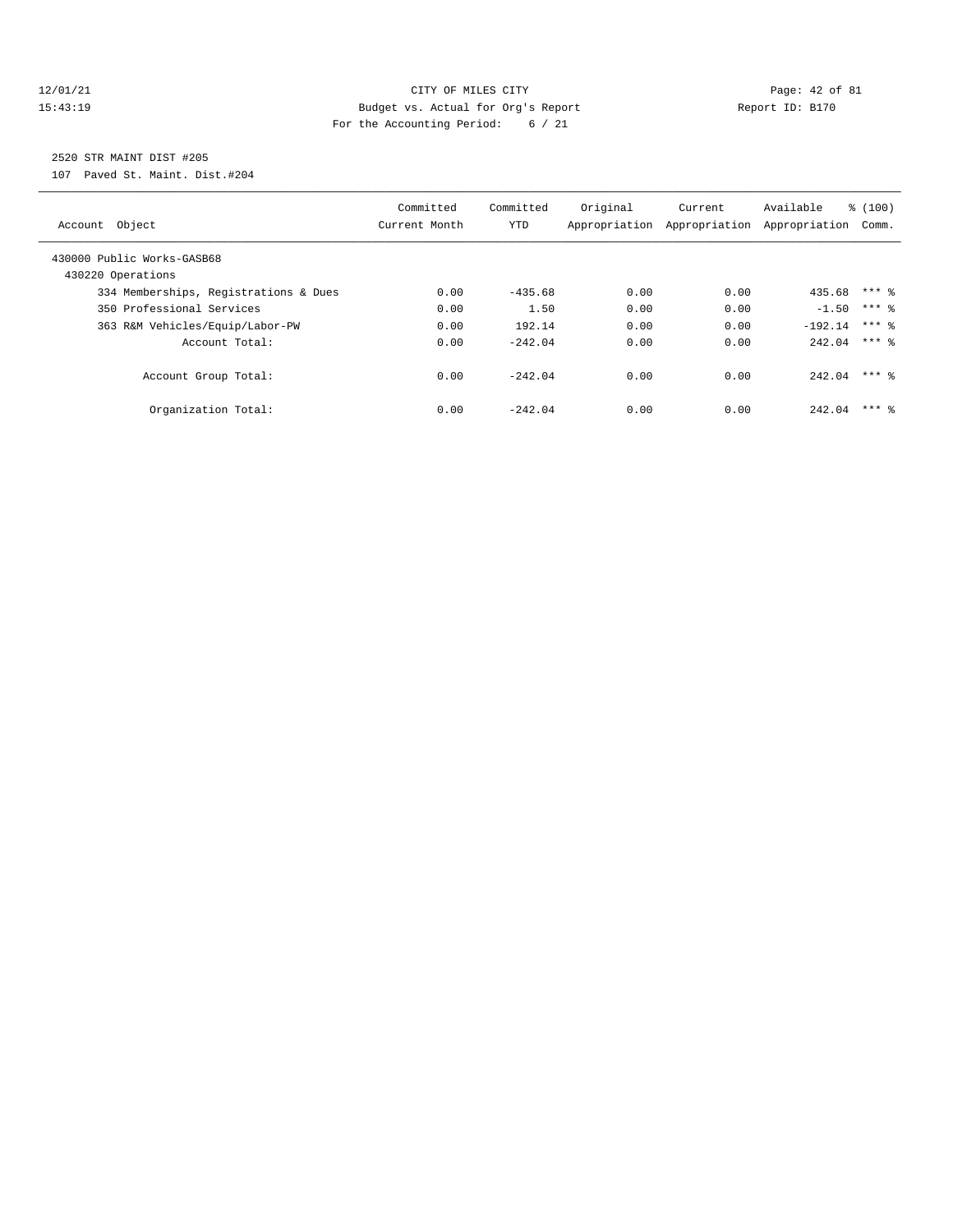CITY OF MILES CITY
Budget vs. Actual for Org's Report
For the Accounting Period: 6 / 21

12/01/21
15:43:19

Report ID: B170

2520 STR MAINT DIST #205
107 Paved St. Maint. Dist.#204

| Account Object | Committed Current Month | Committed YTD | Original Appropriation | Current Appropriation | Available Appropriation | % (100) Comm. |
|---|---|---|---|---|---|---|
| 430000 Public Works-GASB68 | | | | | | |
| 430220 Operations | | | | | | |
| 334 Memberships, Registrations & Dues | 0.00 | -435.68 | 0.00 | 0.00 | 435.68 | *** % |
| 350 Professional Services | 0.00 | 1.50 | 0.00 | 0.00 | -1.50 | *** % |
| 363 R&M Vehicles/Equip/Labor-PW | 0.00 | 192.14 | 0.00 | 0.00 | -192.14 | *** % |
| Account Total: | 0.00 | -242.04 | 0.00 | 0.00 | 242.04 | *** % |
| Account Group Total: | 0.00 | -242.04 | 0.00 | 0.00 | 242.04 | *** % |
| Organization Total: | 0.00 | -242.04 | 0.00 | 0.00 | 242.04 | *** % |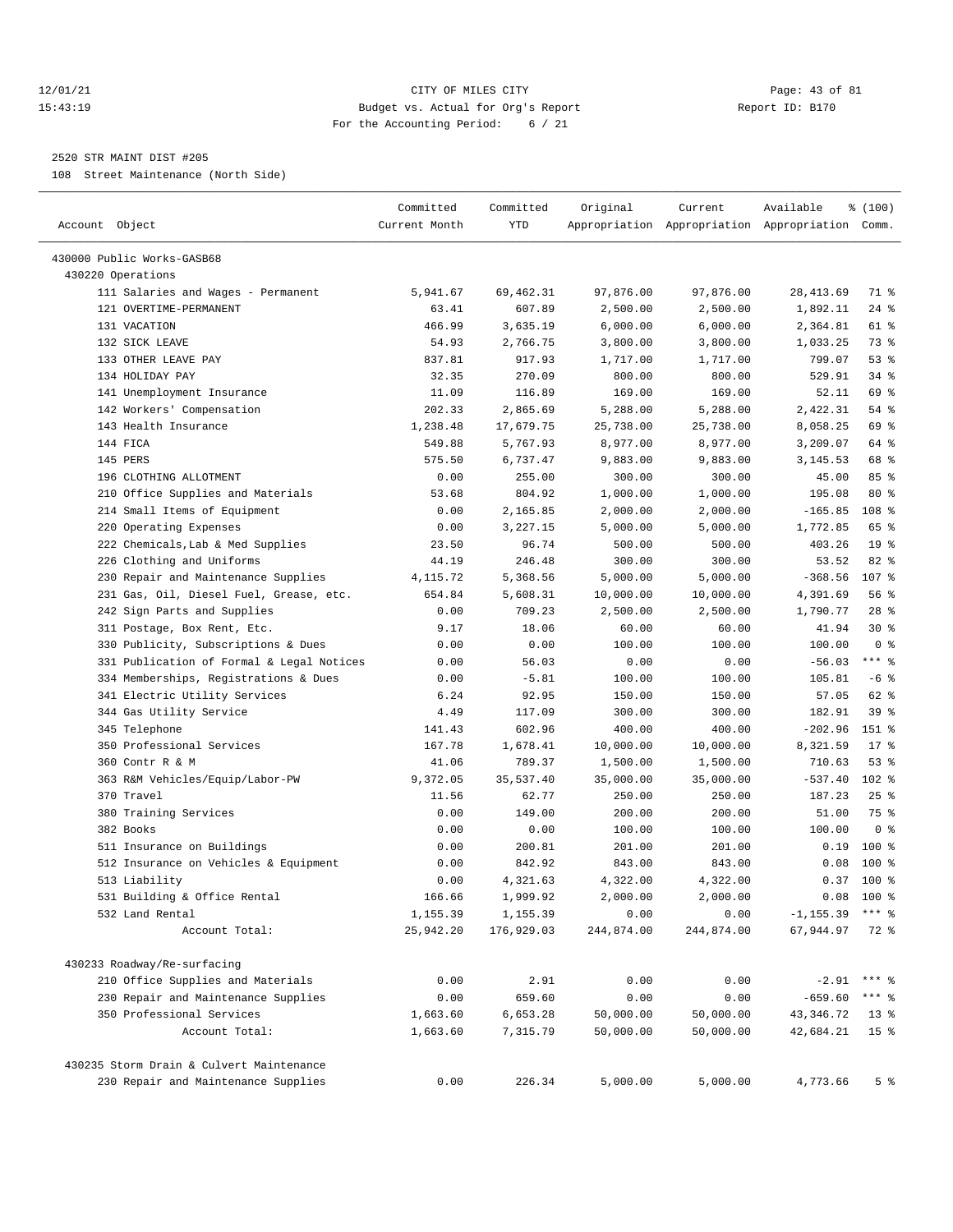12/01/21 CITY OF MILES CITY
15:43:19 Budget vs. Actual for Org's Report Report ID: B170
For the Accounting Period: 6 / 21

2520 STR MAINT DIST #205
108 Street Maintenance (North Side)

| Account Object | Committed Current Month | Committed YTD | Original Appropriation | Current Appropriation | Available Appropriation | % (100) Comm. |
|---|---|---|---|---|---|---|
| 430000 Public Works-GASB68 | | | | | | |
| 430220 Operations | | | | | | |
| 111 Salaries and Wages - Permanent | 5,941.67 | 69,462.31 | 97,876.00 | 97,876.00 | 28,413.69 | 71 % |
| 121 OVERTIME-PERMANENT | 63.41 | 607.89 | 2,500.00 | 2,500.00 | 1,892.11 | 24 % |
| 131 VACATION | 466.99 | 3,635.19 | 6,000.00 | 6,000.00 | 2,364.81 | 61 % |
| 132 SICK LEAVE | 54.93 | 2,766.75 | 3,800.00 | 3,800.00 | 1,033.25 | 73 % |
| 133 OTHER LEAVE PAY | 837.81 | 917.93 | 1,717.00 | 1,717.00 | 799.07 | 53 % |
| 134 HOLIDAY PAY | 32.35 | 270.09 | 800.00 | 800.00 | 529.91 | 34 % |
| 141 Unemployment Insurance | 11.09 | 116.89 | 169.00 | 169.00 | 52.11 | 69 % |
| 142 Workers' Compensation | 202.33 | 2,865.69 | 5,288.00 | 5,288.00 | 2,422.31 | 54 % |
| 143 Health Insurance | 1,238.48 | 17,679.75 | 25,738.00 | 25,738.00 | 8,058.25 | 69 % |
| 144 FICA | 549.88 | 5,767.93 | 8,977.00 | 8,977.00 | 3,209.07 | 64 % |
| 145 PERS | 575.50 | 6,737.47 | 9,883.00 | 9,883.00 | 3,145.53 | 68 % |
| 196 CLOTHING ALLOTMENT | 0.00 | 255.00 | 300.00 | 300.00 | 45.00 | 85 % |
| 210 Office Supplies and Materials | 53.68 | 804.92 | 1,000.00 | 1,000.00 | 195.08 | 80 % |
| 214 Small Items of Equipment | 0.00 | 2,165.85 | 2,000.00 | 2,000.00 | -165.85 | 108 % |
| 220 Operating Expenses | 0.00 | 3,227.15 | 5,000.00 | 5,000.00 | 1,772.85 | 65 % |
| 222 Chemicals,Lab & Med Supplies | 23.50 | 96.74 | 500.00 | 500.00 | 403.26 | 19 % |
| 226 Clothing and Uniforms | 44.19 | 246.48 | 300.00 | 300.00 | 53.52 | 82 % |
| 230 Repair and Maintenance Supplies | 4,115.72 | 5,368.56 | 5,000.00 | 5,000.00 | -368.56 | 107 % |
| 231 Gas, Oil, Diesel Fuel, Grease, etc. | 654.84 | 5,608.31 | 10,000.00 | 10,000.00 | 4,391.69 | 56 % |
| 242 Sign Parts and Supplies | 0.00 | 709.23 | 2,500.00 | 2,500.00 | 1,790.77 | 28 % |
| 311 Postage, Box Rent, Etc. | 9.17 | 18.06 | 60.00 | 60.00 | 41.94 | 30 % |
| 330 Publicity, Subscriptions & Dues | 0.00 | 0.00 | 100.00 | 100.00 | 100.00 | 0 % |
| 331 Publication of Formal & Legal Notices | 0.00 | 56.03 | 0.00 | 0.00 | -56.03 | *** % |
| 334 Memberships, Registrations & Dues | 0.00 | -5.81 | 100.00 | 100.00 | 105.81 | -6 % |
| 341 Electric Utility Services | 6.24 | 92.95 | 150.00 | 150.00 | 57.05 | 62 % |
| 344 Gas Utility Service | 4.49 | 117.09 | 300.00 | 300.00 | 182.91 | 39 % |
| 345 Telephone | 141.43 | 602.96 | 400.00 | 400.00 | -202.96 | 151 % |
| 350 Professional Services | 167.78 | 1,678.41 | 10,000.00 | 10,000.00 | 8,321.59 | 17 % |
| 360 Contr R & M | 41.06 | 789.37 | 1,500.00 | 1,500.00 | 710.63 | 53 % |
| 363 R&M Vehicles/Equip/Labor-PW | 9,372.05 | 35,537.40 | 35,000.00 | 35,000.00 | -537.40 | 102 % |
| 370 Travel | 11.56 | 62.77 | 250.00 | 250.00 | 187.23 | 25 % |
| 380 Training Services | 0.00 | 149.00 | 200.00 | 200.00 | 51.00 | 75 % |
| 382 Books | 0.00 | 0.00 | 100.00 | 100.00 | 100.00 | 0 % |
| 511 Insurance on Buildings | 0.00 | 200.81 | 201.00 | 201.00 | 0.19 | 100 % |
| 512 Insurance on Vehicles & Equipment | 0.00 | 842.92 | 843.00 | 843.00 | 0.08 | 100 % |
| 513 Liability | 0.00 | 4,321.63 | 4,322.00 | 4,322.00 | 0.37 | 100 % |
| 531 Building & Office Rental | 166.66 | 1,999.92 | 2,000.00 | 2,000.00 | 0.08 | 100 % |
| 532 Land Rental | 1,155.39 | 1,155.39 | 0.00 | 0.00 | -1,155.39 | *** % |
| Account Total: | 25,942.20 | 176,929.03 | 244,874.00 | 244,874.00 | 67,944.97 | 72 % |
| 430233 Roadway/Re-surfacing | | | | | | |
| 210 Office Supplies and Materials | 0.00 | 2.91 | 0.00 | 0.00 | -2.91 | *** % |
| 230 Repair and Maintenance Supplies | 0.00 | 659.60 | 0.00 | 0.00 | -659.60 | *** % |
| 350 Professional Services | 1,663.60 | 6,653.28 | 50,000.00 | 50,000.00 | 43,346.72 | 13 % |
| Account Total: | 1,663.60 | 7,315.79 | 50,000.00 | 50,000.00 | 42,684.21 | 15 % |
| 430235 Storm Drain & Culvert Maintenance | | | | | | |
| 230 Repair and Maintenance Supplies | 0.00 | 226.34 | 5,000.00 | 5,000.00 | 4,773.66 | 5 % |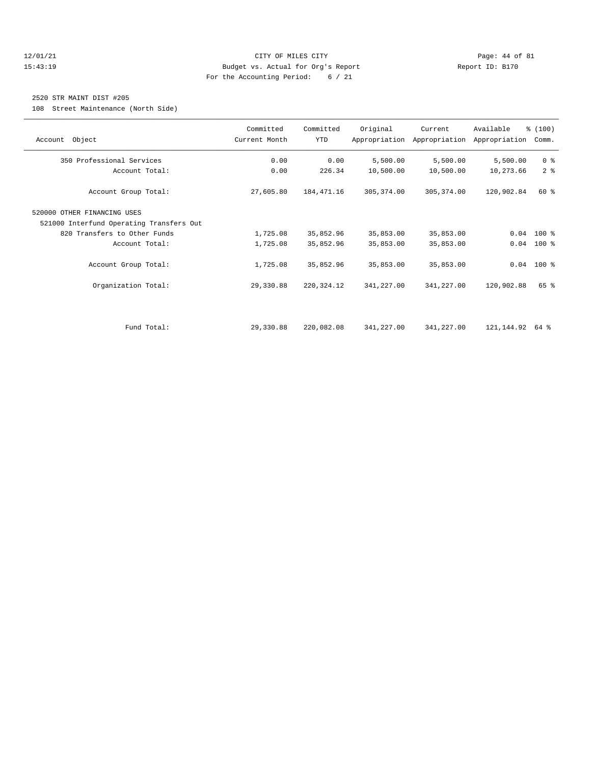12/01/21 CITY OF MILES CITY
15:43:19 Budget vs. Actual for Org's Report Report ID: B170
For the Accounting Period: 6 / 21

2520 STR MAINT DIST #205

108 Street Maintenance (North Side)

| Account Object | Committed Current Month | Committed YTD | Original Appropriation | Current Appropriation | Available Appropriation | % (100) Comm. |
|---|---|---|---|---|---|---|
| 350 Professional Services | 0.00 | 0.00 | 5,500.00 | 5,500.00 | 5,500.00 | 0 % |
| Account Total: | 0.00 | 226.34 | 10,500.00 | 10,500.00 | 10,273.66 | 2 % |
| Account Group Total: | 27,605.80 | 184,471.16 | 305,374.00 | 305,374.00 | 120,902.84 | 60 % |
| 520000 OTHER FINANCING USES | | | | | | |
| 521000 Interfund Operating Transfers Out | | | | | | |
| 820 Transfers to Other Funds | 1,725.08 | 35,852.96 | 35,853.00 | 35,853.00 | 0.04 | 100 % |
| Account Total: | 1,725.08 | 35,852.96 | 35,853.00 | 35,853.00 | 0.04 | 100 % |
| Account Group Total: | 1,725.08 | 35,852.96 | 35,853.00 | 35,853.00 | 0.04 | 100 % |
| Organization Total: | 29,330.88 | 220,324.12 | 341,227.00 | 341,227.00 | 120,902.88 | 65 % |
| Fund Total: | 29,330.88 | 220,082.08 | 341,227.00 | 341,227.00 | 121,144.92 | 64 % |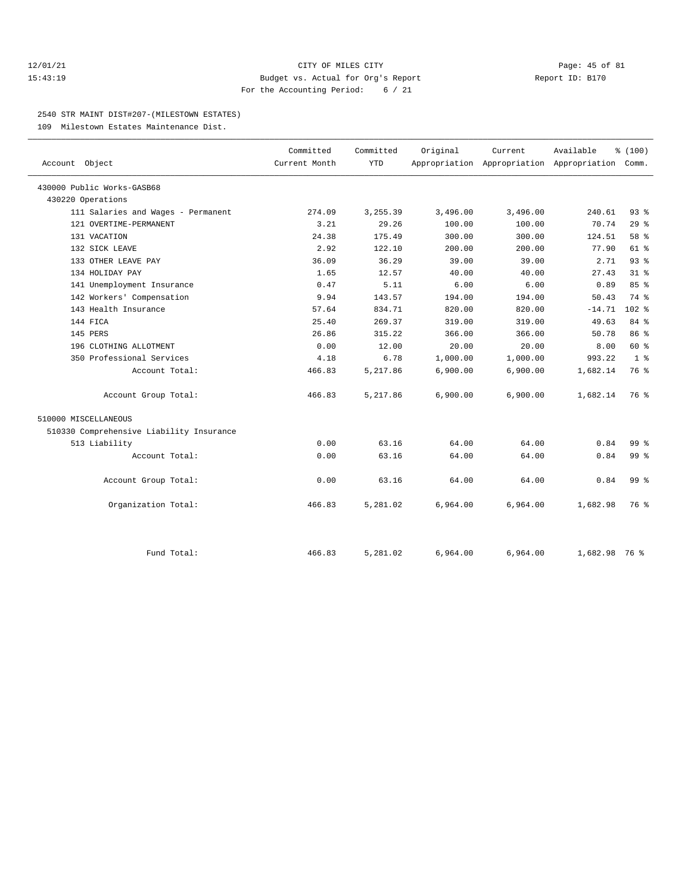## CITY OF MILES CITY

### Budget vs. Actual for Org's Report

For the Accounting Period: 6 / 21

12/01/21 15:43:19 — Report ID: B170

### 2540 STR MAINT DIST#207-(MILESTOWN ESTATES)

109 Milestown Estates Maintenance Dist.

| Account Object | Committed Current Month | Committed YTD | Original Appropriation | Current Appropriation | Available Appropriation | % (100) Comm. |
|---|---|---|---|---|---|---|
| 430000 Public Works-GASB68 | | | | | | |
| 430220 Operations | | | | | | |
| 111 Salaries and Wages - Permanent | 274.09 | 3,255.39 | 3,496.00 | 3,496.00 | 240.61 | 93 % |
| 121 OVERTIME-PERMANENT | 3.21 | 29.26 | 100.00 | 100.00 | 70.74 | 29 % |
| 131 VACATION | 24.38 | 175.49 | 300.00 | 300.00 | 124.51 | 58 % |
| 132 SICK LEAVE | 2.92 | 122.10 | 200.00 | 200.00 | 77.90 | 61 % |
| 133 OTHER LEAVE PAY | 36.09 | 36.29 | 39.00 | 39.00 | 2.71 | 93 % |
| 134 HOLIDAY PAY | 1.65 | 12.57 | 40.00 | 40.00 | 27.43 | 31 % |
| 141 Unemployment Insurance | 0.47 | 5.11 | 6.00 | 6.00 | 0.89 | 85 % |
| 142 Workers' Compensation | 9.94 | 143.57 | 194.00 | 194.00 | 50.43 | 74 % |
| 143 Health Insurance | 57.64 | 834.71 | 820.00 | 820.00 | -14.71 | 102 % |
| 144 FICA | 25.40 | 269.37 | 319.00 | 319.00 | 49.63 | 84 % |
| 145 PERS | 26.86 | 315.22 | 366.00 | 366.00 | 50.78 | 86 % |
| 196 CLOTHING ALLOTMENT | 0.00 | 12.00 | 20.00 | 20.00 | 8.00 | 60 % |
| 350 Professional Services | 4.18 | 6.78 | 1,000.00 | 1,000.00 | 993.22 | 1 % |
| Account Total: | 466.83 | 5,217.86 | 6,900.00 | 6,900.00 | 1,682.14 | 76 % |
| Account Group Total: | 466.83 | 5,217.86 | 6,900.00 | 6,900.00 | 1,682.14 | 76 % |
| 510000 MISCELLANEOUS | | | | | | |
| 510330 Comprehensive Liability Insurance | | | | | | |
| 513 Liability | 0.00 | 63.16 | 64.00 | 64.00 | 0.84 | 99 % |
| Account Total: | 0.00 | 63.16 | 64.00 | 64.00 | 0.84 | 99 % |
| Account Group Total: | 0.00 | 63.16 | 64.00 | 64.00 | 0.84 | 99 % |
| Organization Total: | 466.83 | 5,281.02 | 6,964.00 | 6,964.00 | 1,682.98 | 76 % |
| Fund Total: | 466.83 | 5,281.02 | 6,964.00 | 6,964.00 | 1,682.98 | 76 % |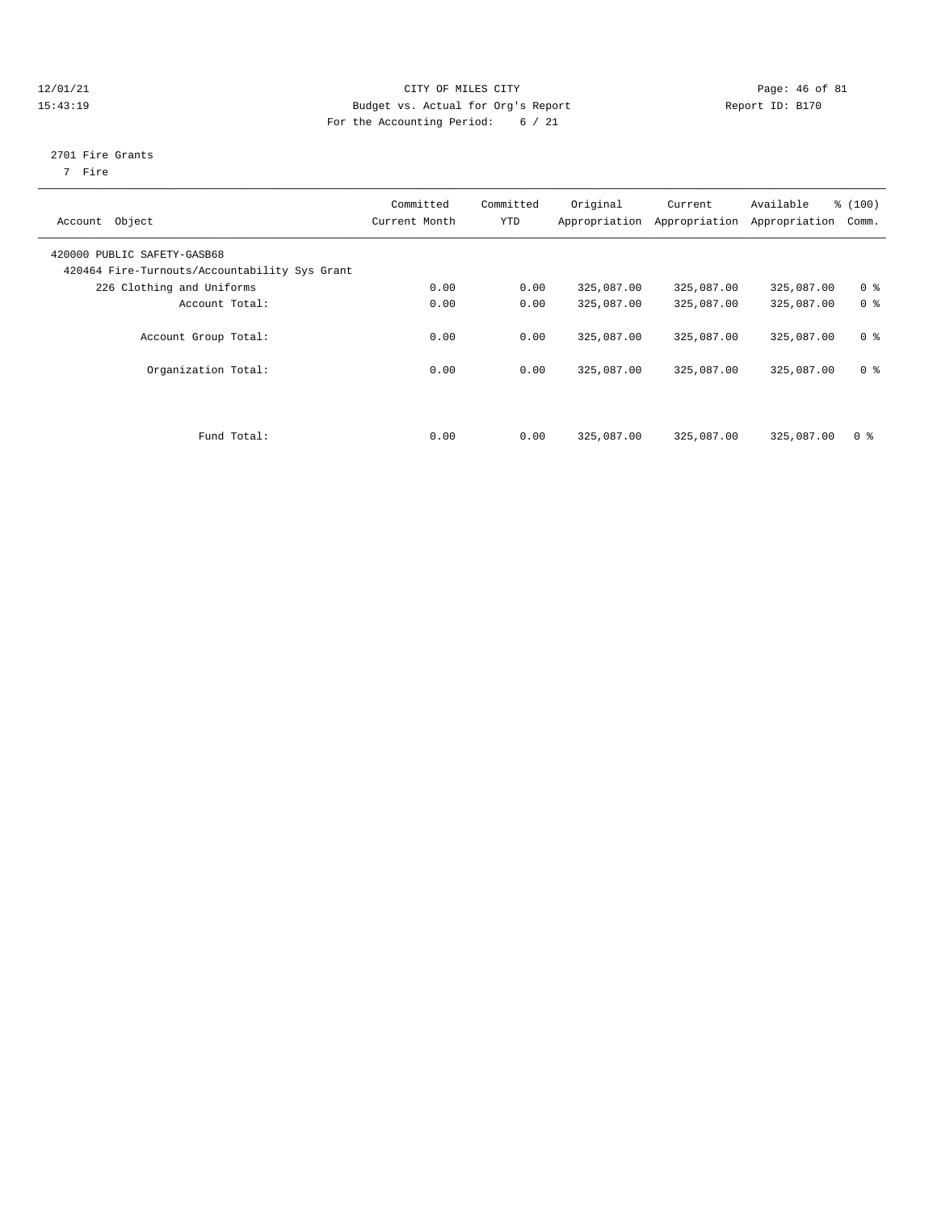12/01/21 CITY OF MILES CITY
15:43:19 Budget vs. Actual for Org's Report Report ID: B170
For the Accounting Period: 6 / 21

2701 Fire Grants
7 Fire

| Account Object | Committed Current Month | Committed YTD | Original Appropriation | Current Appropriation | Available Appropriation | % (100) Comm. |
|---|---|---|---|---|---|---|
| 420000 PUBLIC SAFETY-GASB68 | | | | | | |
| 420464 Fire-Turnouts/Accountability Sys Grant | | | | | | |
| 226 Clothing and Uniforms | 0.00 | 0.00 | 325,087.00 | 325,087.00 | 325,087.00 | 0 % |
| Account Total: | 0.00 | 0.00 | 325,087.00 | 325,087.00 | 325,087.00 | 0 % |
| Account Group Total: | 0.00 | 0.00 | 325,087.00 | 325,087.00 | 325,087.00 | 0 % |
| Organization Total: | 0.00 | 0.00 | 325,087.00 | 325,087.00 | 325,087.00 | 0 % |
| Fund Total: | 0.00 | 0.00 | 325,087.00 | 325,087.00 | 325,087.00 | 0 % |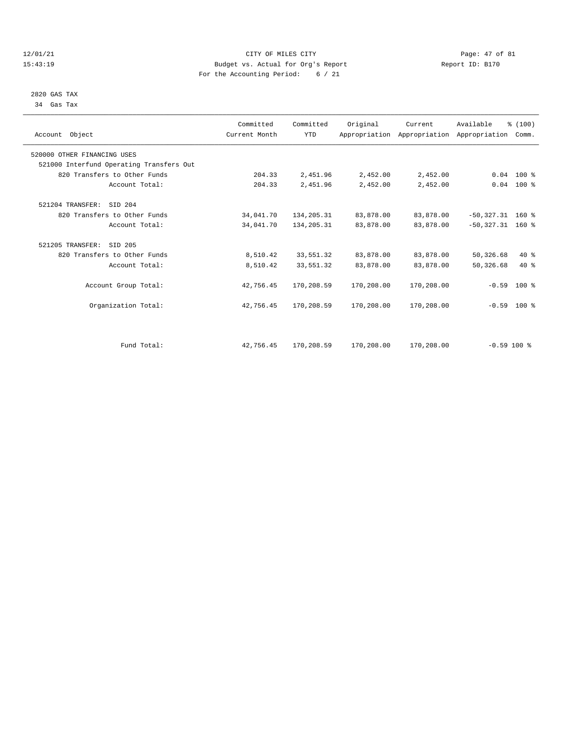CITY OF MILES CITY

Budget vs. Actual for Org's Report

For the Accounting Period: 6 / 21

12/01/21 15:43:19 Report ID: B170

2820 GAS TAX

34 Gas Tax

| Account Object | Committed Current Month | Committed YTD | Original Appropriation | Current Appropriation | Available Appropriation | % (100) Comm. |
|---|---|---|---|---|---|---|
| 520000 OTHER FINANCING USES | | | | | | |
| 521000 Interfund Operating Transfers Out | | | | | | |
| 820 Transfers to Other Funds | 204.33 | 2,451.96 | 2,452.00 | 2,452.00 | 0.04 | 100 % |
| Account Total: | 204.33 | 2,451.96 | 2,452.00 | 2,452.00 | 0.04 | 100 % |
| 521204 TRANSFER: SID 204 | | | | | | |
| 820 Transfers to Other Funds | 34,041.70 | 134,205.31 | 83,878.00 | 83,878.00 | -50,327.31 | 160 % |
| Account Total: | 34,041.70 | 134,205.31 | 83,878.00 | 83,878.00 | -50,327.31 | 160 % |
| 521205 TRANSFER: SID 205 | | | | | | |
| 820 Transfers to Other Funds | 8,510.42 | 33,551.32 | 83,878.00 | 83,878.00 | 50,326.68 | 40 % |
| Account Total: | 8,510.42 | 33,551.32 | 83,878.00 | 83,878.00 | 50,326.68 | 40 % |
| Account Group Total: | 42,756.45 | 170,208.59 | 170,208.00 | 170,208.00 | -0.59 | 100 % |
| Organization Total: | 42,756.45 | 170,208.59 | 170,208.00 | 170,208.00 | -0.59 | 100 % |
| Fund Total: | 42,756.45 | 170,208.59 | 170,208.00 | 170,208.00 | -0.59 | 100 % |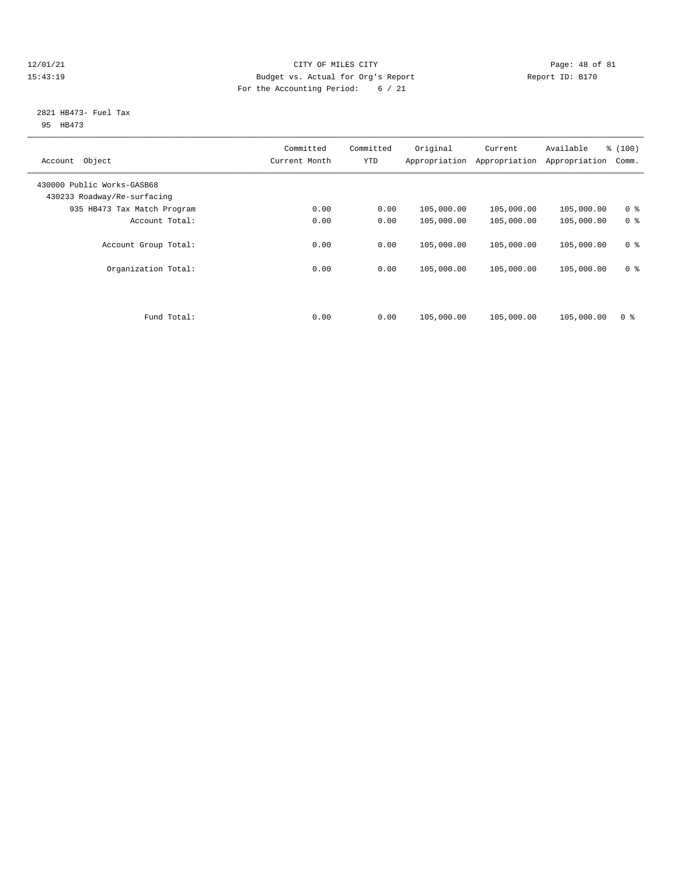CITY OF MILES CITY
Budget vs. Actual for Org's Report
For the Accounting Period: 6 / 21

12/01/21
15:43:19

Report ID: B170

2821 HB473- Fuel Tax
95 HB473

| Account Object | Committed Current Month | Committed YTD | Original Appropriation | Current Appropriation | Available Appropriation | % (100) Comm. |
|---|---|---|---|---|---|---|
| 430000 Public Works-GASB68 | | | | | | |
| 430233 Roadway/Re-surfacing | | | | | | |
| 935 HB473 Tax Match Program | 0.00 | 0.00 | 105,000.00 | 105,000.00 | 105,000.00 | 0 % |
| Account Total: | 0.00 | 0.00 | 105,000.00 | 105,000.00 | 105,000.00 | 0 % |
| Account Group Total: | 0.00 | 0.00 | 105,000.00 | 105,000.00 | 105,000.00 | 0 % |
| Organization Total: | 0.00 | 0.00 | 105,000.00 | 105,000.00 | 105,000.00 | 0 % |
| Fund Total: | 0.00 | 0.00 | 105,000.00 | 105,000.00 | 105,000.00 | 0 % |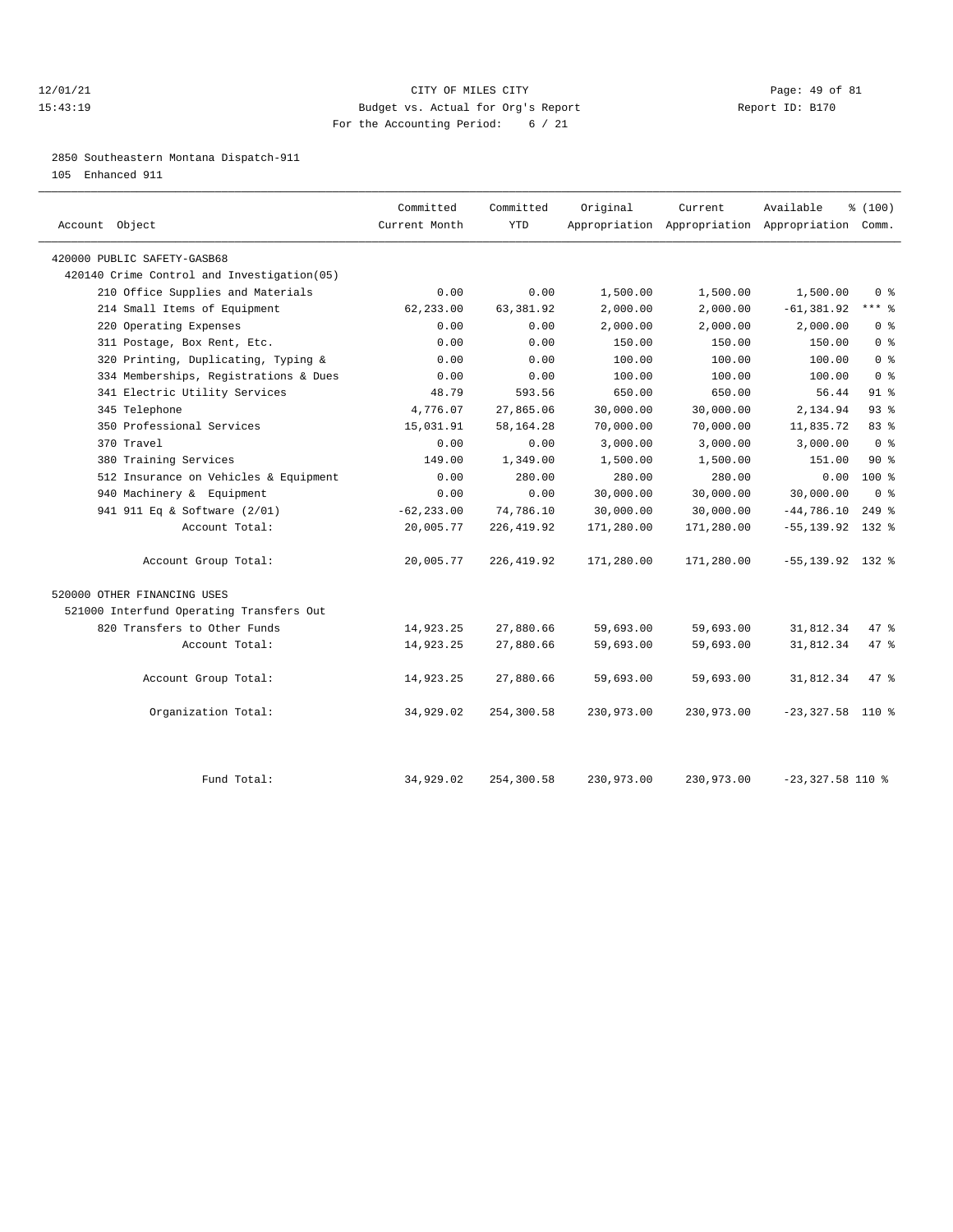CITY OF MILES CITY
Budget vs. Actual for Org's Report
For the Accounting Period: 6 / 21

2850 Southeastern Montana Dispatch-911
105 Enhanced 911

| Account Object | Committed Current Month | Committed YTD | Original Appropriation | Current Appropriation | Available Appropriation | % (100) Comm. |
|---|---|---|---|---|---|---|
| 420000 PUBLIC SAFETY-GASB68 | | | | | | |
| 420140 Crime Control and Investigation(05) | | | | | | |
| 210 Office Supplies and Materials | 0.00 | 0.00 | 1,500.00 | 1,500.00 | 1,500.00 | 0 % |
| 214 Small Items of Equipment | 62,233.00 | 63,381.92 | 2,000.00 | 2,000.00 | -61,381.92 | *** % |
| 220 Operating Expenses | 0.00 | 0.00 | 2,000.00 | 2,000.00 | 2,000.00 | 0 % |
| 311 Postage, Box Rent, Etc. | 0.00 | 0.00 | 150.00 | 150.00 | 150.00 | 0 % |
| 320 Printing, Duplicating, Typing & | 0.00 | 0.00 | 100.00 | 100.00 | 100.00 | 0 % |
| 334 Memberships, Registrations & Dues | 0.00 | 0.00 | 100.00 | 100.00 | 100.00 | 0 % |
| 341 Electric Utility Services | 48.79 | 593.56 | 650.00 | 650.00 | 56.44 | 91 % |
| 345 Telephone | 4,776.07 | 27,865.06 | 30,000.00 | 30,000.00 | 2,134.94 | 93 % |
| 350 Professional Services | 15,031.91 | 58,164.28 | 70,000.00 | 70,000.00 | 11,835.72 | 83 % |
| 370 Travel | 0.00 | 0.00 | 3,000.00 | 3,000.00 | 3,000.00 | 0 % |
| 380 Training Services | 149.00 | 1,349.00 | 1,500.00 | 1,500.00 | 151.00 | 90 % |
| 512 Insurance on Vehicles & Equipment | 0.00 | 280.00 | 280.00 | 280.00 | 0.00 | 100 % |
| 940 Machinery & Equipment | 0.00 | 0.00 | 30,000.00 | 30,000.00 | 30,000.00 | 0 % |
| 941 911 Eq & Software (2/01) | -62,233.00 | 74,786.10 | 30,000.00 | 30,000.00 | -44,786.10 | 249 % |
| Account Total: | 20,005.77 | 226,419.92 | 171,280.00 | 171,280.00 | -55,139.92 | 132 % |
| Account Group Total: | 20,005.77 | 226,419.92 | 171,280.00 | 171,280.00 | -55,139.92 | 132 % |
| 520000 OTHER FINANCING USES | | | | | | |
| 521000 Interfund Operating Transfers Out | | | | | | |
| 820 Transfers to Other Funds | 14,923.25 | 27,880.66 | 59,693.00 | 59,693.00 | 31,812.34 | 47 % |
| Account Total: | 14,923.25 | 27,880.66 | 59,693.00 | 59,693.00 | 31,812.34 | 47 % |
| Account Group Total: | 14,923.25 | 27,880.66 | 59,693.00 | 59,693.00 | 31,812.34 | 47 % |
| Organization Total: | 34,929.02 | 254,300.58 | 230,973.00 | 230,973.00 | -23,327.58 | 110 % |
| Fund Total: | 34,929.02 | 254,300.58 | 230,973.00 | 230,973.00 | -23,327.58 | 110 % |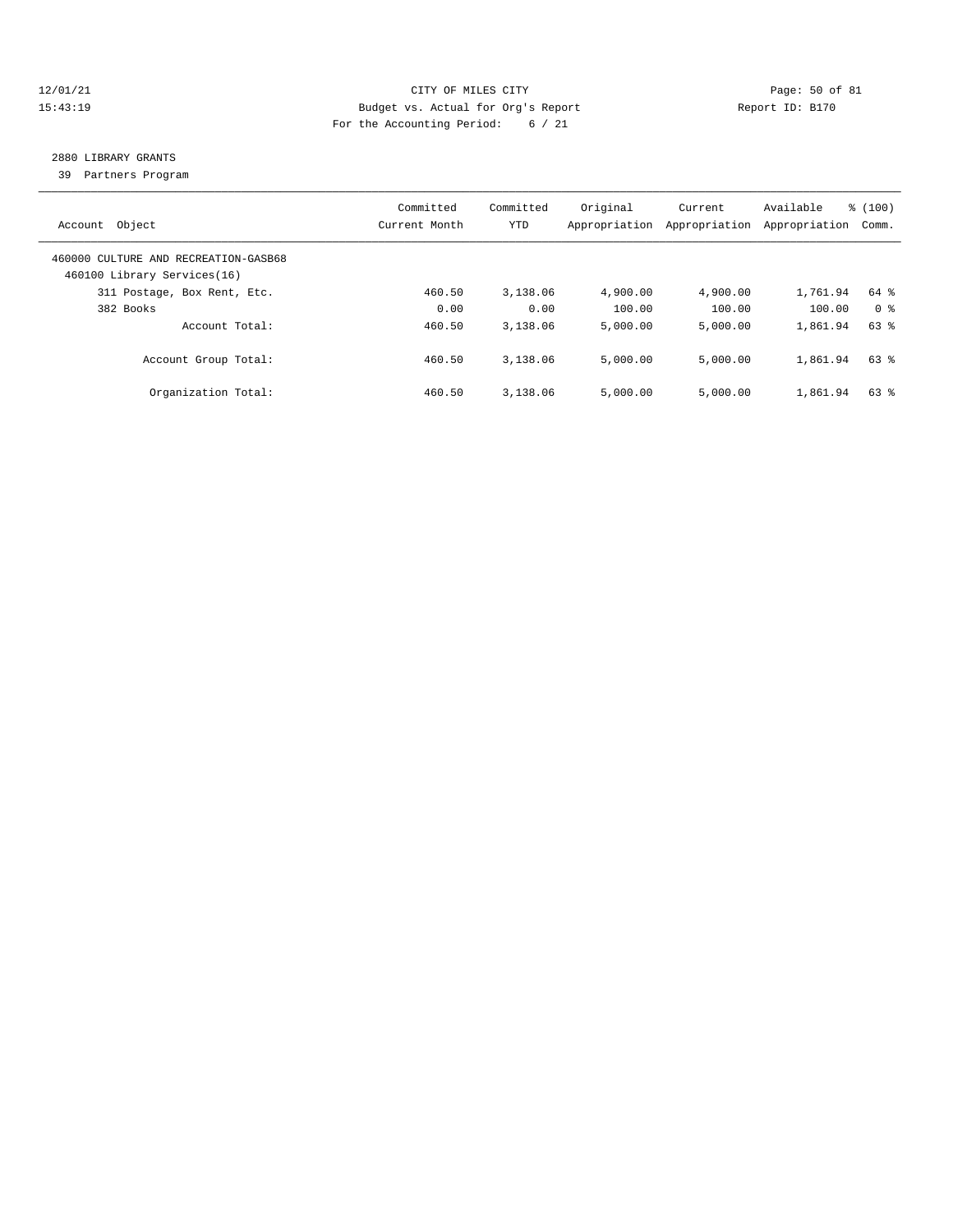12/01/21 CITY OF MILES CITY
15:43:19 Budget vs. Actual for Org's Report Report ID: B170
For the Accounting Period: 6 / 21

## 2880 LIBRARY GRANTS

39 Partners Program

| Account Object | Committed Current Month | Committed YTD | Original Appropriation | Current Appropriation | Available Appropriation | % (100) Comm. |
|---|---|---|---|---|---|---|
| 460000 CULTURE AND RECREATION-GASB68 | | | | | | |
| 460100 Library Services(16) | | | | | | |
| 311 Postage, Box Rent, Etc. | 460.50 | 3,138.06 | 4,900.00 | 4,900.00 | 1,761.94 | 64 % |
| 382 Books | 0.00 | 0.00 | 100.00 | 100.00 | 100.00 | 0 % |
| Account Total: | 460.50 | 3,138.06 | 5,000.00 | 5,000.00 | 1,861.94 | 63 % |
| Account Group Total: | 460.50 | 3,138.06 | 5,000.00 | 5,000.00 | 1,861.94 | 63 % |
| Organization Total: | 460.50 | 3,138.06 | 5,000.00 | 5,000.00 | 1,861.94 | 63 % |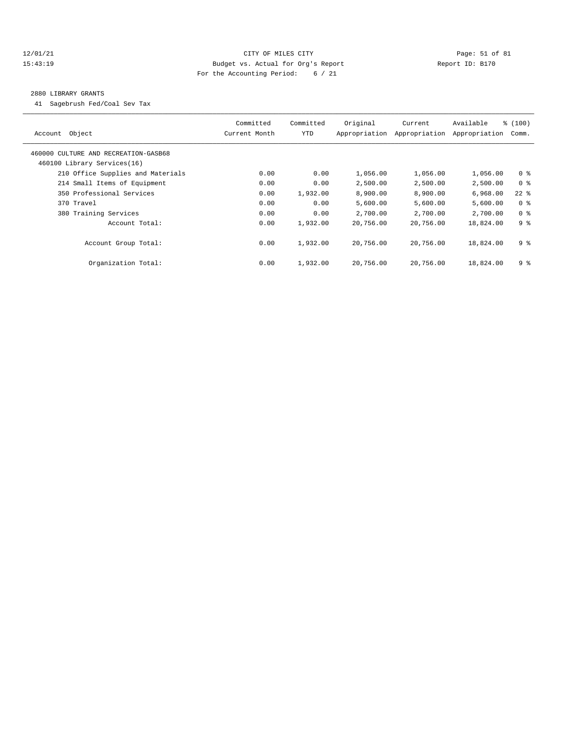CITY OF MILES CITY
Budget vs. Actual for Org's Report
For the Accounting Period: 6 / 21

12/01/21
15:43:19

Report ID: B170

2880 LIBRARY GRANTS

41 Sagebrush Fed/Coal Sev Tax

| Account Object | Committed Current Month | Committed YTD | Original Appropriation | Current Appropriation | Available Appropriation | % (100) Comm. |
|---|---|---|---|---|---|---|
| 460000 CULTURE AND RECREATION-GASB68 | | | | | | |
| 460100 Library Services(16) | | | | | | |
| 210 Office Supplies and Materials | 0.00 | 0.00 | 1,056.00 | 1,056.00 | 1,056.00 | 0 % |
| 214 Small Items of Equipment | 0.00 | 0.00 | 2,500.00 | 2,500.00 | 2,500.00 | 0 % |
| 350 Professional Services | 0.00 | 1,932.00 | 8,900.00 | 8,900.00 | 6,968.00 | 22 % |
| 370 Travel | 0.00 | 0.00 | 5,600.00 | 5,600.00 | 5,600.00 | 0 % |
| 380 Training Services | 0.00 | 0.00 | 2,700.00 | 2,700.00 | 2,700.00 | 0 % |
| Account Total: | 0.00 | 1,932.00 | 20,756.00 | 20,756.00 | 18,824.00 | 9 % |
| Account Group Total: | 0.00 | 1,932.00 | 20,756.00 | 20,756.00 | 18,824.00 | 9 % |
| Organization Total: | 0.00 | 1,932.00 | 20,756.00 | 20,756.00 | 18,824.00 | 9 % |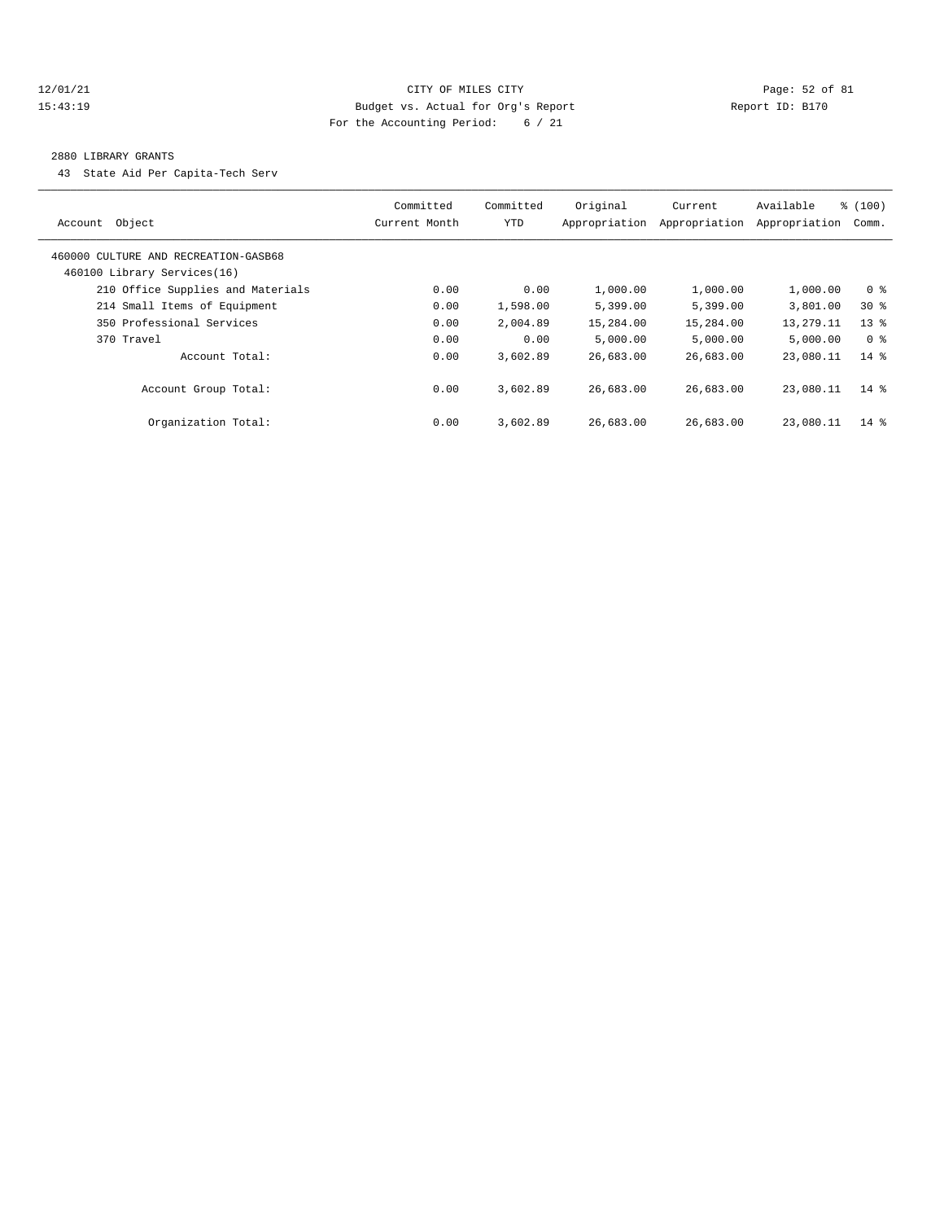CITY OF MILES CITY
Budget vs. Actual for Org's Report
For the Accounting Period: 6 / 21

12/01/21
15:43:19

Report ID: B170

2880 LIBRARY GRANTS

43 State Aid Per Capita-Tech Serv

| Account Object | Committed Current Month | Committed YTD | Original Appropriation | Current Appropriation | Available Appropriation | % (100) Comm. |
|---|---|---|---|---|---|---|
| 460000 CULTURE AND RECREATION-GASB68 | | | | | | |
| 460100 Library Services(16) | | | | | | |
| 210 Office Supplies and Materials | 0.00 | 0.00 | 1,000.00 | 1,000.00 | 1,000.00 | 0 % |
| 214 Small Items of Equipment | 0.00 | 1,598.00 | 5,399.00 | 5,399.00 | 3,801.00 | 30 % |
| 350 Professional Services | 0.00 | 2,004.89 | 15,284.00 | 15,284.00 | 13,279.11 | 13 % |
| 370 Travel | 0.00 | 0.00 | 5,000.00 | 5,000.00 | 5,000.00 | 0 % |
| Account Total: | 0.00 | 3,602.89 | 26,683.00 | 26,683.00 | 23,080.11 | 14 % |
| Account Group Total: | 0.00 | 3,602.89 | 26,683.00 | 26,683.00 | 23,080.11 | 14 % |
| Organization Total: | 0.00 | 3,602.89 | 26,683.00 | 26,683.00 | 23,080.11 | 14 % |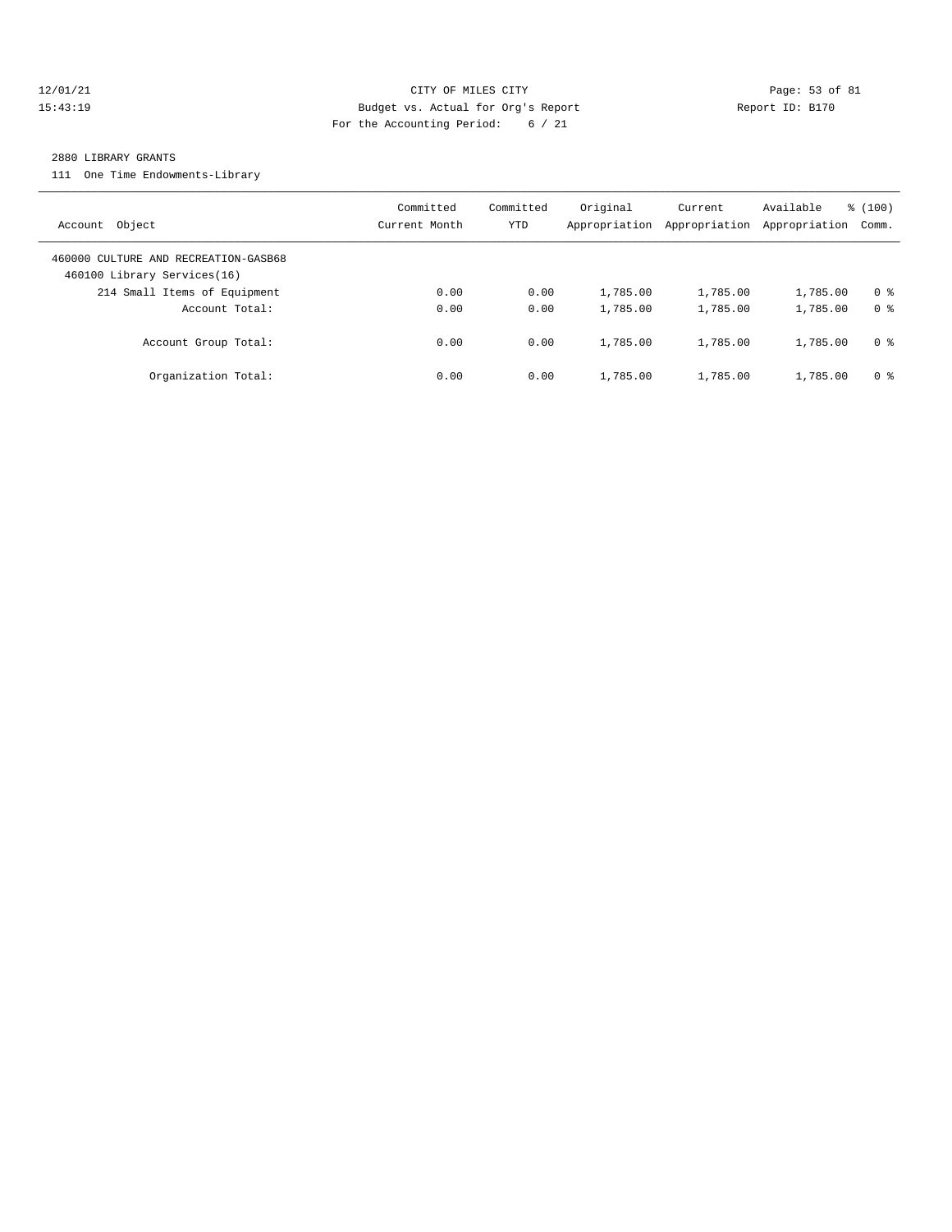CITY OF MILES CITY
Budget vs. Actual for Org's Report
For the Accounting Period: 6 / 21

12/01/21
15:43:19

Report ID: B170

2880 LIBRARY GRANTS

111 One Time Endowments-Library

| Account Object | Committed Current Month | Committed YTD | Original Appropriation | Current Appropriation | Available Appropriation | % (100) Comm. |
|---|---|---|---|---|---|---|
| 460000 CULTURE AND RECREATION-GASB68 | | | | | | |
| 460100 Library Services(16) | | | | | | |
| 214 Small Items of Equipment | 0.00 | 0.00 | 1,785.00 | 1,785.00 | 1,785.00 | 0 % |
| Account Total: | 0.00 | 0.00 | 1,785.00 | 1,785.00 | 1,785.00 | 0 % |
| Account Group Total: | 0.00 | 0.00 | 1,785.00 | 1,785.00 | 1,785.00 | 0 % |
| Organization Total: | 0.00 | 0.00 | 1,785.00 | 1,785.00 | 1,785.00 | 0 % |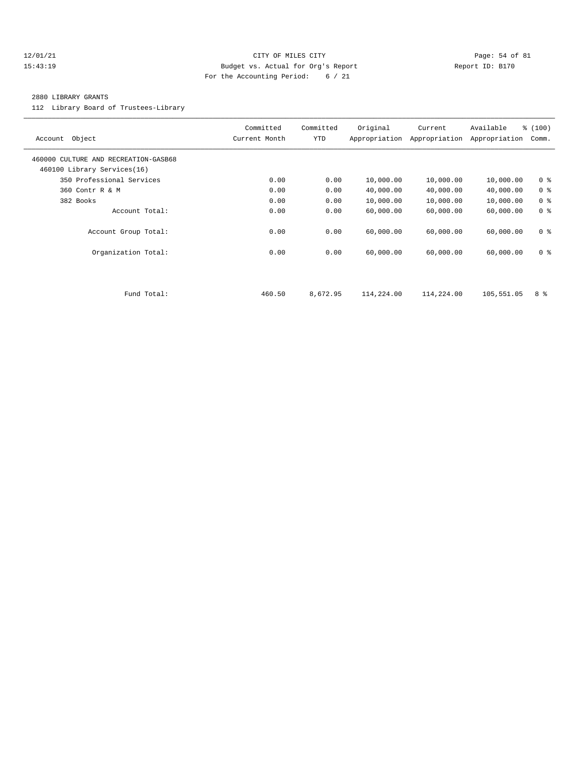CITY OF MILES CITY
Budget vs. Actual for Org's Report
For the Accounting Period: 6 / 21

12/01/21
15:43:19

Report ID: B170

2880 LIBRARY GRANTS

112 Library Board of Trustees-Library

| Account Object | Committed Current Month | Committed YTD | Original Appropriation | Current Appropriation | Available Appropriation | % (100) Comm. |
|---|---|---|---|---|---|---|
| 460000 CULTURE AND RECREATION-GASB68 | | | | | | |
| 460100 Library Services(16) | | | | | | |
| 350 Professional Services | 0.00 | 0.00 | 10,000.00 | 10,000.00 | 10,000.00 | 0 % |
| 360 Contr R & M | 0.00 | 0.00 | 40,000.00 | 40,000.00 | 40,000.00 | 0 % |
| 382 Books | 0.00 | 0.00 | 10,000.00 | 10,000.00 | 10,000.00 | 0 % |
| Account Total: | 0.00 | 0.00 | 60,000.00 | 60,000.00 | 60,000.00 | 0 % |
| Account Group Total: | 0.00 | 0.00 | 60,000.00 | 60,000.00 | 60,000.00 | 0 % |
| Organization Total: | 0.00 | 0.00 | 60,000.00 | 60,000.00 | 60,000.00 | 0 % |
| Fund Total: | 460.50 | 8,672.95 | 114,224.00 | 114,224.00 | 105,551.05 | 8 % |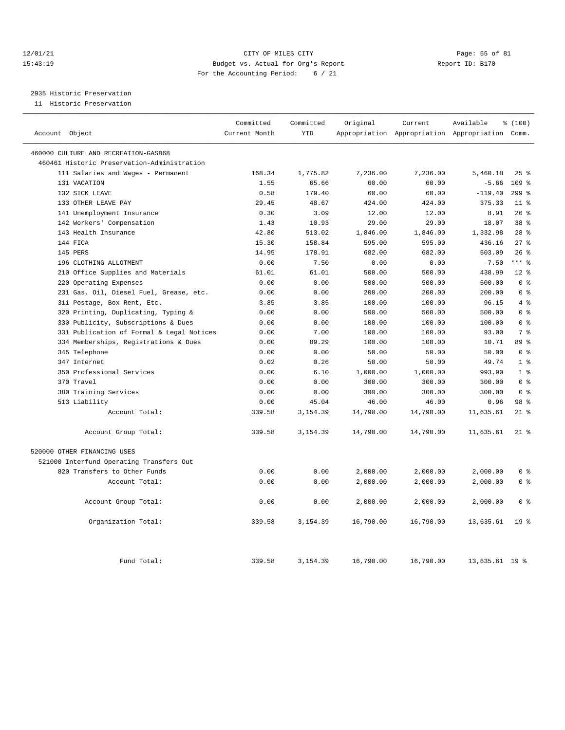CITY OF MILES CITY
Budget vs. Actual for Org's Report
For the Accounting Period: 6 / 21

12/01/21
15:43:19

Report ID: B170

2935 Historic Preservation
11 Historic Preservation

| Account Object | Committed Current Month | Committed YTD | Original Appropriation | Current Appropriation | Available Appropriation | % (100) Comm. |
|---|---|---|---|---|---|---|
| 460000 CULTURE AND RECREATION-GASB68 | | | | | | |
| 460461 Historic Preservation-Administration | | | | | | |
| 111 Salaries and Wages - Permanent | 168.34 | 1,775.82 | 7,236.00 | 7,236.00 | 5,460.18 | 25 % |
| 131 VACATION | 1.55 | 65.66 | 60.00 | 60.00 | -5.66 | 109 % |
| 132 SICK LEAVE | 0.58 | 179.40 | 60.00 | 60.00 | -119.40 | 299 % |
| 133 OTHER LEAVE PAY | 29.45 | 48.67 | 424.00 | 424.00 | 375.33 | 11 % |
| 141 Unemployment Insurance | 0.30 | 3.09 | 12.00 | 12.00 | 8.91 | 26 % |
| 142 Workers' Compensation | 1.43 | 10.93 | 29.00 | 29.00 | 18.07 | 38 % |
| 143 Health Insurance | 42.80 | 513.02 | 1,846.00 | 1,846.00 | 1,332.98 | 28 % |
| 144 FICA | 15.30 | 158.84 | 595.00 | 595.00 | 436.16 | 27 % |
| 145 PERS | 14.95 | 178.91 | 682.00 | 682.00 | 503.09 | 26 % |
| 196 CLOTHING ALLOTMENT | 0.00 | 7.50 | 0.00 | 0.00 | -7.50 | *** % |
| 210 Office Supplies and Materials | 61.01 | 61.01 | 500.00 | 500.00 | 438.99 | 12 % |
| 220 Operating Expenses | 0.00 | 0.00 | 500.00 | 500.00 | 500.00 | 0 % |
| 231 Gas, Oil, Diesel Fuel, Grease, etc. | 0.00 | 0.00 | 200.00 | 200.00 | 200.00 | 0 % |
| 311 Postage, Box Rent, Etc. | 3.85 | 3.85 | 100.00 | 100.00 | 96.15 | 4 % |
| 320 Printing, Duplicating, Typing & | 0.00 | 0.00 | 500.00 | 500.00 | 500.00 | 0 % |
| 330 Publicity, Subscriptions & Dues | 0.00 | 0.00 | 100.00 | 100.00 | 100.00 | 0 % |
| 331 Publication of Formal & Legal Notices | 0.00 | 7.00 | 100.00 | 100.00 | 93.00 | 7 % |
| 334 Memberships, Registrations & Dues | 0.00 | 89.29 | 100.00 | 100.00 | 10.71 | 89 % |
| 345 Telephone | 0.00 | 0.00 | 50.00 | 50.00 | 50.00 | 0 % |
| 347 Internet | 0.02 | 0.26 | 50.00 | 50.00 | 49.74 | 1 % |
| 350 Professional Services | 0.00 | 6.10 | 1,000.00 | 1,000.00 | 993.90 | 1 % |
| 370 Travel | 0.00 | 0.00 | 300.00 | 300.00 | 300.00 | 0 % |
| 380 Training Services | 0.00 | 0.00 | 300.00 | 300.00 | 300.00 | 0 % |
| 513 Liability | 0.00 | 45.04 | 46.00 | 46.00 | 0.96 | 98 % |
| Account Total: | 339.58 | 3,154.39 | 14,790.00 | 14,790.00 | 11,635.61 | 21 % |
| Account Group Total: | 339.58 | 3,154.39 | 14,790.00 | 14,790.00 | 11,635.61 | 21 % |
| 520000 OTHER FINANCING USES | | | | | | |
| 521000 Interfund Operating Transfers Out | | | | | | |
| 820 Transfers to Other Funds | 0.00 | 0.00 | 2,000.00 | 2,000.00 | 2,000.00 | 0 % |
| Account Total: | 0.00 | 0.00 | 2,000.00 | 2,000.00 | 2,000.00 | 0 % |
| Account Group Total: | 0.00 | 0.00 | 2,000.00 | 2,000.00 | 2,000.00 | 0 % |
| Organization Total: | 339.58 | 3,154.39 | 16,790.00 | 16,790.00 | 13,635.61 | 19 % |
| Fund Total: | 339.58 | 3,154.39 | 16,790.00 | 16,790.00 | 13,635.61 | 19 % |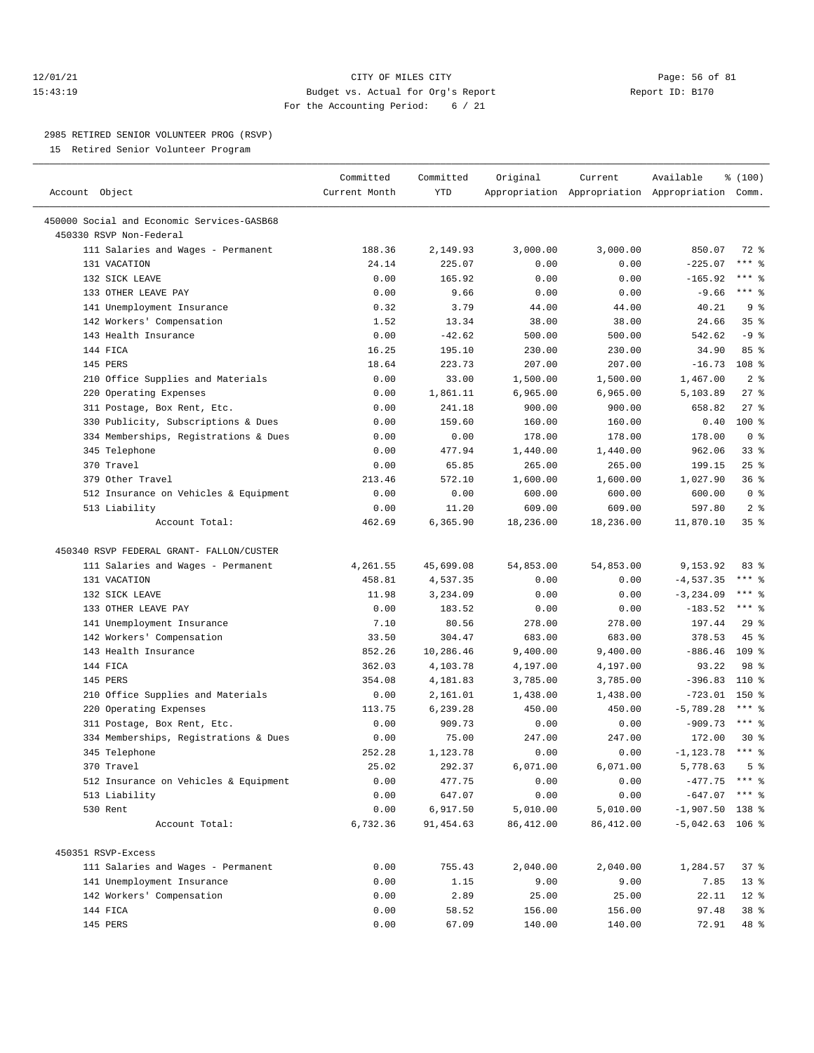12/01/21 CITY OF MILES CITY
15:43:19 Budget vs. Actual for Org's Report Report ID: B170
For the Accounting Period: 6 / 21

2985 RETIRED SENIOR VOLUNTEER PROG (RSVP)

15 Retired Senior Volunteer Program

| Account Object | Committed Current Month | Committed YTD | Original Appropriation | Current Appropriation | Available Appropriation | % (100) Comm. |
|---|---|---|---|---|---|---|
| 450000 Social and Economic Services-GASB68 | | | | | | |
| 450330 RSVP Non-Federal | | | | | | |
| 111 Salaries and Wages - Permanent | 188.36 | 2,149.93 | 3,000.00 | 3,000.00 | 850.07 | 72 % |
| 131 VACATION | 24.14 | 225.07 | 0.00 | 0.00 | -225.07 | *** % |
| 132 SICK LEAVE | 0.00 | 165.92 | 0.00 | 0.00 | -165.92 | *** % |
| 133 OTHER LEAVE PAY | 0.00 | 9.66 | 0.00 | 0.00 | -9.66 | *** % |
| 141 Unemployment Insurance | 0.32 | 3.79 | 44.00 | 44.00 | 40.21 | 9 % |
| 142 Workers' Compensation | 1.52 | 13.34 | 38.00 | 38.00 | 24.66 | 35 % |
| 143 Health Insurance | 0.00 | -42.62 | 500.00 | 500.00 | 542.62 | -9 % |
| 144 FICA | 16.25 | 195.10 | 230.00 | 230.00 | 34.90 | 85 % |
| 145 PERS | 18.64 | 223.73 | 207.00 | 207.00 | -16.73 | 108 % |
| 210 Office Supplies and Materials | 0.00 | 33.00 | 1,500.00 | 1,500.00 | 1,467.00 | 2 % |
| 220 Operating Expenses | 0.00 | 1,861.11 | 6,965.00 | 6,965.00 | 5,103.89 | 27 % |
| 311 Postage, Box Rent, Etc. | 0.00 | 241.18 | 900.00 | 900.00 | 658.82 | 27 % |
| 330 Publicity, Subscriptions & Dues | 0.00 | 159.60 | 160.00 | 160.00 | 0.40 | 100 % |
| 334 Memberships, Registrations & Dues | 0.00 | 0.00 | 178.00 | 178.00 | 178.00 | 0 % |
| 345 Telephone | 0.00 | 477.94 | 1,440.00 | 1,440.00 | 962.06 | 33 % |
| 370 Travel | 0.00 | 65.85 | 265.00 | 265.00 | 199.15 | 25 % |
| 379 Other Travel | 213.46 | 572.10 | 1,600.00 | 1,600.00 | 1,027.90 | 36 % |
| 512 Insurance on Vehicles & Equipment | 0.00 | 0.00 | 600.00 | 600.00 | 600.00 | 0 % |
| 513 Liability | 0.00 | 11.20 | 609.00 | 609.00 | 597.80 | 2 % |
| Account Total: | 462.69 | 6,365.90 | 18,236.00 | 18,236.00 | 11,870.10 | 35 % |
| 450340 RSVP FEDERAL GRANT- FALLON/CUSTER | | | | | | |
| 111 Salaries and Wages - Permanent | 4,261.55 | 45,699.08 | 54,853.00 | 54,853.00 | 9,153.92 | 83 % |
| 131 VACATION | 458.81 | 4,537.35 | 0.00 | 0.00 | -4,537.35 | *** % |
| 132 SICK LEAVE | 11.98 | 3,234.09 | 0.00 | 0.00 | -3,234.09 | *** % |
| 133 OTHER LEAVE PAY | 0.00 | 183.52 | 0.00 | 0.00 | -183.52 | *** % |
| 141 Unemployment Insurance | 7.10 | 80.56 | 278.00 | 278.00 | 197.44 | 29 % |
| 142 Workers' Compensation | 33.50 | 304.47 | 683.00 | 683.00 | 378.53 | 45 % |
| 143 Health Insurance | 852.26 | 10,286.46 | 9,400.00 | 9,400.00 | -886.46 | 109 % |
| 144 FICA | 362.03 | 4,103.78 | 4,197.00 | 4,197.00 | 93.22 | 98 % |
| 145 PERS | 354.08 | 4,181.83 | 3,785.00 | 3,785.00 | -396.83 | 110 % |
| 210 Office Supplies and Materials | 0.00 | 2,161.01 | 1,438.00 | 1,438.00 | -723.01 | 150 % |
| 220 Operating Expenses | 113.75 | 6,239.28 | 450.00 | 450.00 | -5,789.28 | *** % |
| 311 Postage, Box Rent, Etc. | 0.00 | 909.73 | 0.00 | 0.00 | -909.73 | *** % |
| 334 Memberships, Registrations & Dues | 0.00 | 75.00 | 247.00 | 247.00 | 172.00 | 30 % |
| 345 Telephone | 252.28 | 1,123.78 | 0.00 | 0.00 | -1,123.78 | *** % |
| 370 Travel | 25.02 | 292.37 | 6,071.00 | 6,071.00 | 5,778.63 | 5 % |
| 512 Insurance on Vehicles & Equipment | 0.00 | 477.75 | 0.00 | 0.00 | -477.75 | *** % |
| 513 Liability | 0.00 | 647.07 | 0.00 | 0.00 | -647.07 | *** % |
| 530 Rent | 0.00 | 6,917.50 | 5,010.00 | 5,010.00 | -1,907.50 | 138 % |
| Account Total: | 6,732.36 | 91,454.63 | 86,412.00 | 86,412.00 | -5,042.63 | 106 % |
| 450351 RSVP-Excess | | | | | | |
| 111 Salaries and Wages - Permanent | 0.00 | 755.43 | 2,040.00 | 2,040.00 | 1,284.57 | 37 % |
| 141 Unemployment Insurance | 0.00 | 1.15 | 9.00 | 9.00 | 7.85 | 13 % |
| 142 Workers' Compensation | 0.00 | 2.89 | 25.00 | 25.00 | 22.11 | 12 % |
| 144 FICA | 0.00 | 58.52 | 156.00 | 156.00 | 97.48 | 38 % |
| 145 PERS | 0.00 | 67.09 | 140.00 | 140.00 | 72.91 | 48 % |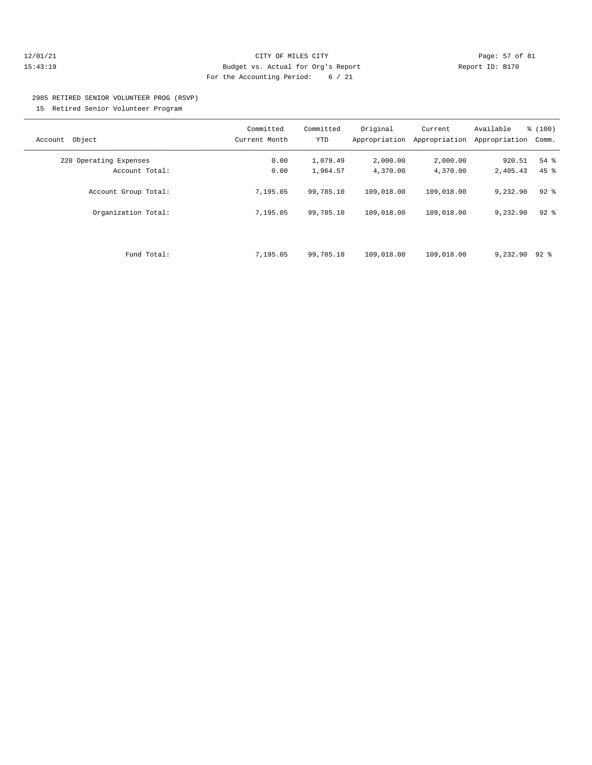CITY OF MILES CITY
Budget vs. Actual for Org's Report
For the Accounting Period: 6 / 21

12/01/21
15:43:19

Report ID: B170

2985 RETIRED SENIOR VOLUNTEER PROG (RSVP)

15 Retired Senior Volunteer Program

| Account Object | Committed Current Month | Committed YTD | Original Appropriation | Current Appropriation | Available Appropriation | % (100) Comm. |
|---|---|---|---|---|---|---|
| 220 Operating Expenses | 0.00 | 1,079.49 | 2,000.00 | 2,000.00 | 920.51 | 54 % |
| Account Total: | 0.00 | 1,964.57 | 4,370.00 | 4,370.00 | 2,405.43 | 45 % |
| Account Group Total: | 7,195.05 | 99,785.10 | 109,018.00 | 109,018.00 | 9,232.90 | 92 % |
| Organization Total: | 7,195.05 | 99,785.10 | 109,018.00 | 109,018.00 | 9,232.90 | 92 % |
| Fund Total: | 7,195.05 | 99,785.10 | 109,018.00 | 109,018.00 | 9,232.90 | 92 % |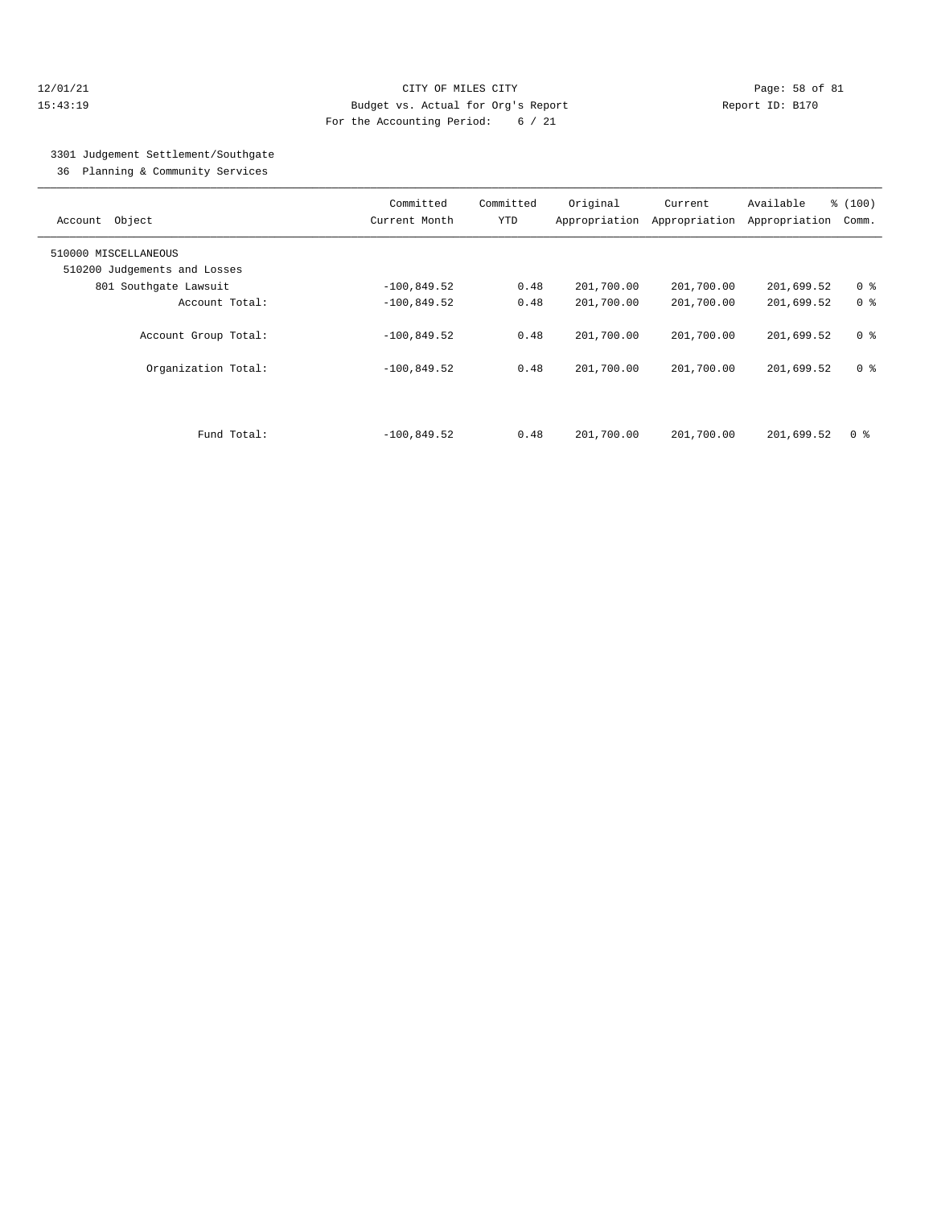12/01/21 CITY OF MILES CITY
15:43:19 Budget vs. Actual for Org's Report Report ID: B170
For the Accounting Period: 6 / 21

3301 Judgement Settlement/Southgate
36 Planning & Community Services

| Account Object | Committed Current Month | Committed YTD | Original Appropriation | Current Appropriation | Available Appropriation | % (100) Comm. |
|---|---|---|---|---|---|---|
| 510000 MISCELLANEOUS | | | | | | |
| 510200 Judgements and Losses | | | | | | |
| 801 Southgate Lawsuit | -100,849.52 | 0.48 | 201,700.00 | 201,700.00 | 201,699.52 | 0 % |
| Account Total: | -100,849.52 | 0.48 | 201,700.00 | 201,700.00 | 201,699.52 | 0 % |
| Account Group Total: | -100,849.52 | 0.48 | 201,700.00 | 201,700.00 | 201,699.52 | 0 % |
| Organization Total: | -100,849.52 | 0.48 | 201,700.00 | 201,700.00 | 201,699.52 | 0 % |
| Fund Total: | -100,849.52 | 0.48 | 201,700.00 | 201,700.00 | 201,699.52 | 0 % |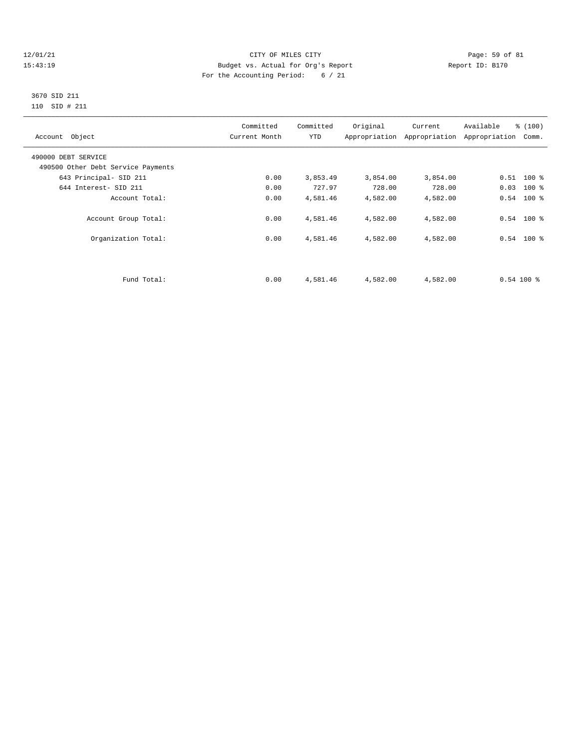CITY OF MILES CITY

Budget vs. Actual for Org's Report

For the Accounting Period: 6 / 21

12/01/21
15:43:19

Report ID: B170

3670 SID 211
110 SID # 211

| Account Object | Committed Current Month | Committed YTD | Original Appropriation | Current Appropriation | Available Appropriation | % (100) Comm. |
|---|---|---|---|---|---|---|
| 490000 DEBT SERVICE | | | | | | |
| 490500 Other Debt Service Payments | | | | | | |
| 643 Principal- SID 211 | 0.00 | 3,853.49 | 3,854.00 | 3,854.00 | 0.51 | 100 % |
| 644 Interest- SID 211 | 0.00 | 727.97 | 728.00 | 728.00 | 0.03 | 100 % |
| Account Total: | 0.00 | 4,581.46 | 4,582.00 | 4,582.00 | 0.54 | 100 % |
| Account Group Total: | 0.00 | 4,581.46 | 4,582.00 | 4,582.00 | 0.54 | 100 % |
| Organization Total: | 0.00 | 4,581.46 | 4,582.00 | 4,582.00 | 0.54 | 100 % |
| Fund Total: | 0.00 | 4,581.46 | 4,582.00 | 4,582.00 | 0.54 | 100 % |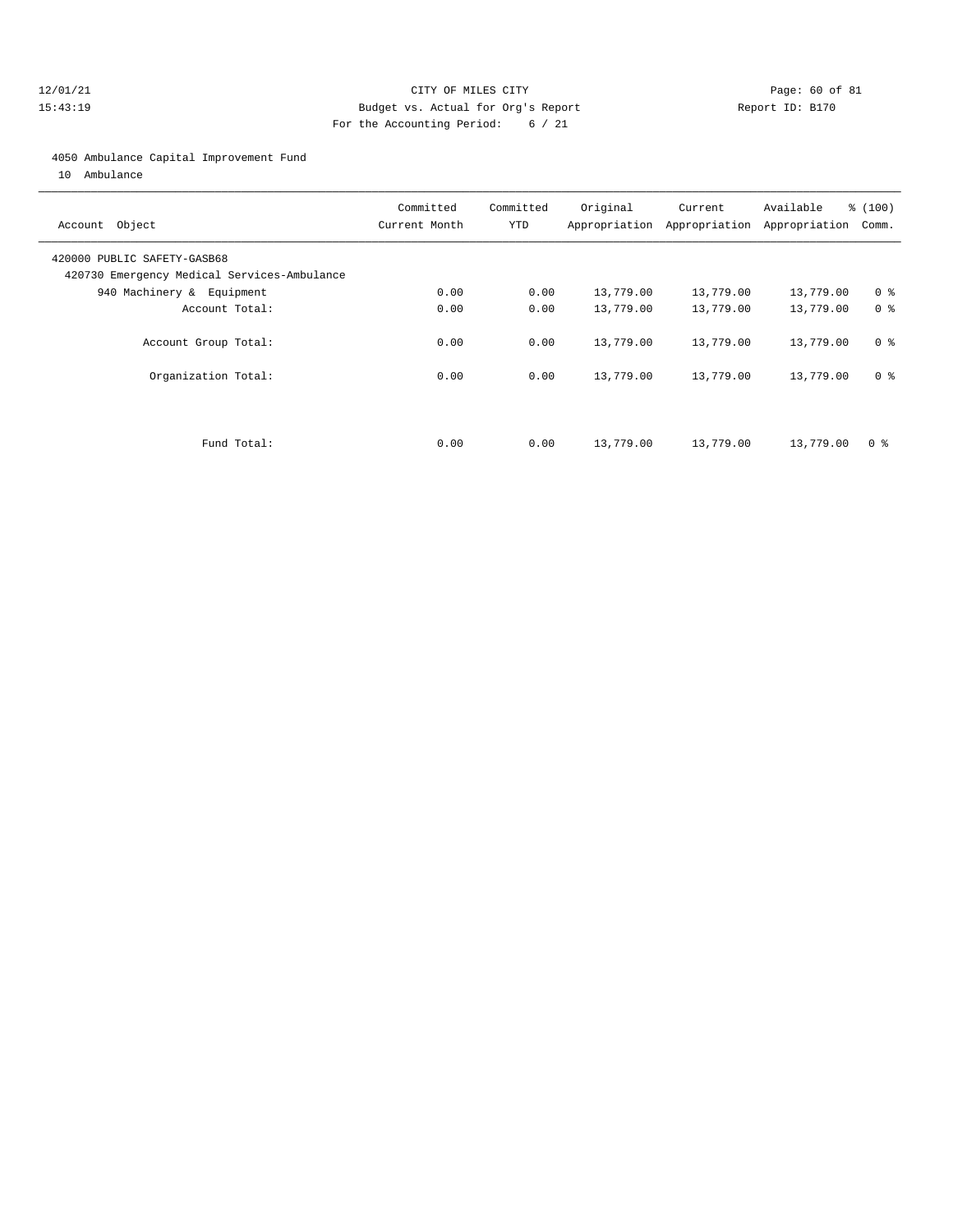CITY OF MILES CITY
Budget vs. Actual for Org's Report
For the Accounting Period: 6 / 21

12/01/21
15:43:19

Report ID: B170

4050 Ambulance Capital Improvement Fund

10 Ambulance

| Account Object | Committed Current Month | Committed YTD | Original Appropriation | Current Appropriation | Available Appropriation | % (100) Comm. |
|---|---|---|---|---|---|---|
| 420000 PUBLIC SAFETY-GASB68 | | | | | | |
| 420730 Emergency Medical Services-Ambulance | | | | | | |
| 940 Machinery & Equipment | 0.00 | 0.00 | 13,779.00 | 13,779.00 | 13,779.00 | 0 % |
| Account Total: | 0.00 | 0.00 | 13,779.00 | 13,779.00 | 13,779.00 | 0 % |
| Account Group Total: | 0.00 | 0.00 | 13,779.00 | 13,779.00 | 13,779.00 | 0 % |
| Organization Total: | 0.00 | 0.00 | 13,779.00 | 13,779.00 | 13,779.00 | 0 % |
| Fund Total: | 0.00 | 0.00 | 13,779.00 | 13,779.00 | 13,779.00 | 0 % |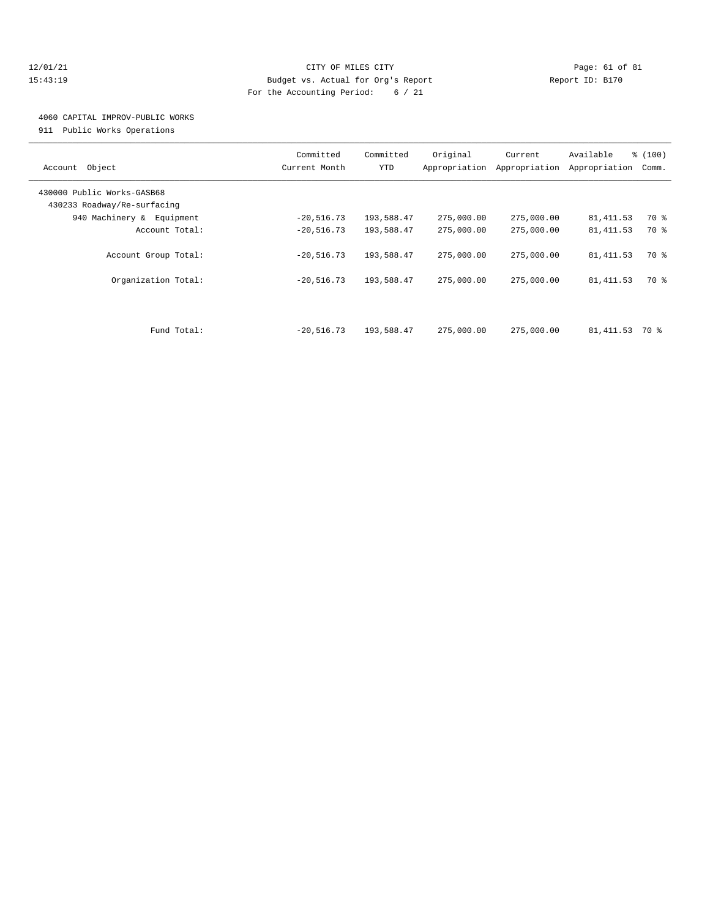CITY OF MILES CITY
Budget vs. Actual for Org's Report
For the Accounting Period: 6 / 21

12/01/21
15:43:19

Report ID: B170

4060 CAPITAL IMPROV-PUBLIC WORKS
911 Public Works Operations

| Account Object | Committed Current Month | Committed YTD | Original Appropriation | Current Appropriation | Available Appropriation | % (100) Comm. |
|---|---|---|---|---|---|---|
| 430000 Public Works-GASB68 | | | | | | |
| 430233 Roadway/Re-surfacing | | | | | | |
| 940 Machinery & Equipment | -20,516.73 | 193,588.47 | 275,000.00 | 275,000.00 | 81,411.53 | 70 % |
| Account Total: | -20,516.73 | 193,588.47 | 275,000.00 | 275,000.00 | 81,411.53 | 70 % |
| Account Group Total: | -20,516.73 | 193,588.47 | 275,000.00 | 275,000.00 | 81,411.53 | 70 % |
| Organization Total: | -20,516.73 | 193,588.47 | 275,000.00 | 275,000.00 | 81,411.53 | 70 % |
| Fund Total: | -20,516.73 | 193,588.47 | 275,000.00 | 275,000.00 | 81,411.53 | 70 % |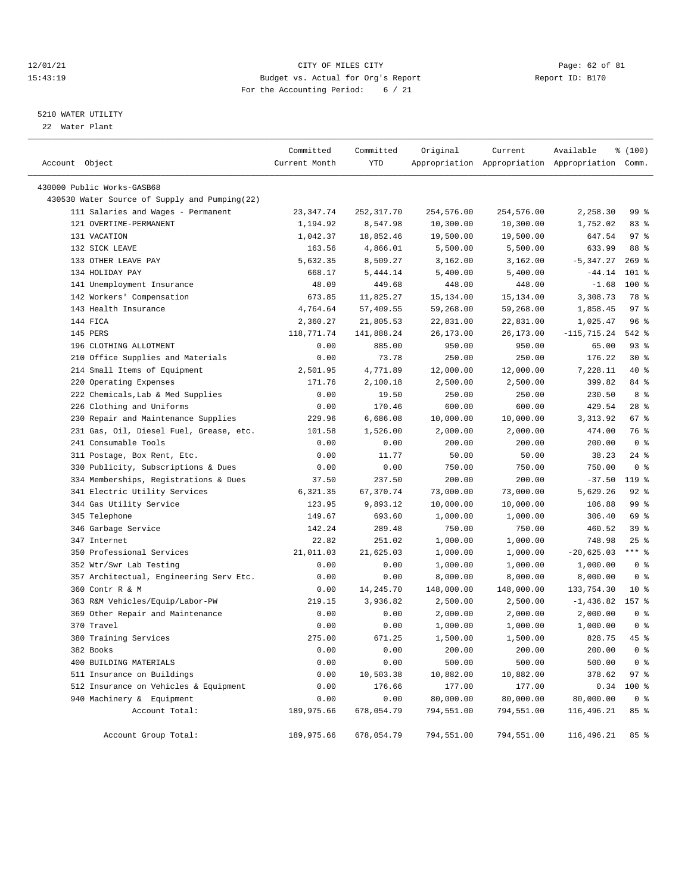CITY OF MILES CITY
Budget vs. Actual for Org's Report
For the Accounting Period: 6 / 21

12/01/21 15:43:19 — Report ID: B170

5210 WATER UTILITY
22 Water Plant

| Account Object | Committed Current Month | Committed YTD | Original Appropriation | Current Appropriation | Available Appropriation | % (100) Comm. |
|---|---|---|---|---|---|---|
| 430000 Public Works-GASB68 | | | | | | |
| 430530 Water Source of Supply and Pumping(22) | | | | | | |
| 111 Salaries and Wages - Permanent | 23,347.74 | 252,317.70 | 254,576.00 | 254,576.00 | 2,258.30 | 99 % |
| 121 OVERTIME-PERMANENT | 1,194.92 | 8,547.98 | 10,300.00 | 10,300.00 | 1,752.02 | 83 % |
| 131 VACATION | 1,042.37 | 18,852.46 | 19,500.00 | 19,500.00 | 647.54 | 97 % |
| 132 SICK LEAVE | 163.56 | 4,866.01 | 5,500.00 | 5,500.00 | 633.99 | 88 % |
| 133 OTHER LEAVE PAY | 5,632.35 | 8,509.27 | 3,162.00 | 3,162.00 | -5,347.27 | 269 % |
| 134 HOLIDAY PAY | 668.17 | 5,444.14 | 5,400.00 | 5,400.00 | -44.14 | 101 % |
| 141 Unemployment Insurance | 48.09 | 449.68 | 448.00 | 448.00 | -1.68 | 100 % |
| 142 Workers' Compensation | 673.85 | 11,825.27 | 15,134.00 | 15,134.00 | 3,308.73 | 78 % |
| 143 Health Insurance | 4,764.64 | 57,409.55 | 59,268.00 | 59,268.00 | 1,858.45 | 97 % |
| 144 FICA | 2,360.27 | 21,805.53 | 22,831.00 | 22,831.00 | 1,025.47 | 96 % |
| 145 PERS | 118,771.74 | 141,888.24 | 26,173.00 | 26,173.00 | -115,715.24 | 542 % |
| 196 CLOTHING ALLOTMENT | 0.00 | 885.00 | 950.00 | 950.00 | 65.00 | 93 % |
| 210 Office Supplies and Materials | 0.00 | 73.78 | 250.00 | 250.00 | 176.22 | 30 % |
| 214 Small Items of Equipment | 2,501.95 | 4,771.89 | 12,000.00 | 12,000.00 | 7,228.11 | 40 % |
| 220 Operating Expenses | 171.76 | 2,100.18 | 2,500.00 | 2,500.00 | 399.82 | 84 % |
| 222 Chemicals,Lab & Med Supplies | 0.00 | 19.50 | 250.00 | 250.00 | 230.50 | 8 % |
| 226 Clothing and Uniforms | 0.00 | 170.46 | 600.00 | 600.00 | 429.54 | 28 % |
| 230 Repair and Maintenance Supplies | 229.96 | 6,686.08 | 10,000.00 | 10,000.00 | 3,313.92 | 67 % |
| 231 Gas, Oil, Diesel Fuel, Grease, etc. | 101.58 | 1,526.00 | 2,000.00 | 2,000.00 | 474.00 | 76 % |
| 241 Consumable Tools | 0.00 | 0.00 | 200.00 | 200.00 | 200.00 | 0 % |
| 311 Postage, Box Rent, Etc. | 0.00 | 11.77 | 50.00 | 50.00 | 38.23 | 24 % |
| 330 Publicity, Subscriptions & Dues | 0.00 | 0.00 | 750.00 | 750.00 | 750.00 | 0 % |
| 334 Memberships, Registrations & Dues | 37.50 | 237.50 | 200.00 | 200.00 | -37.50 | 119 % |
| 341 Electric Utility Services | 6,321.35 | 67,370.74 | 73,000.00 | 73,000.00 | 5,629.26 | 92 % |
| 344 Gas Utility Service | 123.95 | 9,893.12 | 10,000.00 | 10,000.00 | 106.88 | 99 % |
| 345 Telephone | 149.67 | 693.60 | 1,000.00 | 1,000.00 | 306.40 | 69 % |
| 346 Garbage Service | 142.24 | 289.48 | 750.00 | 750.00 | 460.52 | 39 % |
| 347 Internet | 22.82 | 251.02 | 1,000.00 | 1,000.00 | 748.98 | 25 % |
| 350 Professional Services | 21,011.03 | 21,625.03 | 1,000.00 | 1,000.00 | -20,625.03 | *** % |
| 352 Wtr/Swr Lab Testing | 0.00 | 0.00 | 1,000.00 | 1,000.00 | 1,000.00 | 0 % |
| 357 Architectual, Engineering Serv Etc. | 0.00 | 0.00 | 8,000.00 | 8,000.00 | 8,000.00 | 0 % |
| 360 Contr R & M | 0.00 | 14,245.70 | 148,000.00 | 148,000.00 | 133,754.30 | 10 % |
| 363 R&M Vehicles/Equip/Labor-PW | 219.15 | 3,936.82 | 2,500.00 | 2,500.00 | -1,436.82 | 157 % |
| 369 Other Repair and Maintenance | 0.00 | 0.00 | 2,000.00 | 2,000.00 | 2,000.00 | 0 % |
| 370 Travel | 0.00 | 0.00 | 1,000.00 | 1,000.00 | 1,000.00 | 0 % |
| 380 Training Services | 275.00 | 671.25 | 1,500.00 | 1,500.00 | 828.75 | 45 % |
| 382 Books | 0.00 | 0.00 | 200.00 | 200.00 | 200.00 | 0 % |
| 400 BUILDING MATERIALS | 0.00 | 0.00 | 500.00 | 500.00 | 500.00 | 0 % |
| 511 Insurance on Buildings | 0.00 | 10,503.38 | 10,882.00 | 10,882.00 | 378.62 | 97 % |
| 512 Insurance on Vehicles & Equipment | 0.00 | 176.66 | 177.00 | 177.00 | 0.34 | 100 % |
| 940 Machinery & Equipment | 0.00 | 0.00 | 80,000.00 | 80,000.00 | 80,000.00 | 0 % |
| Account Total: | 189,975.66 | 678,054.79 | 794,551.00 | 794,551.00 | 116,496.21 | 85 % |
| Account Group Total: | 189,975.66 | 678,054.79 | 794,551.00 | 794,551.00 | 116,496.21 | 85 % |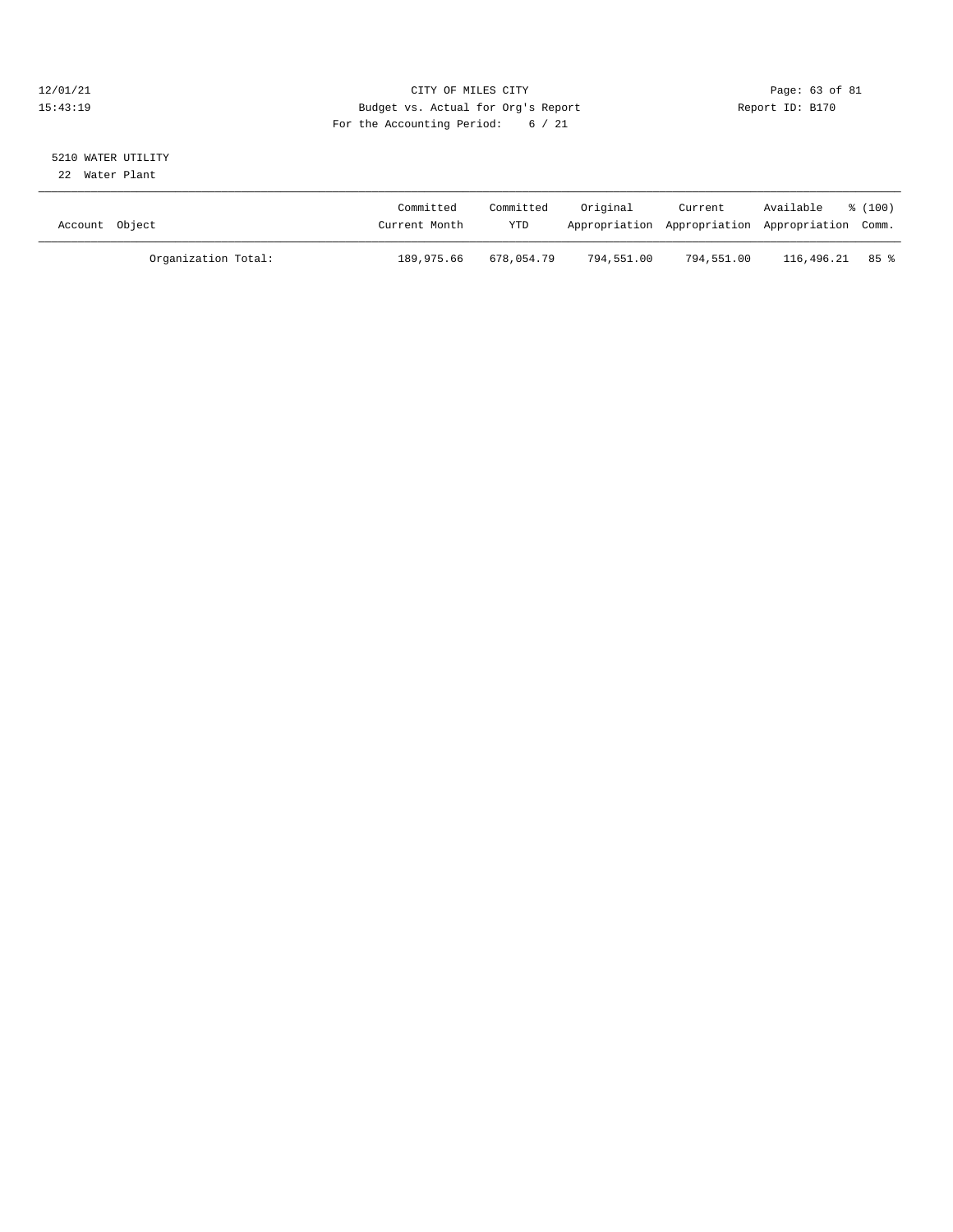5210 WATER UTILITY
22 Water Plant

| Account Object | Committed Current Month | Committed YTD | Original Appropriation | Current Appropriation | Available Appropriation | % (100) Comm. |
|---|---|---|---|---|---|---|
| Organization Total: | 189,975.66 | 678,054.79 | 794,551.00 | 794,551.00 | 116,496.21 | 85 % |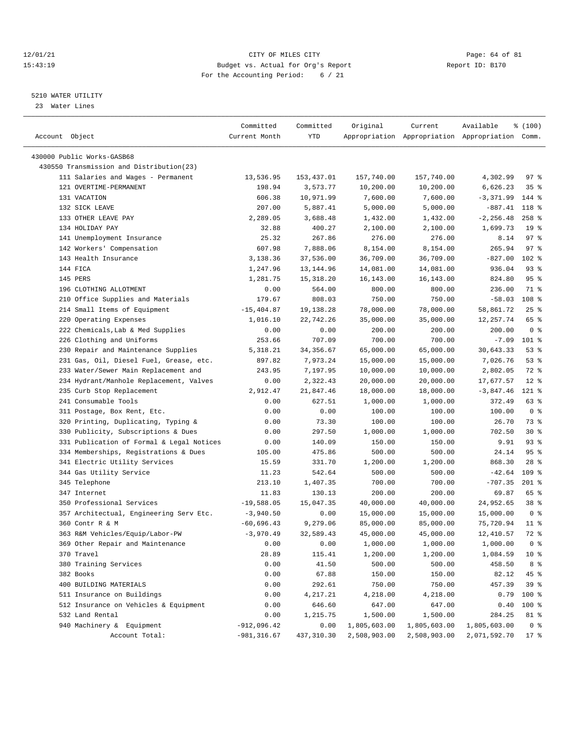# CITY OF MILES CITY

Budget vs. Actual for Org's Report

For the Accounting Period: 6 / 21

12/01/21 15:43:19 — Report ID: B170

## 5210 WATER UTILITY

23 Water Lines

| Account Object | Committed Current Month | Committed YTD | Original Appropriation | Current Appropriation | Available Appropriation | % (100) Comm. |
|---|---|---|---|---|---|---|
| 430000 Public Works-GASB68 | | | | | | |
| 430550 Transmission and Distribution(23) | | | | | | |
| 111 Salaries and Wages - Permanent | 13,536.95 | 153,437.01 | 157,740.00 | 157,740.00 | 4,302.99 | 97 % |
| 121 OVERTIME-PERMANENT | 198.94 | 3,573.77 | 10,200.00 | 10,200.00 | 6,626.23 | 35 % |
| 131 VACATION | 606.38 | 10,971.99 | 7,600.00 | 7,600.00 | -3,371.99 | 144 % |
| 132 SICK LEAVE | 207.00 | 5,887.41 | 5,000.00 | 5,000.00 | -887.41 | 118 % |
| 133 OTHER LEAVE PAY | 2,289.05 | 3,688.48 | 1,432.00 | 1,432.00 | -2,256.48 | 258 % |
| 134 HOLIDAY PAY | 32.88 | 400.27 | 2,100.00 | 2,100.00 | 1,699.73 | 19 % |
| 141 Unemployment Insurance | 25.32 | 267.86 | 276.00 | 276.00 | 8.14 | 97 % |
| 142 Workers' Compensation | 607.98 | 7,888.06 | 8,154.00 | 8,154.00 | 265.94 | 97 % |
| 143 Health Insurance | 3,138.36 | 37,536.00 | 36,709.00 | 36,709.00 | -827.00 | 102 % |
| 144 FICA | 1,247.96 | 13,144.96 | 14,081.00 | 14,081.00 | 936.04 | 93 % |
| 145 PERS | 1,281.75 | 15,318.20 | 16,143.00 | 16,143.00 | 824.80 | 95 % |
| 196 CLOTHING ALLOTMENT | 0.00 | 564.00 | 800.00 | 800.00 | 236.00 | 71 % |
| 210 Office Supplies and Materials | 179.67 | 808.03 | 750.00 | 750.00 | -58.03 | 108 % |
| 214 Small Items of Equipment | -15,404.87 | 19,138.28 | 78,000.00 | 78,000.00 | 58,861.72 | 25 % |
| 220 Operating Expenses | 1,016.10 | 22,742.26 | 35,000.00 | 35,000.00 | 12,257.74 | 65 % |
| 222 Chemicals,Lab & Med Supplies | 0.00 | 0.00 | 200.00 | 200.00 | 200.00 | 0 % |
| 226 Clothing and Uniforms | 253.66 | 707.09 | 700.00 | 700.00 | -7.09 | 101 % |
| 230 Repair and Maintenance Supplies | 5,318.21 | 34,356.67 | 65,000.00 | 65,000.00 | 30,643.33 | 53 % |
| 231 Gas, Oil, Diesel Fuel, Grease, etc. | 897.82 | 7,973.24 | 15,000.00 | 15,000.00 | 7,026.76 | 53 % |
| 233 Water/Sewer Main Replacement and | 243.95 | 7,197.95 | 10,000.00 | 10,000.00 | 2,802.05 | 72 % |
| 234 Hydrant/Manhole Replacement, Valves | 0.00 | 2,322.43 | 20,000.00 | 20,000.00 | 17,677.57 | 12 % |
| 235 Curb Stop Replacement | 2,912.47 | 21,847.46 | 18,000.00 | 18,000.00 | -3,847.46 | 121 % |
| 241 Consumable Tools | 0.00 | 627.51 | 1,000.00 | 1,000.00 | 372.49 | 63 % |
| 311 Postage, Box Rent, Etc. | 0.00 | 0.00 | 100.00 | 100.00 | 100.00 | 0 % |
| 320 Printing, Duplicating, Typing & | 0.00 | 73.30 | 100.00 | 100.00 | 26.70 | 73 % |
| 330 Publicity, Subscriptions & Dues | 0.00 | 297.50 | 1,000.00 | 1,000.00 | 702.50 | 30 % |
| 331 Publication of Formal & Legal Notices | 0.00 | 140.09 | 150.00 | 150.00 | 9.91 | 93 % |
| 334 Memberships, Registrations & Dues | 105.00 | 475.86 | 500.00 | 500.00 | 24.14 | 95 % |
| 341 Electric Utility Services | 15.59 | 331.70 | 1,200.00 | 1,200.00 | 868.30 | 28 % |
| 344 Gas Utility Service | 11.23 | 542.64 | 500.00 | 500.00 | -42.64 | 109 % |
| 345 Telephone | 213.10 | 1,407.35 | 700.00 | 700.00 | -707.35 | 201 % |
| 347 Internet | 11.83 | 130.13 | 200.00 | 200.00 | 69.87 | 65 % |
| 350 Professional Services | -19,588.05 | 15,047.35 | 40,000.00 | 40,000.00 | 24,952.65 | 38 % |
| 357 Architectual, Engineering Serv Etc. | -3,940.50 | 0.00 | 15,000.00 | 15,000.00 | 15,000.00 | 0 % |
| 360 Contr R & M | -60,696.43 | 9,279.06 | 85,000.00 | 85,000.00 | 75,720.94 | 11 % |
| 363 R&M Vehicles/Equip/Labor-PW | -3,970.49 | 32,589.43 | 45,000.00 | 45,000.00 | 12,410.57 | 72 % |
| 369 Other Repair and Maintenance | 0.00 | 0.00 | 1,000.00 | 1,000.00 | 1,000.00 | 0 % |
| 370 Travel | 28.89 | 115.41 | 1,200.00 | 1,200.00 | 1,084.59 | 10 % |
| 380 Training Services | 0.00 | 41.50 | 500.00 | 500.00 | 458.50 | 8 % |
| 382 Books | 0.00 | 67.88 | 150.00 | 150.00 | 82.12 | 45 % |
| 400 BUILDING MATERIALS | 0.00 | 292.61 | 750.00 | 750.00 | 457.39 | 39 % |
| 511 Insurance on Buildings | 0.00 | 4,217.21 | 4,218.00 | 4,218.00 | 0.79 | 100 % |
| 512 Insurance on Vehicles & Equipment | 0.00 | 646.60 | 647.00 | 647.00 | 0.40 | 100 % |
| 532 Land Rental | 0.00 | 1,215.75 | 1,500.00 | 1,500.00 | 284.25 | 81 % |
| 940 Machinery & Equipment | -912,096.42 | 0.00 | 1,805,603.00 | 1,805,603.00 | 1,805,603.00 | 0 % |
| Account Total: | -981,316.67 | 437,310.30 | 2,508,903.00 | 2,508,903.00 | 2,071,592.70 | 17 % |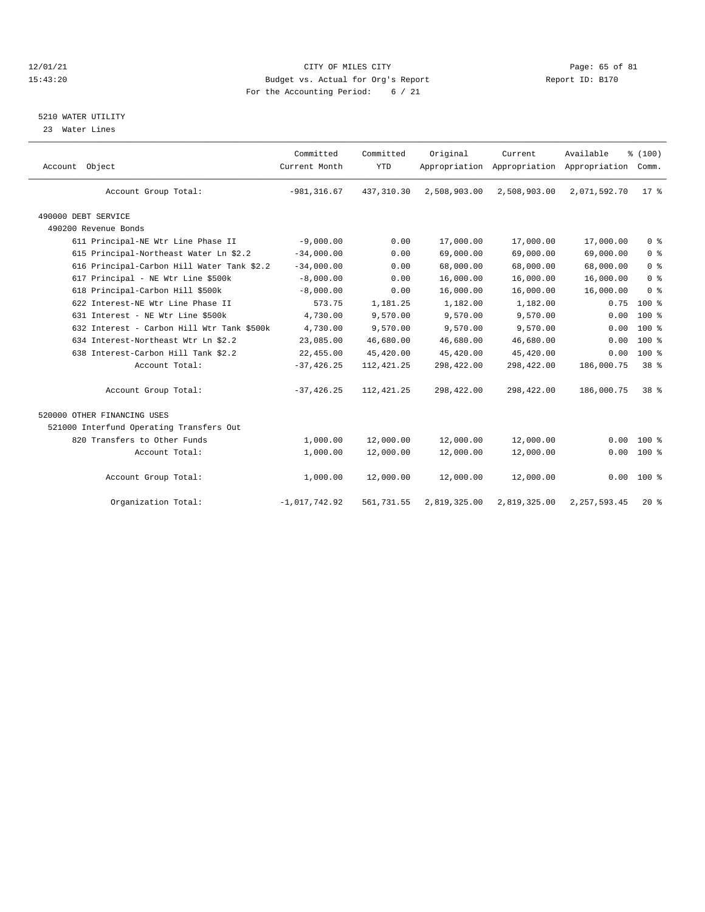CITY OF MILES CITY
Budget vs. Actual for Org's Report
For the Accounting Period: 6 / 21

12/01/21
15:43:20

Report ID: B170

## 5210 WATER UTILITY

23 Water Lines

| Account Object | Committed Current Month | Committed YTD | Original Appropriation | Current Appropriation | Available Appropriation | % (100) Comm. |
|---|---|---|---|---|---|---|
| Account Group Total: | -981,316.67 | 437,310.30 | 2,508,903.00 | 2,508,903.00 | 2,071,592.70 | 17 % |
| 490000 DEBT SERVICE | | | | | | |
| 490200 Revenue Bonds | | | | | | |
| 611 Principal-NE Wtr Line Phase II | -9,000.00 | 0.00 | 17,000.00 | 17,000.00 | 17,000.00 | 0 % |
| 615 Principal-Northeast Water Ln $2.2 | -34,000.00 | 0.00 | 69,000.00 | 69,000.00 | 69,000.00 | 0 % |
| 616 Principal-Carbon Hill Water Tank $2.2 | -34,000.00 | 0.00 | 68,000.00 | 68,000.00 | 68,000.00 | 0 % |
| 617 Principal - NE Wtr Line $500k | -8,000.00 | 0.00 | 16,000.00 | 16,000.00 | 16,000.00 | 0 % |
| 618 Principal-Carbon Hill $500k | -8,000.00 | 0.00 | 16,000.00 | 16,000.00 | 16,000.00 | 0 % |
| 622 Interest-NE Wtr Line Phase II | 573.75 | 1,181.25 | 1,182.00 | 1,182.00 | 0.75 | 100 % |
| 631 Interest - NE Wtr Line $500k | 4,730.00 | 9,570.00 | 9,570.00 | 9,570.00 | 0.00 | 100 % |
| 632 Interest - Carbon Hill Wtr Tank $500k | 4,730.00 | 9,570.00 | 9,570.00 | 9,570.00 | 0.00 | 100 % |
| 634 Interest-Northeast Wtr Ln $2.2 | 23,085.00 | 46,680.00 | 46,680.00 | 46,680.00 | 0.00 | 100 % |
| 638 Interest-Carbon Hill Tank $2.2 | 22,455.00 | 45,420.00 | 45,420.00 | 45,420.00 | 0.00 | 100 % |
| Account Total: | -37,426.25 | 112,421.25 | 298,422.00 | 298,422.00 | 186,000.75 | 38 % |
| Account Group Total: | -37,426.25 | 112,421.25 | 298,422.00 | 298,422.00 | 186,000.75 | 38 % |
| 520000 OTHER FINANCING USES | | | | | | |
| 521000 Interfund Operating Transfers Out | | | | | | |
| 820 Transfers to Other Funds | 1,000.00 | 12,000.00 | 12,000.00 | 12,000.00 | 0.00 | 100 % |
| Account Total: | 1,000.00 | 12,000.00 | 12,000.00 | 12,000.00 | 0.00 | 100 % |
| Account Group Total: | 1,000.00 | 12,000.00 | 12,000.00 | 12,000.00 | 0.00 | 100 % |
| Organization Total: | -1,017,742.92 | 561,731.55 | 2,819,325.00 | 2,819,325.00 | 2,257,593.45 | 20 % |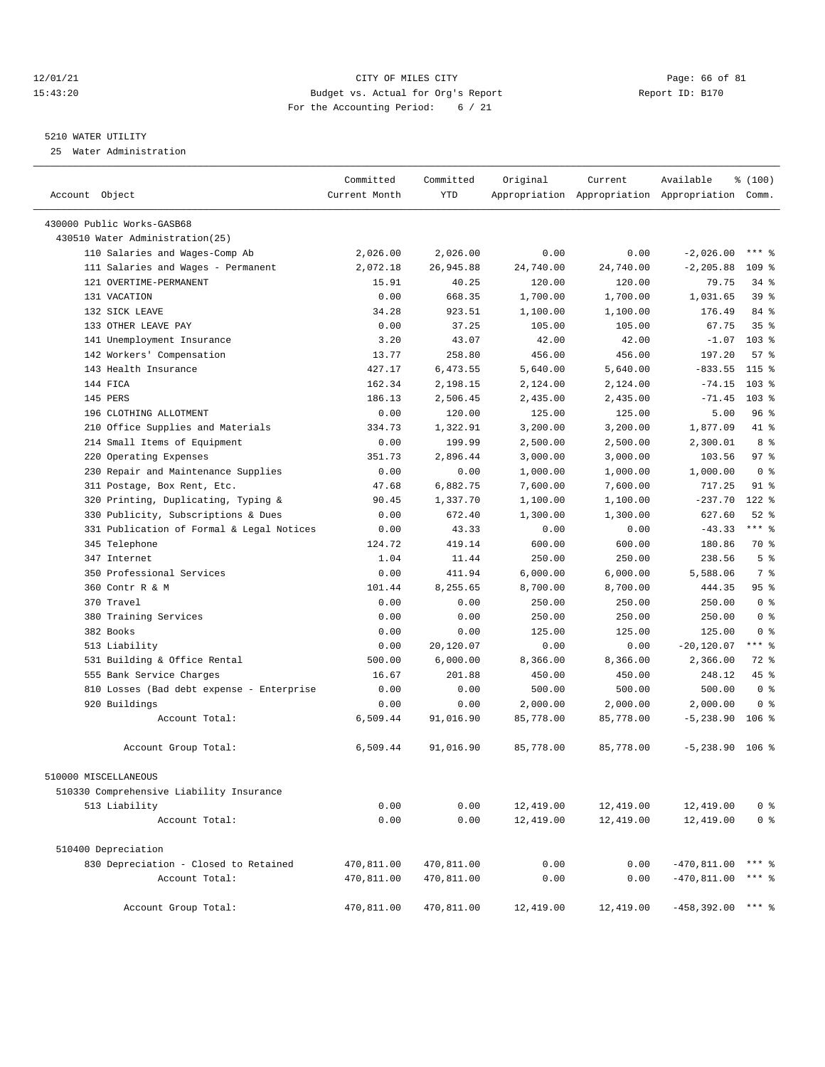CITY OF MILES CITY
Budget vs. Actual for Org's Report
For the Accounting Period: 6 / 21

12/01/21
15:43:20

Report ID: B170

5210 WATER UTILITY
25 Water Administration

| Account Object | Committed Current Month | Committed YTD | Original Appropriation | Current Appropriation | Available Appropriation | % (100) Comm. |
|---|---|---|---|---|---|---|
| 430000 Public Works-GASB68 | | | | | | |
| 430510 Water Administration(25) | | | | | | |
| 110 Salaries and Wages-Comp Ab | 2,026.00 | 2,026.00 | 0.00 | 0.00 | -2,026.00 | *** % |
| 111 Salaries and Wages - Permanent | 2,072.18 | 26,945.88 | 24,740.00 | 24,740.00 | -2,205.88 | 109 % |
| 121 OVERTIME-PERMANENT | 15.91 | 40.25 | 120.00 | 120.00 | 79.75 | 34 % |
| 131 VACATION | 0.00 | 668.35 | 1,700.00 | 1,700.00 | 1,031.65 | 39 % |
| 132 SICK LEAVE | 34.28 | 923.51 | 1,100.00 | 1,100.00 | 176.49 | 84 % |
| 133 OTHER LEAVE PAY | 0.00 | 37.25 | 105.00 | 105.00 | 67.75 | 35 % |
| 141 Unemployment Insurance | 3.20 | 43.07 | 42.00 | 42.00 | -1.07 | 103 % |
| 142 Workers' Compensation | 13.77 | 258.80 | 456.00 | 456.00 | 197.20 | 57 % |
| 143 Health Insurance | 427.17 | 6,473.55 | 5,640.00 | 5,640.00 | -833.55 | 115 % |
| 144 FICA | 162.34 | 2,198.15 | 2,124.00 | 2,124.00 | -74.15 | 103 % |
| 145 PERS | 186.13 | 2,506.45 | 2,435.00 | 2,435.00 | -71.45 | 103 % |
| 196 CLOTHING ALLOTMENT | 0.00 | 120.00 | 125.00 | 125.00 | 5.00 | 96 % |
| 210 Office Supplies and Materials | 334.73 | 1,322.91 | 3,200.00 | 3,200.00 | 1,877.09 | 41 % |
| 214 Small Items of Equipment | 0.00 | 199.99 | 2,500.00 | 2,500.00 | 2,300.01 | 8 % |
| 220 Operating Expenses | 351.73 | 2,896.44 | 3,000.00 | 3,000.00 | 103.56 | 97 % |
| 230 Repair and Maintenance Supplies | 0.00 | 0.00 | 1,000.00 | 1,000.00 | 1,000.00 | 0 % |
| 311 Postage, Box Rent, Etc. | 47.68 | 6,882.75 | 7,600.00 | 7,600.00 | 717.25 | 91 % |
| 320 Printing, Duplicating, Typing & | 90.45 | 1,337.70 | 1,100.00 | 1,100.00 | -237.70 | 122 % |
| 330 Publicity, Subscriptions & Dues | 0.00 | 672.40 | 1,300.00 | 1,300.00 | 627.60 | 52 % |
| 331 Publication of Formal & Legal Notices | 0.00 | 43.33 | 0.00 | 0.00 | -43.33 | *** % |
| 345 Telephone | 124.72 | 419.14 | 600.00 | 600.00 | 180.86 | 70 % |
| 347 Internet | 1.04 | 11.44 | 250.00 | 250.00 | 238.56 | 5 % |
| 350 Professional Services | 0.00 | 411.94 | 6,000.00 | 6,000.00 | 5,588.06 | 7 % |
| 360 Contr R & M | 101.44 | 8,255.65 | 8,700.00 | 8,700.00 | 444.35 | 95 % |
| 370 Travel | 0.00 | 0.00 | 250.00 | 250.00 | 250.00 | 0 % |
| 380 Training Services | 0.00 | 0.00 | 250.00 | 250.00 | 250.00 | 0 % |
| 382 Books | 0.00 | 0.00 | 125.00 | 125.00 | 125.00 | 0 % |
| 513 Liability | 0.00 | 20,120.07 | 0.00 | 0.00 | -20,120.07 | *** % |
| 531 Building & Office Rental | 500.00 | 6,000.00 | 8,366.00 | 8,366.00 | 2,366.00 | 72 % |
| 555 Bank Service Charges | 16.67 | 201.88 | 450.00 | 450.00 | 248.12 | 45 % |
| 810 Losses (Bad debt expense - Enterprise | 0.00 | 0.00 | 500.00 | 500.00 | 500.00 | 0 % |
| 920 Buildings | 0.00 | 0.00 | 2,000.00 | 2,000.00 | 2,000.00 | 0 % |
| Account Total: | 6,509.44 | 91,016.90 | 85,778.00 | 85,778.00 | -5,238.90 | 106 % |
| Account Group Total: | 6,509.44 | 91,016.90 | 85,778.00 | 85,778.00 | -5,238.90 | 106 % |
| 510000 MISCELLANEOUS | | | | | | |
| 510330 Comprehensive Liability Insurance | | | | | | |
| 513 Liability | 0.00 | 0.00 | 12,419.00 | 12,419.00 | 12,419.00 | 0 % |
| Account Total: | 0.00 | 0.00 | 12,419.00 | 12,419.00 | 12,419.00 | 0 % |
| 510400 Depreciation | | | | | | |
| 830 Depreciation - Closed to Retained | 470,811.00 | 470,811.00 | 0.00 | 0.00 | -470,811.00 | *** % |
| Account Total: | 470,811.00 | 470,811.00 | 0.00 | 0.00 | -470,811.00 | *** % |
| Account Group Total: | 470,811.00 | 470,811.00 | 12,419.00 | 12,419.00 | -458,392.00 | *** % |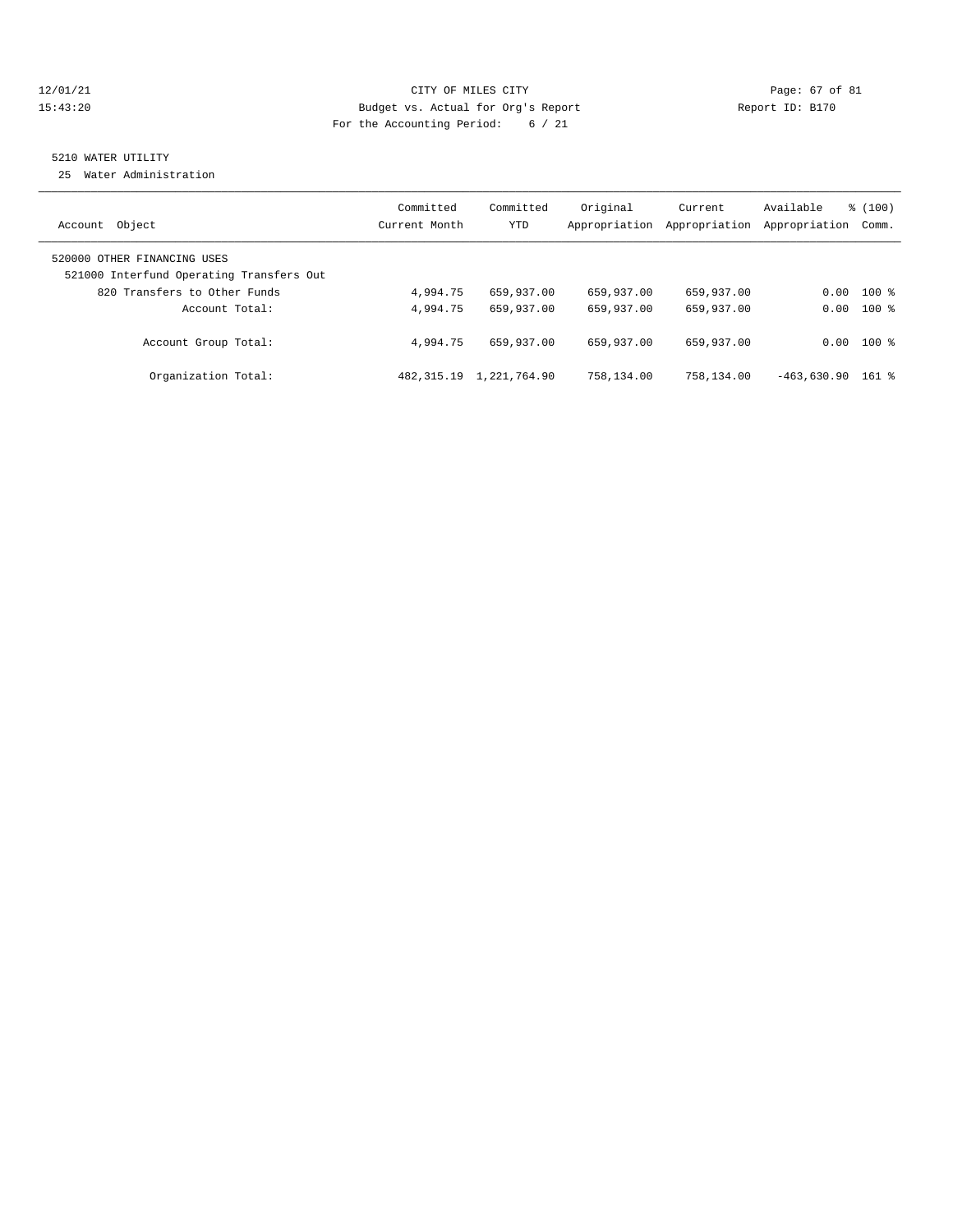CITY OF MILES CITY
Budget vs. Actual for Org's Report
For the Accounting Period: 6 / 21

12/01/21
15:43:20

Report ID: B170

## 5210 WATER UTILITY

25 Water Administration

| Account Object | Committed Current Month | Committed YTD | Original Appropriation | Current Appropriation | Available Appropriation | % (100) Comm. |
|---|---|---|---|---|---|---|
| 520000 OTHER FINANCING USES | | | | | | |
| 521000 Interfund Operating Transfers Out | | | | | | |
| 820 Transfers to Other Funds | 4,994.75 | 659,937.00 | 659,937.00 | 659,937.00 | 0.00 | 100 % |
| Account Total: | 4,994.75 | 659,937.00 | 659,937.00 | 659,937.00 | 0.00 | 100 % |
| Account Group Total: | 4,994.75 | 659,937.00 | 659,937.00 | 659,937.00 | 0.00 | 100 % |
| Organization Total: | 482,315.19 | 1,221,764.90 | 758,134.00 | 758,134.00 | -463,630.90 | 161 % |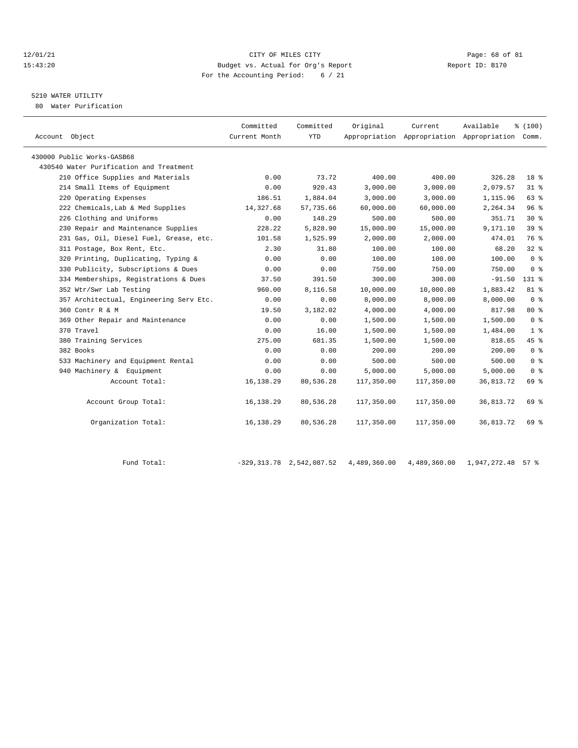CITY OF MILES CITY
Budget vs. Actual for Org's Report
For the Accounting Period: 6 / 21

12/01/21
15:43:20

Report ID: B170

## 5210 WATER UTILITY

80 Water Purification

| Account Object | Committed Current Month | Committed YTD | Original Appropriation | Current Appropriation | Available Appropriation | % (100) Comm. |
|---|---|---|---|---|---|---|
| 430000 Public Works-GASB68 | | | | | | |
| 430540 Water Purification and Treatment | | | | | | |
| 210 Office Supplies and Materials | 0.00 | 73.72 | 400.00 | 400.00 | 326.28 | 18 % |
| 214 Small Items of Equipment | 0.00 | 920.43 | 3,000.00 | 3,000.00 | 2,079.57 | 31 % |
| 220 Operating Expenses | 186.51 | 1,884.04 | 3,000.00 | 3,000.00 | 1,115.96 | 63 % |
| 222 Chemicals,Lab & Med Supplies | 14,327.68 | 57,735.66 | 60,000.00 | 60,000.00 | 2,264.34 | 96 % |
| 226 Clothing and Uniforms | 0.00 | 148.29 | 500.00 | 500.00 | 351.71 | 30 % |
| 230 Repair and Maintenance Supplies | 228.22 | 5,828.90 | 15,000.00 | 15,000.00 | 9,171.10 | 39 % |
| 231 Gas, Oil, Diesel Fuel, Grease, etc. | 101.58 | 1,525.99 | 2,000.00 | 2,000.00 | 474.01 | 76 % |
| 311 Postage, Box Rent, Etc. | 2.30 | 31.80 | 100.00 | 100.00 | 68.20 | 32 % |
| 320 Printing, Duplicating, Typing & | 0.00 | 0.00 | 100.00 | 100.00 | 100.00 | 0 % |
| 330 Publicity, Subscriptions & Dues | 0.00 | 0.00 | 750.00 | 750.00 | 750.00 | 0 % |
| 334 Memberships, Registrations & Dues | 37.50 | 391.50 | 300.00 | 300.00 | -91.50 | 131 % |
| 352 Wtr/Swr Lab Testing | 960.00 | 8,116.58 | 10,000.00 | 10,000.00 | 1,883.42 | 81 % |
| 357 Architectual, Engineering Serv Etc. | 0.00 | 0.00 | 8,000.00 | 8,000.00 | 8,000.00 | 0 % |
| 360 Contr R & M | 19.50 | 3,182.02 | 4,000.00 | 4,000.00 | 817.98 | 80 % |
| 369 Other Repair and Maintenance | 0.00 | 0.00 | 1,500.00 | 1,500.00 | 1,500.00 | 0 % |
| 370 Travel | 0.00 | 16.00 | 1,500.00 | 1,500.00 | 1,484.00 | 1 % |
| 380 Training Services | 275.00 | 681.35 | 1,500.00 | 1,500.00 | 818.65 | 45 % |
| 382 Books | 0.00 | 0.00 | 200.00 | 200.00 | 200.00 | 0 % |
| 533 Machinery and Equipment Rental | 0.00 | 0.00 | 500.00 | 500.00 | 500.00 | 0 % |
| 940 Machinery & Equipment | 0.00 | 0.00 | 5,000.00 | 5,000.00 | 5,000.00 | 0 % |
| Account Total: | 16,138.29 | 80,536.28 | 117,350.00 | 117,350.00 | 36,813.72 | 69 % |
| Account Group Total: | 16,138.29 | 80,536.28 | 117,350.00 | 117,350.00 | 36,813.72 | 69 % |
| Organization Total: | 16,138.29 | 80,536.28 | 117,350.00 | 117,350.00 | 36,813.72 | 69 % |
| Fund Total: | -329,313.78 | 2,542,087.52 | 4,489,360.00 | 4,489,360.00 | 1,947,272.48 | 57 % |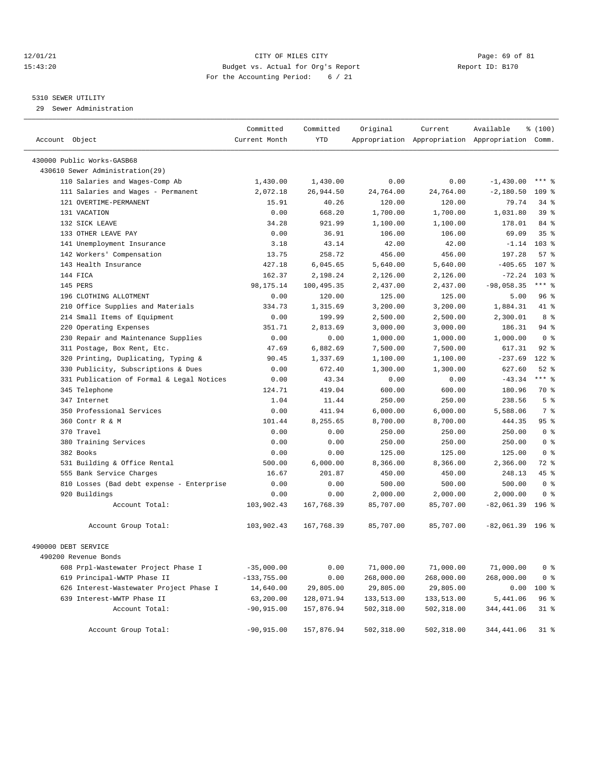12/01/21 CITY OF MILES CITY
15:43:20 Budget vs. Actual for Org's Report Report ID: B170
For the Accounting Period: 6 / 21

5310 SEWER UTILITY
29 Sewer Administration

| Account Object | Committed Current Month | Committed YTD | Original Appropriation | Current Appropriation | Available Appropriation | % (100) Comm. |
|---|---|---|---|---|---|---|
| 430000 Public Works-GASB68 | | | | | | |
| 430610 Sewer Administration(29) | | | | | | |
| 110 Salaries and Wages-Comp Ab | 1,430.00 | 1,430.00 | 0.00 | 0.00 | -1,430.00 | *** % |
| 111 Salaries and Wages - Permanent | 2,072.18 | 26,944.50 | 24,764.00 | 24,764.00 | -2,180.50 | 109 % |
| 121 OVERTIME-PERMANENT | 15.91 | 40.26 | 120.00 | 120.00 | 79.74 | 34 % |
| 131 VACATION | 0.00 | 668.20 | 1,700.00 | 1,700.00 | 1,031.80 | 39 % |
| 132 SICK LEAVE | 34.28 | 921.99 | 1,100.00 | 1,100.00 | 178.01 | 84 % |
| 133 OTHER LEAVE PAY | 0.00 | 36.91 | 106.00 | 106.00 | 69.09 | 35 % |
| 141 Unemployment Insurance | 3.18 | 43.14 | 42.00 | 42.00 | -1.14 | 103 % |
| 142 Workers' Compensation | 13.75 | 258.72 | 456.00 | 456.00 | 197.28 | 57 % |
| 143 Health Insurance | 427.18 | 6,045.65 | 5,640.00 | 5,640.00 | -405.65 | 107 % |
| 144 FICA | 162.37 | 2,198.24 | 2,126.00 | 2,126.00 | -72.24 | 103 % |
| 145 PERS | 98,175.14 | 100,495.35 | 2,437.00 | 2,437.00 | -98,058.35 | *** % |
| 196 CLOTHING ALLOTMENT | 0.00 | 120.00 | 125.00 | 125.00 | 5.00 | 96 % |
| 210 Office Supplies and Materials | 334.73 | 1,315.69 | 3,200.00 | 3,200.00 | 1,884.31 | 41 % |
| 214 Small Items of Equipment | 0.00 | 199.99 | 2,500.00 | 2,500.00 | 2,300.01 | 8 % |
| 220 Operating Expenses | 351.71 | 2,813.69 | 3,000.00 | 3,000.00 | 186.31 | 94 % |
| 230 Repair and Maintenance Supplies | 0.00 | 0.00 | 1,000.00 | 1,000.00 | 1,000.00 | 0 % |
| 311 Postage, Box Rent, Etc. | 47.69 | 6,882.69 | 7,500.00 | 7,500.00 | 617.31 | 92 % |
| 320 Printing, Duplicating, Typing & | 90.45 | 1,337.69 | 1,100.00 | 1,100.00 | -237.69 | 122 % |
| 330 Publicity, Subscriptions & Dues | 0.00 | 672.40 | 1,300.00 | 1,300.00 | 627.60 | 52 % |
| 331 Publication of Formal & Legal Notices | 0.00 | 43.34 | 0.00 | 0.00 | -43.34 | *** % |
| 345 Telephone | 124.71 | 419.04 | 600.00 | 600.00 | 180.96 | 70 % |
| 347 Internet | 1.04 | 11.44 | 250.00 | 250.00 | 238.56 | 5 % |
| 350 Professional Services | 0.00 | 411.94 | 6,000.00 | 6,000.00 | 5,588.06 | 7 % |
| 360 Contr R & M | 101.44 | 8,255.65 | 8,700.00 | 8,700.00 | 444.35 | 95 % |
| 370 Travel | 0.00 | 0.00 | 250.00 | 250.00 | 250.00 | 0 % |
| 380 Training Services | 0.00 | 0.00 | 250.00 | 250.00 | 250.00 | 0 % |
| 382 Books | 0.00 | 0.00 | 125.00 | 125.00 | 125.00 | 0 % |
| 531 Building & Office Rental | 500.00 | 6,000.00 | 8,366.00 | 8,366.00 | 2,366.00 | 72 % |
| 555 Bank Service Charges | 16.67 | 201.87 | 450.00 | 450.00 | 248.13 | 45 % |
| 810 Losses (Bad debt expense - Enterprise | 0.00 | 0.00 | 500.00 | 500.00 | 500.00 | 0 % |
| 920 Buildings | 0.00 | 0.00 | 2,000.00 | 2,000.00 | 2,000.00 | 0 % |
| Account Total: | 103,902.43 | 167,768.39 | 85,707.00 | 85,707.00 | -82,061.39 | 196 % |
| Account Group Total: | 103,902.43 | 167,768.39 | 85,707.00 | 85,707.00 | -82,061.39 | 196 % |
| 490000 DEBT SERVICE | | | | | | |
| 490200 Revenue Bonds | | | | | | |
| 608 Prpl-Wastewater Project Phase I | -35,000.00 | 0.00 | 71,000.00 | 71,000.00 | 71,000.00 | 0 % |
| 619 Principal-WWTP Phase II | -133,755.00 | 0.00 | 268,000.00 | 268,000.00 | 268,000.00 | 0 % |
| 626 Interest-Wastewater Project Phase I | 14,640.00 | 29,805.00 | 29,805.00 | 29,805.00 | 0.00 | 100 % |
| 639 Interest-WWTP Phase II | 63,200.00 | 128,071.94 | 133,513.00 | 133,513.00 | 5,441.06 | 96 % |
| Account Total: | -90,915.00 | 157,876.94 | 502,318.00 | 502,318.00 | 344,441.06 | 31 % |
| Account Group Total: | -90,915.00 | 157,876.94 | 502,318.00 | 502,318.00 | 344,441.06 | 31 % |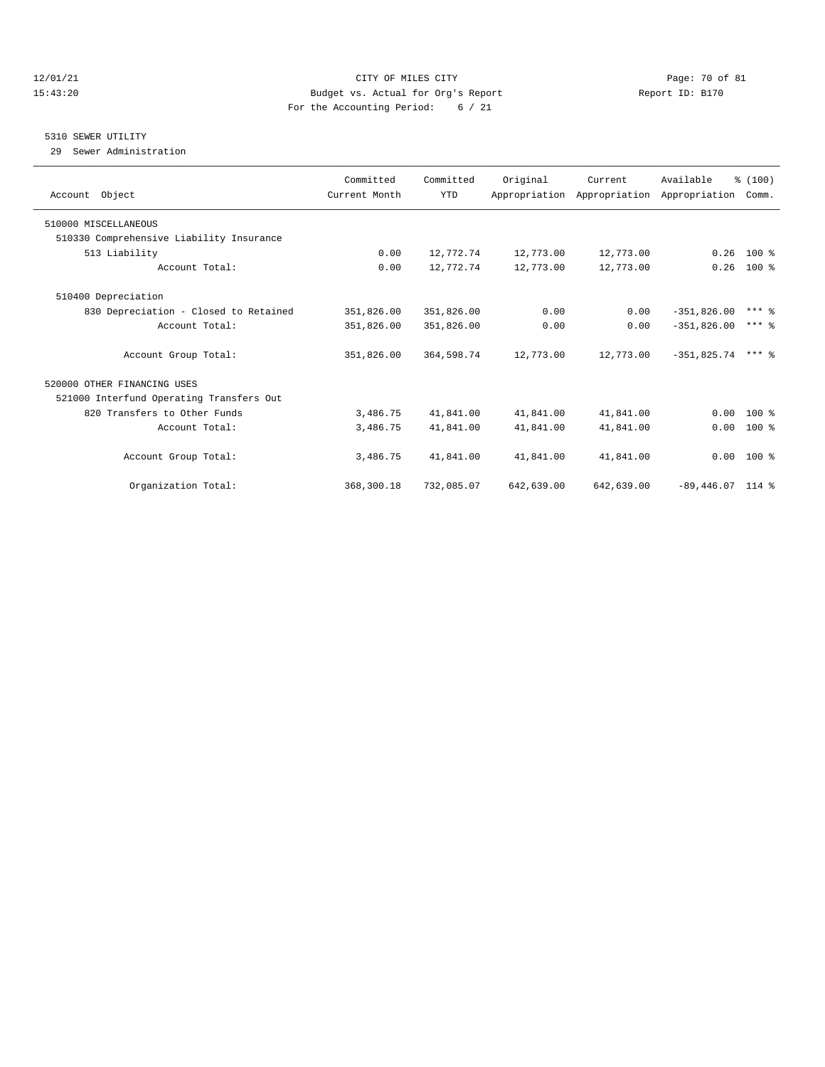CITY OF MILES CITY
Budget vs. Actual for Org's Report
For the Accounting Period: 6 / 21

12/01/21
15:43:20

Report ID: B170

## 5310 SEWER UTILITY

29 Sewer Administration

| Account Object | Committed Current Month | Committed YTD | Original Appropriation | Current Appropriation | Available Appropriation | % (100) Comm. |
|---|---|---|---|---|---|---|
| 510000 MISCELLANEOUS | | | | | | |
| 510330 Comprehensive Liability Insurance | | | | | | |
| 513 Liability | 0.00 | 12,772.74 | 12,773.00 | 12,773.00 | 0.26 | 100 % |
| Account Total: | 0.00 | 12,772.74 | 12,773.00 | 12,773.00 | 0.26 | 100 % |
| 510400 Depreciation | | | | | | |
| 830 Depreciation - Closed to Retained | 351,826.00 | 351,826.00 | 0.00 | 0.00 | -351,826.00 | *** % |
| Account Total: | 351,826.00 | 351,826.00 | 0.00 | 0.00 | -351,826.00 | *** % |
| Account Group Total: | 351,826.00 | 364,598.74 | 12,773.00 | 12,773.00 | -351,825.74 | *** % |
| 520000 OTHER FINANCING USES | | | | | | |
| 521000 Interfund Operating Transfers Out | | | | | | |
| 820 Transfers to Other Funds | 3,486.75 | 41,841.00 | 41,841.00 | 41,841.00 | 0.00 | 100 % |
| Account Total: | 3,486.75 | 41,841.00 | 41,841.00 | 41,841.00 | 0.00 | 100 % |
| Account Group Total: | 3,486.75 | 41,841.00 | 41,841.00 | 41,841.00 | 0.00 | 100 % |
| Organization Total: | 368,300.18 | 732,085.07 | 642,639.00 | 642,639.00 | -89,446.07 | 114 % |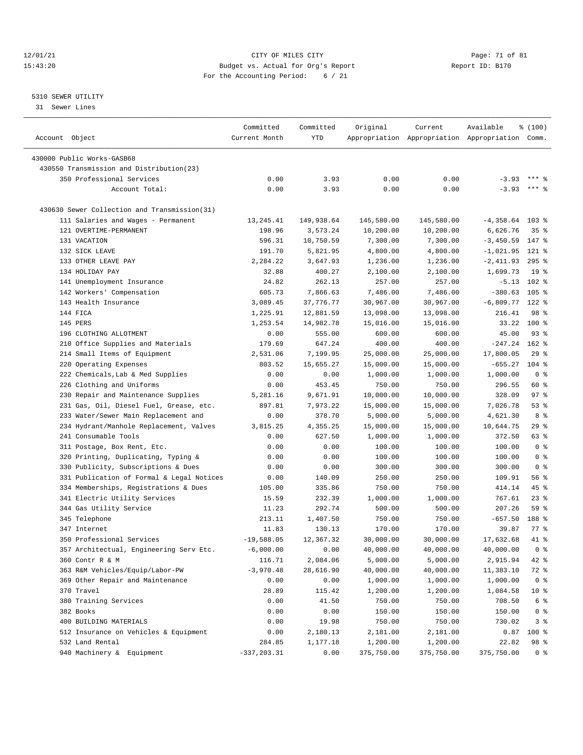12/01/21 CITY OF MILES CITY
15:43:20 Budget vs. Actual for Org's Report Report ID: B170
For the Accounting Period: 6 / 21

5310 SEWER UTILITY
31 Sewer Lines

| Account Object | Committed Current Month | Committed YTD | Original Appropriation | Current Appropriation | Available Appropriation | % (100) Comm. |
|---|---|---|---|---|---|---|
| 430000 Public Works-GASB68 | | | | | | |
| 430550 Transmission and Distribution(23) | | | | | | |
| 350 Professional Services | 0.00 | 3.93 | 0.00 | 0.00 | -3.93 | *** % |
| Account Total: | 0.00 | 3.93 | 0.00 | 0.00 | -3.93 | *** % |
| 430630 Sewer Collection and Transmission(31) | | | | | | |
| 111 Salaries and Wages - Permanent | 13,245.41 | 149,938.64 | 145,580.00 | 145,580.00 | -4,358.64 | 103 % |
| 121 OVERTIME-PERMANENT | 198.96 | 3,573.24 | 10,200.00 | 10,200.00 | 6,626.76 | 35 % |
| 131 VACATION | 596.31 | 10,750.59 | 7,300.00 | 7,300.00 | -3,450.59 | 147 % |
| 132 SICK LEAVE | 191.70 | 5,821.95 | 4,800.00 | 4,800.00 | -1,021.95 | 121 % |
| 133 OTHER LEAVE PAY | 2,284.22 | 3,647.93 | 1,236.00 | 1,236.00 | -2,411.93 | 295 % |
| 134 HOLIDAY PAY | 32.88 | 400.27 | 2,100.00 | 2,100.00 | 1,699.73 | 19 % |
| 141 Unemployment Insurance | 24.82 | 262.13 | 257.00 | 257.00 | -5.13 | 102 % |
| 142 Workers' Compensation | 605.73 | 7,866.63 | 7,486.00 | 7,486.00 | -380.63 | 105 % |
| 143 Health Insurance | 3,089.45 | 37,776.77 | 30,967.00 | 30,967.00 | -6,809.77 | 122 % |
| 144 FICA | 1,225.91 | 12,881.59 | 13,098.00 | 13,098.00 | 216.41 | 98 % |
| 145 PERS | 1,253.54 | 14,982.78 | 15,016.00 | 15,016.00 | 33.22 | 100 % |
| 196 CLOTHING ALLOTMENT | 0.00 | 555.00 | 600.00 | 600.00 | 45.00 | 93 % |
| 210 Office Supplies and Materials | 179.69 | 647.24 | 400.00 | 400.00 | -247.24 | 162 % |
| 214 Small Items of Equipment | 2,531.06 | 7,199.95 | 25,000.00 | 25,000.00 | 17,800.05 | 29 % |
| 220 Operating Expenses | 803.52 | 15,655.27 | 15,000.00 | 15,000.00 | -655.27 | 104 % |
| 222 Chemicals,Lab & Med Supplies | 0.00 | 0.00 | 1,000.00 | 1,000.00 | 1,000.00 | 0 % |
| 226 Clothing and Uniforms | 0.00 | 453.45 | 750.00 | 750.00 | 296.55 | 60 % |
| 230 Repair and Maintenance Supplies | 5,281.16 | 9,671.91 | 10,000.00 | 10,000.00 | 328.09 | 97 % |
| 231 Gas, Oil, Diesel Fuel, Grease, etc. | 897.81 | 7,973.22 | 15,000.00 | 15,000.00 | 7,026.78 | 53 % |
| 233 Water/Sewer Main Replacement and | 0.00 | 378.70 | 5,000.00 | 5,000.00 | 4,621.30 | 8 % |
| 234 Hydrant/Manhole Replacement, Valves | 3,815.25 | 4,355.25 | 15,000.00 | 15,000.00 | 10,644.75 | 29 % |
| 241 Consumable Tools | 0.00 | 627.50 | 1,000.00 | 1,000.00 | 372.50 | 63 % |
| 311 Postage, Box Rent, Etc. | 0.00 | 0.00 | 100.00 | 100.00 | 100.00 | 0 % |
| 320 Printing, Duplicating, Typing & | 0.00 | 0.00 | 100.00 | 100.00 | 100.00 | 0 % |
| 330 Publicity, Subscriptions & Dues | 0.00 | 0.00 | 300.00 | 300.00 | 300.00 | 0 % |
| 331 Publication of Formal & Legal Notices | 0.00 | 140.09 | 250.00 | 250.00 | 109.91 | 56 % |
| 334 Memberships, Registrations & Dues | 105.00 | 335.86 | 750.00 | 750.00 | 414.14 | 45 % |
| 341 Electric Utility Services | 15.59 | 232.39 | 1,000.00 | 1,000.00 | 767.61 | 23 % |
| 344 Gas Utility Service | 11.23 | 292.74 | 500.00 | 500.00 | 207.26 | 59 % |
| 345 Telephone | 213.11 | 1,407.50 | 750.00 | 750.00 | -657.50 | 188 % |
| 347 Internet | 11.83 | 130.13 | 170.00 | 170.00 | 39.87 | 77 % |
| 350 Professional Services | -19,588.05 | 12,367.32 | 30,000.00 | 30,000.00 | 17,632.68 | 41 % |
| 357 Architectual, Engineering Serv Etc. | -6,000.00 | 0.00 | 40,000.00 | 40,000.00 | 40,000.00 | 0 % |
| 360 Contr R & M | 116.71 | 2,084.06 | 5,000.00 | 5,000.00 | 2,915.94 | 42 % |
| 363 R&M Vehicles/Equip/Labor-PW | -3,970.48 | 28,616.90 | 40,000.00 | 40,000.00 | 11,383.10 | 72 % |
| 369 Other Repair and Maintenance | 0.00 | 0.00 | 1,000.00 | 1,000.00 | 1,000.00 | 0 % |
| 370 Travel | 28.89 | 115.42 | 1,200.00 | 1,200.00 | 1,084.58 | 10 % |
| 380 Training Services | 0.00 | 41.50 | 750.00 | 750.00 | 708.50 | 6 % |
| 382 Books | 0.00 | 0.00 | 150.00 | 150.00 | 150.00 | 0 % |
| 400 BUILDING MATERIALS | 0.00 | 19.98 | 750.00 | 750.00 | 730.02 | 3 % |
| 512 Insurance on Vehicles & Equipment | 0.00 | 2,180.13 | 2,181.00 | 2,181.00 | 0.87 | 100 % |
| 532 Land Rental | 284.85 | 1,177.18 | 1,200.00 | 1,200.00 | 22.82 | 98 % |
| 940 Machinery & Equipment | -337,203.31 | 0.00 | 375,750.00 | 375,750.00 | 375,750.00 | 0 % |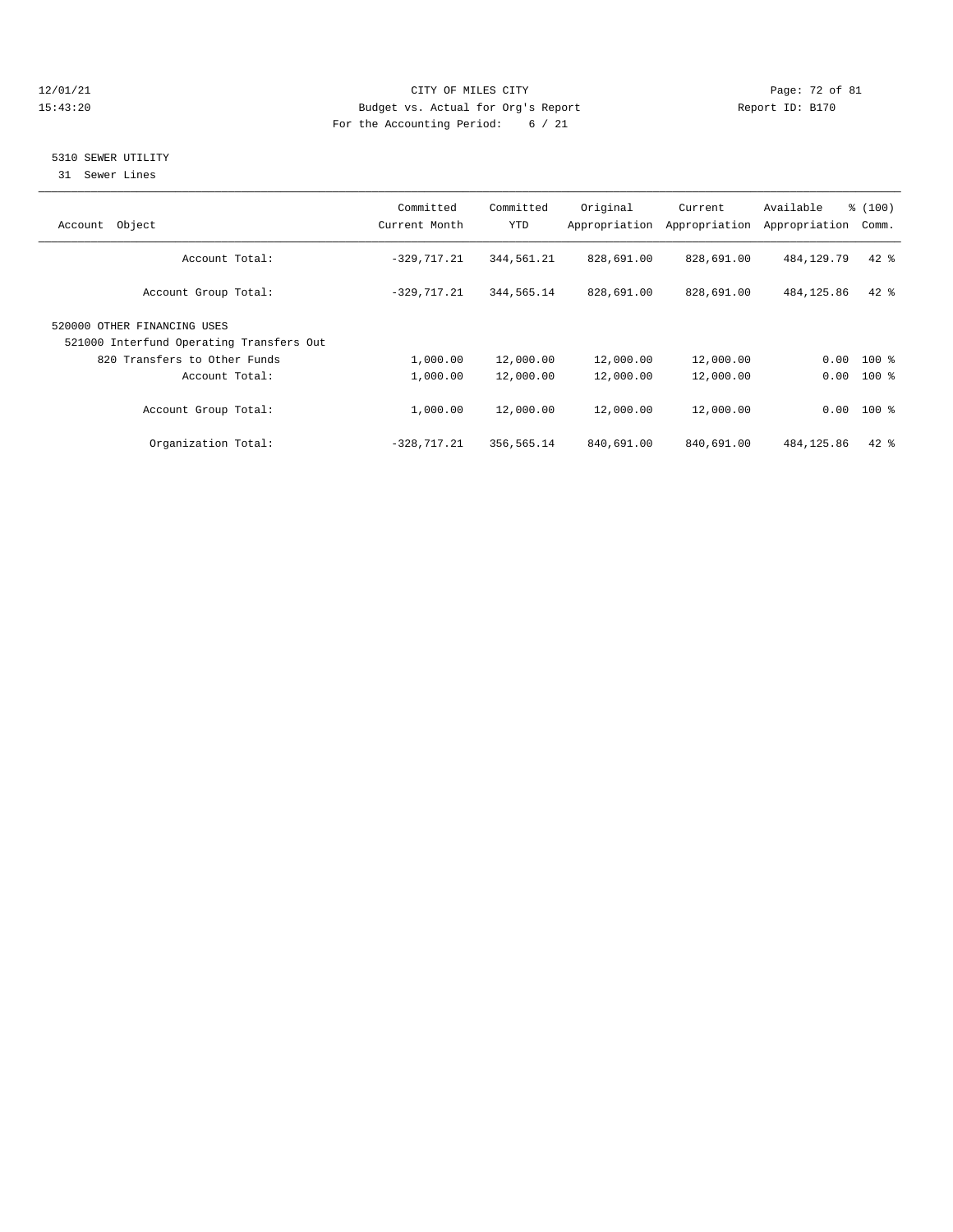CITY OF MILES CITY
Budget vs. Actual for Org's Report
For the Accounting Period: 6 / 21

12/01/21
15:43:20

Report ID: B170

## 5310 SEWER UTILITY

31 Sewer Lines

| Account Object | Committed Current Month | Committed YTD | Original Appropriation | Current Appropriation | Available Appropriation | % (100) Comm. |
|---|---|---|---|---|---|---|
| Account Total: | -329,717.21 | 344,561.21 | 828,691.00 | 828,691.00 | 484,129.79 | 42 % |
| Account Group Total: | -329,717.21 | 344,565.14 | 828,691.00 | 828,691.00 | 484,125.86 | 42 % |
| 520000 OTHER FINANCING USES | | | | | | |
| 521000 Interfund Operating Transfers Out | | | | | | |
| 820 Transfers to Other Funds | 1,000.00 | 12,000.00 | 12,000.00 | 12,000.00 | 0.00 | 100 % |
| Account Total: | 1,000.00 | 12,000.00 | 12,000.00 | 12,000.00 | 0.00 | 100 % |
| Account Group Total: | 1,000.00 | 12,000.00 | 12,000.00 | 12,000.00 | 0.00 | 100 % |
| Organization Total: | -328,717.21 | 356,565.14 | 840,691.00 | 840,691.00 | 484,125.86 | 42 % |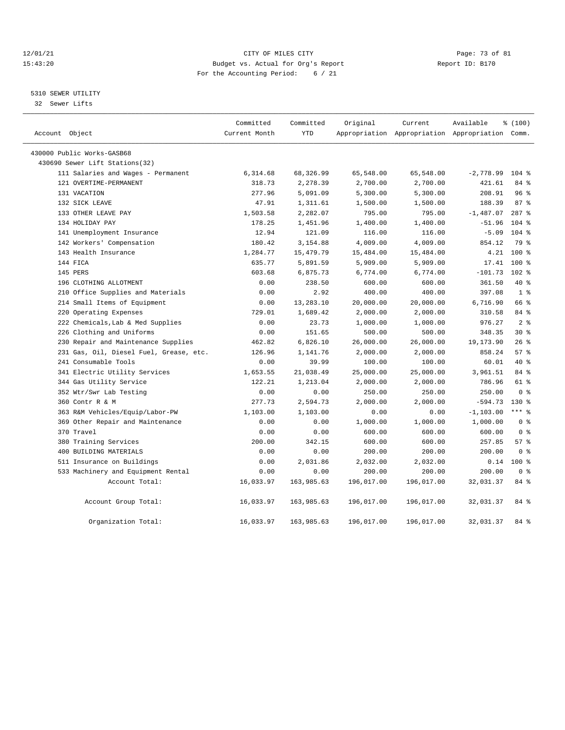CITY OF MILES CITY
Budget vs. Actual for Org's Report
For the Accounting Period: 6 / 21

12/01/21
15:43:20

Report ID: B170

5310 SEWER UTILITY
32 Sewer Lifts

| Account Object | Committed Current Month | Committed YTD | Original Appropriation | Current Appropriation | Available Appropriation | % (100) Comm. |
|---|---|---|---|---|---|---|
| 430000 Public Works-GASB68 | | | | | | |
| 430690 Sewer Lift Stations(32) | | | | | | |
| 111 Salaries and Wages - Permanent | 6,314.68 | 68,326.99 | 65,548.00 | 65,548.00 | -2,778.99 | 104 % |
| 121 OVERTIME-PERMANENT | 318.73 | 2,278.39 | 2,700.00 | 2,700.00 | 421.61 | 84 % |
| 131 VACATION | 277.96 | 5,091.09 | 5,300.00 | 5,300.00 | 208.91 | 96 % |
| 132 SICK LEAVE | 47.91 | 1,311.61 | 1,500.00 | 1,500.00 | 188.39 | 87 % |
| 133 OTHER LEAVE PAY | 1,503.58 | 2,282.07 | 795.00 | 795.00 | -1,487.07 | 287 % |
| 134 HOLIDAY PAY | 178.25 | 1,451.96 | 1,400.00 | 1,400.00 | -51.96 | 104 % |
| 141 Unemployment Insurance | 12.94 | 121.09 | 116.00 | 116.00 | -5.09 | 104 % |
| 142 Workers' Compensation | 180.42 | 3,154.88 | 4,009.00 | 4,009.00 | 854.12 | 79 % |
| 143 Health Insurance | 1,284.77 | 15,479.79 | 15,484.00 | 15,484.00 | 4.21 | 100 % |
| 144 FICA | 635.77 | 5,891.59 | 5,909.00 | 5,909.00 | 17.41 | 100 % |
| 145 PERS | 603.68 | 6,875.73 | 6,774.00 | 6,774.00 | -101.73 | 102 % |
| 196 CLOTHING ALLOTMENT | 0.00 | 238.50 | 600.00 | 600.00 | 361.50 | 40 % |
| 210 Office Supplies and Materials | 0.00 | 2.92 | 400.00 | 400.00 | 397.08 | 1 % |
| 214 Small Items of Equipment | 0.00 | 13,283.10 | 20,000.00 | 20,000.00 | 6,716.90 | 66 % |
| 220 Operating Expenses | 729.01 | 1,689.42 | 2,000.00 | 2,000.00 | 310.58 | 84 % |
| 222 Chemicals,Lab & Med Supplies | 0.00 | 23.73 | 1,000.00 | 1,000.00 | 976.27 | 2 % |
| 226 Clothing and Uniforms | 0.00 | 151.65 | 500.00 | 500.00 | 348.35 | 30 % |
| 230 Repair and Maintenance Supplies | 462.82 | 6,826.10 | 26,000.00 | 26,000.00 | 19,173.90 | 26 % |
| 231 Gas, Oil, Diesel Fuel, Grease, etc. | 126.96 | 1,141.76 | 2,000.00 | 2,000.00 | 858.24 | 57 % |
| 241 Consumable Tools | 0.00 | 39.99 | 100.00 | 100.00 | 60.01 | 40 % |
| 341 Electric Utility Services | 1,653.55 | 21,038.49 | 25,000.00 | 25,000.00 | 3,961.51 | 84 % |
| 344 Gas Utility Service | 122.21 | 1,213.04 | 2,000.00 | 2,000.00 | 786.96 | 61 % |
| 352 Wtr/Swr Lab Testing | 0.00 | 0.00 | 250.00 | 250.00 | 250.00 | 0 % |
| 360 Contr R & M | 277.73 | 2,594.73 | 2,000.00 | 2,000.00 | -594.73 | 130 % |
| 363 R&M Vehicles/Equip/Labor-PW | 1,103.00 | 1,103.00 | 0.00 | 0.00 | -1,103.00 | *** % |
| 369 Other Repair and Maintenance | 0.00 | 0.00 | 1,000.00 | 1,000.00 | 1,000.00 | 0 % |
| 370 Travel | 0.00 | 0.00 | 600.00 | 600.00 | 600.00 | 0 % |
| 380 Training Services | 200.00 | 342.15 | 600.00 | 600.00 | 257.85 | 57 % |
| 400 BUILDING MATERIALS | 0.00 | 0.00 | 200.00 | 200.00 | 200.00 | 0 % |
| 511 Insurance on Buildings | 0.00 | 2,031.86 | 2,032.00 | 2,032.00 | 0.14 | 100 % |
| 533 Machinery and Equipment Rental | 0.00 | 0.00 | 200.00 | 200.00 | 200.00 | 0 % |
| Account Total: | 16,033.97 | 163,985.63 | 196,017.00 | 196,017.00 | 32,031.37 | 84 % |
| Account Group Total: | 16,033.97 | 163,985.63 | 196,017.00 | 196,017.00 | 32,031.37 | 84 % |
| Organization Total: | 16,033.97 | 163,985.63 | 196,017.00 | 196,017.00 | 32,031.37 | 84 % |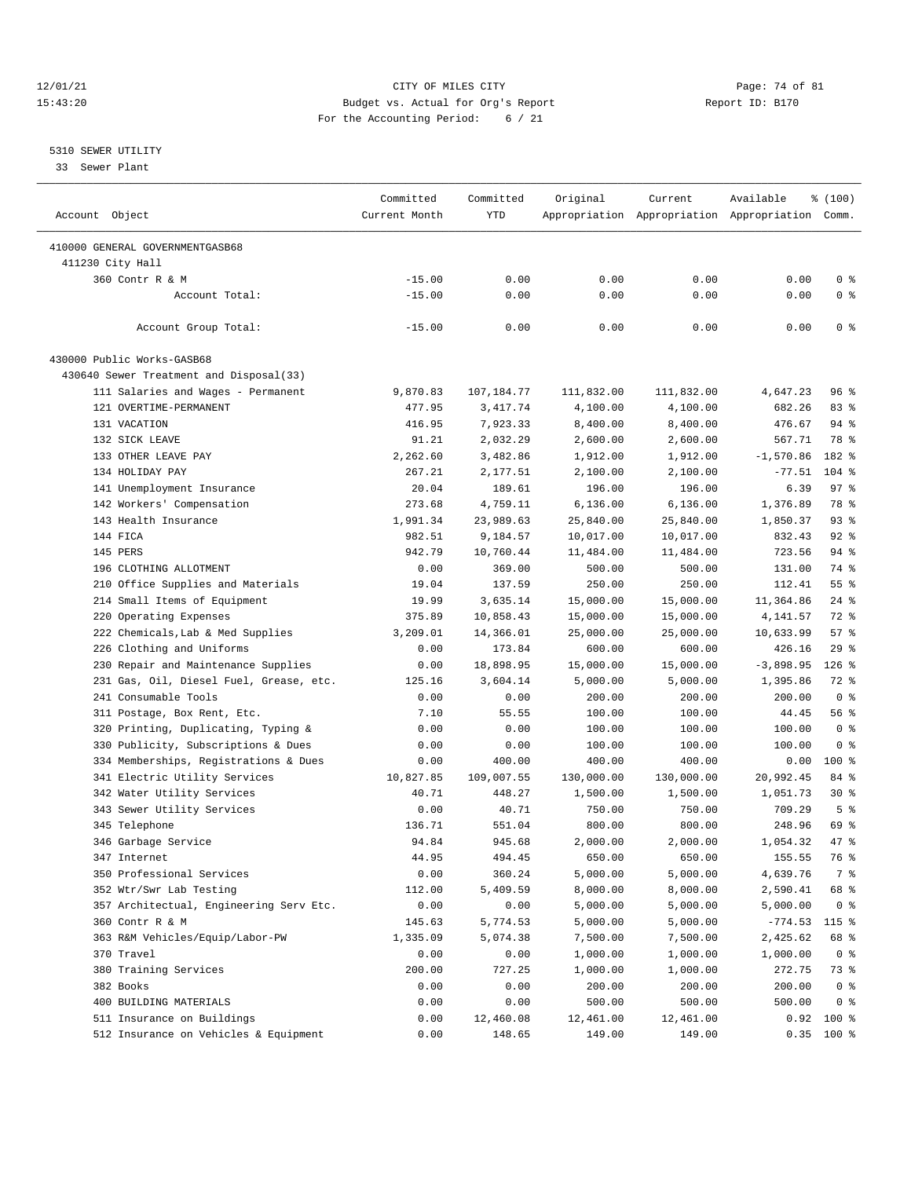12/01/21 CITY OF MILES CITY
15:43:20 Budget vs. Actual for Org's Report Report ID: B170
For the Accounting Period: 6 / 21

5310 SEWER UTILITY
33 Sewer Plant

| Account Object | Committed Current Month | Committed YTD | Original Appropriation | Current Appropriation | Available Appropriation | % (100) Comm. |
|---|---|---|---|---|---|---|
| 410000 GENERAL GOVERNMENTGASB68 | | | | | | |
| 411230 City Hall | | | | | | |
| 360 Contr R & M | -15.00 | 0.00 | 0.00 | 0.00 | 0.00 | 0 % |
| Account Total: | -15.00 | 0.00 | 0.00 | 0.00 | 0.00 | 0 % |
| Account Group Total: | -15.00 | 0.00 | 0.00 | 0.00 | 0.00 | 0 % |
| 430000 Public Works-GASB68 | | | | | | |
| 430640 Sewer Treatment and Disposal(33) | | | | | | |
| 111 Salaries and Wages - Permanent | 9,870.83 | 107,184.77 | 111,832.00 | 111,832.00 | 4,647.23 | 96 % |
| 121 OVERTIME-PERMANENT | 477.95 | 3,417.74 | 4,100.00 | 4,100.00 | 682.26 | 83 % |
| 131 VACATION | 416.95 | 7,923.33 | 8,400.00 | 8,400.00 | 476.67 | 94 % |
| 132 SICK LEAVE | 91.21 | 2,032.29 | 2,600.00 | 2,600.00 | 567.71 | 78 % |
| 133 OTHER LEAVE PAY | 2,262.60 | 3,482.86 | 1,912.00 | 1,912.00 | -1,570.86 | 182 % |
| 134 HOLIDAY PAY | 267.21 | 2,177.51 | 2,100.00 | 2,100.00 | -77.51 | 104 % |
| 141 Unemployment Insurance | 20.04 | 189.61 | 196.00 | 196.00 | 6.39 | 97 % |
| 142 Workers' Compensation | 273.68 | 4,759.11 | 6,136.00 | 6,136.00 | 1,376.89 | 78 % |
| 143 Health Insurance | 1,991.34 | 23,989.63 | 25,840.00 | 25,840.00 | 1,850.37 | 93 % |
| 144 FICA | 982.51 | 9,184.57 | 10,017.00 | 10,017.00 | 832.43 | 92 % |
| 145 PERS | 942.79 | 10,760.44 | 11,484.00 | 11,484.00 | 723.56 | 94 % |
| 196 CLOTHING ALLOTMENT | 0.00 | 369.00 | 500.00 | 500.00 | 131.00 | 74 % |
| 210 Office Supplies and Materials | 19.04 | 137.59 | 250.00 | 250.00 | 112.41 | 55 % |
| 214 Small Items of Equipment | 19.99 | 3,635.14 | 15,000.00 | 15,000.00 | 11,364.86 | 24 % |
| 220 Operating Expenses | 375.89 | 10,858.43 | 15,000.00 | 15,000.00 | 4,141.57 | 72 % |
| 222 Chemicals,Lab & Med Supplies | 3,209.01 | 14,366.01 | 25,000.00 | 25,000.00 | 10,633.99 | 57 % |
| 226 Clothing and Uniforms | 0.00 | 173.84 | 600.00 | 600.00 | 426.16 | 29 % |
| 230 Repair and Maintenance Supplies | 0.00 | 18,898.95 | 15,000.00 | 15,000.00 | -3,898.95 | 126 % |
| 231 Gas, Oil, Diesel Fuel, Grease, etc. | 125.16 | 3,604.14 | 5,000.00 | 5,000.00 | 1,395.86 | 72 % |
| 241 Consumable Tools | 0.00 | 0.00 | 200.00 | 200.00 | 200.00 | 0 % |
| 311 Postage, Box Rent, Etc. | 7.10 | 55.55 | 100.00 | 100.00 | 44.45 | 56 % |
| 320 Printing, Duplicating, Typing & | 0.00 | 0.00 | 100.00 | 100.00 | 100.00 | 0 % |
| 330 Publicity, Subscriptions & Dues | 0.00 | 0.00 | 100.00 | 100.00 | 100.00 | 0 % |
| 334 Memberships, Registrations & Dues | 0.00 | 400.00 | 400.00 | 400.00 | 0.00 | 100 % |
| 341 Electric Utility Services | 10,827.85 | 109,007.55 | 130,000.00 | 130,000.00 | 20,992.45 | 84 % |
| 342 Water Utility Services | 40.71 | 448.27 | 1,500.00 | 1,500.00 | 1,051.73 | 30 % |
| 343 Sewer Utility Services | 0.00 | 40.71 | 750.00 | 750.00 | 709.29 | 5 % |
| 345 Telephone | 136.71 | 551.04 | 800.00 | 800.00 | 248.96 | 69 % |
| 346 Garbage Service | 94.84 | 945.68 | 2,000.00 | 2,000.00 | 1,054.32 | 47 % |
| 347 Internet | 44.95 | 494.45 | 650.00 | 650.00 | 155.55 | 76 % |
| 350 Professional Services | 0.00 | 360.24 | 5,000.00 | 5,000.00 | 4,639.76 | 7 % |
| 352 Wtr/Swr Lab Testing | 112.00 | 5,409.59 | 8,000.00 | 8,000.00 | 2,590.41 | 68 % |
| 357 Architectual, Engineering Serv Etc. | 0.00 | 0.00 | 5,000.00 | 5,000.00 | 5,000.00 | 0 % |
| 360 Contr R & M | 145.63 | 5,774.53 | 5,000.00 | 5,000.00 | -774.53 | 115 % |
| 363 R&M Vehicles/Equip/Labor-PW | 1,335.09 | 5,074.38 | 7,500.00 | 7,500.00 | 2,425.62 | 68 % |
| 370 Travel | 0.00 | 0.00 | 1,000.00 | 1,000.00 | 1,000.00 | 0 % |
| 380 Training Services | 200.00 | 727.25 | 1,000.00 | 1,000.00 | 272.75 | 73 % |
| 382 Books | 0.00 | 0.00 | 200.00 | 200.00 | 200.00 | 0 % |
| 400 BUILDING MATERIALS | 0.00 | 0.00 | 500.00 | 500.00 | 500.00 | 0 % |
| 511 Insurance on Buildings | 0.00 | 12,460.08 | 12,461.00 | 12,461.00 | 0.92 | 100 % |
| 512 Insurance on Vehicles & Equipment | 0.00 | 148.65 | 149.00 | 149.00 | 0.35 | 100 % |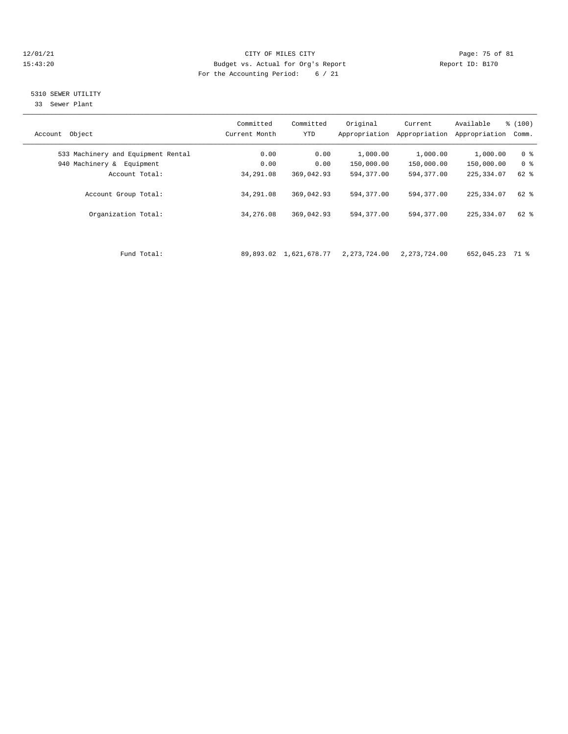CITY OF MILES CITY
Budget vs. Actual for Org's Report
For the Accounting Period: 6 / 21

12/01/21
15:43:20

Report ID: B170

5310 SEWER UTILITY
33 Sewer Plant

| Account Object | Committed Current Month | Committed YTD | Original Appropriation | Current Appropriation | Available Appropriation | % (100) Comm. |
|---|---|---|---|---|---|---|
| 533 Machinery and Equipment Rental | 0.00 | 0.00 | 1,000.00 | 1,000.00 | 1,000.00 | 0 % |
| 940 Machinery & Equipment | 0.00 | 0.00 | 150,000.00 | 150,000.00 | 150,000.00 | 0 % |
| Account Total: | 34,291.08 | 369,042.93 | 594,377.00 | 594,377.00 | 225,334.07 | 62 % |
| Account Group Total: | 34,291.08 | 369,042.93 | 594,377.00 | 594,377.00 | 225,334.07 | 62 % |
| Organization Total: | 34,276.08 | 369,042.93 | 594,377.00 | 594,377.00 | 225,334.07 | 62 % |
| Fund Total: | 89,893.02 | 1,621,678.77 | 2,273,724.00 | 2,273,724.00 | 652,045.23 | 71 % |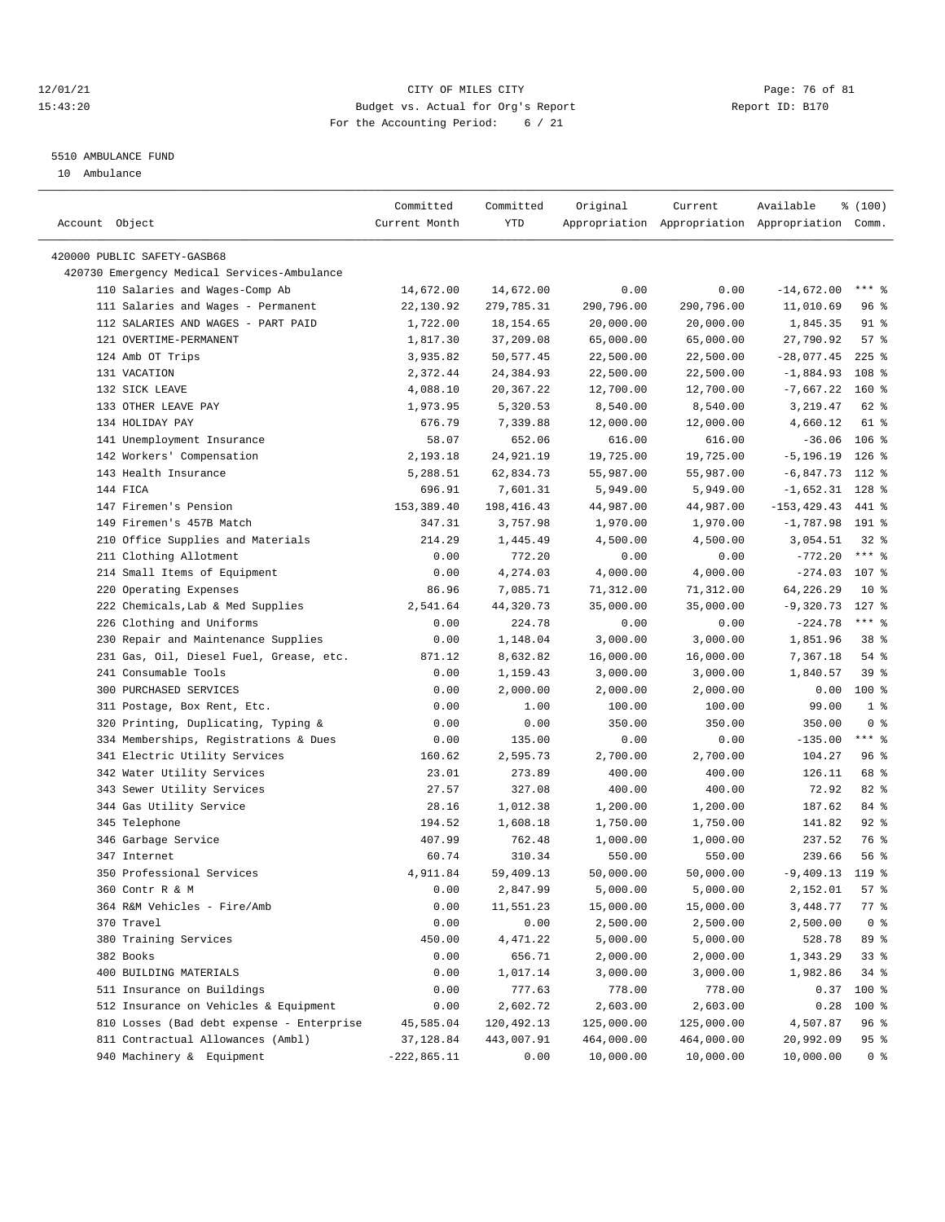12/01/21 CITY OF MILES CITY
15:43:20 Budget vs. Actual for Org's Report Report ID: B170
For the Accounting Period: 6 / 21

5510 AMBULANCE FUND
10 Ambulance

| Account Object | Committed Current Month | Committed YTD | Original Appropriation | Current Appropriation | Available Appropriation | % (100) Comm. |
|---|---|---|---|---|---|---|
| 420000 PUBLIC SAFETY-GASB68 | | | | | | |
| 420730 Emergency Medical Services-Ambulance | | | | | | |
| 110 Salaries and Wages-Comp Ab | 14,672.00 | 14,672.00 | 0.00 | 0.00 | -14,672.00 | *** % |
| 111 Salaries and Wages - Permanent | 22,130.92 | 279,785.31 | 290,796.00 | 290,796.00 | 11,010.69 | 96 % |
| 112 SALARIES AND WAGES - PART PAID | 1,722.00 | 18,154.65 | 20,000.00 | 20,000.00 | 1,845.35 | 91 % |
| 121 OVERTIME-PERMANENT | 1,817.30 | 37,209.08 | 65,000.00 | 65,000.00 | 27,790.92 | 57 % |
| 124 Amb OT Trips | 3,935.82 | 50,577.45 | 22,500.00 | 22,500.00 | -28,077.45 | 225 % |
| 131 VACATION | 2,372.44 | 24,384.93 | 22,500.00 | 22,500.00 | -1,884.93 | 108 % |
| 132 SICK LEAVE | 4,088.10 | 20,367.22 | 12,700.00 | 12,700.00 | -7,667.22 | 160 % |
| 133 OTHER LEAVE PAY | 1,973.95 | 5,320.53 | 8,540.00 | 8,540.00 | 3,219.47 | 62 % |
| 134 HOLIDAY PAY | 676.79 | 7,339.88 | 12,000.00 | 12,000.00 | 4,660.12 | 61 % |
| 141 Unemployment Insurance | 58.07 | 652.06 | 616.00 | 616.00 | -36.06 | 106 % |
| 142 Workers' Compensation | 2,193.18 | 24,921.19 | 19,725.00 | 19,725.00 | -5,196.19 | 126 % |
| 143 Health Insurance | 5,288.51 | 62,834.73 | 55,987.00 | 55,987.00 | -6,847.73 | 112 % |
| 144 FICA | 696.91 | 7,601.31 | 5,949.00 | 5,949.00 | -1,652.31 | 128 % |
| 147 Firemen's Pension | 153,389.40 | 198,416.43 | 44,987.00 | 44,987.00 | -153,429.43 | 441 % |
| 149 Firemen's 457B Match | 347.31 | 3,757.98 | 1,970.00 | 1,970.00 | -1,787.98 | 191 % |
| 210 Office Supplies and Materials | 214.29 | 1,445.49 | 4,500.00 | 4,500.00 | 3,054.51 | 32 % |
| 211 Clothing Allotment | 0.00 | 772.20 | 0.00 | 0.00 | -772.20 | *** % |
| 214 Small Items of Equipment | 0.00 | 4,274.03 | 4,000.00 | 4,000.00 | -274.03 | 107 % |
| 220 Operating Expenses | 86.96 | 7,085.71 | 71,312.00 | 71,312.00 | 64,226.29 | 10 % |
| 222 Chemicals,Lab & Med Supplies | 2,541.64 | 44,320.73 | 35,000.00 | 35,000.00 | -9,320.73 | 127 % |
| 226 Clothing and Uniforms | 0.00 | 224.78 | 0.00 | 0.00 | -224.78 | *** % |
| 230 Repair and Maintenance Supplies | 0.00 | 1,148.04 | 3,000.00 | 3,000.00 | 1,851.96 | 38 % |
| 231 Gas, Oil, Diesel Fuel, Grease, etc. | 871.12 | 8,632.82 | 16,000.00 | 16,000.00 | 7,367.18 | 54 % |
| 241 Consumable Tools | 0.00 | 1,159.43 | 3,000.00 | 3,000.00 | 1,840.57 | 39 % |
| 300 PURCHASED SERVICES | 0.00 | 2,000.00 | 2,000.00 | 2,000.00 | 0.00 | 100 % |
| 311 Postage, Box Rent, Etc. | 0.00 | 1.00 | 100.00 | 100.00 | 99.00 | 1 % |
| 320 Printing, Duplicating, Typing & | 0.00 | 0.00 | 350.00 | 350.00 | 350.00 | 0 % |
| 334 Memberships, Registrations & Dues | 0.00 | 135.00 | 0.00 | 0.00 | -135.00 | *** % |
| 341 Electric Utility Services | 160.62 | 2,595.73 | 2,700.00 | 2,700.00 | 104.27 | 96 % |
| 342 Water Utility Services | 23.01 | 273.89 | 400.00 | 400.00 | 126.11 | 68 % |
| 343 Sewer Utility Services | 27.57 | 327.08 | 400.00 | 400.00 | 72.92 | 82 % |
| 344 Gas Utility Service | 28.16 | 1,012.38 | 1,200.00 | 1,200.00 | 187.62 | 84 % |
| 345 Telephone | 194.52 | 1,608.18 | 1,750.00 | 1,750.00 | 141.82 | 92 % |
| 346 Garbage Service | 407.99 | 762.48 | 1,000.00 | 1,000.00 | 237.52 | 76 % |
| 347 Internet | 60.74 | 310.34 | 550.00 | 550.00 | 239.66 | 56 % |
| 350 Professional Services | 4,911.84 | 59,409.13 | 50,000.00 | 50,000.00 | -9,409.13 | 119 % |
| 360 Contr R & M | 0.00 | 2,847.99 | 5,000.00 | 5,000.00 | 2,152.01 | 57 % |
| 364 R&M Vehicles - Fire/Amb | 0.00 | 11,551.23 | 15,000.00 | 15,000.00 | 3,448.77 | 77 % |
| 370 Travel | 0.00 | 0.00 | 2,500.00 | 2,500.00 | 2,500.00 | 0 % |
| 380 Training Services | 450.00 | 4,471.22 | 5,000.00 | 5,000.00 | 528.78 | 89 % |
| 382 Books | 0.00 | 656.71 | 2,000.00 | 2,000.00 | 1,343.29 | 33 % |
| 400 BUILDING MATERIALS | 0.00 | 1,017.14 | 3,000.00 | 3,000.00 | 1,982.86 | 34 % |
| 511 Insurance on Buildings | 0.00 | 777.63 | 778.00 | 778.00 | 0.37 | 100 % |
| 512 Insurance on Vehicles & Equipment | 0.00 | 2,602.72 | 2,603.00 | 2,603.00 | 0.28 | 100 % |
| 810 Losses (Bad debt expense - Enterprise | 45,585.04 | 120,492.13 | 125,000.00 | 125,000.00 | 4,507.87 | 96 % |
| 811 Contractual Allowances (Ambl) | 37,128.84 | 443,007.91 | 464,000.00 | 464,000.00 | 20,992.09 | 95 % |
| 940 Machinery & Equipment | -222,865.11 | 0.00 | 10,000.00 | 10,000.00 | 10,000.00 | 0 % |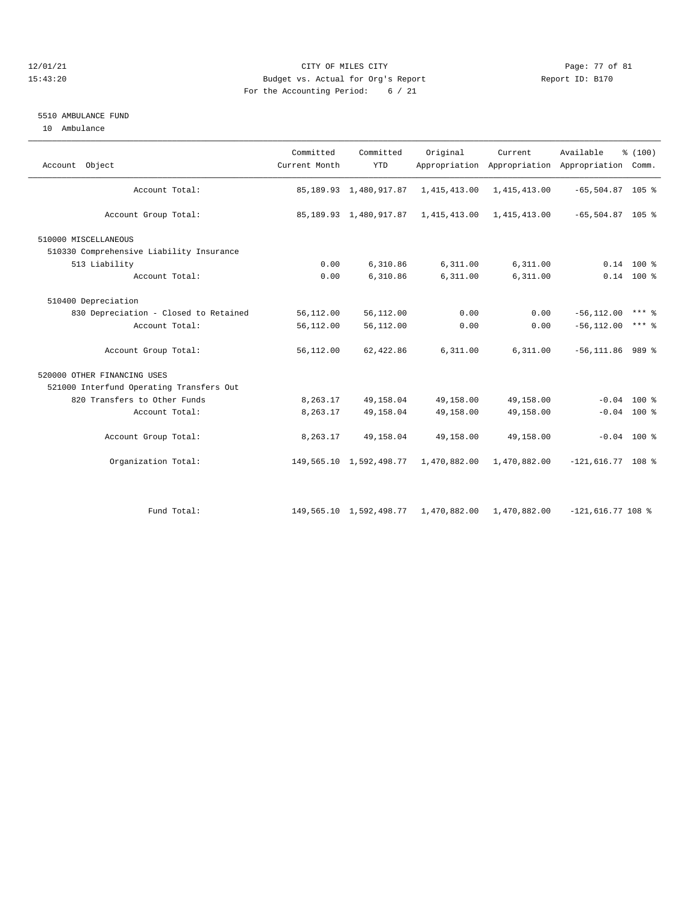CITY OF MILES CITY
Budget vs. Actual for Org's Report
For the Accounting Period: 6 / 21

12/01/21
15:43:20

Report ID: B170

## 5510 AMBULANCE FUND

10 Ambulance

| Account Object | Committed Current Month | Committed YTD | Original Appropriation | Current Appropriation | Available Appropriation | % (100) Comm. |
|---|---|---|---|---|---|---|
| Account Total: | 85,189.93 | 1,480,917.87 | 1,415,413.00 | 1,415,413.00 | -65,504.87 | 105 % |
| Account Group Total: | 85,189.93 | 1,480,917.87 | 1,415,413.00 | 1,415,413.00 | -65,504.87 | 105 % |
| 510000 MISCELLANEOUS | | | | | | |
| 510330 Comprehensive Liability Insurance | | | | | | |
| 513 Liability | 0.00 | 6,310.86 | 6,311.00 | 6,311.00 | 0.14 | 100 % |
| Account Total: | 0.00 | 6,310.86 | 6,311.00 | 6,311.00 | 0.14 | 100 % |
| 510400 Depreciation | | | | | | |
| 830 Depreciation - Closed to Retained | 56,112.00 | 56,112.00 | 0.00 | 0.00 | -56,112.00 | *** % |
| Account Total: | 56,112.00 | 56,112.00 | 0.00 | 0.00 | -56,112.00 | *** % |
| Account Group Total: | 56,112.00 | 62,422.86 | 6,311.00 | 6,311.00 | -56,111.86 | 989 % |
| 520000 OTHER FINANCING USES | | | | | | |
| 521000 Interfund Operating Transfers Out | | | | | | |
| 820 Transfers to Other Funds | 8,263.17 | 49,158.04 | 49,158.00 | 49,158.00 | -0.04 | 100 % |
| Account Total: | 8,263.17 | 49,158.04 | 49,158.00 | 49,158.00 | -0.04 | 100 % |
| Account Group Total: | 8,263.17 | 49,158.04 | 49,158.00 | 49,158.00 | -0.04 | 100 % |
| Organization Total: | 149,565.10 | 1,592,498.77 | 1,470,882.00 | 1,470,882.00 | -121,616.77 | 108 % |
| Fund Total: | 149,565.10 | 1,592,498.77 | 1,470,882.00 | 1,470,882.00 | -121,616.77 | 108 % |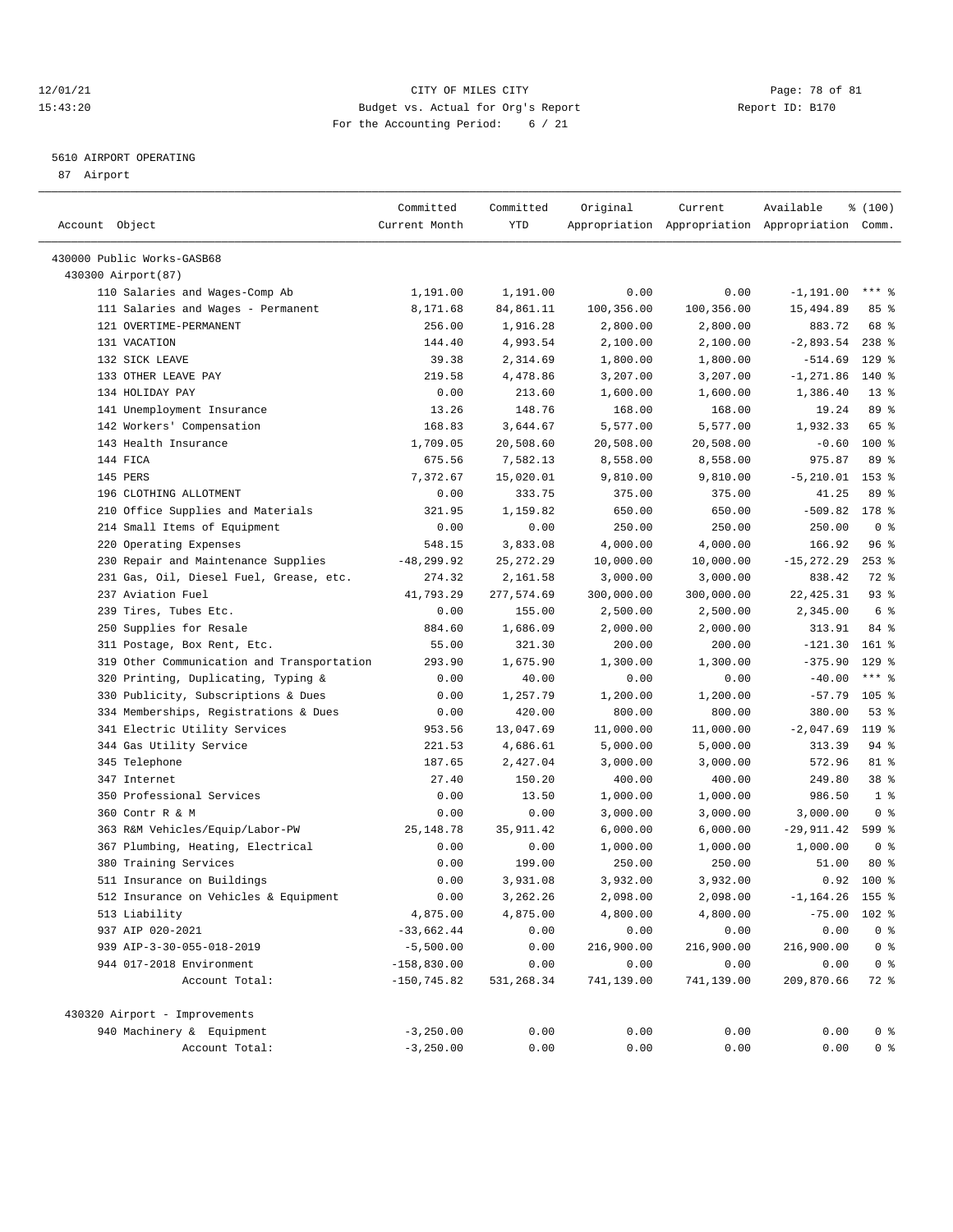CITY OF MILES CITY
Budget vs. Actual for Org's Report
For the Accounting Period: 6 / 21

12/01/21
15:43:20

Report ID: B170

5610 AIRPORT OPERATING
87 Airport

| Account Object | Committed Current Month | Committed YTD | Original Appropriation | Current Appropriation | Available Appropriation | % (100) Comm. |
|---|---|---|---|---|---|---|
| 430000 Public Works-GASB68 | | | | | | |
| 430300 Airport(87) | | | | | | |
| 110 Salaries and Wages-Comp Ab | 1,191.00 | 1,191.00 | 0.00 | 0.00 | -1,191.00 | *** % |
| 111 Salaries and Wages - Permanent | 8,171.68 | 84,861.11 | 100,356.00 | 100,356.00 | 15,494.89 | 85 % |
| 121 OVERTIME-PERMANENT | 256.00 | 1,916.28 | 2,800.00 | 2,800.00 | 883.72 | 68 % |
| 131 VACATION | 144.40 | 4,993.54 | 2,100.00 | 2,100.00 | -2,893.54 | 238 % |
| 132 SICK LEAVE | 39.38 | 2,314.69 | 1,800.00 | 1,800.00 | -514.69 | 129 % |
| 133 OTHER LEAVE PAY | 219.58 | 4,478.86 | 3,207.00 | 3,207.00 | -1,271.86 | 140 % |
| 134 HOLIDAY PAY | 0.00 | 213.60 | 1,600.00 | 1,600.00 | 1,386.40 | 13 % |
| 141 Unemployment Insurance | 13.26 | 148.76 | 168.00 | 168.00 | 19.24 | 89 % |
| 142 Workers' Compensation | 168.83 | 3,644.67 | 5,577.00 | 5,577.00 | 1,932.33 | 65 % |
| 143 Health Insurance | 1,709.05 | 20,508.60 | 20,508.00 | 20,508.00 | -0.60 | 100 % |
| 144 FICA | 675.56 | 7,582.13 | 8,558.00 | 8,558.00 | 975.87 | 89 % |
| 145 PERS | 7,372.67 | 15,020.01 | 9,810.00 | 9,810.00 | -5,210.01 | 153 % |
| 196 CLOTHING ALLOTMENT | 0.00 | 333.75 | 375.00 | 375.00 | 41.25 | 89 % |
| 210 Office Supplies and Materials | 321.95 | 1,159.82 | 650.00 | 650.00 | -509.82 | 178 % |
| 214 Small Items of Equipment | 0.00 | 0.00 | 250.00 | 250.00 | 250.00 | 0 % |
| 220 Operating Expenses | 548.15 | 3,833.08 | 4,000.00 | 4,000.00 | 166.92 | 96 % |
| 230 Repair and Maintenance Supplies | -48,299.92 | 25,272.29 | 10,000.00 | 10,000.00 | -15,272.29 | 253 % |
| 231 Gas, Oil, Diesel Fuel, Grease, etc. | 274.32 | 2,161.58 | 3,000.00 | 3,000.00 | 838.42 | 72 % |
| 237 Aviation Fuel | 41,793.29 | 277,574.69 | 300,000.00 | 300,000.00 | 22,425.31 | 93 % |
| 239 Tires, Tubes Etc. | 0.00 | 155.00 | 2,500.00 | 2,500.00 | 2,345.00 | 6 % |
| 250 Supplies for Resale | 884.60 | 1,686.09 | 2,000.00 | 2,000.00 | 313.91 | 84 % |
| 311 Postage, Box Rent, Etc. | 55.00 | 321.30 | 200.00 | 200.00 | -121.30 | 161 % |
| 319 Other Communication and Transportation | 293.90 | 1,675.90 | 1,300.00 | 1,300.00 | -375.90 | 129 % |
| 320 Printing, Duplicating, Typing & | 0.00 | 40.00 | 0.00 | 0.00 | -40.00 | *** % |
| 330 Publicity, Subscriptions & Dues | 0.00 | 1,257.79 | 1,200.00 | 1,200.00 | -57.79 | 105 % |
| 334 Memberships, Registrations & Dues | 0.00 | 420.00 | 800.00 | 800.00 | 380.00 | 53 % |
| 341 Electric Utility Services | 953.56 | 13,047.69 | 11,000.00 | 11,000.00 | -2,047.69 | 119 % |
| 344 Gas Utility Service | 221.53 | 4,686.61 | 5,000.00 | 5,000.00 | 313.39 | 94 % |
| 345 Telephone | 187.65 | 2,427.04 | 3,000.00 | 3,000.00 | 572.96 | 81 % |
| 347 Internet | 27.40 | 150.20 | 400.00 | 400.00 | 249.80 | 38 % |
| 350 Professional Services | 0.00 | 13.50 | 1,000.00 | 1,000.00 | 986.50 | 1 % |
| 360 Contr R & M | 0.00 | 0.00 | 3,000.00 | 3,000.00 | 3,000.00 | 0 % |
| 363 R&M Vehicles/Equip/Labor-PW | 25,148.78 | 35,911.42 | 6,000.00 | 6,000.00 | -29,911.42 | 599 % |
| 367 Plumbing, Heating, Electrical | 0.00 | 0.00 | 1,000.00 | 1,000.00 | 1,000.00 | 0 % |
| 380 Training Services | 0.00 | 199.00 | 250.00 | 250.00 | 51.00 | 80 % |
| 511 Insurance on Buildings | 0.00 | 3,931.08 | 3,932.00 | 3,932.00 | 0.92 | 100 % |
| 512 Insurance on Vehicles & Equipment | 0.00 | 3,262.26 | 2,098.00 | 2,098.00 | -1,164.26 | 155 % |
| 513 Liability | 4,875.00 | 4,875.00 | 4,800.00 | 4,800.00 | -75.00 | 102 % |
| 937 AIP 020-2021 | -33,662.44 | 0.00 | 0.00 | 0.00 | 0.00 | 0 % |
| 939 AIP-3-30-055-018-2019 | -5,500.00 | 0.00 | 216,900.00 | 216,900.00 | 216,900.00 | 0 % |
| 944 017-2018 Environment | -158,830.00 | 0.00 | 0.00 | 0.00 | 0.00 | 0 % |
| Account Total: | -150,745.82 | 531,268.34 | 741,139.00 | 741,139.00 | 209,870.66 | 72 % |
| 430320 Airport - Improvements | | | | | | |
| 940 Machinery & Equipment | -3,250.00 | 0.00 | 0.00 | 0.00 | 0.00 | 0 % |
| Account Total: | -3,250.00 | 0.00 | 0.00 | 0.00 | 0.00 | 0 % |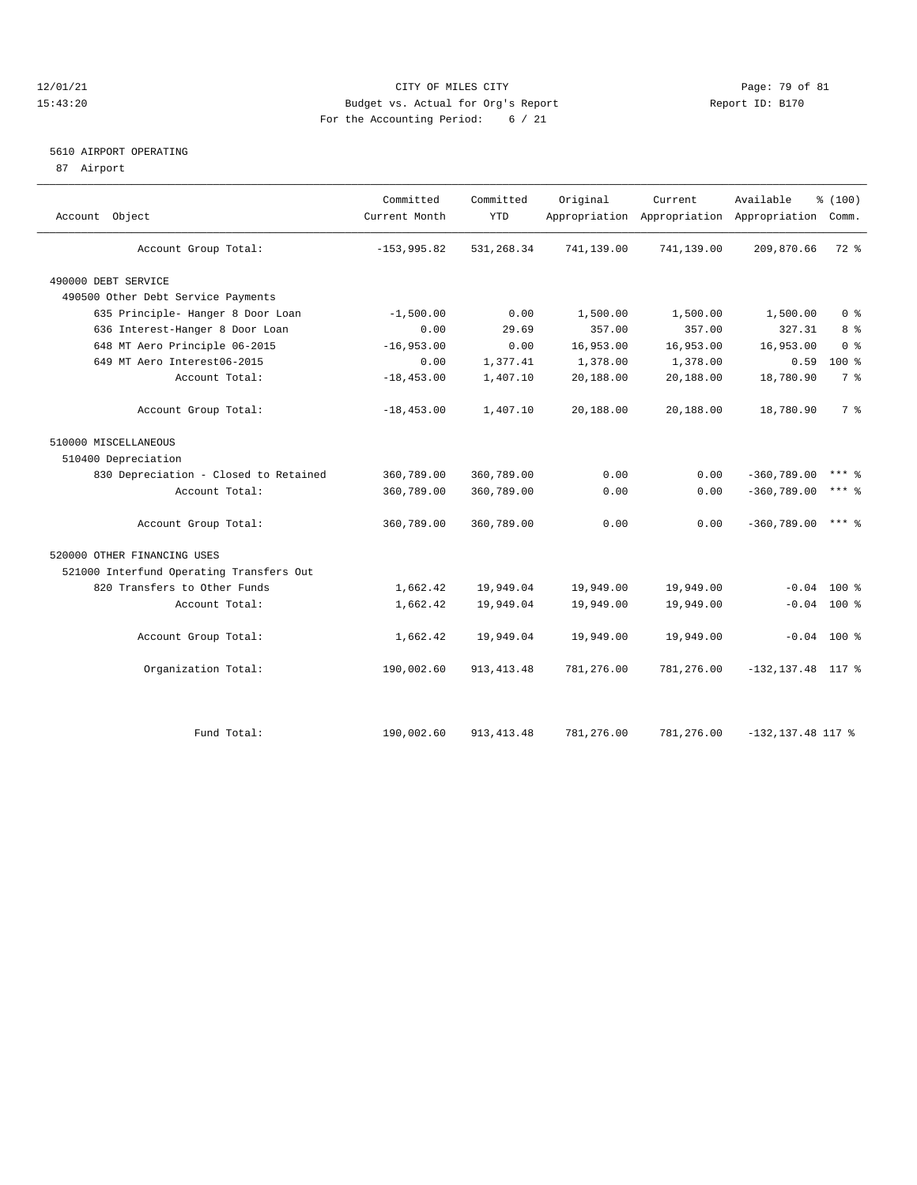CITY OF MILES CITY
Budget vs. Actual for Org's Report
For the Accounting Period: 6 / 21

12/01/21
15:43:20

Report ID: B170

## 5610 AIRPORT OPERATING

87 Airport

| Account Object | Committed Current Month | Committed YTD | Original Appropriation | Current Appropriation | Available Appropriation | % (100) Comm. |
|---|---|---|---|---|---|---|
| Account Group Total: | -153,995.82 | 531,268.34 | 741,139.00 | 741,139.00 | 209,870.66 | 72 % |
| 490000 DEBT SERVICE | | | | | | |
| 490500 Other Debt Service Payments | | | | | | |
| 635 Principle- Hanger 8 Door Loan | -1,500.00 | 0.00 | 1,500.00 | 1,500.00 | 1,500.00 | 0 % |
| 636 Interest-Hanger 8 Door Loan | 0.00 | 29.69 | 357.00 | 357.00 | 327.31 | 8 % |
| 648 MT Aero Principle 06-2015 | -16,953.00 | 0.00 | 16,953.00 | 16,953.00 | 16,953.00 | 0 % |
| 649 MT Aero Interest06-2015 | 0.00 | 1,377.41 | 1,378.00 | 1,378.00 | 0.59 | 100 % |
| Account Total: | -18,453.00 | 1,407.10 | 20,188.00 | 20,188.00 | 18,780.90 | 7 % |
| Account Group Total: | -18,453.00 | 1,407.10 | 20,188.00 | 20,188.00 | 18,780.90 | 7 % |
| 510000 MISCELLANEOUS | | | | | | |
| 510400 Depreciation | | | | | | |
| 830 Depreciation - Closed to Retained | 360,789.00 | 360,789.00 | 0.00 | 0.00 | -360,789.00 | *** % |
| Account Total: | 360,789.00 | 360,789.00 | 0.00 | 0.00 | -360,789.00 | *** % |
| Account Group Total: | 360,789.00 | 360,789.00 | 0.00 | 0.00 | -360,789.00 | *** % |
| 520000 OTHER FINANCING USES | | | | | | |
| 521000 Interfund Operating Transfers Out | | | | | | |
| 820 Transfers to Other Funds | 1,662.42 | 19,949.04 | 19,949.00 | 19,949.00 | -0.04 | 100 % |
| Account Total: | 1,662.42 | 19,949.04 | 19,949.00 | 19,949.00 | -0.04 | 100 % |
| Account Group Total: | 1,662.42 | 19,949.04 | 19,949.00 | 19,949.00 | -0.04 | 100 % |
| Organization Total: | 190,002.60 | 913,413.48 | 781,276.00 | 781,276.00 | -132,137.48 | 117 % |
| Fund Total: | 190,002.60 | 913,413.48 | 781,276.00 | 781,276.00 | -132,137.48 | 117 % |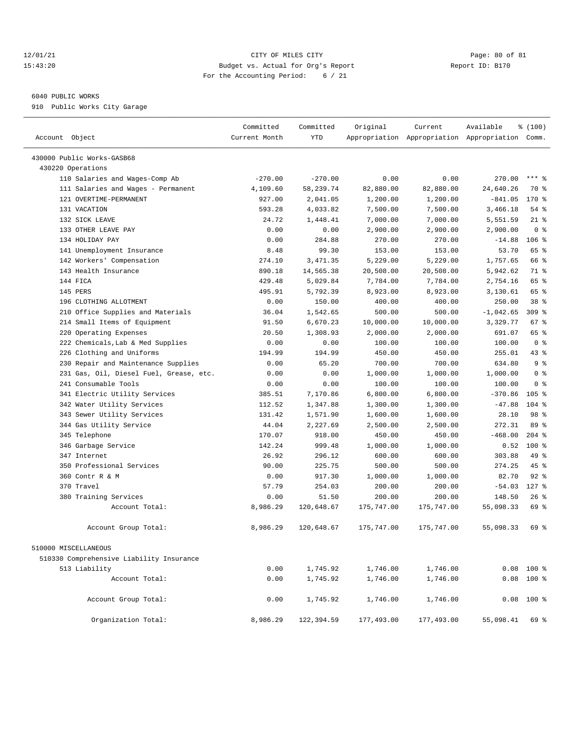12/01/21 CITY OF MILES CITY
15:43:20 Budget vs. Actual for Org's Report Report ID: B170
For the Accounting Period: 6 / 21

6040 PUBLIC WORKS
910 Public Works City Garage

| Account Object | Committed Current Month | Committed YTD | Original Appropriation | Current Appropriation | Available Appropriation | % (100) Comm. |
|---|---|---|---|---|---|---|
| 430000 Public Works-GASB68 | | | | | | |
| 430220 Operations | | | | | | |
| 110 Salaries and Wages-Comp Ab | -270.00 | -270.00 | 0.00 | 0.00 | 270.00 | *** % |
| 111 Salaries and Wages - Permanent | 4,109.60 | 58,239.74 | 82,880.00 | 82,880.00 | 24,640.26 | 70 % |
| 121 OVERTIME-PERMANENT | 927.00 | 2,041.05 | 1,200.00 | 1,200.00 | -841.05 | 170 % |
| 131 VACATION | 593.28 | 4,033.82 | 7,500.00 | 7,500.00 | 3,466.18 | 54 % |
| 132 SICK LEAVE | 24.72 | 1,448.41 | 7,000.00 | 7,000.00 | 5,551.59 | 21 % |
| 133 OTHER LEAVE PAY | 0.00 | 0.00 | 2,900.00 | 2,900.00 | 2,900.00 | 0 % |
| 134 HOLIDAY PAY | 0.00 | 284.88 | 270.00 | 270.00 | -14.88 | 106 % |
| 141 Unemployment Insurance | 8.48 | 99.30 | 153.00 | 153.00 | 53.70 | 65 % |
| 142 Workers' Compensation | 274.10 | 3,471.35 | 5,229.00 | 5,229.00 | 1,757.65 | 66 % |
| 143 Health Insurance | 890.18 | 14,565.38 | 20,508.00 | 20,508.00 | 5,942.62 | 71 % |
| 144 FICA | 429.48 | 5,029.84 | 7,784.00 | 7,784.00 | 2,754.16 | 65 % |
| 145 PERS | 495.91 | 5,792.39 | 8,923.00 | 8,923.00 | 3,130.61 | 65 % |
| 196 CLOTHING ALLOTMENT | 0.00 | 150.00 | 400.00 | 400.00 | 250.00 | 38 % |
| 210 Office Supplies and Materials | 36.04 | 1,542.65 | 500.00 | 500.00 | -1,042.65 | 309 % |
| 214 Small Items of Equipment | 91.50 | 6,670.23 | 10,000.00 | 10,000.00 | 3,329.77 | 67 % |
| 220 Operating Expenses | 20.50 | 1,308.93 | 2,000.00 | 2,000.00 | 691.07 | 65 % |
| 222 Chemicals,Lab & Med Supplies | 0.00 | 0.00 | 100.00 | 100.00 | 100.00 | 0 % |
| 226 Clothing and Uniforms | 194.99 | 194.99 | 450.00 | 450.00 | 255.01 | 43 % |
| 230 Repair and Maintenance Supplies | 0.00 | 65.20 | 700.00 | 700.00 | 634.80 | 9 % |
| 231 Gas, Oil, Diesel Fuel, Grease, etc. | 0.00 | 0.00 | 1,000.00 | 1,000.00 | 1,000.00 | 0 % |
| 241 Consumable Tools | 0.00 | 0.00 | 100.00 | 100.00 | 100.00 | 0 % |
| 341 Electric Utility Services | 385.51 | 7,170.86 | 6,800.00 | 6,800.00 | -370.86 | 105 % |
| 342 Water Utility Services | 112.52 | 1,347.88 | 1,300.00 | 1,300.00 | -47.88 | 104 % |
| 343 Sewer Utility Services | 131.42 | 1,571.90 | 1,600.00 | 1,600.00 | 28.10 | 98 % |
| 344 Gas Utility Service | 44.04 | 2,227.69 | 2,500.00 | 2,500.00 | 272.31 | 89 % |
| 345 Telephone | 170.07 | 918.00 | 450.00 | 450.00 | -468.00 | 204 % |
| 346 Garbage Service | 142.24 | 999.48 | 1,000.00 | 1,000.00 | 0.52 | 100 % |
| 347 Internet | 26.92 | 296.12 | 600.00 | 600.00 | 303.88 | 49 % |
| 350 Professional Services | 90.00 | 225.75 | 500.00 | 500.00 | 274.25 | 45 % |
| 360 Contr R & M | 0.00 | 917.30 | 1,000.00 | 1,000.00 | 82.70 | 92 % |
| 370 Travel | 57.79 | 254.03 | 200.00 | 200.00 | -54.03 | 127 % |
| 380 Training Services | 0.00 | 51.50 | 200.00 | 200.00 | 148.50 | 26 % |
| Account Total: | 8,986.29 | 120,648.67 | 175,747.00 | 175,747.00 | 55,098.33 | 69 % |
| Account Group Total: | 8,986.29 | 120,648.67 | 175,747.00 | 175,747.00 | 55,098.33 | 69 % |
| 510000 MISCELLANEOUS | | | | | | |
| 510330 Comprehensive Liability Insurance | | | | | | |
| 513 Liability | 0.00 | 1,745.92 | 1,746.00 | 1,746.00 | 0.08 | 100 % |
| Account Total: | 0.00 | 1,745.92 | 1,746.00 | 1,746.00 | 0.08 | 100 % |
| Account Group Total: | 0.00 | 1,745.92 | 1,746.00 | 1,746.00 | 0.08 | 100 % |
| Organization Total: | 8,986.29 | 122,394.59 | 177,493.00 | 177,493.00 | 55,098.41 | 69 % |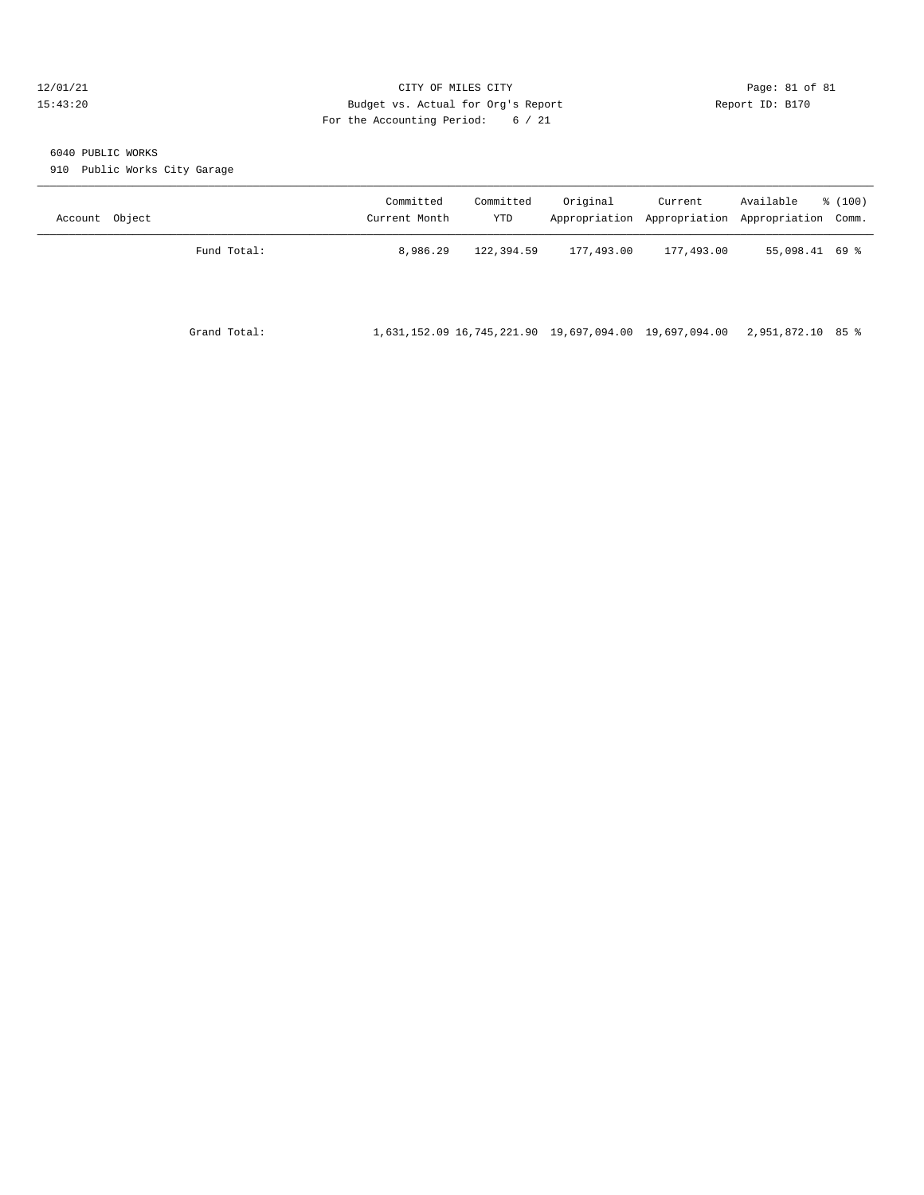CITY OF MILES CITY
Budget vs. Actual for Org's Report
For the Accounting Period: 6 / 21

12/01/21
15:43:20

Report ID: B170

6040 PUBLIC WORKS
910 Public Works City Garage

| Account Object | | Committed Current Month | Committed YTD | Original Appropriation | Current Appropriation | Available Appropriation | % (100) Comm. |
|---|---|---|---|---|---|---|---|
| | Fund Total: | 8,986.29 | 122,394.59 | 177,493.00 | 177,493.00 | 55,098.41 | 69 % |
| | Grand Total: | 1,631,152.09 | 16,745,221.90 | 19,697,094.00 | 19,697,094.00 | 2,951,872.10 | 85 % |